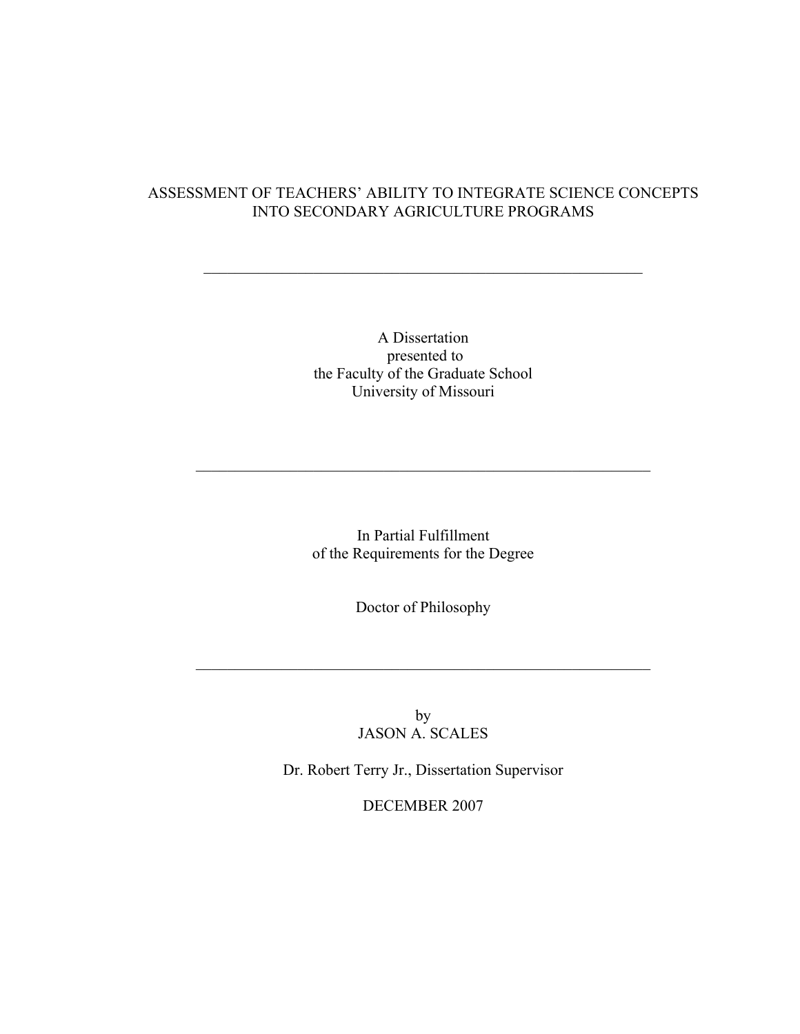# ASSESSMENT OF TEACHERS' ABILITY TO INTEGRATE SCIENCE CONCEPTS INTO SECONDARY AGRICULTURE PROGRAMS

---

A Dissertation
presented to
the Faculty of the Graduate School
University of Missouri

---

In Partial Fulfillment
of the Requirements for the Degree

Doctor of Philosophy

---

by
JASON A. SCALES

Dr. Robert Terry Jr., Dissertation Supervisor

DECEMBER 2007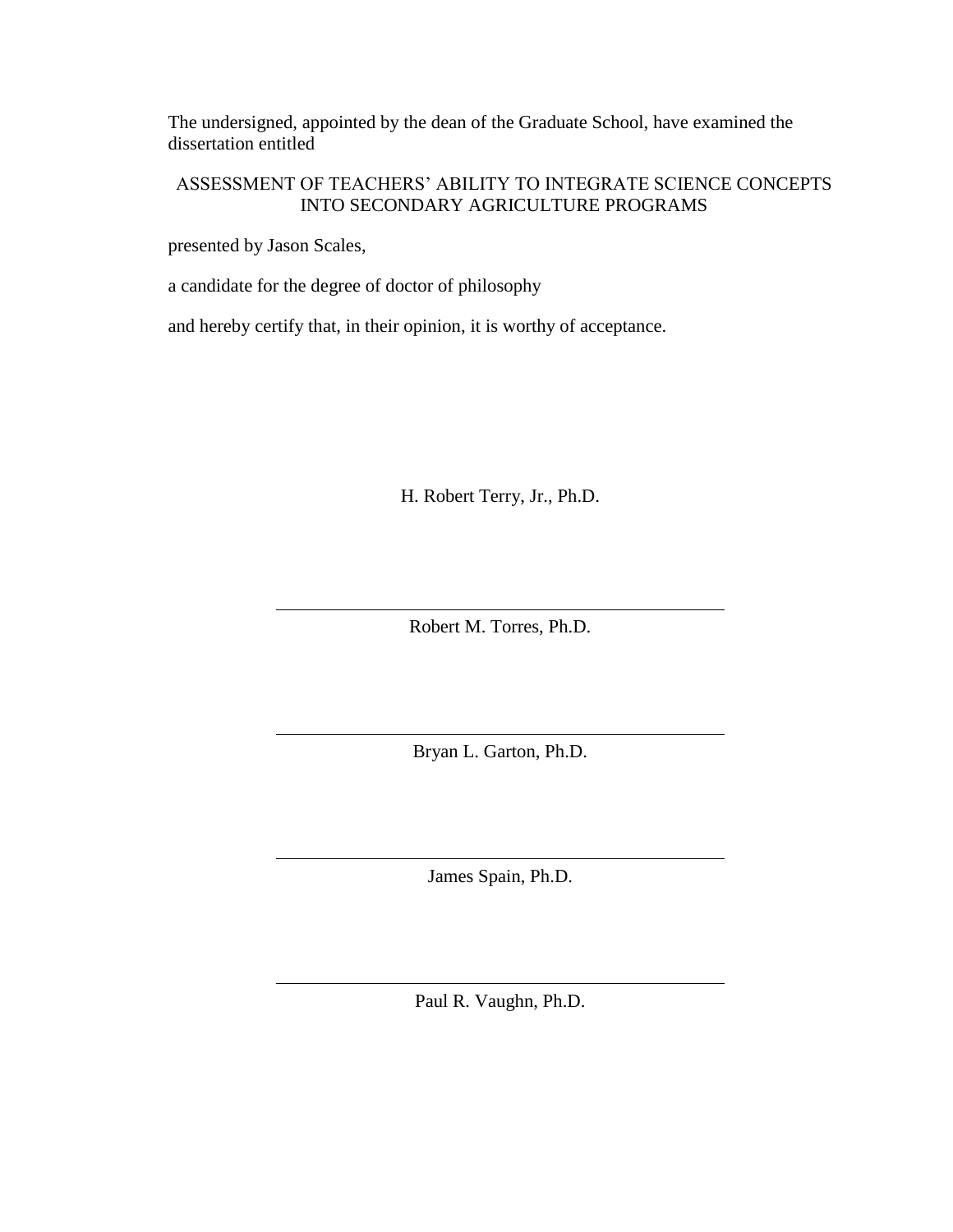The undersigned, appointed by the dean of the Graduate School, have examined the dissertation entitled

ASSESSMENT OF TEACHERS' ABILITY TO INTEGRATE SCIENCE CONCEPTS INTO SECONDARY AGRICULTURE PROGRAMS

presented by Jason Scales,

a candidate for the degree of doctor of philosophy

and hereby certify that, in their opinion, it is worthy of acceptance.

H. Robert Terry, Jr., Ph.D.

Robert M. Torres, Ph.D.

Bryan L. Garton, Ph.D.

James Spain, Ph.D.

Paul R. Vaughn, Ph.D.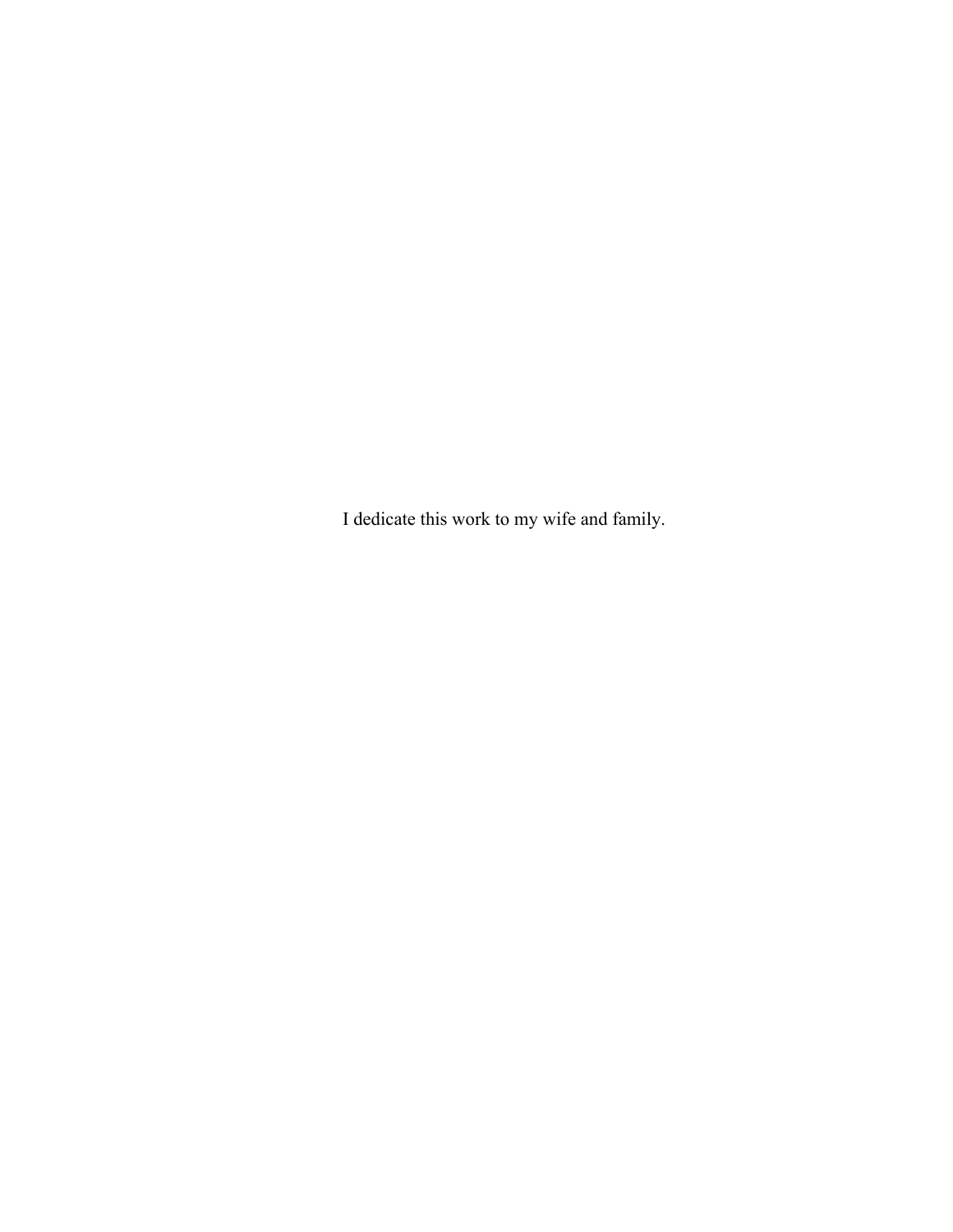I dedicate this work to my wife and family.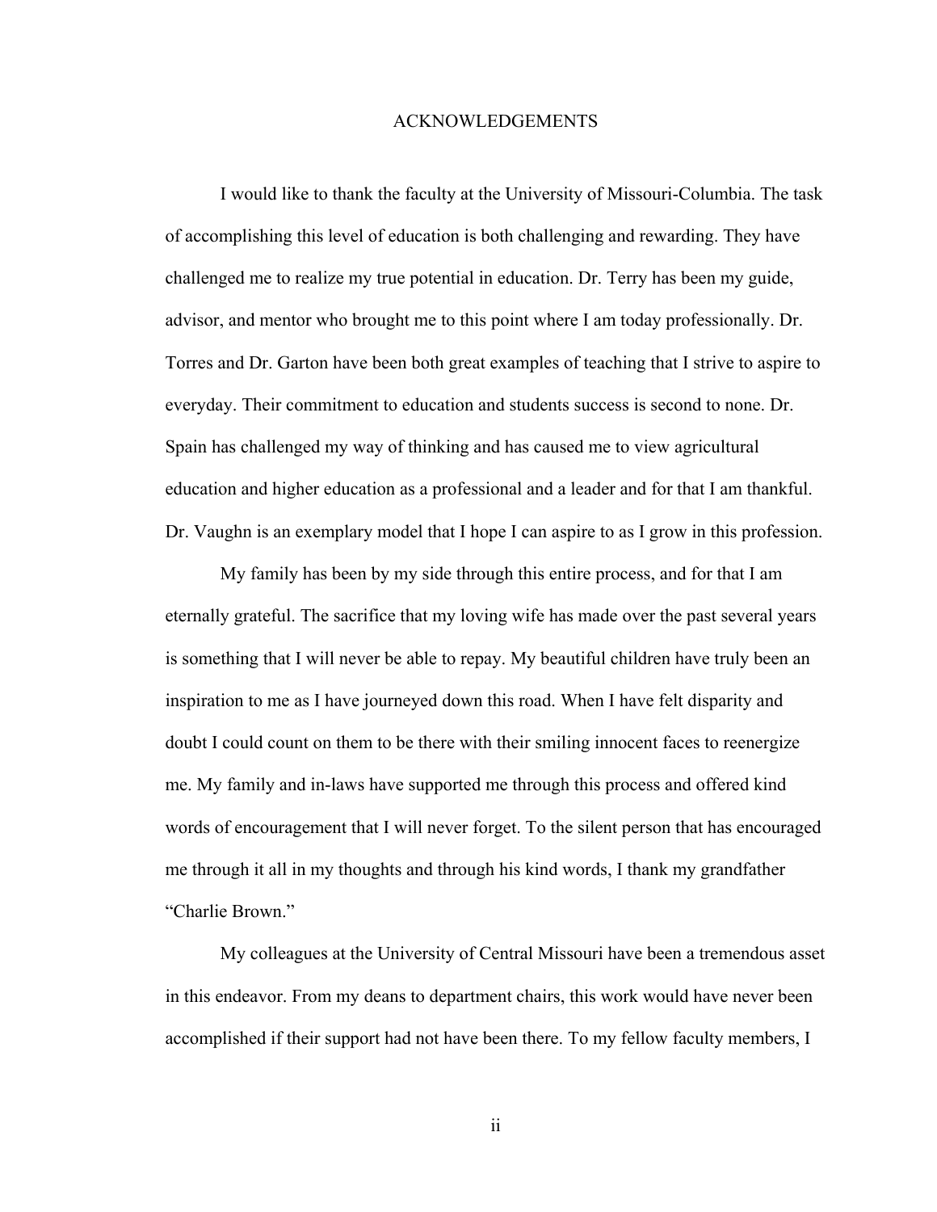# ACKNOWLEDGEMENTS

I would like to thank the faculty at the University of Missouri-Columbia. The task of accomplishing this level of education is both challenging and rewarding. They have challenged me to realize my true potential in education. Dr. Terry has been my guide, advisor, and mentor who brought me to this point where I am today professionally. Dr. Torres and Dr. Garton have been both great examples of teaching that I strive to aspire to everyday. Their commitment to education and students success is second to none. Dr. Spain has challenged my way of thinking and has caused me to view agricultural education and higher education as a professional and a leader and for that I am thankful. Dr. Vaughn is an exemplary model that I hope I can aspire to as I grow in this profession.

My family has been by my side through this entire process, and for that I am eternally grateful. The sacrifice that my loving wife has made over the past several years is something that I will never be able to repay. My beautiful children have truly been an inspiration to me as I have journeyed down this road. When I have felt disparity and doubt I could count on them to be there with their smiling innocent faces to reenergize me. My family and in-laws have supported me through this process and offered kind words of encouragement that I will never forget. To the silent person that has encouraged me through it all in my thoughts and through his kind words, I thank my grandfather "Charlie Brown."

My colleagues at the University of Central Missouri have been a tremendous asset in this endeavor. From my deans to department chairs, this work would have never been accomplished if their support had not have been there. To my fellow faculty members, I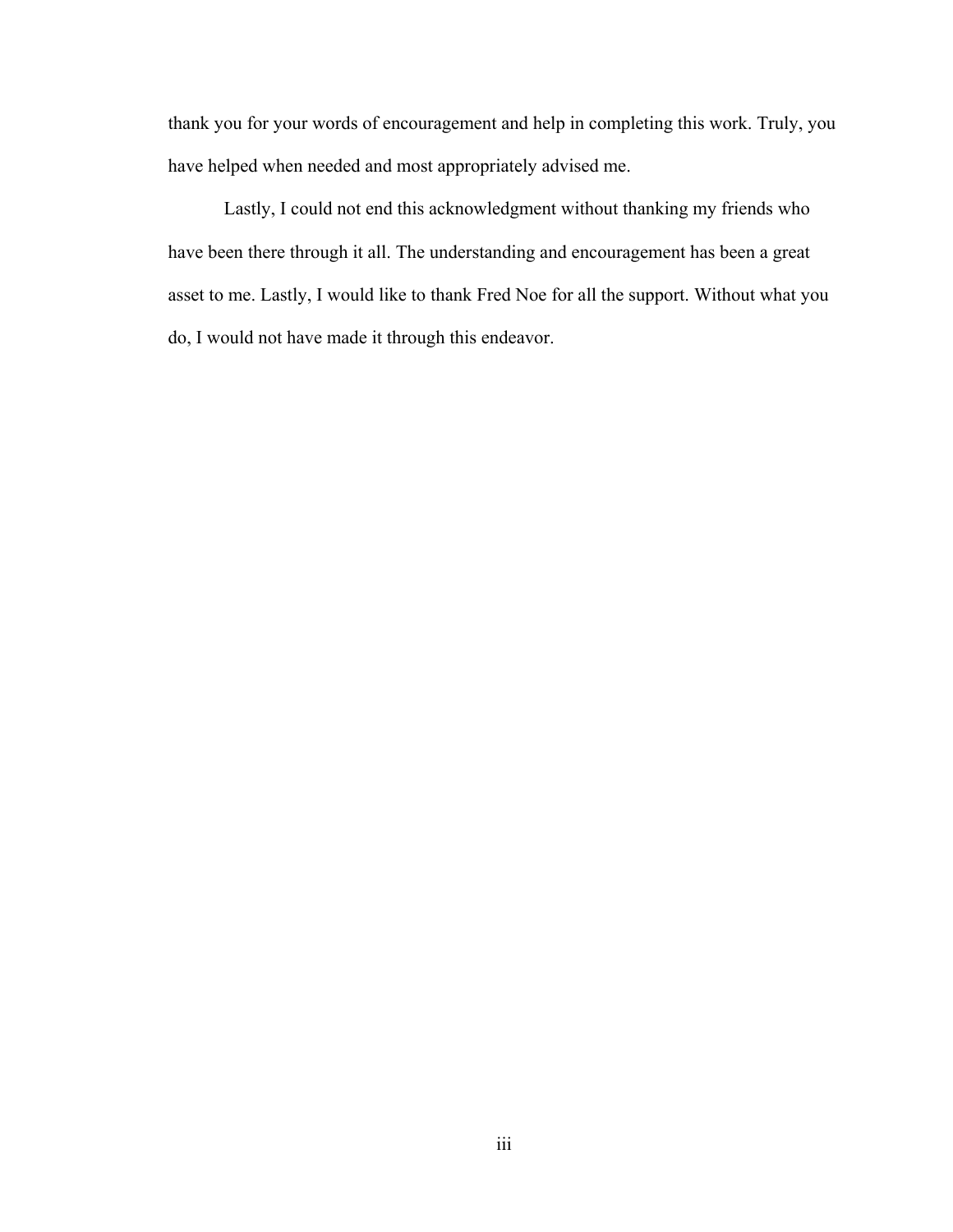thank you for your words of encouragement and help in completing this work. Truly, you have helped when needed and most appropriately advised me.

Lastly, I could not end this acknowledgment without thanking my friends who have been there through it all. The understanding and encouragement has been a great asset to me. Lastly, I would like to thank Fred Noe for all the support. Without what you do, I would not have made it through this endeavor.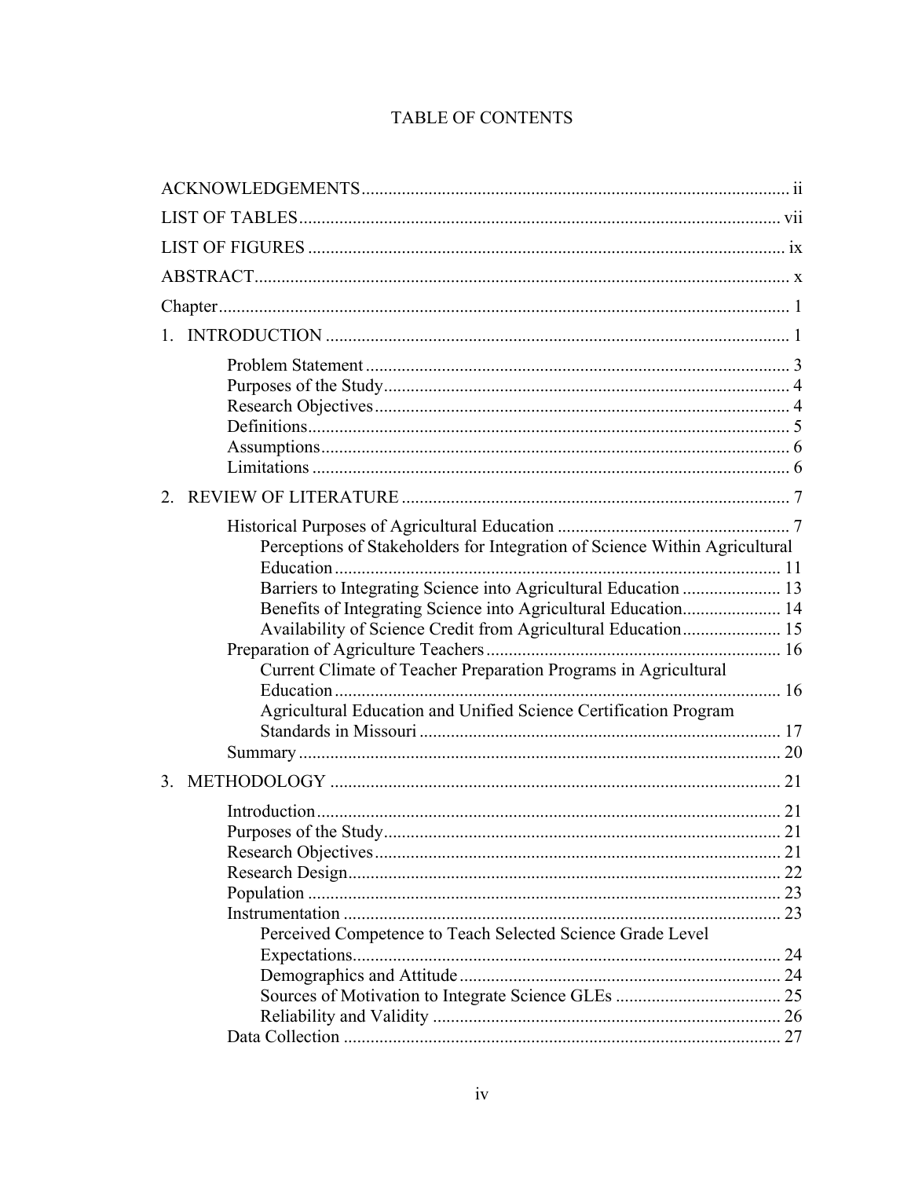# TABLE OF CONTENTS

ACKNOWLEDGEMENTS ... ii

LIST OF TABLES ... vii

LIST OF FIGURES ... ix

ABSTRACT ... x

Chapter ... 1

1. INTRODUCTION ... 1
   - Problem Statement ... 3
   - Purposes of the Study ... 4
   - Research Objectives ... 4
   - Definitions ... 5
   - Assumptions ... 6
   - Limitations ... 6

2. REVIEW OF LITERATURE ... 7
   - Historical Purposes of Agricultural Education ... 7
     - Perceptions of Stakeholders for Integration of Science Within Agricultural Education ... 11
     - Barriers to Integrating Science into Agricultural Education ... 13
     - Benefits of Integrating Science into Agricultural Education ... 14
     - Availability of Science Credit from Agricultural Education ... 15
   - Preparation of Agriculture Teachers ... 16
     - Current Climate of Teacher Preparation Programs in Agricultural Education ... 16
     - Agricultural Education and Unified Science Certification Program Standards in Missouri ... 17
   - Summary ... 20

3. METHODOLOGY ... 21
   - Introduction ... 21
   - Purposes of the Study ... 21
   - Research Objectives ... 21
   - Research Design ... 22
   - Population ... 23
   - Instrumentation ... 23
     - Perceived Competence to Teach Selected Science Grade Level Expectations ... 24
     - Demographics and Attitude ... 24
     - Sources of Motivation to Integrate Science GLEs ... 25
     - Reliability and Validity ... 26
   - Data Collection ... 27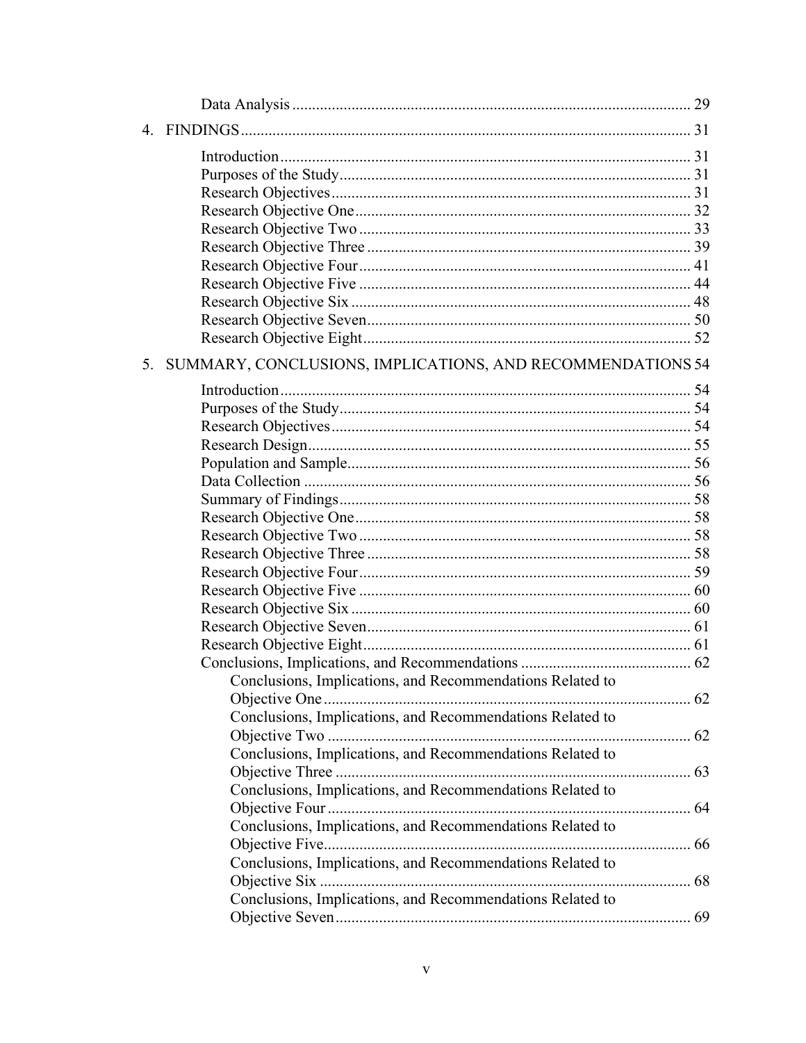Data Analysis ..... 29

4. FINDINGS ..... 31

   Introduction ..... 31
   Purposes of the Study ..... 31
   Research Objectives ..... 31
   Research Objective One ..... 32
   Research Objective Two ..... 33
   Research Objective Three ..... 39
   Research Objective Four ..... 41
   Research Objective Five ..... 44
   Research Objective Six ..... 48
   Research Objective Seven ..... 50
   Research Objective Eight ..... 52

5. SUMMARY, CONCLUSIONS, IMPLICATIONS, AND RECOMMENDATIONS 54

   Introduction ..... 54
   Purposes of the Study ..... 54
   Research Objectives ..... 54
   Research Design ..... 55
   Population and Sample ..... 56
   Data Collection ..... 56
   Summary of Findings ..... 58
   Research Objective One ..... 58
   Research Objective Two ..... 58
   Research Objective Three ..... 58
   Research Objective Four ..... 59
   Research Objective Five ..... 60
   Research Objective Six ..... 60
   Research Objective Seven ..... 61
   Research Objective Eight ..... 61
   Conclusions, Implications, and Recommendations ..... 62
      Conclusions, Implications, and Recommendations Related to Objective One ..... 62
      Conclusions, Implications, and Recommendations Related to Objective Two ..... 62
      Conclusions, Implications, and Recommendations Related to Objective Three ..... 63
      Conclusions, Implications, and Recommendations Related to Objective Four ..... 64
      Conclusions, Implications, and Recommendations Related to Objective Five ..... 66
      Conclusions, Implications, and Recommendations Related to Objective Six ..... 68
      Conclusions, Implications, and Recommendations Related to Objective Seven ..... 69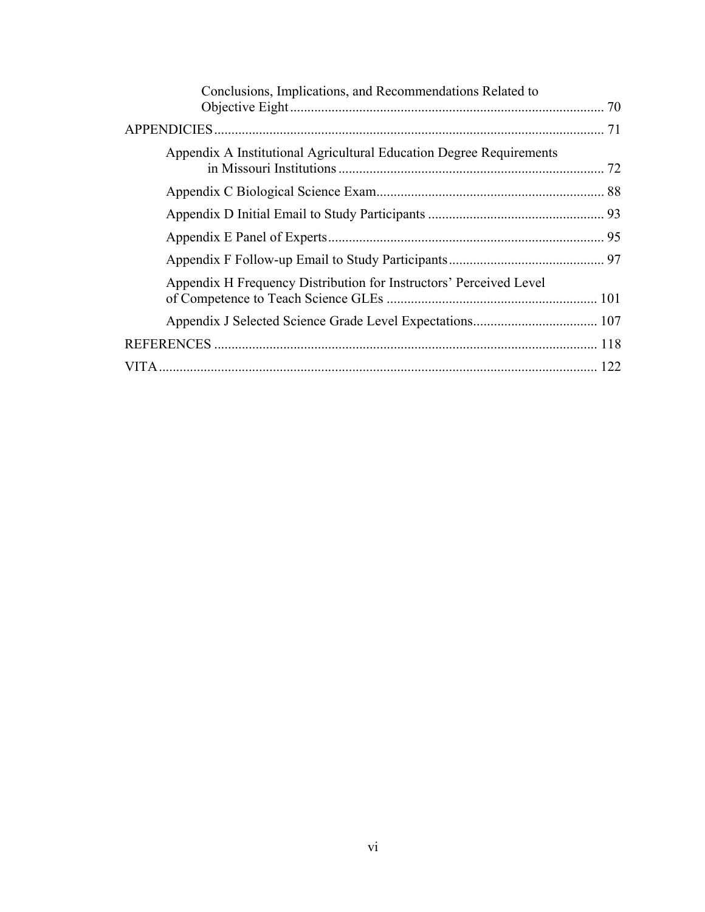Conclusions, Implications, and Recommendations Related to Objective Eight ........................................................................................ 70

APPENDICIES ................................................................................................................ 71

Appendix A Institutional Agricultural Education Degree Requirements in Missouri Institutions ............................................................................ 72

Appendix C Biological Science Exam................................................................. 88

Appendix D Initial Email to Study Participants .................................................. 93

Appendix E Panel of Experts................................................................................ 95

Appendix F Follow-up Email to Study Participants ............................................ 97

Appendix H Frequency Distribution for Instructors' Perceived Level of Competence to Teach Science GLEs ............................................................ 101

Appendix J Selected Science Grade Level Expectations.................................... 107

REFERENCES .............................................................................................................. 118

VITA.............................................................................................................................. 122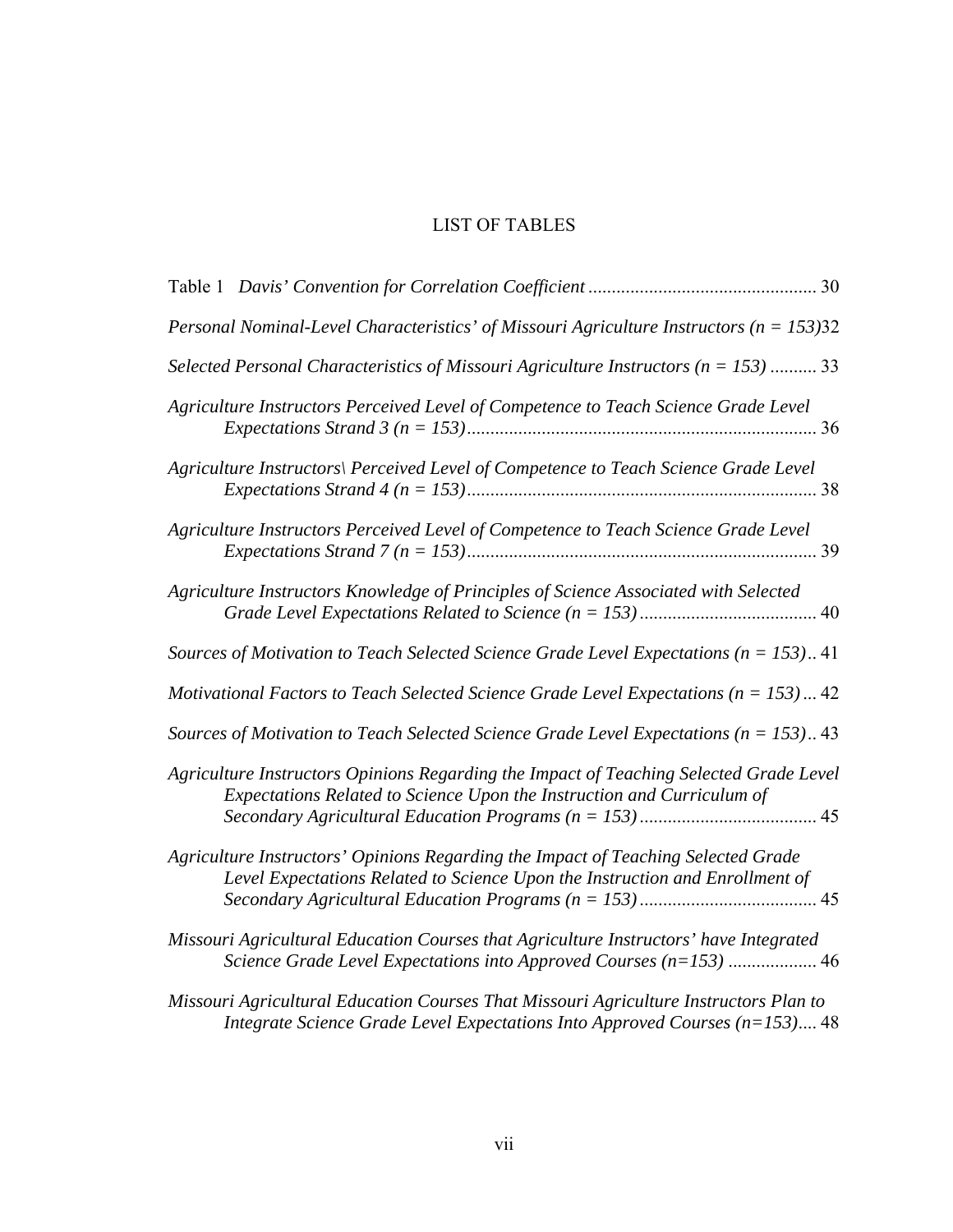# LIST OF TABLES

Table 1 *Davis' Convention for Correlation Coefficient* ................................................ 30

*Personal Nominal-Level Characteristics' of Missouri Agriculture Instructors (n = 153)*32

*Selected Personal Characteristics of Missouri Agriculture Instructors (n = 153)* .......... 33

*Agriculture Instructors Perceived Level of Competence to Teach Science Grade Level Expectations Strand 3 (n = 153)*........................................................................... 36

*Agriculture Instructors\ Perceived Level of Competence to Teach Science Grade Level Expectations Strand 4 (n = 153)*........................................................................... 38

*Agriculture Instructors Perceived Level of Competence to Teach Science Grade Level Expectations Strand 7 (n = 153)*........................................................................... 39

*Agriculture Instructors Knowledge of Principles of Science Associated with Selected Grade Level Expectations Related to Science (n = 153)*...................................... 40

*Sources of Motivation to Teach Selected Science Grade Level Expectations (n = 153)*.. 41

*Motivational Factors to Teach Selected Science Grade Level Expectations (n = 153)*... 42

*Sources of Motivation to Teach Selected Science Grade Level Expectations (n = 153)*.. 43

*Agriculture Instructors Opinions Regarding the Impact of Teaching Selected Grade Level Expectations Related to Science Upon the Instruction and Curriculum of Secondary Agricultural Education Programs (n = 153)*...................................... 45

*Agriculture Instructors' Opinions Regarding the Impact of Teaching Selected Grade Level Expectations Related to Science Upon the Instruction and Enrollment of Secondary Agricultural Education Programs (n = 153)*...................................... 45

*Missouri Agricultural Education Courses that Agriculture Instructors' have Integrated Science Grade Level Expectations into Approved Courses (n=153)* ................... 46

*Missouri Agricultural Education Courses That Missouri Agriculture Instructors Plan to Integrate Science Grade Level Expectations Into Approved Courses (n=153)*.... 48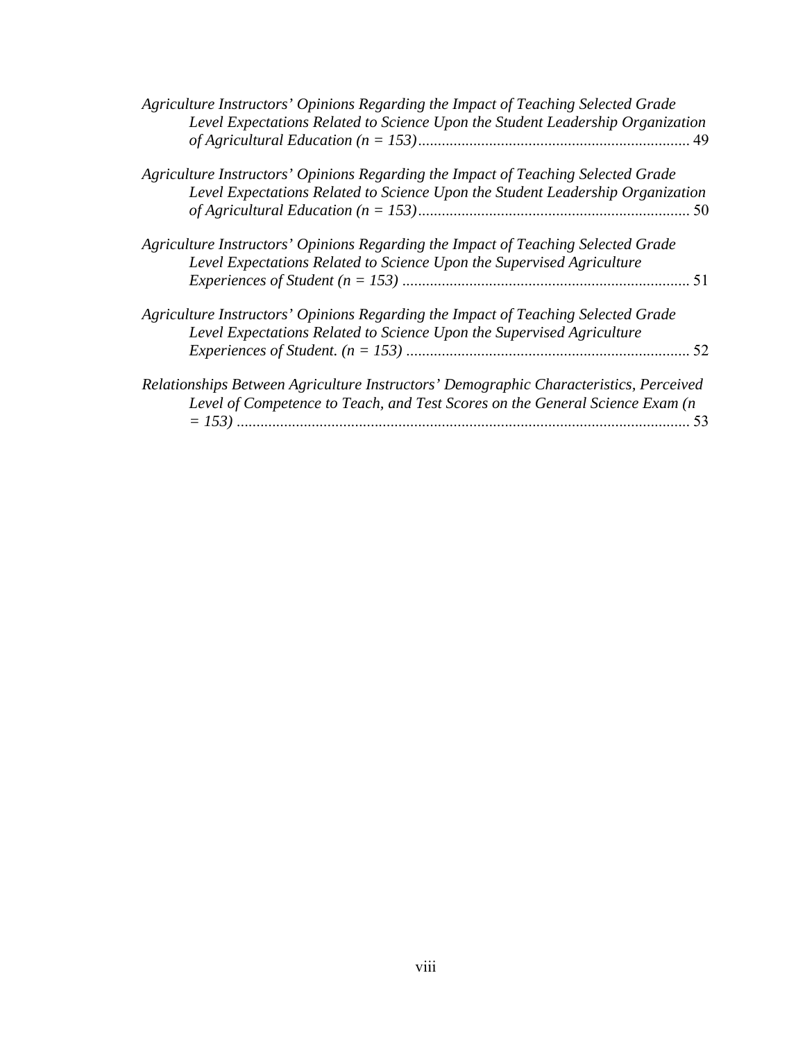*Agriculture Instructors' Opinions Regarding the Impact of Teaching Selected Grade Level Expectations Related to Science Upon the Student Leadership Organization of Agricultural Education (n = 153)* ..................................................................... 49

*Agriculture Instructors' Opinions Regarding the Impact of Teaching Selected Grade Level Expectations Related to Science Upon the Student Leadership Organization of Agricultural Education (n = 153)* ..................................................................... 50

*Agriculture Instructors' Opinions Regarding the Impact of Teaching Selected Grade Level Expectations Related to Science Upon the Supervised Agriculture Experiences of Student (n = 153)* ......................................................................... 51

*Agriculture Instructors' Opinions Regarding the Impact of Teaching Selected Grade Level Expectations Related to Science Upon the Supervised Agriculture Experiences of Student. (n = 153)* ........................................................................ 52

*Relationships Between Agriculture Instructors' Demographic Characteristics, Perceived Level of Competence to Teach, and Test Scores on the General Science Exam (n = 153)* .................................................................................................... 53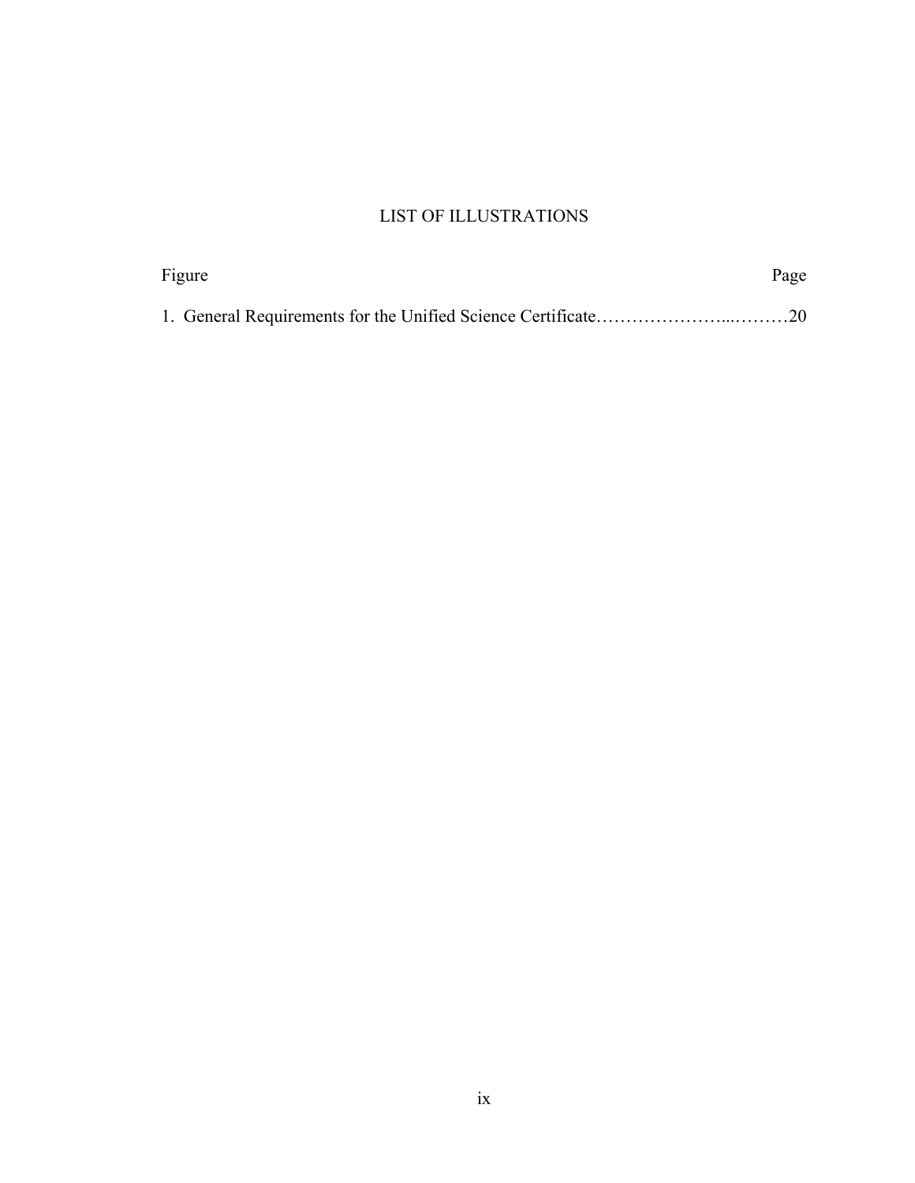# LIST OF ILLUSTRATIONS

| Figure | Page |
|---|---|
| 1. General Requirements for the Unified Science Certificate | 20 |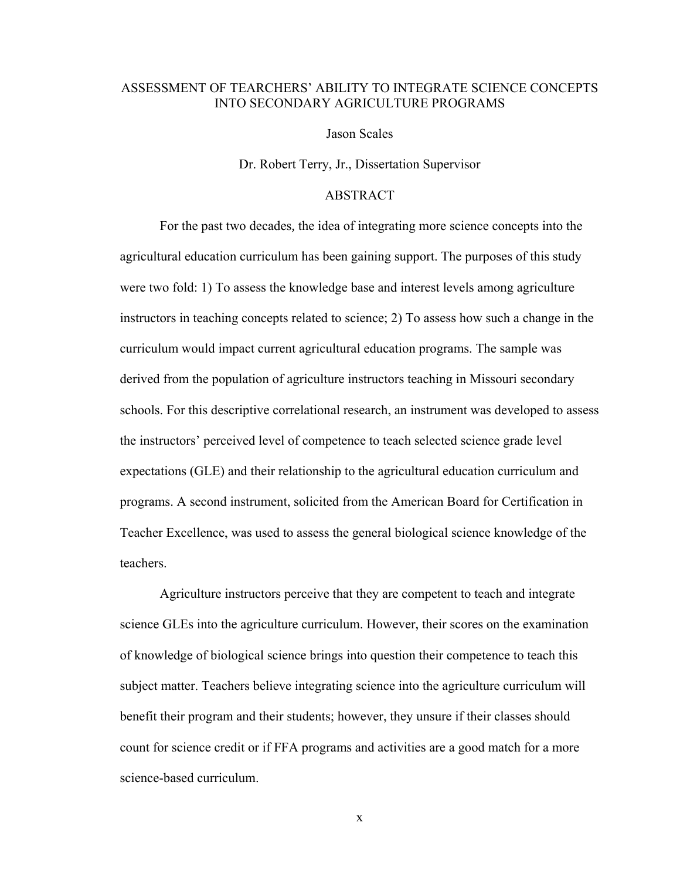# ASSESSMENT OF TEARCHERS' ABILITY TO INTEGRATE SCIENCE CONCEPTS INTO SECONDARY AGRICULTURE PROGRAMS

Jason Scales

Dr. Robert Terry, Jr., Dissertation Supervisor

## ABSTRACT

For the past two decades, the idea of integrating more science concepts into the agricultural education curriculum has been gaining support. The purposes of this study were two fold: 1) To assess the knowledge base and interest levels among agriculture instructors in teaching concepts related to science; 2) To assess how such a change in the curriculum would impact current agricultural education programs. The sample was derived from the population of agriculture instructors teaching in Missouri secondary schools. For this descriptive correlational research, an instrument was developed to assess the instructors' perceived level of competence to teach selected science grade level expectations (GLE) and their relationship to the agricultural education curriculum and programs. A second instrument, solicited from the American Board for Certification in Teacher Excellence, was used to assess the general biological science knowledge of the teachers.

Agriculture instructors perceive that they are competent to teach and integrate science GLEs into the agriculture curriculum. However, their scores on the examination of knowledge of biological science brings into question their competence to teach this subject matter. Teachers believe integrating science into the agriculture curriculum will benefit their program and their students; however, they unsure if their classes should count for science credit or if FFA programs and activities are a good match for a more science-based curriculum.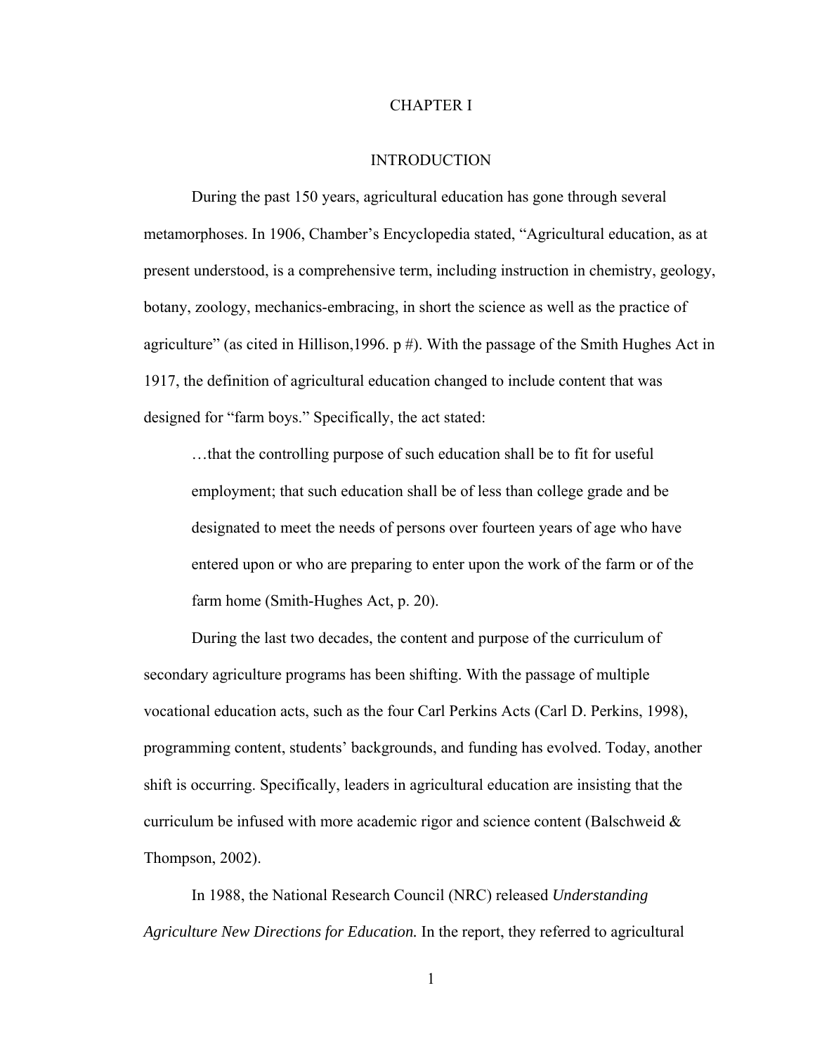# CHAPTER I

## INTRODUCTION

During the past 150 years, agricultural education has gone through several metamorphoses. In 1906, Chamber's Encyclopedia stated, "Agricultural education, as at present understood, is a comprehensive term, including instruction in chemistry, geology, botany, zoology, mechanics-embracing, in short the science as well as the practice of agriculture" (as cited in Hillison,1996. p #). With the passage of the Smith Hughes Act in 1917, the definition of agricultural education changed to include content that was designed for "farm boys." Specifically, the act stated:

> …that the controlling purpose of such education shall be to fit for useful employment; that such education shall be of less than college grade and be designated to meet the needs of persons over fourteen years of age who have entered upon or who are preparing to enter upon the work of the farm or of the farm home (Smith-Hughes Act, p. 20).

During the last two decades, the content and purpose of the curriculum of secondary agriculture programs has been shifting. With the passage of multiple vocational education acts, such as the four Carl Perkins Acts (Carl D. Perkins, 1998), programming content, students' backgrounds, and funding has evolved. Today, another shift is occurring. Specifically, leaders in agricultural education are insisting that the curriculum be infused with more academic rigor and science content (Balschweid & Thompson, 2002).

In 1988, the National Research Council (NRC) released *Understanding Agriculture New Directions for Education.* In the report, they referred to agricultural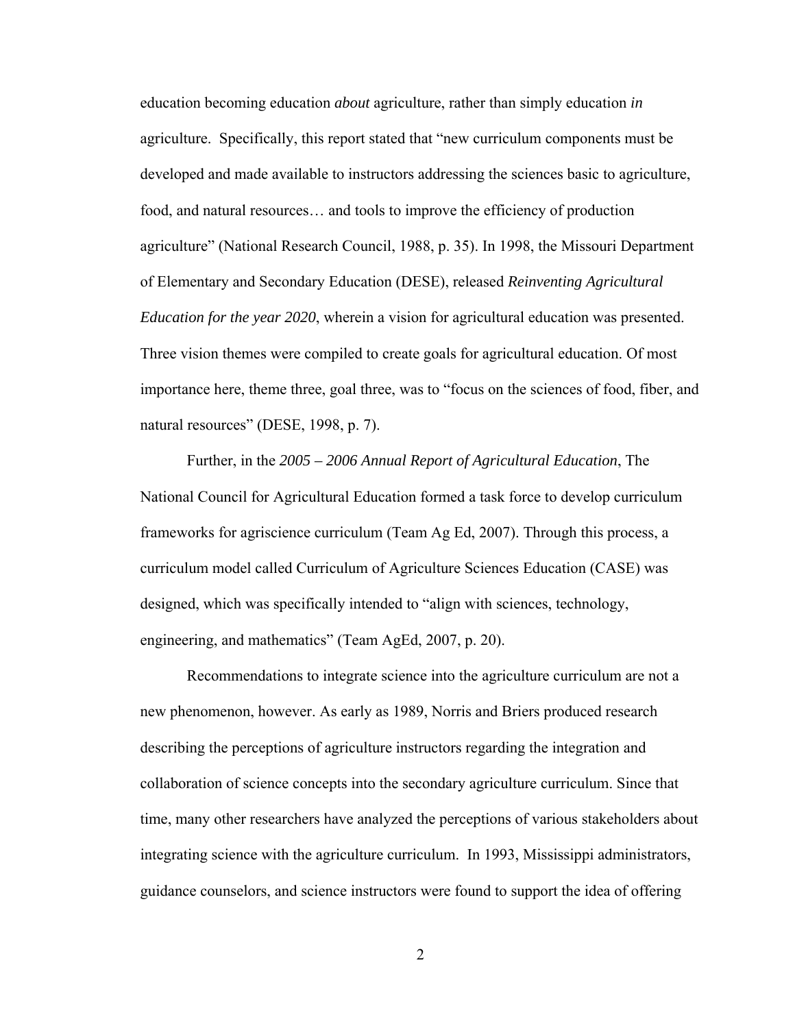education becoming education *about* agriculture, rather than simply education *in* agriculture. Specifically, this report stated that "new curriculum components must be developed and made available to instructors addressing the sciences basic to agriculture, food, and natural resources… and tools to improve the efficiency of production agriculture" (National Research Council, 1988, p. 35). In 1998, the Missouri Department of Elementary and Secondary Education (DESE), released *Reinventing Agricultural Education for the year 2020*, wherein a vision for agricultural education was presented. Three vision themes were compiled to create goals for agricultural education. Of most importance here, theme three, goal three, was to "focus on the sciences of food, fiber, and natural resources" (DESE, 1998, p. 7).

Further, in the *2005 – 2006 Annual Report of Agricultural Education*, The National Council for Agricultural Education formed a task force to develop curriculum frameworks for agriscience curriculum (Team Ag Ed, 2007). Through this process, a curriculum model called Curriculum of Agriculture Sciences Education (CASE) was designed, which was specifically intended to "align with sciences, technology, engineering, and mathematics" (Team AgEd, 2007, p. 20).

Recommendations to integrate science into the agriculture curriculum are not a new phenomenon, however. As early as 1989, Norris and Briers produced research describing the perceptions of agriculture instructors regarding the integration and collaboration of science concepts into the secondary agriculture curriculum. Since that time, many other researchers have analyzed the perceptions of various stakeholders about integrating science with the agriculture curriculum. In 1993, Mississippi administrators, guidance counselors, and science instructors were found to support the idea of offering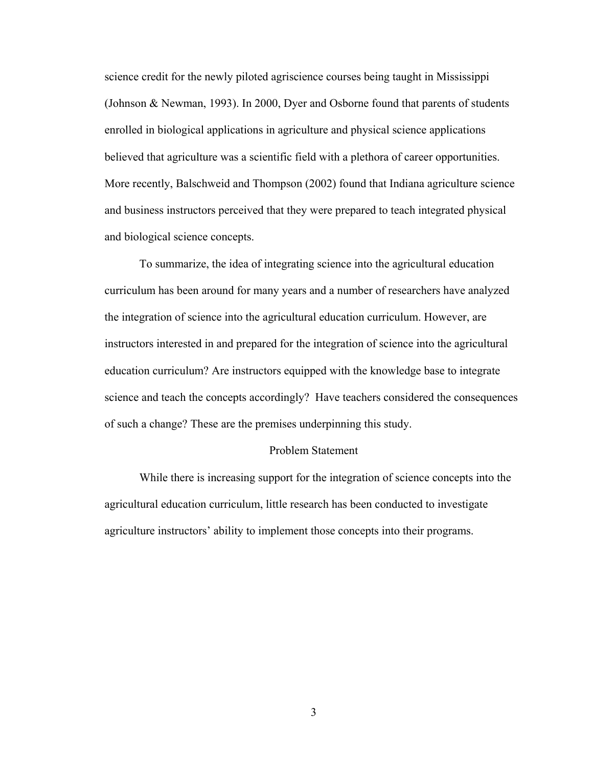science credit for the newly piloted agriscience courses being taught in Mississippi (Johnson & Newman, 1993). In 2000, Dyer and Osborne found that parents of students enrolled in biological applications in agriculture and physical science applications believed that agriculture was a scientific field with a plethora of career opportunities. More recently, Balschweid and Thompson (2002) found that Indiana agriculture science and business instructors perceived that they were prepared to teach integrated physical and biological science concepts.

To summarize, the idea of integrating science into the agricultural education curriculum has been around for many years and a number of researchers have analyzed the integration of science into the agricultural education curriculum. However, are instructors interested in and prepared for the integration of science into the agricultural education curriculum? Are instructors equipped with the knowledge base to integrate science and teach the concepts accordingly? Have teachers considered the consequences of such a change? These are the premises underpinning this study.

## Problem Statement

While there is increasing support for the integration of science concepts into the agricultural education curriculum, little research has been conducted to investigate agriculture instructors' ability to implement those concepts into their programs.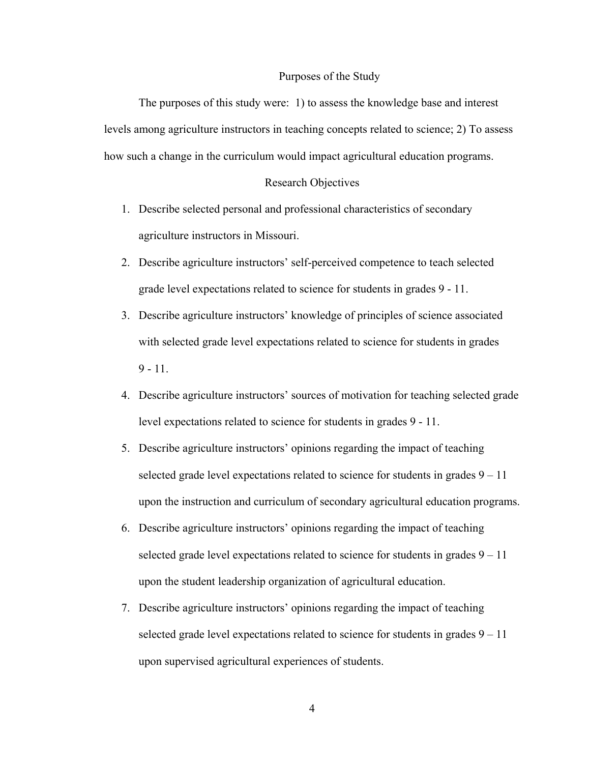## Purposes of the Study

The purposes of this study were: 1) to assess the knowledge base and interest levels among agriculture instructors in teaching concepts related to science; 2) To assess how such a change in the curriculum would impact agricultural education programs.

## Research Objectives

1. Describe selected personal and professional characteristics of secondary agriculture instructors in Missouri.
2. Describe agriculture instructors' self-perceived competence to teach selected grade level expectations related to science for students in grades 9 - 11.
3. Describe agriculture instructors' knowledge of principles of science associated with selected grade level expectations related to science for students in grades 9 - 11.
4. Describe agriculture instructors' sources of motivation for teaching selected grade level expectations related to science for students in grades 9 - 11.
5. Describe agriculture instructors' opinions regarding the impact of teaching selected grade level expectations related to science for students in grades 9 – 11 upon the instruction and curriculum of secondary agricultural education programs.
6. Describe agriculture instructors' opinions regarding the impact of teaching selected grade level expectations related to science for students in grades 9 – 11 upon the student leadership organization of agricultural education.
7. Describe agriculture instructors' opinions regarding the impact of teaching selected grade level expectations related to science for students in grades 9 – 11 upon supervised agricultural experiences of students.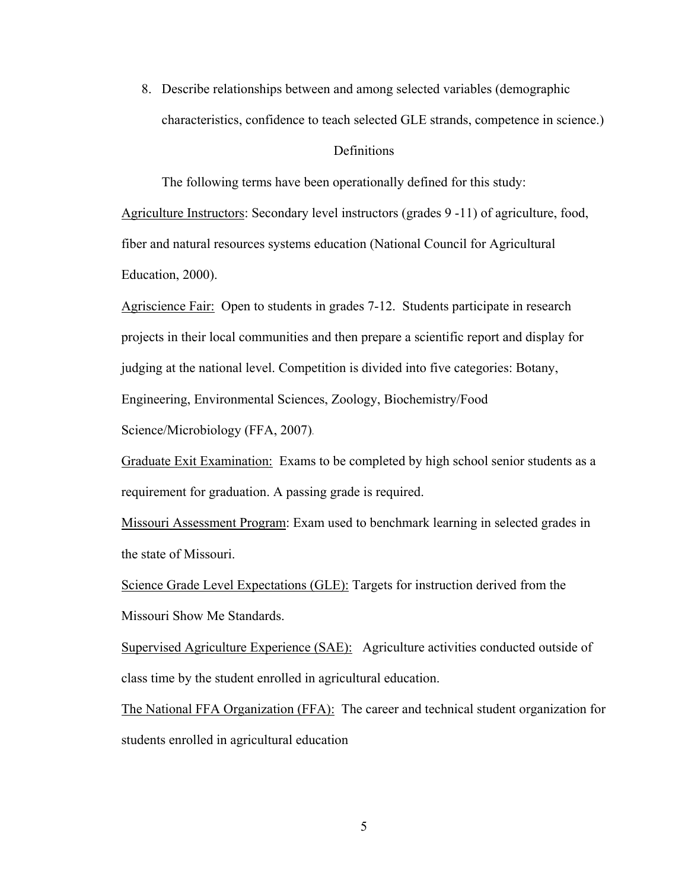8. Describe relationships between and among selected variables (demographic characteristics, confidence to teach selected GLE strands, competence in science.)

## Definitions

The following terms have been operationally defined for this study:

Agriculture Instructors: Secondary level instructors (grades 9 -11) of agriculture, food, fiber and natural resources systems education (National Council for Agricultural Education, 2000).

Agriscience Fair: Open to students in grades 7-12. Students participate in research projects in their local communities and then prepare a scientific report and display for judging at the national level. Competition is divided into five categories: Botany, Engineering, Environmental Sciences, Zoology, Biochemistry/Food Science/Microbiology (FFA, 2007).

Graduate Exit Examination: Exams to be completed by high school senior students as a requirement for graduation. A passing grade is required.

Missouri Assessment Program: Exam used to benchmark learning in selected grades in the state of Missouri.

Science Grade Level Expectations (GLE): Targets for instruction derived from the Missouri Show Me Standards.

Supervised Agriculture Experience (SAE): Agriculture activities conducted outside of class time by the student enrolled in agricultural education.

The National FFA Organization (FFA): The career and technical student organization for students enrolled in agricultural education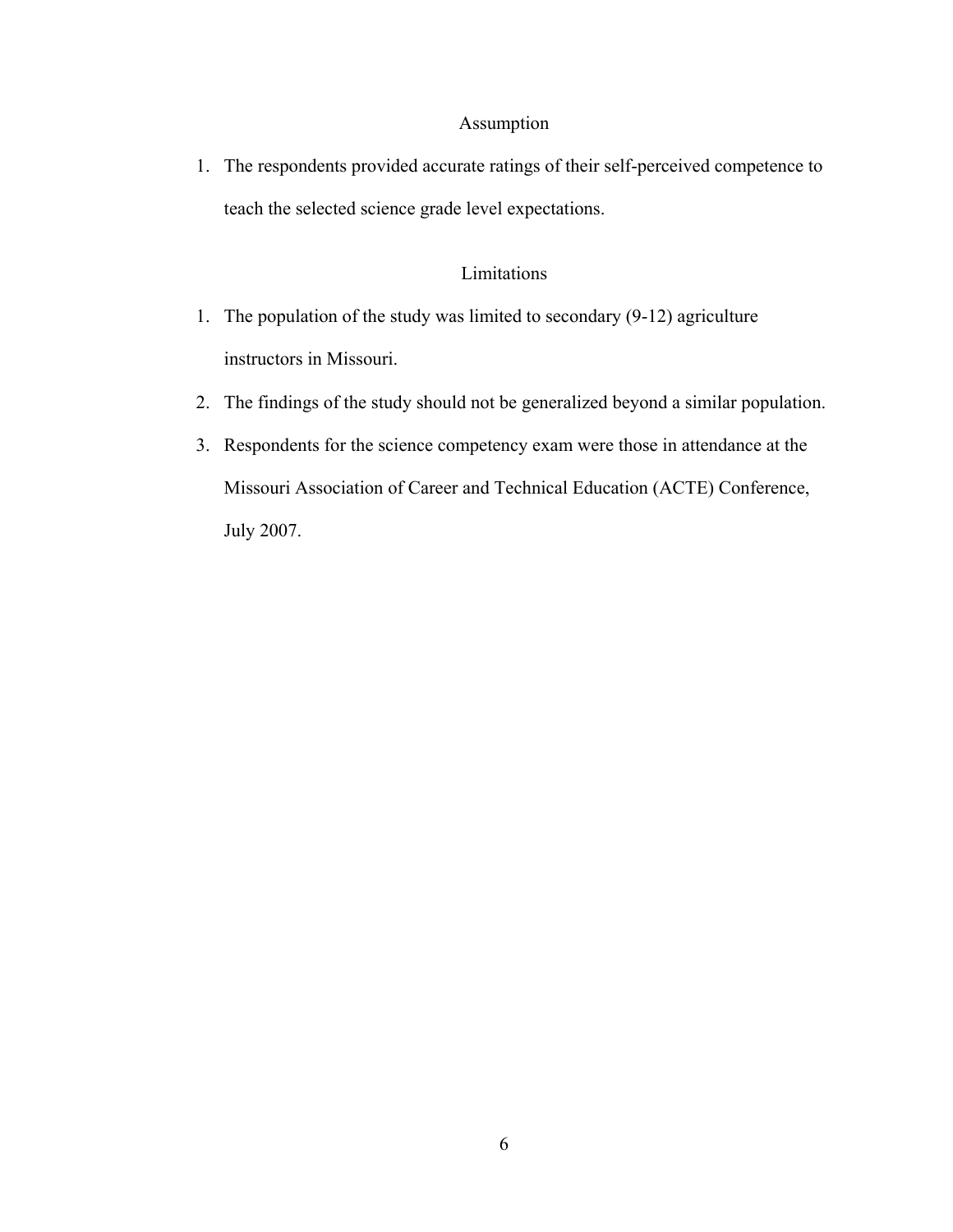## Assumption

1. The respondents provided accurate ratings of their self-perceived competence to teach the selected science grade level expectations.

## Limitations

1. The population of the study was limited to secondary (9-12) agriculture instructors in Missouri.
2. The findings of the study should not be generalized beyond a similar population.
3. Respondents for the science competency exam were those in attendance at the Missouri Association of Career and Technical Education (ACTE) Conference, July 2007.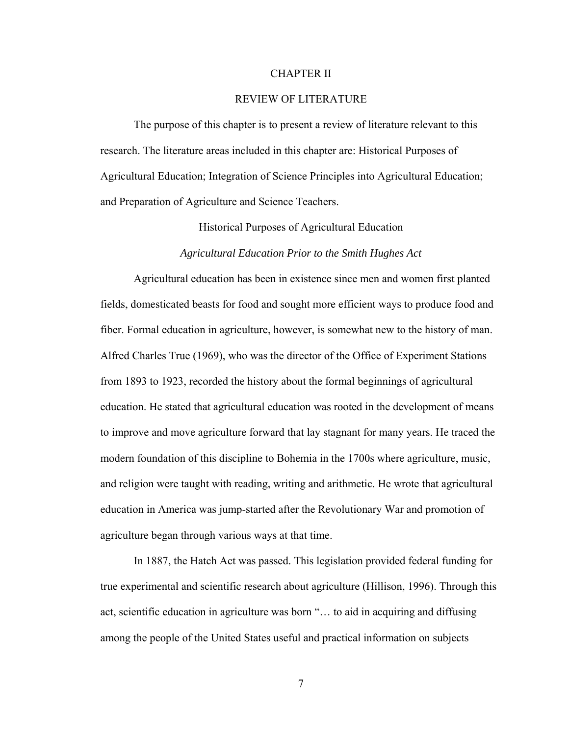# CHAPTER II

# REVIEW OF LITERATURE

The purpose of this chapter is to present a review of literature relevant to this research. The literature areas included in this chapter are: Historical Purposes of Agricultural Education; Integration of Science Principles into Agricultural Education; and Preparation of Agriculture and Science Teachers.

## Historical Purposes of Agricultural Education

### *Agricultural Education Prior to the Smith Hughes Act*

Agricultural education has been in existence since men and women first planted fields, domesticated beasts for food and sought more efficient ways to produce food and fiber. Formal education in agriculture, however, is somewhat new to the history of man. Alfred Charles True (1969), who was the director of the Office of Experiment Stations from 1893 to 1923, recorded the history about the formal beginnings of agricultural education. He stated that agricultural education was rooted in the development of means to improve and move agriculture forward that lay stagnant for many years. He traced the modern foundation of this discipline to Bohemia in the 1700s where agriculture, music, and religion were taught with reading, writing and arithmetic. He wrote that agricultural education in America was jump-started after the Revolutionary War and promotion of agriculture began through various ways at that time.

In 1887, the Hatch Act was passed. This legislation provided federal funding for true experimental and scientific research about agriculture (Hillison, 1996). Through this act, scientific education in agriculture was born "… to aid in acquiring and diffusing among the people of the United States useful and practical information on subjects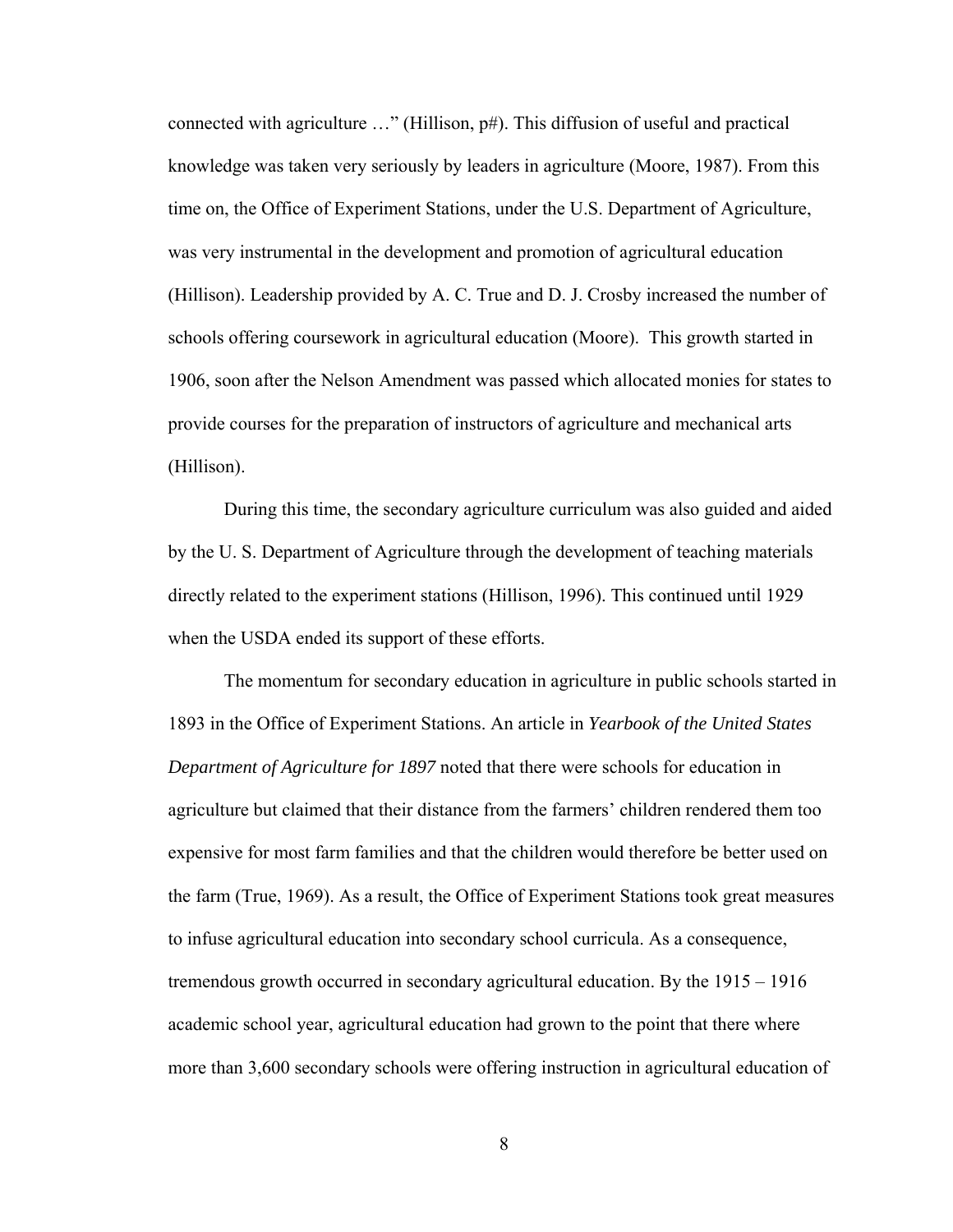connected with agriculture …" (Hillison, p#). This diffusion of useful and practical knowledge was taken very seriously by leaders in agriculture (Moore, 1987). From this time on, the Office of Experiment Stations, under the U.S. Department of Agriculture, was very instrumental in the development and promotion of agricultural education (Hillison). Leadership provided by A. C. True and D. J. Crosby increased the number of schools offering coursework in agricultural education (Moore). This growth started in 1906, soon after the Nelson Amendment was passed which allocated monies for states to provide courses for the preparation of instructors of agriculture and mechanical arts (Hillison).

During this time, the secondary agriculture curriculum was also guided and aided by the U. S. Department of Agriculture through the development of teaching materials directly related to the experiment stations (Hillison, 1996). This continued until 1929 when the USDA ended its support of these efforts.

The momentum for secondary education in agriculture in public schools started in 1893 in the Office of Experiment Stations. An article in *Yearbook of the United States Department of Agriculture for 1897* noted that there were schools for education in agriculture but claimed that their distance from the farmers' children rendered them too expensive for most farm families and that the children would therefore be better used on the farm (True, 1969). As a result, the Office of Experiment Stations took great measures to infuse agricultural education into secondary school curricula. As a consequence, tremendous growth occurred in secondary agricultural education. By the 1915 – 1916 academic school year, agricultural education had grown to the point that there where more than 3,600 secondary schools were offering instruction in agricultural education of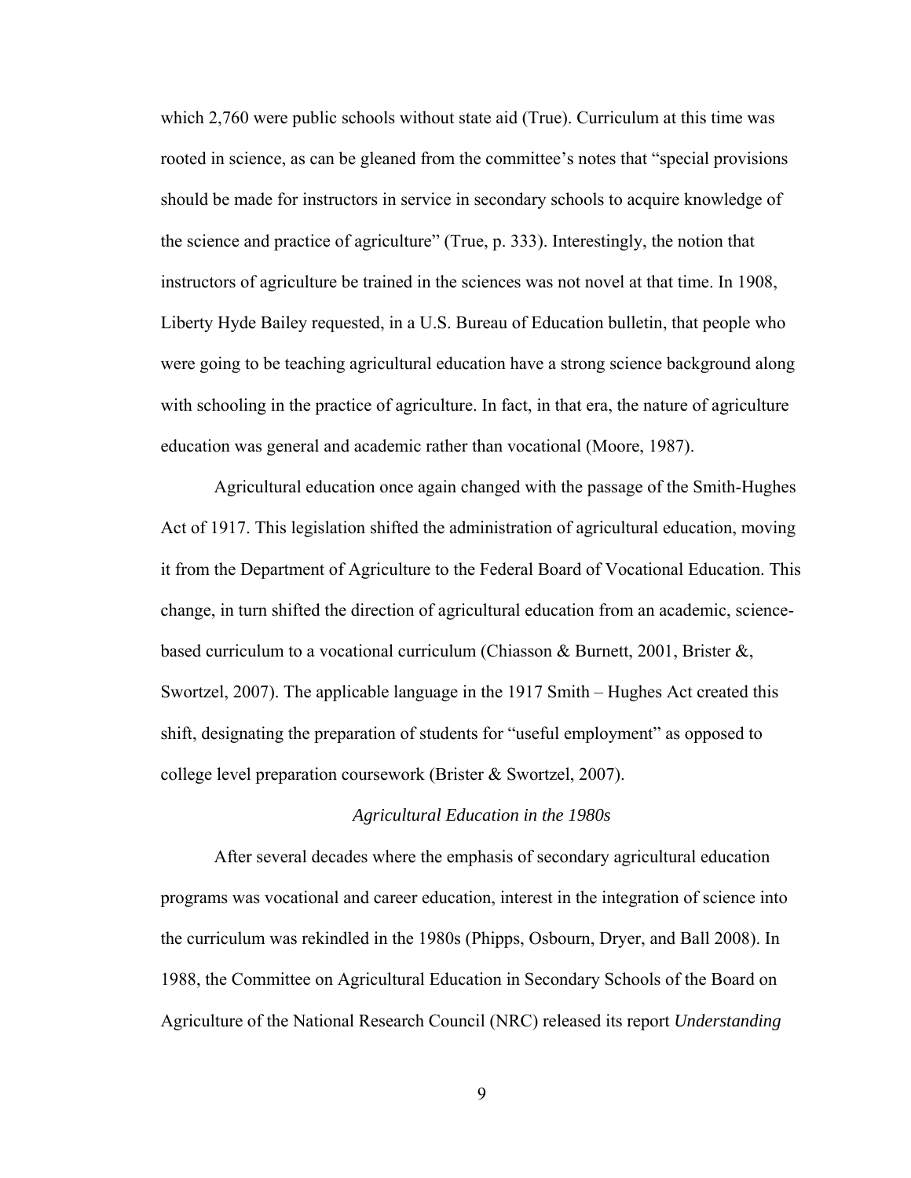which 2,760 were public schools without state aid (True). Curriculum at this time was rooted in science, as can be gleaned from the committee's notes that "special provisions should be made for instructors in service in secondary schools to acquire knowledge of the science and practice of agriculture" (True, p. 333). Interestingly, the notion that instructors of agriculture be trained in the sciences was not novel at that time. In 1908, Liberty Hyde Bailey requested, in a U.S. Bureau of Education bulletin, that people who were going to be teaching agricultural education have a strong science background along with schooling in the practice of agriculture. In fact, in that era, the nature of agriculture education was general and academic rather than vocational (Moore, 1987).

Agricultural education once again changed with the passage of the Smith-Hughes Act of 1917. This legislation shifted the administration of agricultural education, moving it from the Department of Agriculture to the Federal Board of Vocational Education. This change, in turn shifted the direction of agricultural education from an academic, science-based curriculum to a vocational curriculum (Chiasson & Burnett, 2001, Brister &, Swortzel, 2007). The applicable language in the 1917 Smith – Hughes Act created this shift, designating the preparation of students for "useful employment" as opposed to college level preparation coursework (Brister & Swortzel, 2007).

### *Agricultural Education in the 1980s*

After several decades where the emphasis of secondary agricultural education programs was vocational and career education, interest in the integration of science into the curriculum was rekindled in the 1980s (Phipps, Osbourn, Dryer, and Ball 2008). In 1988, the Committee on Agricultural Education in Secondary Schools of the Board on Agriculture of the National Research Council (NRC) released its report *Understanding*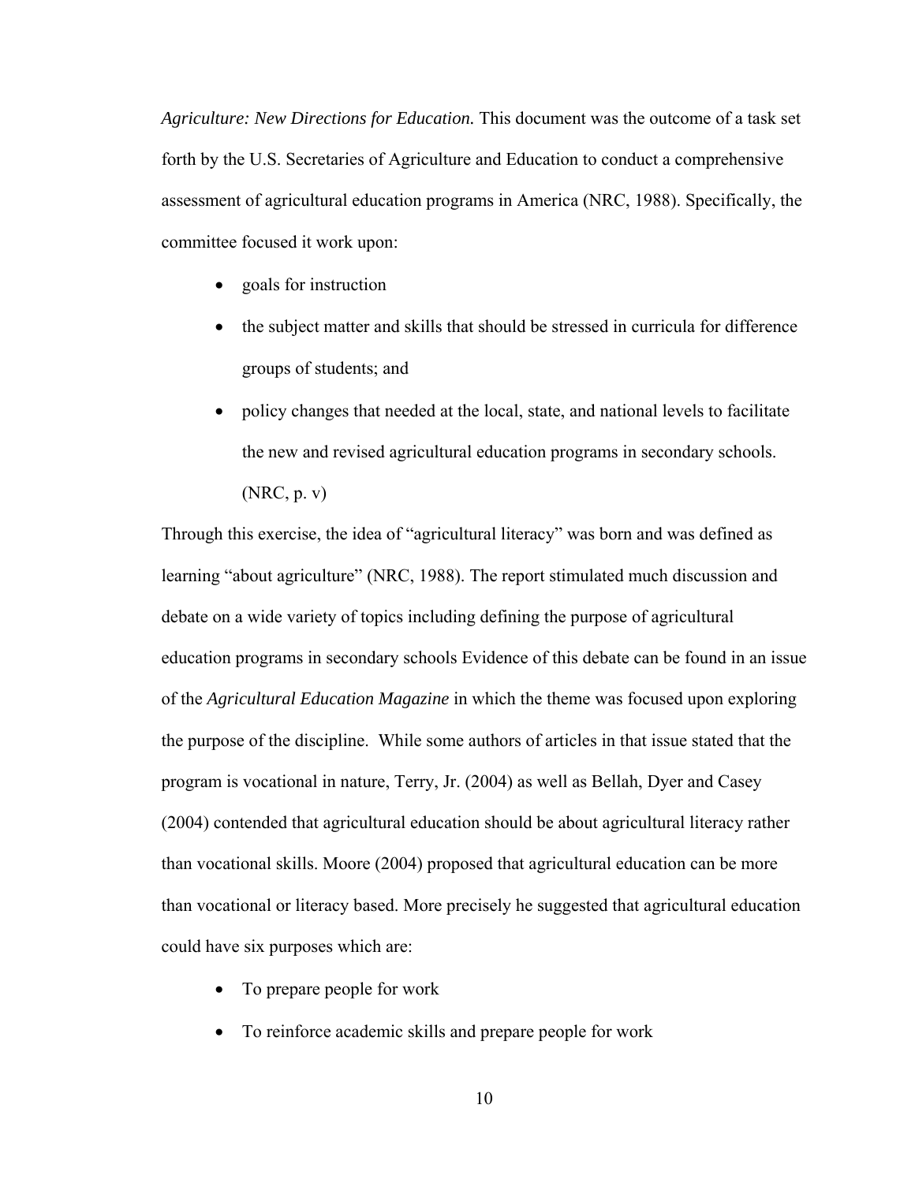*Agriculture: New Directions for Education.* This document was the outcome of a task set forth by the U.S. Secretaries of Agriculture and Education to conduct a comprehensive assessment of agricultural education programs in America (NRC, 1988). Specifically, the committee focused it work upon:

- goals for instruction
- the subject matter and skills that should be stressed in curricula for difference groups of students; and
- policy changes that needed at the local, state, and national levels to facilitate the new and revised agricultural education programs in secondary schools. (NRC, p. v)

Through this exercise, the idea of "agricultural literacy" was born and was defined as learning "about agriculture" (NRC, 1988). The report stimulated much discussion and debate on a wide variety of topics including defining the purpose of agricultural education programs in secondary schools Evidence of this debate can be found in an issue of the *Agricultural Education Magazine* in which the theme was focused upon exploring the purpose of the discipline. While some authors of articles in that issue stated that the program is vocational in nature, Terry, Jr. (2004) as well as Bellah, Dyer and Casey (2004) contended that agricultural education should be about agricultural literacy rather than vocational skills. Moore (2004) proposed that agricultural education can be more than vocational or literacy based. More precisely he suggested that agricultural education could have six purposes which are:

- To prepare people for work
- To reinforce academic skills and prepare people for work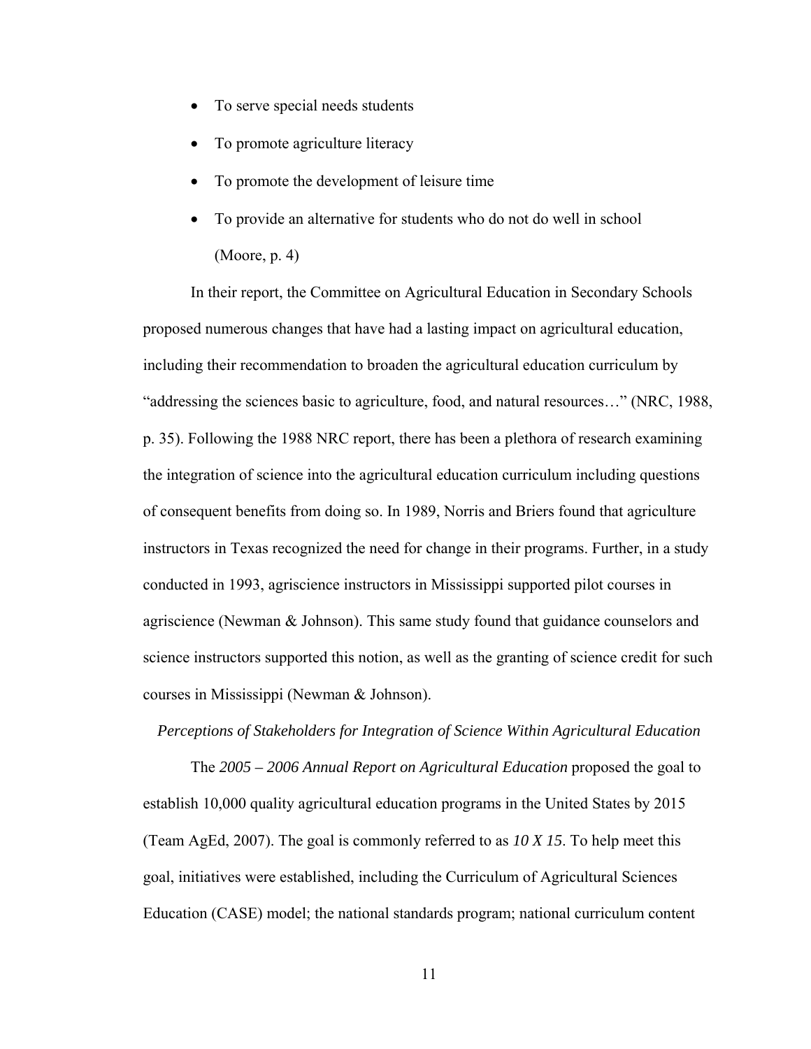- To serve special needs students
- To promote agriculture literacy
- To promote the development of leisure time
- To provide an alternative for students who do not do well in school (Moore, p. 4)

In their report, the Committee on Agricultural Education in Secondary Schools proposed numerous changes that have had a lasting impact on agricultural education, including their recommendation to broaden the agricultural education curriculum by "addressing the sciences basic to agriculture, food, and natural resources…" (NRC, 1988, p. 35). Following the 1988 NRC report, there has been a plethora of research examining the integration of science into the agricultural education curriculum including questions of consequent benefits from doing so. In 1989, Norris and Briers found that agriculture instructors in Texas recognized the need for change in their programs. Further, in a study conducted in 1993, agriscience instructors in Mississippi supported pilot courses in agriscience (Newman & Johnson). This same study found that guidance counselors and science instructors supported this notion, as well as the granting of science credit for such courses in Mississippi (Newman & Johnson).

### *Perceptions of Stakeholders for Integration of Science Within Agricultural Education*

The *2005 – 2006 Annual Report on Agricultural Education* proposed the goal to establish 10,000 quality agricultural education programs in the United States by 2015 (Team AgEd, 2007). The goal is commonly referred to as *10 X 15*. To help meet this goal, initiatives were established, including the Curriculum of Agricultural Sciences Education (CASE) model; the national standards program; national curriculum content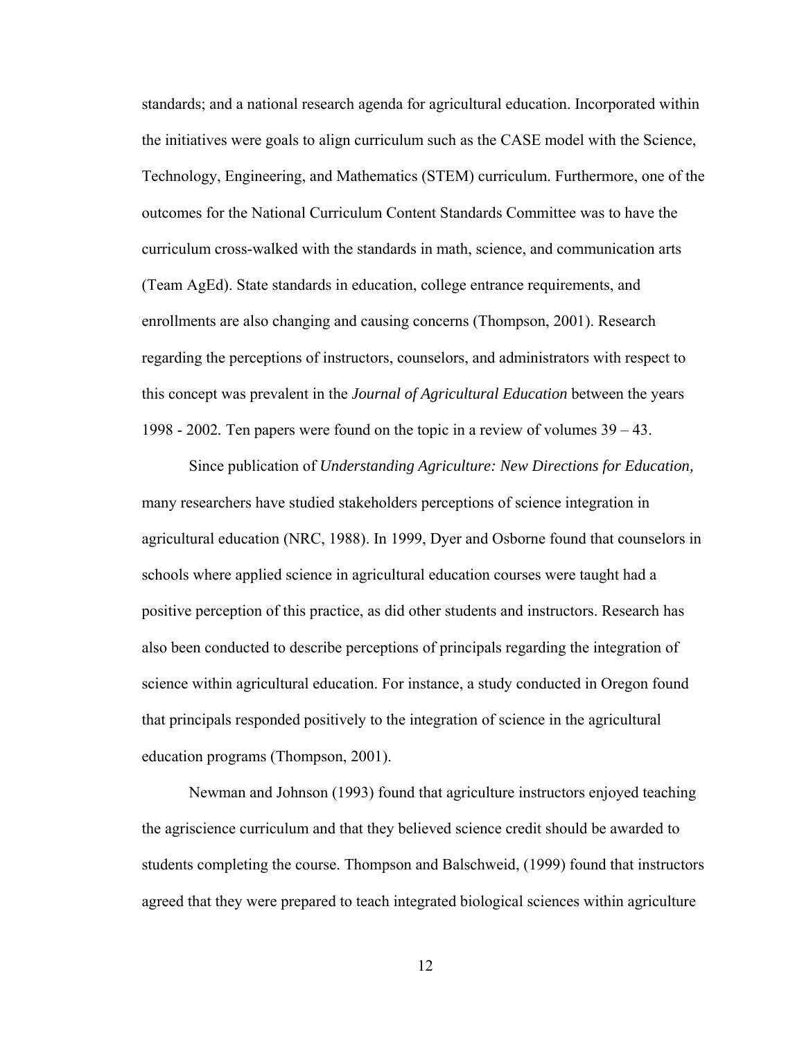standards; and a national research agenda for agricultural education. Incorporated within the initiatives were goals to align curriculum such as the CASE model with the Science, Technology, Engineering, and Mathematics (STEM) curriculum. Furthermore, one of the outcomes for the National Curriculum Content Standards Committee was to have the curriculum cross-walked with the standards in math, science, and communication arts (Team AgEd). State standards in education, college entrance requirements, and enrollments are also changing and causing concerns (Thompson, 2001). Research regarding the perceptions of instructors, counselors, and administrators with respect to this concept was prevalent in the *Journal of Agricultural Education* between the years 1998 - 2002. Ten papers were found on the topic in a review of volumes 39 – 43.

Since publication of *Understanding Agriculture: New Directions for Education,* many researchers have studied stakeholders perceptions of science integration in agricultural education (NRC, 1988). In 1999, Dyer and Osborne found that counselors in schools where applied science in agricultural education courses were taught had a positive perception of this practice, as did other students and instructors. Research has also been conducted to describe perceptions of principals regarding the integration of science within agricultural education. For instance, a study conducted in Oregon found that principals responded positively to the integration of science in the agricultural education programs (Thompson, 2001).

Newman and Johnson (1993) found that agriculture instructors enjoyed teaching the agriscience curriculum and that they believed science credit should be awarded to students completing the course. Thompson and Balschweid, (1999) found that instructors agreed that they were prepared to teach integrated biological sciences within agriculture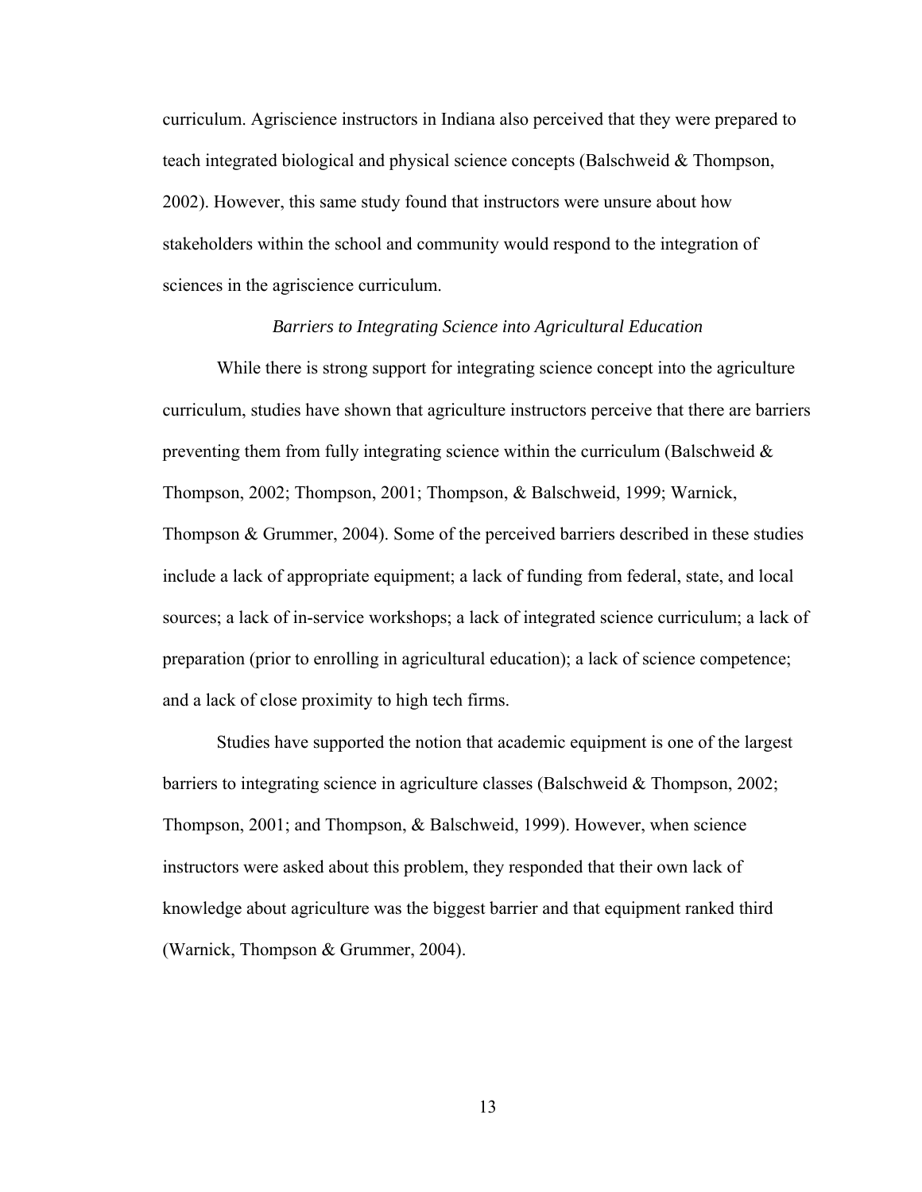curriculum. Agriscience instructors in Indiana also perceived that they were prepared to teach integrated biological and physical science concepts (Balschweid & Thompson, 2002). However, this same study found that instructors were unsure about how stakeholders within the school and community would respond to the integration of sciences in the agriscience curriculum.

### *Barriers to Integrating Science into Agricultural Education*

While there is strong support for integrating science concept into the agriculture curriculum, studies have shown that agriculture instructors perceive that there are barriers preventing them from fully integrating science within the curriculum (Balschweid & Thompson, 2002; Thompson, 2001; Thompson, & Balschweid, 1999; Warnick, Thompson & Grummer, 2004). Some of the perceived barriers described in these studies include a lack of appropriate equipment; a lack of funding from federal, state, and local sources; a lack of in-service workshops; a lack of integrated science curriculum; a lack of preparation (prior to enrolling in agricultural education); a lack of science competence; and a lack of close proximity to high tech firms.

Studies have supported the notion that academic equipment is one of the largest barriers to integrating science in agriculture classes (Balschweid & Thompson, 2002; Thompson, 2001; and Thompson, & Balschweid, 1999). However, when science instructors were asked about this problem, they responded that their own lack of knowledge about agriculture was the biggest barrier and that equipment ranked third (Warnick, Thompson & Grummer, 2004).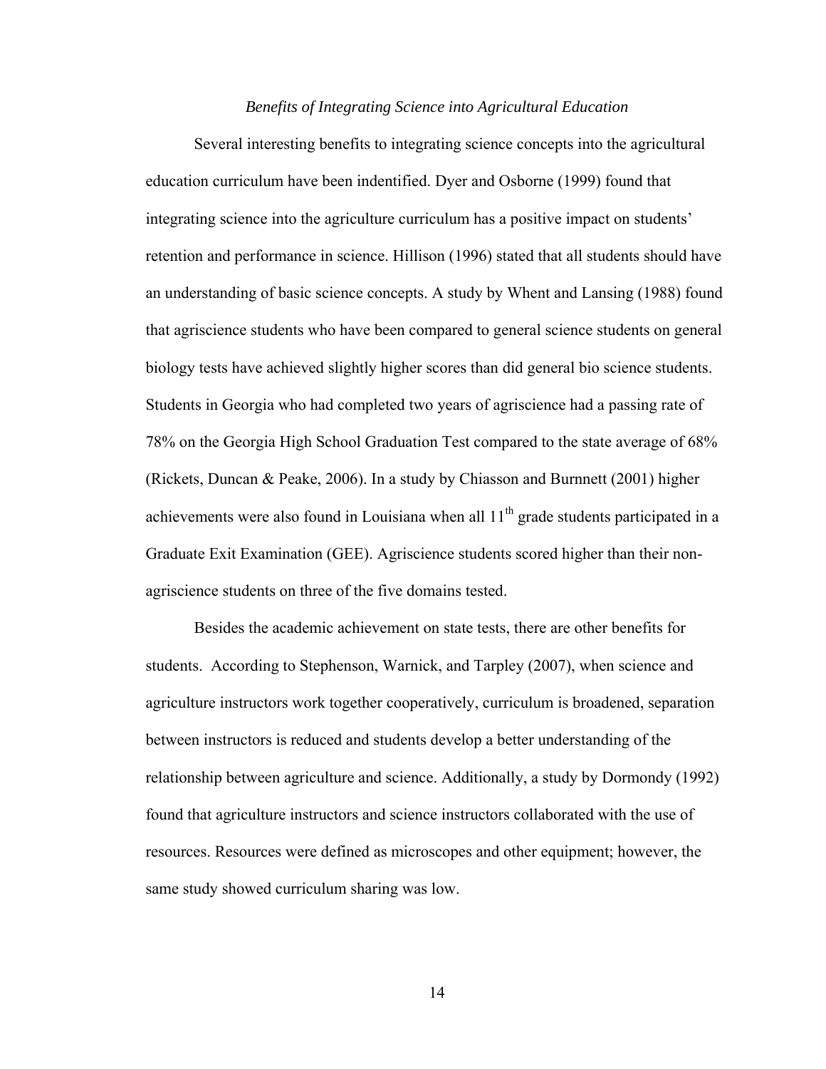### *Benefits of Integrating Science into Agricultural Education*

Several interesting benefits to integrating science concepts into the agricultural education curriculum have been indentified. Dyer and Osborne (1999) found that integrating science into the agriculture curriculum has a positive impact on students' retention and performance in science. Hillison (1996) stated that all students should have an understanding of basic science concepts. A study by Whent and Lansing (1988) found that agriscience students who have been compared to general science students on general biology tests have achieved slightly higher scores than did general bio science students. Students in Georgia who had completed two years of agriscience had a passing rate of 78% on the Georgia High School Graduation Test compared to the state average of 68% (Rickets, Duncan & Peake, 2006). In a study by Chiasson and Burnnett (2001) higher achievements were also found in Louisiana when all 11th grade students participated in a Graduate Exit Examination (GEE). Agriscience students scored higher than their non-agriscience students on three of the five domains tested.

Besides the academic achievement on state tests, there are other benefits for students. According to Stephenson, Warnick, and Tarpley (2007), when science and agriculture instructors work together cooperatively, curriculum is broadened, separation between instructors is reduced and students develop a better understanding of the relationship between agriculture and science. Additionally, a study by Dormondy (1992) found that agriculture instructors and science instructors collaborated with the use of resources. Resources were defined as microscopes and other equipment; however, the same study showed curriculum sharing was low.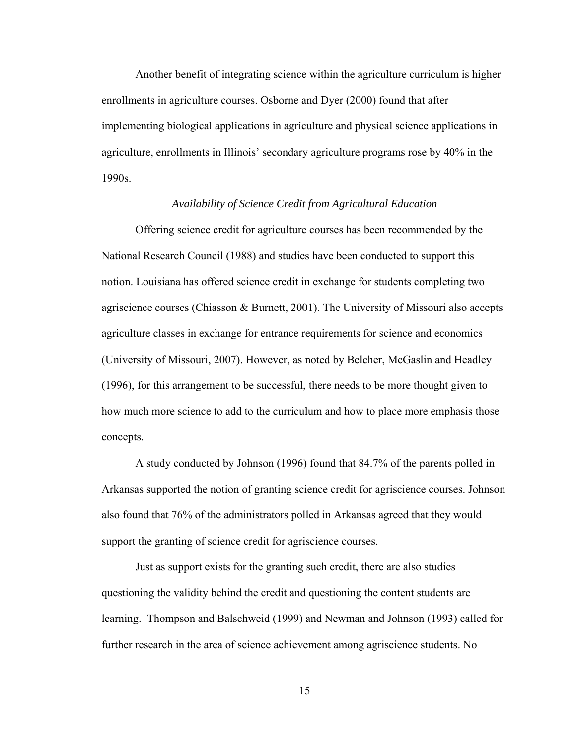Another benefit of integrating science within the agriculture curriculum is higher enrollments in agriculture courses. Osborne and Dyer (2000) found that after implementing biological applications in agriculture and physical science applications in agriculture, enrollments in Illinois' secondary agriculture programs rose by 40% in the 1990s.

### *Availability of Science Credit from Agricultural Education*

Offering science credit for agriculture courses has been recommended by the National Research Council (1988) and studies have been conducted to support this notion. Louisiana has offered science credit in exchange for students completing two agriscience courses (Chiasson & Burnett, 2001). The University of Missouri also accepts agriculture classes in exchange for entrance requirements for science and economics (University of Missouri, 2007). However, as noted by Belcher, McGaslin and Headley (1996), for this arrangement to be successful, there needs to be more thought given to how much more science to add to the curriculum and how to place more emphasis those concepts.

A study conducted by Johnson (1996) found that 84.7% of the parents polled in Arkansas supported the notion of granting science credit for agriscience courses. Johnson also found that 76% of the administrators polled in Arkansas agreed that they would support the granting of science credit for agriscience courses.

Just as support exists for the granting such credit, there are also studies questioning the validity behind the credit and questioning the content students are learning. Thompson and Balschweid (1999) and Newman and Johnson (1993) called for further research in the area of science achievement among agriscience students. No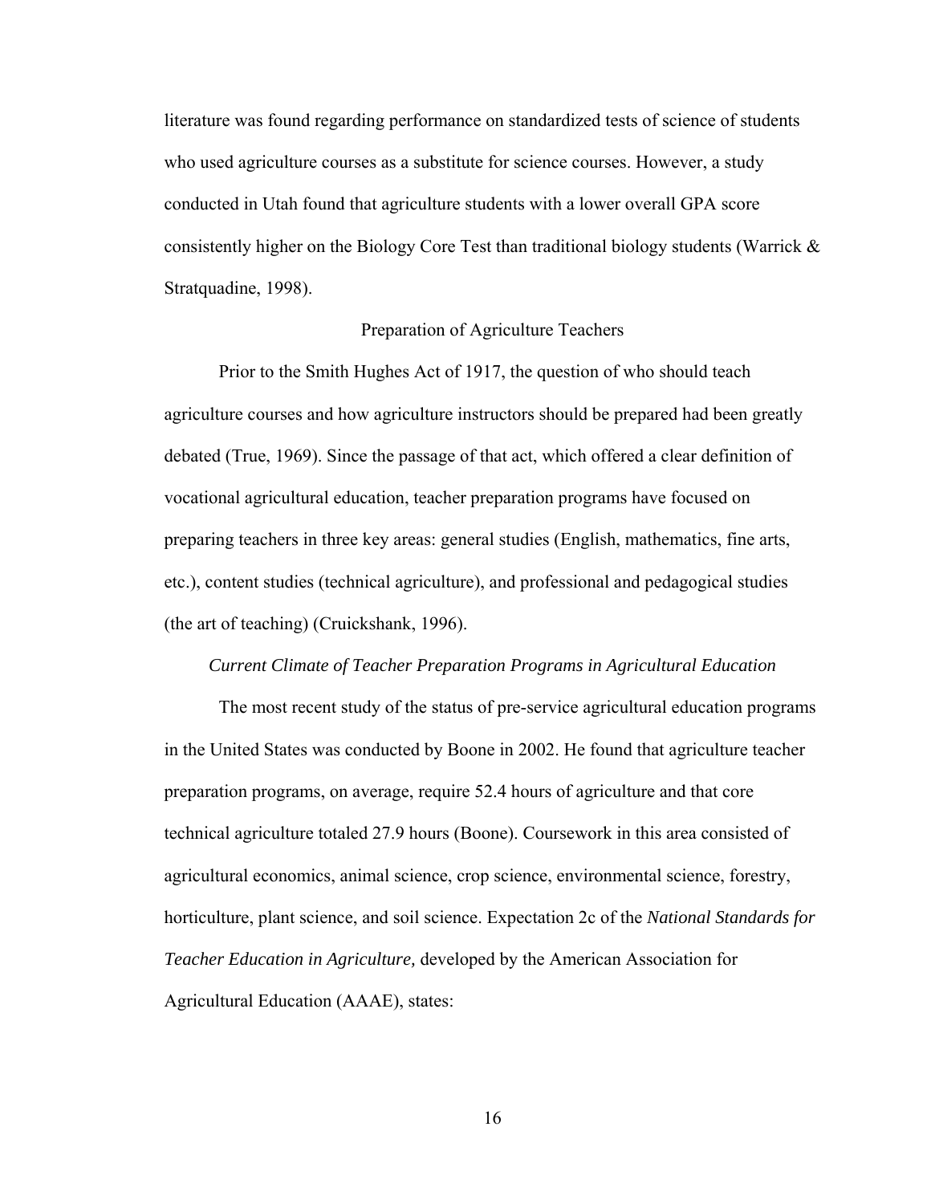literature was found regarding performance on standardized tests of science of students who used agriculture courses as a substitute for science courses. However, a study conducted in Utah found that agriculture students with a lower overall GPA score consistently higher on the Biology Core Test than traditional biology students (Warrick & Stratquadine, 1998).

## Preparation of Agriculture Teachers

Prior to the Smith Hughes Act of 1917, the question of who should teach agriculture courses and how agriculture instructors should be prepared had been greatly debated (True, 1969). Since the passage of that act, which offered a clear definition of vocational agricultural education, teacher preparation programs have focused on preparing teachers in three key areas: general studies (English, mathematics, fine arts, etc.), content studies (technical agriculture), and professional and pedagogical studies (the art of teaching) (Cruickshank, 1996).

### *Current Climate of Teacher Preparation Programs in Agricultural Education*

The most recent study of the status of pre-service agricultural education programs in the United States was conducted by Boone in 2002. He found that agriculture teacher preparation programs, on average, require 52.4 hours of agriculture and that core technical agriculture totaled 27.9 hours (Boone). Coursework in this area consisted of agricultural economics, animal science, crop science, environmental science, forestry, horticulture, plant science, and soil science. Expectation 2c of the *National Standards for Teacher Education in Agriculture,* developed by the American Association for Agricultural Education (AAAE), states: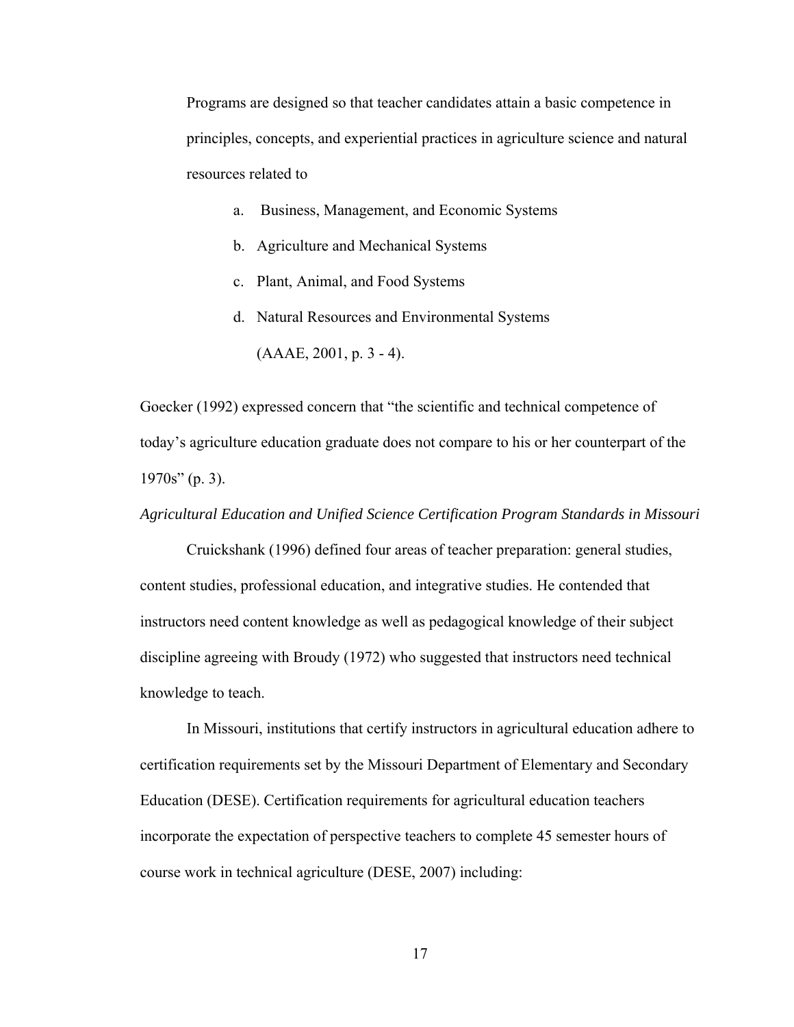> Programs are designed so that teacher candidates attain a basic competence in principles, concepts, and experiential practices in agriculture science and natural resources related to
>
> a. Business, Management, and Economic Systems
> b. Agriculture and Mechanical Systems
> c. Plant, Animal, and Food Systems
> d. Natural Resources and Environmental Systems
>
> (AAAE, 2001, p. 3 - 4).

Goecker (1992) expressed concern that "the scientific and technical competence of today's agriculture education graduate does not compare to his or her counterpart of the 1970s" (p. 3).

*Agricultural Education and Unified Science Certification Program Standards in Missouri*

Cruickshank (1996) defined four areas of teacher preparation: general studies, content studies, professional education, and integrative studies. He contended that instructors need content knowledge as well as pedagogical knowledge of their subject discipline agreeing with Broudy (1972) who suggested that instructors need technical knowledge to teach.

In Missouri, institutions that certify instructors in agricultural education adhere to certification requirements set by the Missouri Department of Elementary and Secondary Education (DESE). Certification requirements for agricultural education teachers incorporate the expectation of perspective teachers to complete 45 semester hours of course work in technical agriculture (DESE, 2007) including: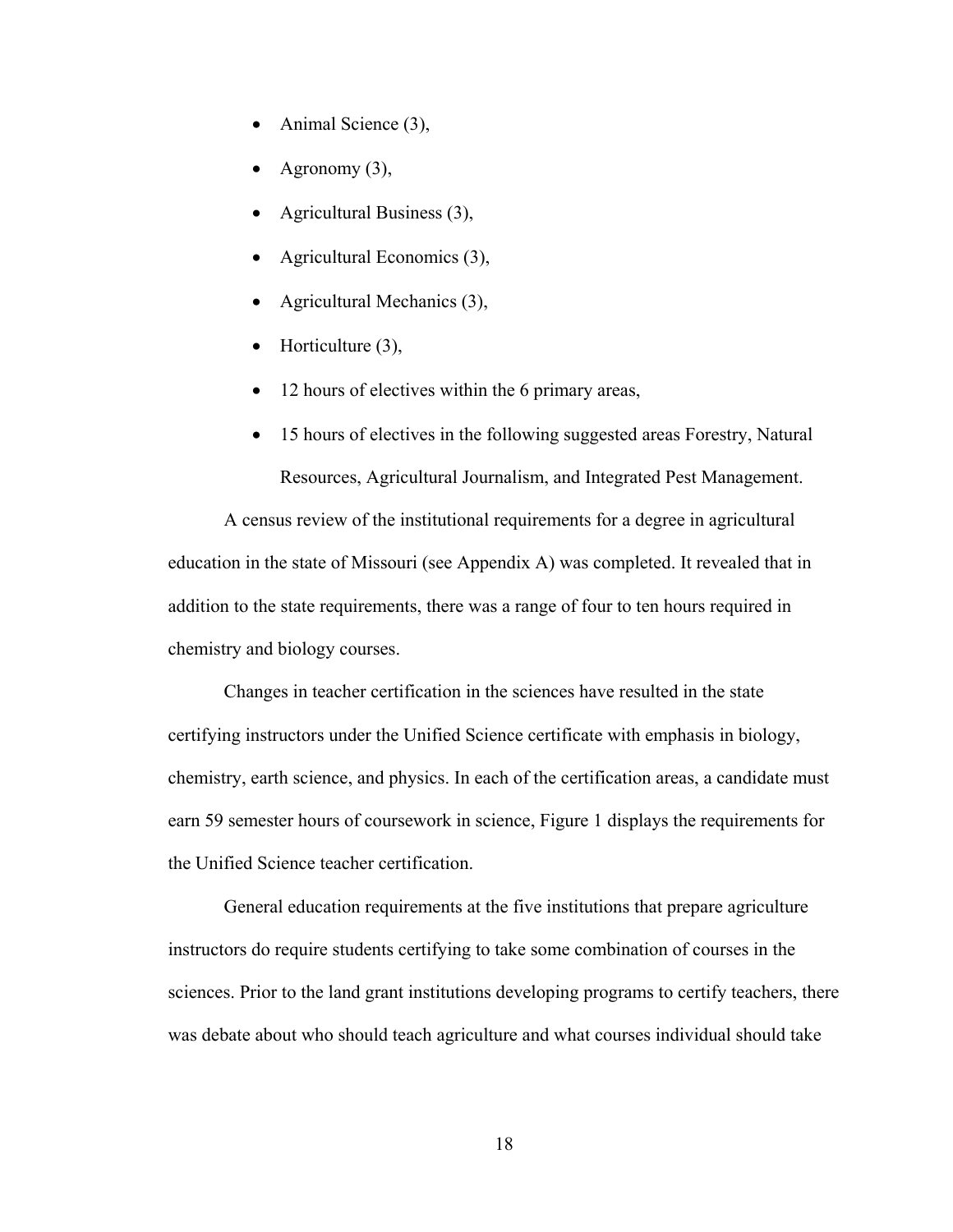- Animal Science (3),
- Agronomy (3),
- Agricultural Business (3),
- Agricultural Economics (3),
- Agricultural Mechanics (3),
- Horticulture (3),
- 12 hours of electives within the 6 primary areas,
- 15 hours of electives in the following suggested areas Forestry, Natural Resources, Agricultural Journalism, and Integrated Pest Management.

A census review of the institutional requirements for a degree in agricultural education in the state of Missouri (see Appendix A) was completed. It revealed that in addition to the state requirements, there was a range of four to ten hours required in chemistry and biology courses.

Changes in teacher certification in the sciences have resulted in the state certifying instructors under the Unified Science certificate with emphasis in biology, chemistry, earth science, and physics. In each of the certification areas, a candidate must earn 59 semester hours of coursework in science, Figure 1 displays the requirements for the Unified Science teacher certification.

General education requirements at the five institutions that prepare agriculture instructors do require students certifying to take some combination of courses in the sciences. Prior to the land grant institutions developing programs to certify teachers, there was debate about who should teach agriculture and what courses individual should take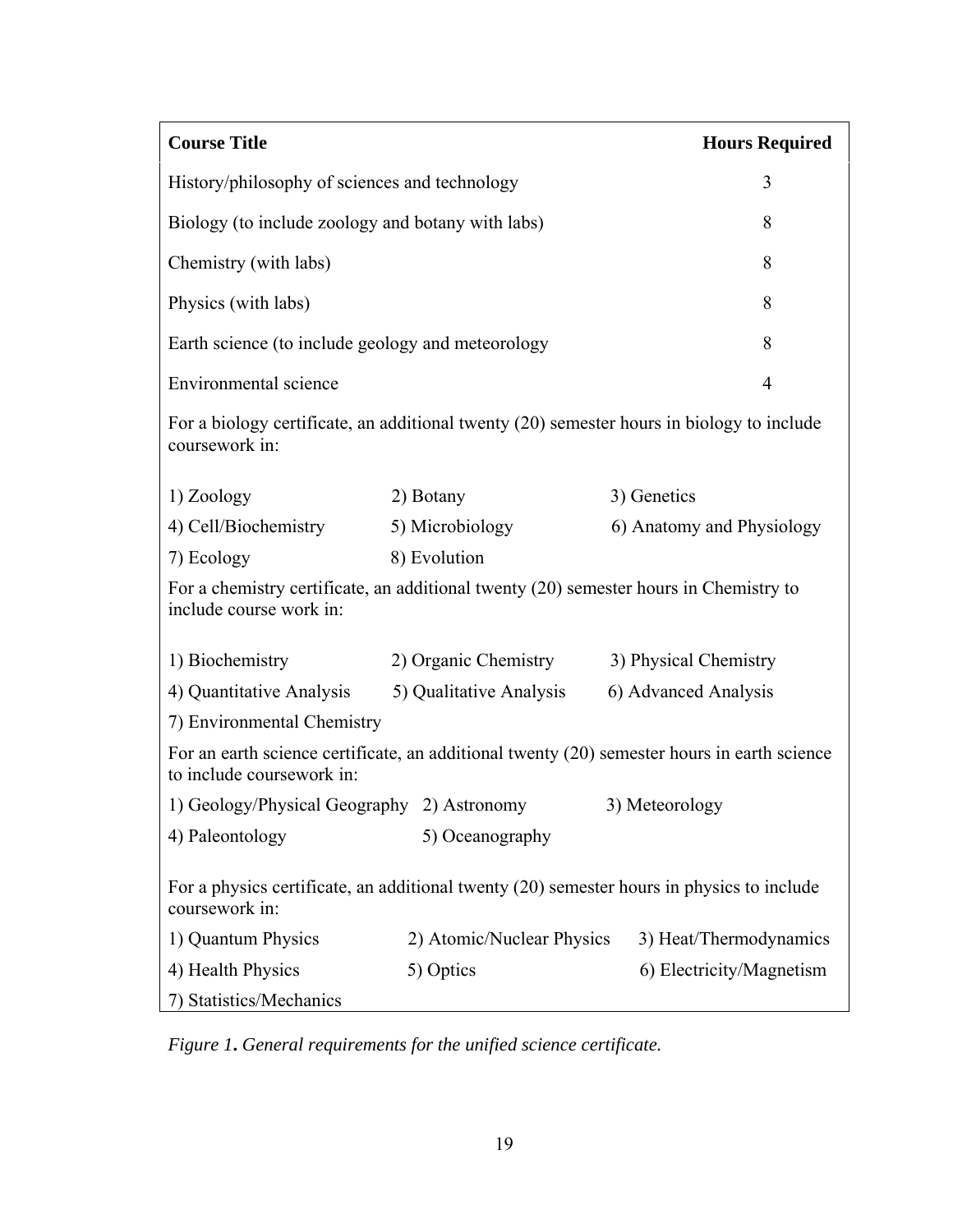| Course Title | Hours Required |
|---|---|
| History/philosophy of sciences and technology | 3 |
| Biology (to include zoology and botany with labs) | 8 |
| Chemistry (with labs) | 8 |
| Physics (with labs) | 8 |
| Earth science (to include geology and meteorology | 8 |
| Environmental science | 4 |

For a biology certificate, an additional twenty (20) semester hours in biology to include coursework in:

1) Zoology
2) Botany
3) Genetics
4) Cell/Biochemistry
5) Microbiology
6) Anatomy and Physiology
7) Ecology
8) Evolution

For a chemistry certificate, an additional twenty (20) semester hours in Chemistry to include course work in:

1) Biochemistry
2) Organic Chemistry
3) Physical Chemistry
4) Quantitative Analysis
5) Qualitative Analysis
6) Advanced Analysis
7) Environmental Chemistry

For an earth science certificate, an additional twenty (20) semester hours in earth science to include coursework in:

1) Geology/Physical Geography
2) Astronomy
3) Meteorology
4) Paleontology
5) Oceanography

For a physics certificate, an additional twenty (20) semester hours in physics to include coursework in:

1) Quantum Physics
2) Atomic/Nuclear Physics
3) Heat/Thermodynamics
4) Health Physics
5) Optics
6) Electricity/Magnetism
7) Statistics/Mechanics

*Figure 1. General requirements for the unified science certificate.*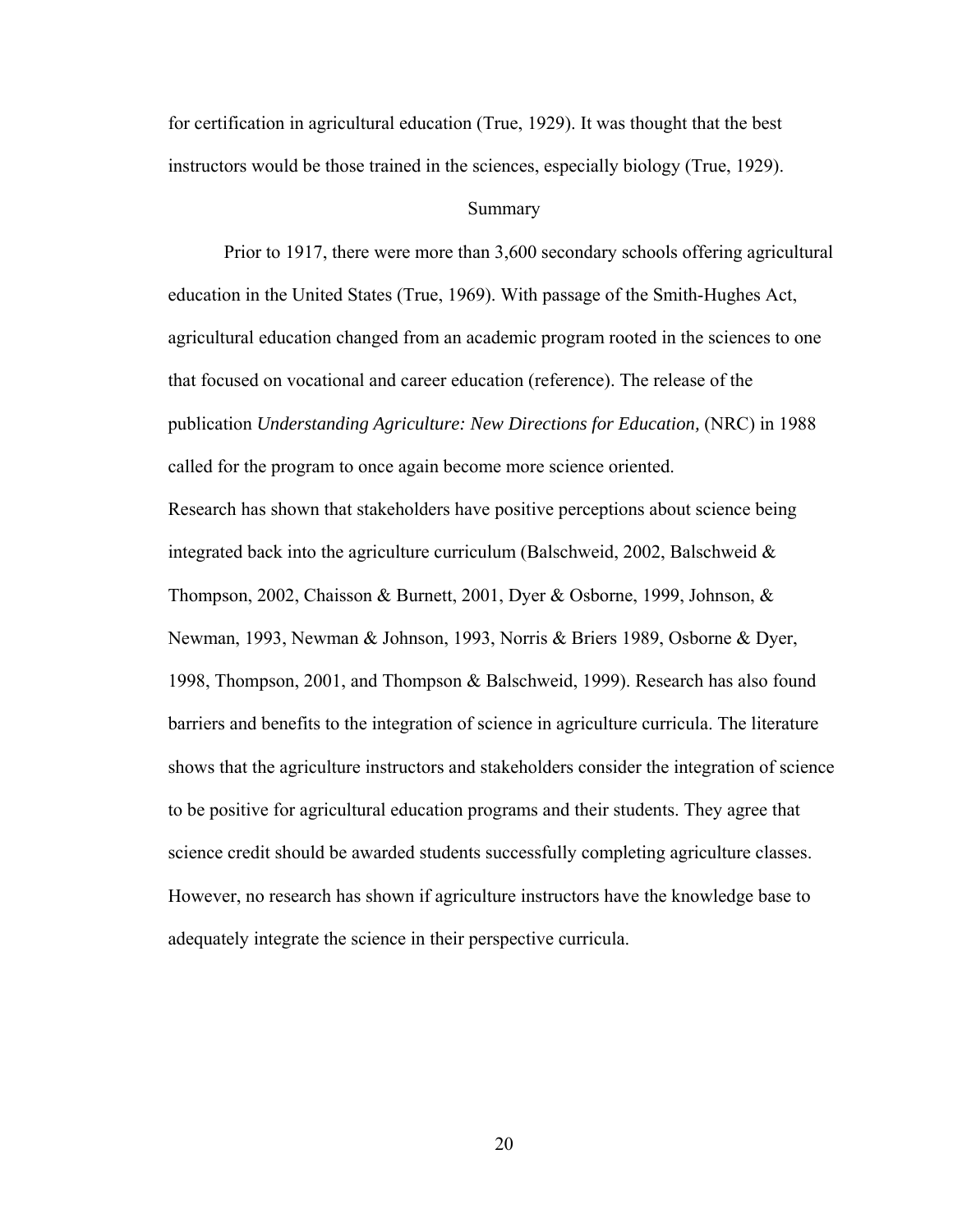for certification in agricultural education (True, 1929). It was thought that the best instructors would be those trained in the sciences, especially biology (True, 1929).

## Summary

Prior to 1917, there were more than 3,600 secondary schools offering agricultural education in the United States (True, 1969). With passage of the Smith-Hughes Act, agricultural education changed from an academic program rooted in the sciences to one that focused on vocational and career education (reference). The release of the publication *Understanding Agriculture: New Directions for Education,* (NRC) in 1988 called for the program to once again become more science oriented.

Research has shown that stakeholders have positive perceptions about science being integrated back into the agriculture curriculum (Balschweid, 2002, Balschweid & Thompson, 2002, Chaisson & Burnett, 2001, Dyer & Osborne, 1999, Johnson, & Newman, 1993, Newman & Johnson, 1993, Norris & Briers 1989, Osborne & Dyer, 1998, Thompson, 2001, and Thompson & Balschweid, 1999). Research has also found barriers and benefits to the integration of science in agriculture curricula. The literature shows that the agriculture instructors and stakeholders consider the integration of science to be positive for agricultural education programs and their students. They agree that science credit should be awarded students successfully completing agriculture classes. However, no research has shown if agriculture instructors have the knowledge base to adequately integrate the science in their perspective curricula.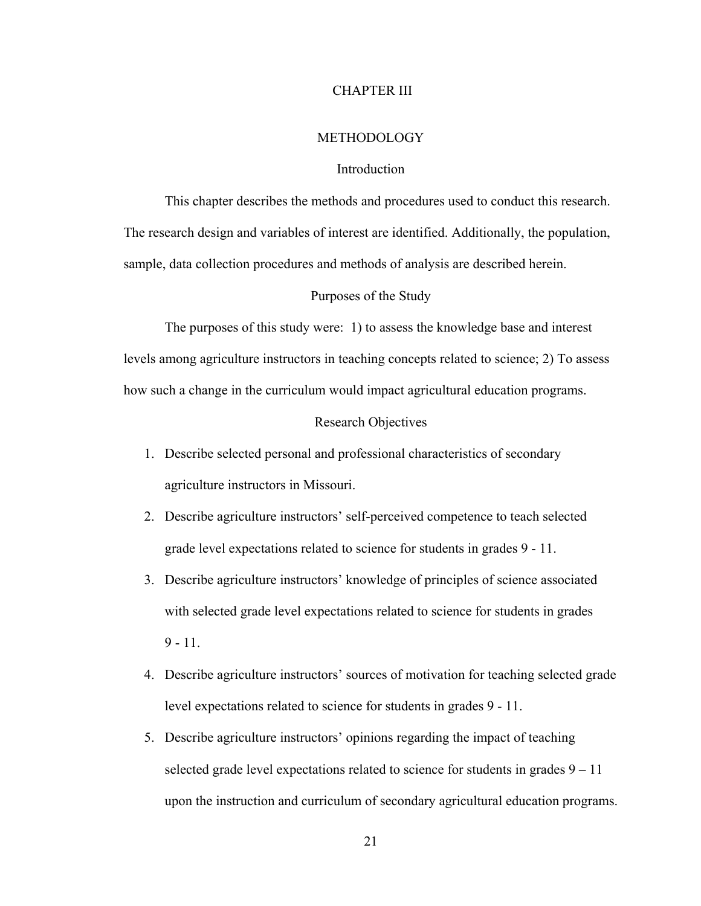# CHAPTER III

# METHODOLOGY

## Introduction

This chapter describes the methods and procedures used to conduct this research. The research design and variables of interest are identified. Additionally, the population, sample, data collection procedures and methods of analysis are described herein.

## Purposes of the Study

The purposes of this study were: 1) to assess the knowledge base and interest levels among agriculture instructors in teaching concepts related to science; 2) To assess how such a change in the curriculum would impact agricultural education programs.

## Research Objectives

1. Describe selected personal and professional characteristics of secondary agriculture instructors in Missouri.
2. Describe agriculture instructors' self-perceived competence to teach selected grade level expectations related to science for students in grades 9 - 11.
3. Describe agriculture instructors' knowledge of principles of science associated with selected grade level expectations related to science for students in grades 9 - 11.
4. Describe agriculture instructors' sources of motivation for teaching selected grade level expectations related to science for students in grades 9 - 11.
5. Describe agriculture instructors' opinions regarding the impact of teaching selected grade level expectations related to science for students in grades 9 – 11 upon the instruction and curriculum of secondary agricultural education programs.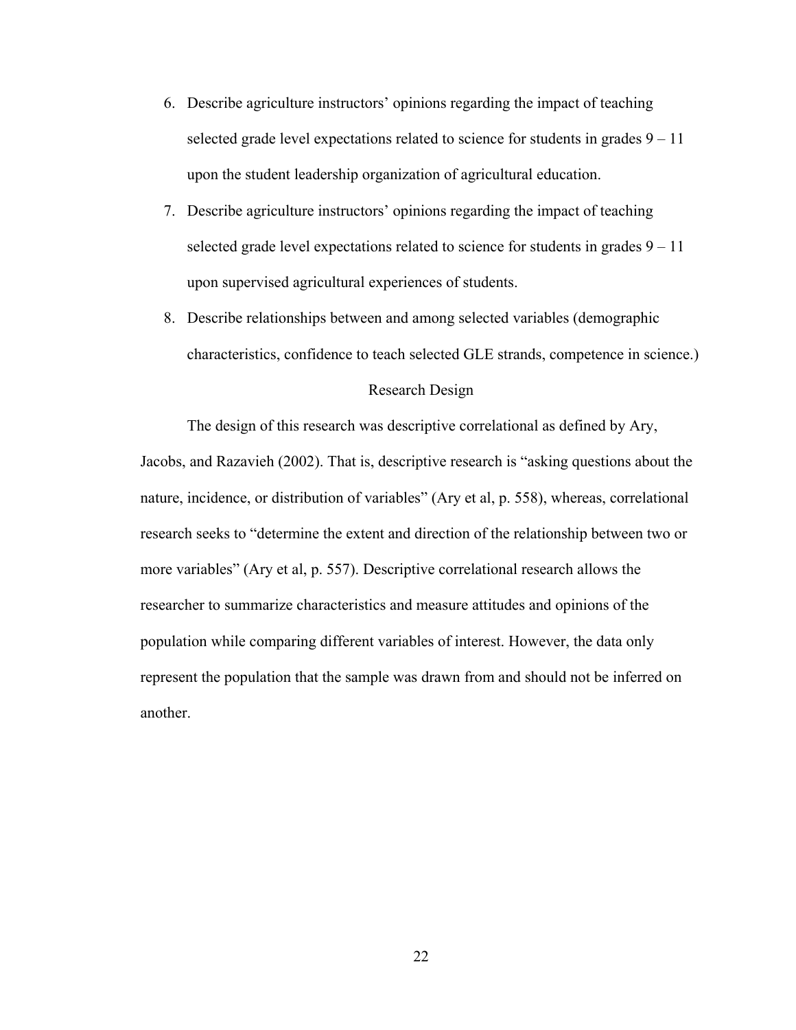6. Describe agriculture instructors' opinions regarding the impact of teaching selected grade level expectations related to science for students in grades 9 – 11 upon the student leadership organization of agricultural education.
7. Describe agriculture instructors' opinions regarding the impact of teaching selected grade level expectations related to science for students in grades 9 – 11 upon supervised agricultural experiences of students.
8. Describe relationships between and among selected variables (demographic characteristics, confidence to teach selected GLE strands, competence in science.)

## Research Design

The design of this research was descriptive correlational as defined by Ary, Jacobs, and Razavieh (2002). That is, descriptive research is "asking questions about the nature, incidence, or distribution of variables" (Ary et al, p. 558), whereas, correlational research seeks to "determine the extent and direction of the relationship between two or more variables" (Ary et al, p. 557). Descriptive correlational research allows the researcher to summarize characteristics and measure attitudes and opinions of the population while comparing different variables of interest. However, the data only represent the population that the sample was drawn from and should not be inferred on another.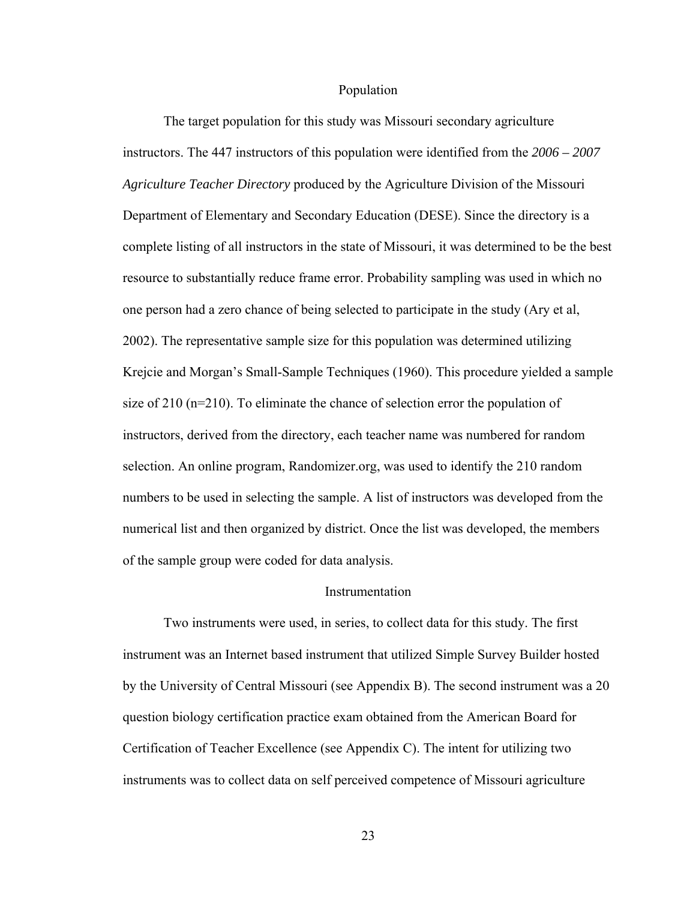## Population

The target population for this study was Missouri secondary agriculture instructors. The 447 instructors of this population were identified from the *2006 – 2007 Agriculture Teacher Directory* produced by the Agriculture Division of the Missouri Department of Elementary and Secondary Education (DESE). Since the directory is a complete listing of all instructors in the state of Missouri, it was determined to be the best resource to substantially reduce frame error. Probability sampling was used in which no one person had a zero chance of being selected to participate in the study (Ary et al, 2002). The representative sample size for this population was determined utilizing Krejcie and Morgan's Small-Sample Techniques (1960). This procedure yielded a sample size of 210 (n=210). To eliminate the chance of selection error the population of instructors, derived from the directory, each teacher name was numbered for random selection. An online program, Randomizer.org, was used to identify the 210 random numbers to be used in selecting the sample. A list of instructors was developed from the numerical list and then organized by district. Once the list was developed, the members of the sample group were coded for data analysis.

## Instrumentation

Two instruments were used, in series, to collect data for this study. The first instrument was an Internet based instrument that utilized Simple Survey Builder hosted by the University of Central Missouri (see Appendix B). The second instrument was a 20 question biology certification practice exam obtained from the American Board for Certification of Teacher Excellence (see Appendix C). The intent for utilizing two instruments was to collect data on self perceived competence of Missouri agriculture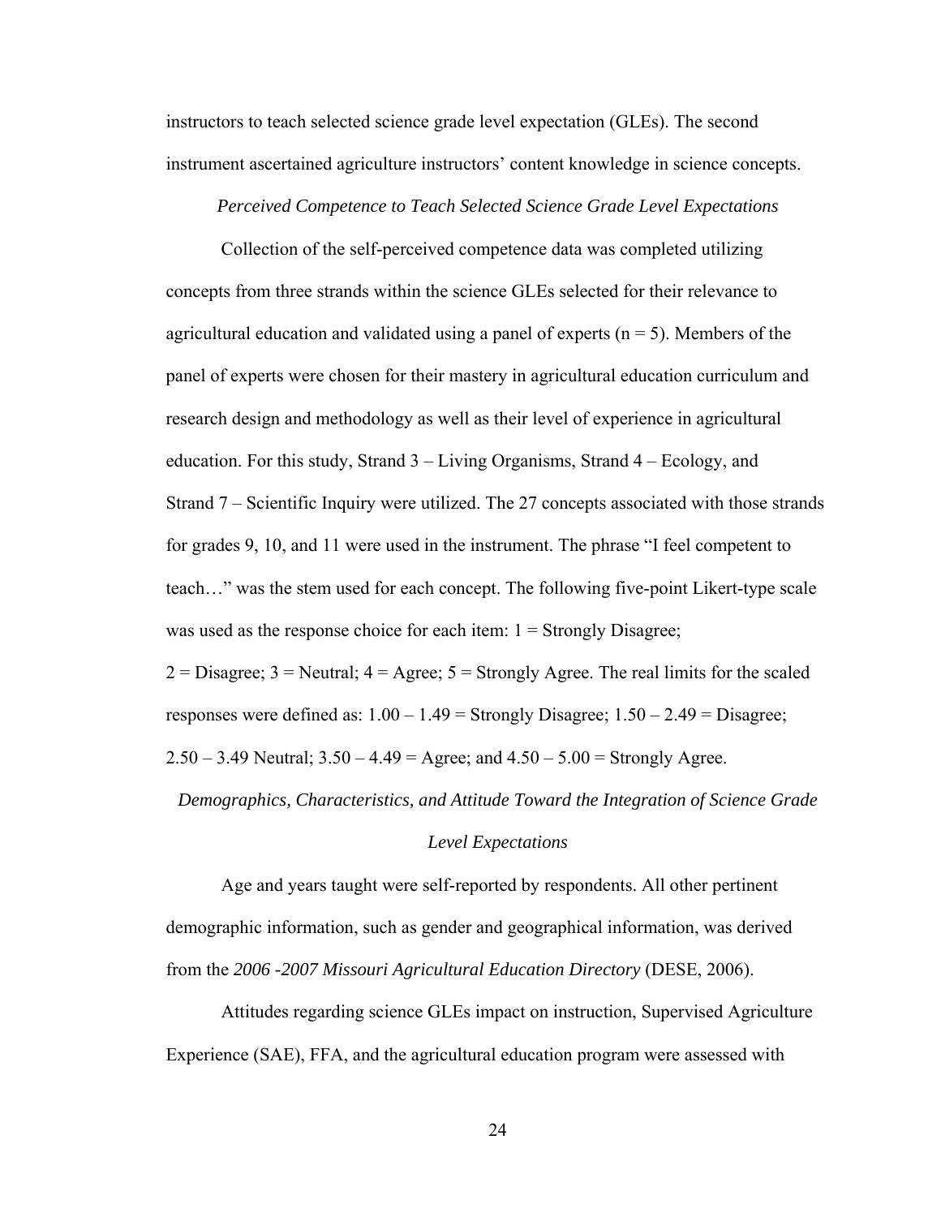instructors to teach selected science grade level expectation (GLEs). The second instrument ascertained agriculture instructors' content knowledge in science concepts.

### *Perceived Competence to Teach Selected Science Grade Level Expectations*

Collection of the self-perceived competence data was completed utilizing concepts from three strands within the science GLEs selected for their relevance to agricultural education and validated using a panel of experts ($n = 5$). Members of the panel of experts were chosen for their mastery in agricultural education curriculum and research design and methodology as well as their level of experience in agricultural education. For this study, Strand 3 – Living Organisms, Strand 4 – Ecology, and Strand 7 – Scientific Inquiry were utilized. The 27 concepts associated with those strands for grades 9, 10, and 11 were used in the instrument. The phrase "I feel competent to teach…" was the stem used for each concept. The following five-point Likert-type scale was used as the response choice for each item: 1 = Strongly Disagree; 2 = Disagree; 3 = Neutral; 4 = Agree; 5 = Strongly Agree. The real limits for the scaled responses were defined as: 1.00 – 1.49 = Strongly Disagree; 1.50 – 2.49 = Disagree; 2.50 – 3.49 Neutral; 3.50 – 4.49 = Agree; and 4.50 – 5.00 = Strongly Agree.

### *Demographics, Characteristics, and Attitude Toward the Integration of Science Grade Level Expectations*

Age and years taught were self-reported by respondents. All other pertinent demographic information, such as gender and geographical information, was derived from the *2006 -2007 Missouri Agricultural Education Directory* (DESE, 2006).

Attitudes regarding science GLEs impact on instruction, Supervised Agriculture Experience (SAE), FFA, and the agricultural education program were assessed with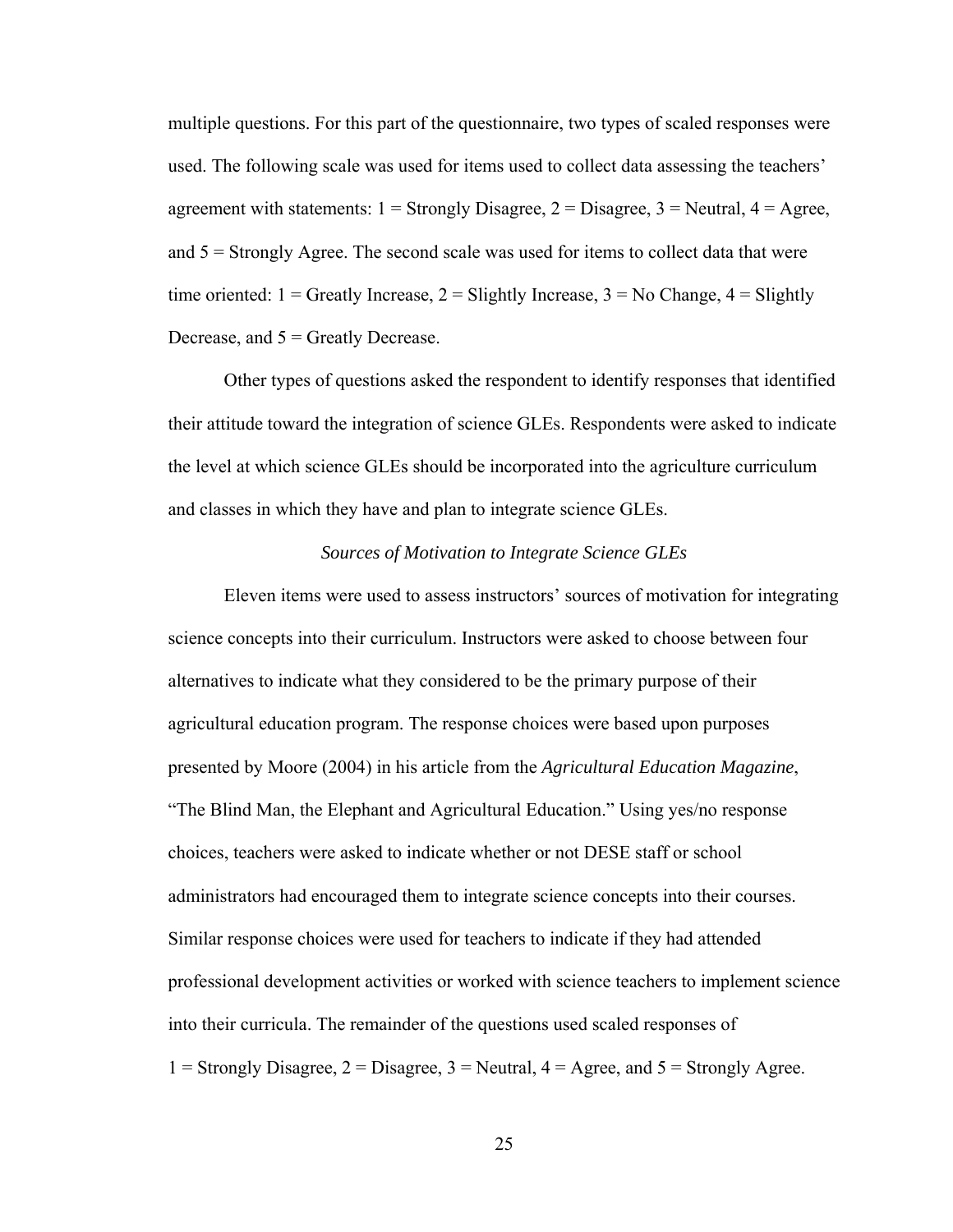multiple questions. For this part of the questionnaire, two types of scaled responses were used. The following scale was used for items used to collect data assessing the teachers' agreement with statements: 1 = Strongly Disagree, 2 = Disagree, 3 = Neutral, 4 = Agree, and 5 = Strongly Agree. The second scale was used for items to collect data that were time oriented: 1 = Greatly Increase, 2 = Slightly Increase, 3 = No Change, 4 = Slightly Decrease, and 5 = Greatly Decrease.

Other types of questions asked the respondent to identify responses that identified their attitude toward the integration of science GLEs. Respondents were asked to indicate the level at which science GLEs should be incorporated into the agriculture curriculum and classes in which they have and plan to integrate science GLEs.

### *Sources of Motivation to Integrate Science GLEs*

Eleven items were used to assess instructors' sources of motivation for integrating science concepts into their curriculum. Instructors were asked to choose between four alternatives to indicate what they considered to be the primary purpose of their agricultural education program. The response choices were based upon purposes presented by Moore (2004) in his article from the *Agricultural Education Magazine*, "The Blind Man, the Elephant and Agricultural Education." Using yes/no response choices, teachers were asked to indicate whether or not DESE staff or school administrators had encouraged them to integrate science concepts into their courses. Similar response choices were used for teachers to indicate if they had attended professional development activities or worked with science teachers to implement science into their curricula. The remainder of the questions used scaled responses of 1 = Strongly Disagree, 2 = Disagree, 3 = Neutral, 4 = Agree, and 5 = Strongly Agree.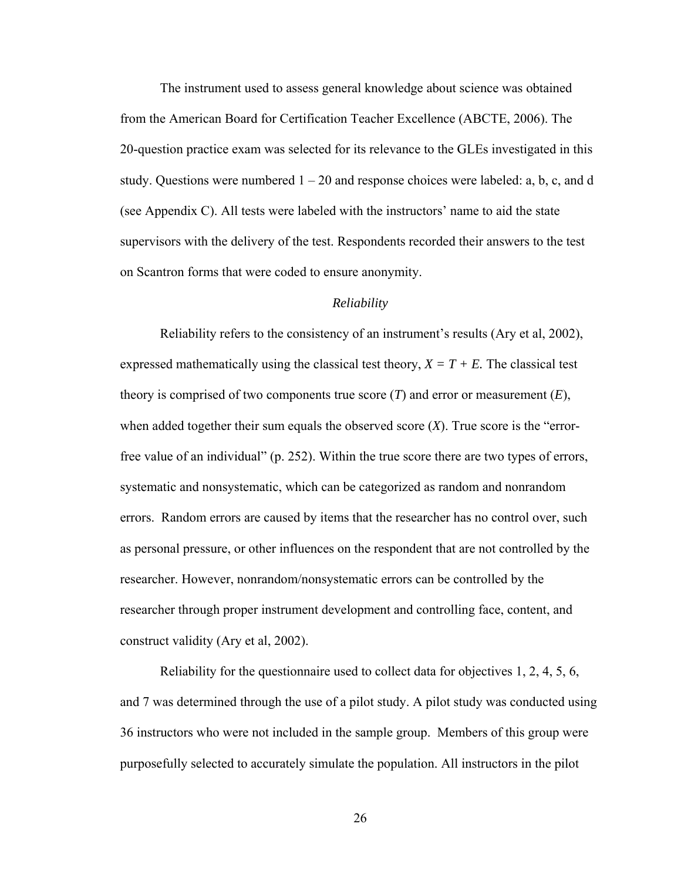The instrument used to assess general knowledge about science was obtained from the American Board for Certification Teacher Excellence (ABCTE, 2006). The 20-question practice exam was selected for its relevance to the GLEs investigated in this study. Questions were numbered 1 – 20 and response choices were labeled: a, b, c, and d (see Appendix C). All tests were labeled with the instructors' name to aid the state supervisors with the delivery of the test. Respondents recorded their answers to the test on Scantron forms that were coded to ensure anonymity.

### *Reliability*

Reliability refers to the consistency of an instrument's results (Ary et al, 2002), expressed mathematically using the classical test theory, $X = T + E$. The classical test theory is comprised of two components true score ($T$) and error or measurement ($E$), when added together their sum equals the observed score ($X$). True score is the "error-free value of an individual" (p. 252). Within the true score there are two types of errors, systematic and nonsystematic, which can be categorized as random and nonrandom errors. Random errors are caused by items that the researcher has no control over, such as personal pressure, or other influences on the respondent that are not controlled by the researcher. However, nonrandom/nonsystematic errors can be controlled by the researcher through proper instrument development and controlling face, content, and construct validity (Ary et al, 2002).

Reliability for the questionnaire used to collect data for objectives 1, 2, 4, 5, 6, and 7 was determined through the use of a pilot study. A pilot study was conducted using 36 instructors who were not included in the sample group. Members of this group were purposefully selected to accurately simulate the population. All instructors in the pilot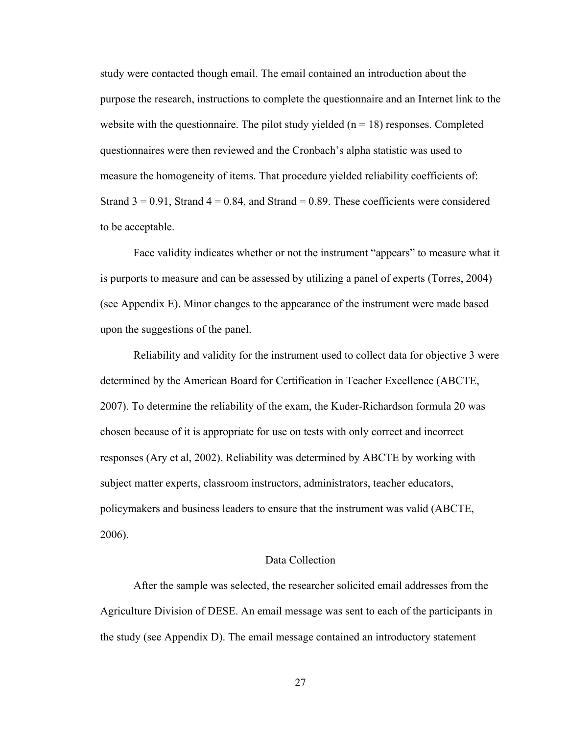study were contacted though email. The email contained an introduction about the purpose the research, instructions to complete the questionnaire and an Internet link to the website with the questionnaire. The pilot study yielded (n = 18) responses. Completed questionnaires were then reviewed and the Cronbach's alpha statistic was used to measure the homogeneity of items. That procedure yielded reliability coefficients of: Strand 3 = 0.91, Strand 4 = 0.84, and Strand = 0.89. These coefficients were considered to be acceptable.

Face validity indicates whether or not the instrument "appears" to measure what it is purports to measure and can be assessed by utilizing a panel of experts (Torres, 2004) (see Appendix E). Minor changes to the appearance of the instrument were made based upon the suggestions of the panel.

Reliability and validity for the instrument used to collect data for objective 3 were determined by the American Board for Certification in Teacher Excellence (ABCTE, 2007). To determine the reliability of the exam, the Kuder-Richardson formula 20 was chosen because of it is appropriate for use on tests with only correct and incorrect responses (Ary et al, 2002). Reliability was determined by ABCTE by working with subject matter experts, classroom instructors, administrators, teacher educators, policymakers and business leaders to ensure that the instrument was valid (ABCTE, 2006).

## Data Collection

After the sample was selected, the researcher solicited email addresses from the Agriculture Division of DESE. An email message was sent to each of the participants in the study (see Appendix D). The email message contained an introductory statement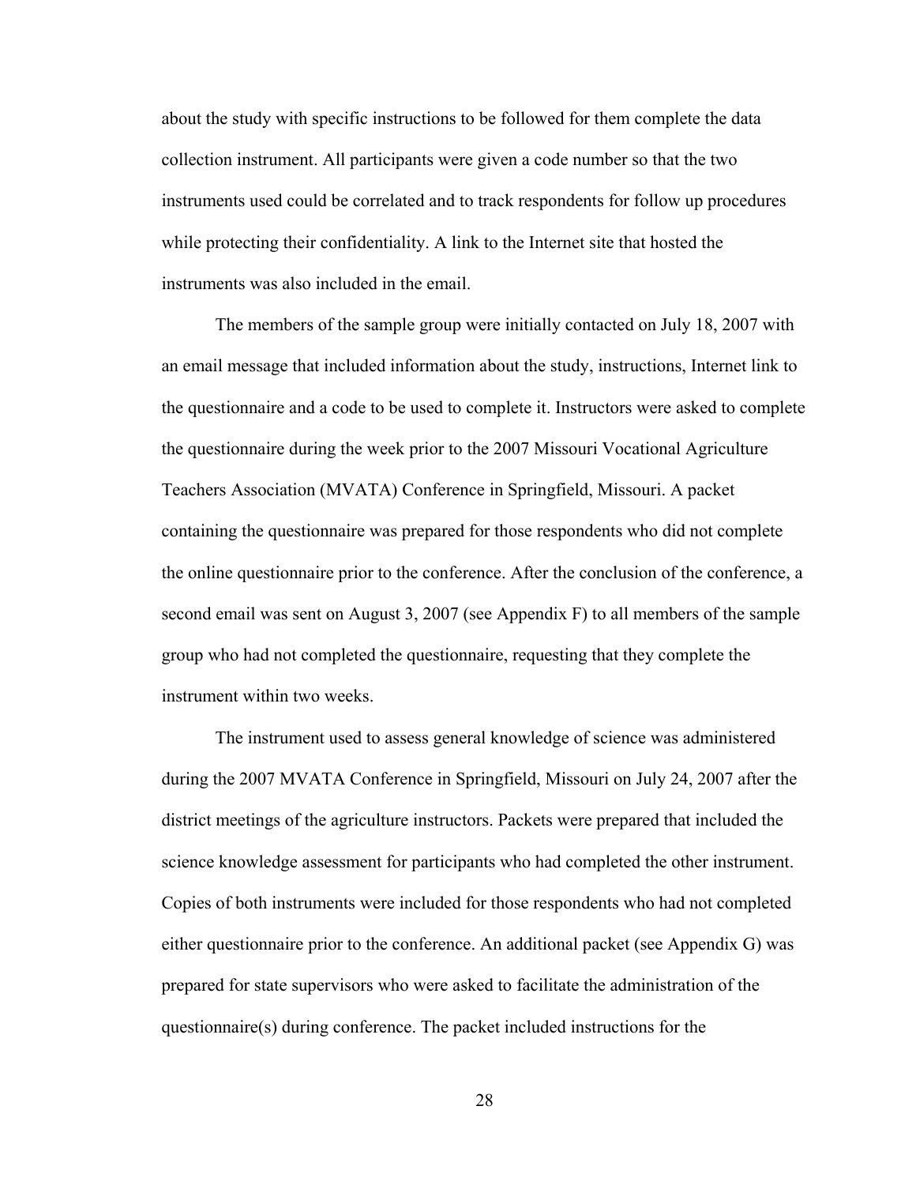about the study with specific instructions to be followed for them complete the data collection instrument. All participants were given a code number so that the two instruments used could be correlated and to track respondents for follow up procedures while protecting their confidentiality. A link to the Internet site that hosted the instruments was also included in the email.

The members of the sample group were initially contacted on July 18, 2007 with an email message that included information about the study, instructions, Internet link to the questionnaire and a code to be used to complete it. Instructors were asked to complete the questionnaire during the week prior to the 2007 Missouri Vocational Agriculture Teachers Association (MVATA) Conference in Springfield, Missouri. A packet containing the questionnaire was prepared for those respondents who did not complete the online questionnaire prior to the conference. After the conclusion of the conference, a second email was sent on August 3, 2007 (see Appendix F) to all members of the sample group who had not completed the questionnaire, requesting that they complete the instrument within two weeks.

The instrument used to assess general knowledge of science was administered during the 2007 MVATA Conference in Springfield, Missouri on July 24, 2007 after the district meetings of the agriculture instructors. Packets were prepared that included the science knowledge assessment for participants who had completed the other instrument. Copies of both instruments were included for those respondents who had not completed either questionnaire prior to the conference. An additional packet (see Appendix G) was prepared for state supervisors who were asked to facilitate the administration of the questionnaire(s) during conference. The packet included instructions for the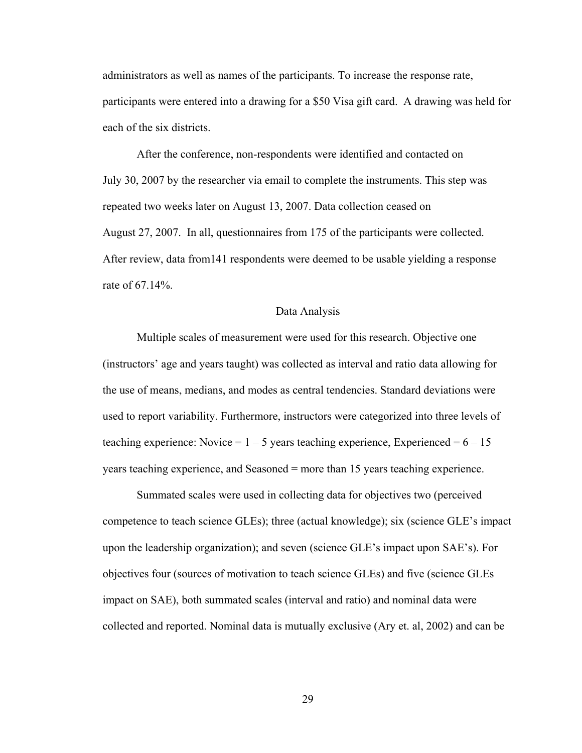administrators as well as names of the participants. To increase the response rate, participants were entered into a drawing for a $50 Visa gift card. A drawing was held for each of the six districts.

After the conference, non-respondents were identified and contacted on July 30, 2007 by the researcher via email to complete the instruments. This step was repeated two weeks later on August 13, 2007. Data collection ceased on August 27, 2007. In all, questionnaires from 175 of the participants were collected. After review, data from141 respondents were deemed to be usable yielding a response rate of 67.14%.

## Data Analysis

Multiple scales of measurement were used for this research. Objective one (instructors' age and years taught) was collected as interval and ratio data allowing for the use of means, medians, and modes as central tendencies. Standard deviations were used to report variability. Furthermore, instructors were categorized into three levels of teaching experience: Novice = 1 – 5 years teaching experience, Experienced = 6 – 15 years teaching experience, and Seasoned = more than 15 years teaching experience.

Summated scales were used in collecting data for objectives two (perceived competence to teach science GLEs); three (actual knowledge); six (science GLE's impact upon the leadership organization); and seven (science GLE's impact upon SAE's). For objectives four (sources of motivation to teach science GLEs) and five (science GLEs impact on SAE), both summated scales (interval and ratio) and nominal data were collected and reported. Nominal data is mutually exclusive (Ary et. al, 2002) and can be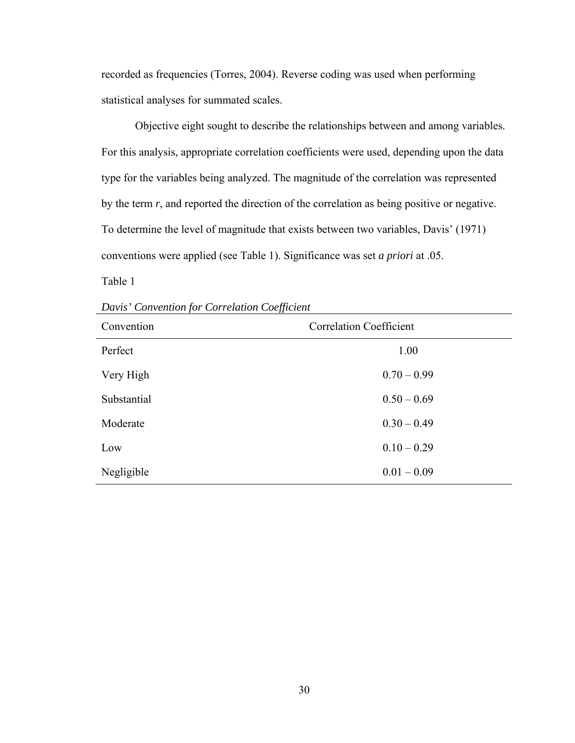recorded as frequencies (Torres, 2004). Reverse coding was used when performing statistical analyses for summated scales.

Objective eight sought to describe the relationships between and among variables. For this analysis, appropriate correlation coefficients were used, depending upon the data type for the variables being analyzed. The magnitude of the correlation was represented by the term ***r***, and reported the direction of the correlation as being positive or negative. To determine the level of magnitude that exists between two variables, Davis' (1971) conventions were applied (see Table 1). Significance was set ***a priori*** at .05.

Table 1

*Davis' Convention for Correlation Coefficient*

| Convention | Correlation Coefficient |
|---|---|
| Perfect | 1.00 |
| Very High | 0.70 – 0.99 |
| Substantial | 0.50 – 0.69 |
| Moderate | 0.30 – 0.49 |
| Low | 0.10 – 0.29 |
| Negligible | 0.01 – 0.09 |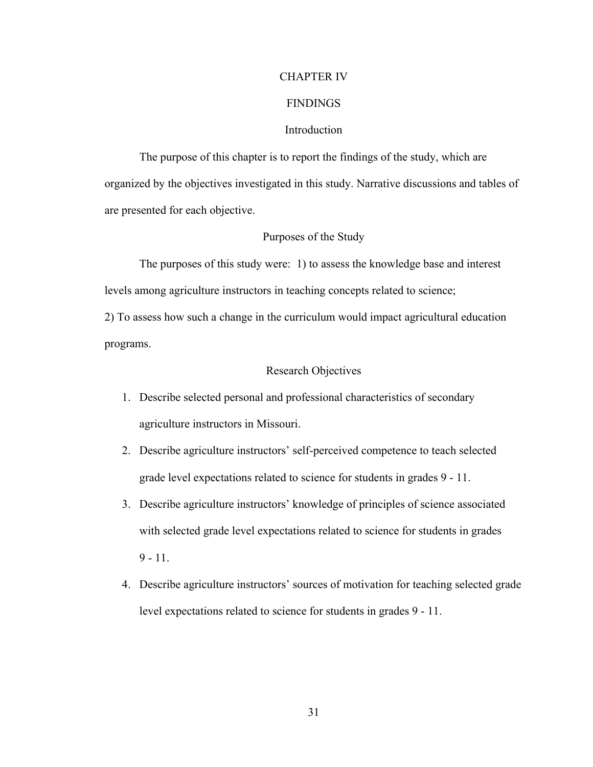# CHAPTER IV

# FINDINGS

## Introduction

The purpose of this chapter is to report the findings of the study, which are organized by the objectives investigated in this study. Narrative discussions and tables of are presented for each objective.

## Purposes of the Study

The purposes of this study were: 1) to assess the knowledge base and interest levels among agriculture instructors in teaching concepts related to science; 2) To assess how such a change in the curriculum would impact agricultural education programs.

## Research Objectives

1. Describe selected personal and professional characteristics of secondary agriculture instructors in Missouri.
2. Describe agriculture instructors' self-perceived competence to teach selected grade level expectations related to science for students in grades 9 - 11.
3. Describe agriculture instructors' knowledge of principles of science associated with selected grade level expectations related to science for students in grades 9 - 11.
4. Describe agriculture instructors' sources of motivation for teaching selected grade level expectations related to science for students in grades 9 - 11.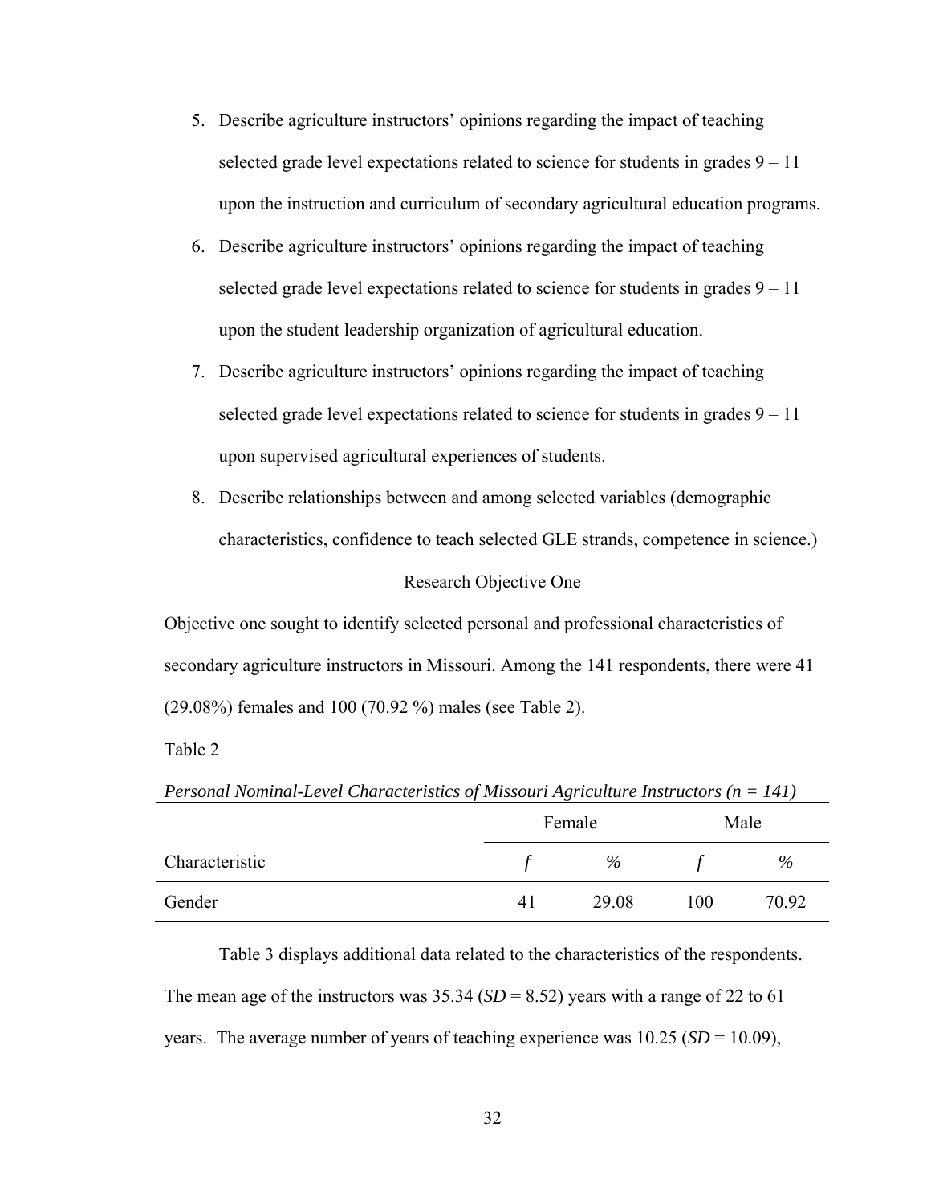5. Describe agriculture instructors' opinions regarding the impact of teaching selected grade level expectations related to science for students in grades 9 – 11 upon the instruction and curriculum of secondary agricultural education programs.
6. Describe agriculture instructors' opinions regarding the impact of teaching selected grade level expectations related to science for students in grades 9 – 11 upon the student leadership organization of agricultural education.
7. Describe agriculture instructors' opinions regarding the impact of teaching selected grade level expectations related to science for students in grades 9 – 11 upon supervised agricultural experiences of students.
8. Describe relationships between and among selected variables (demographic characteristics, confidence to teach selected GLE strands, competence in science.)

## Research Objective One

Objective one sought to identify selected personal and professional characteristics of secondary agriculture instructors in Missouri. Among the 141 respondents, there were 41 (29.08%) females and 100 (70.92 %) males (see Table 2).

Table 2

*Personal Nominal-Level Characteristics of Missouri Agriculture Instructors (n = 141)*

| | Female | | Male | |
|---|---|---|---|---|
| Characteristic | *f* | % | *f* | % |
| Gender | 41 | 29.08 | 100 | 70.92 |

Table 3 displays additional data related to the characteristics of the respondents. The mean age of the instructors was 35.34 (*SD* = 8.52) years with a range of 22 to 61 years. The average number of years of teaching experience was 10.25 (*SD* = 10.09),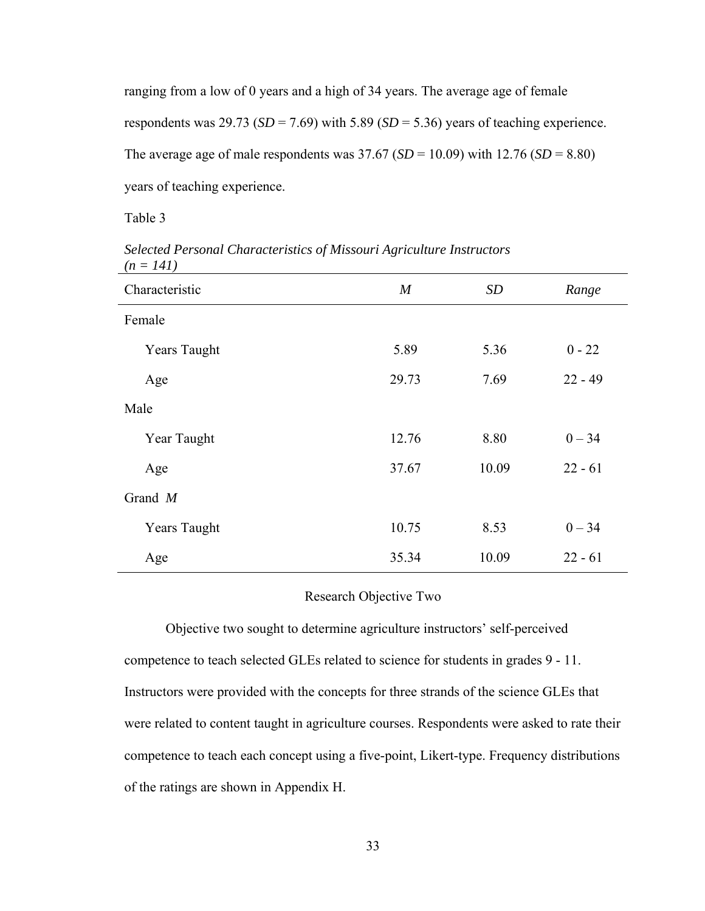ranging from a low of 0 years and a high of 34 years. The average age of female respondents was 29.73 (*SD* = 7.69) with 5.89 (*SD* = 5.36) years of teaching experience. The average age of male respondents was 37.67 (*SD* = 10.09) with 12.76 (*SD* = 8.80) years of teaching experience.

Table 3

*Selected Personal Characteristics of Missouri Agriculture Instructors (n = 141)*

| Characteristic | *M* | *SD* | *Range* |
|---|---|---|---|
| Female | | | |
| Years Taught | 5.89 | 5.36 | 0 - 22 |
| Age | 29.73 | 7.69 | 22 - 49 |
| Male | | | |
| Year Taught | 12.76 | 8.80 | 0 – 34 |
| Age | 37.67 | 10.09 | 22 - 61 |
| Grand *M* | | | |
| Years Taught | 10.75 | 8.53 | 0 – 34 |
| Age | 35.34 | 10.09 | 22 - 61 |

## Research Objective Two

Objective two sought to determine agriculture instructors' self-perceived competence to teach selected GLEs related to science for students in grades 9 - 11. Instructors were provided with the concepts for three strands of the science GLEs that were related to content taught in agriculture courses. Respondents were asked to rate their competence to teach each concept using a five-point, Likert-type. Frequency distributions of the ratings are shown in Appendix H.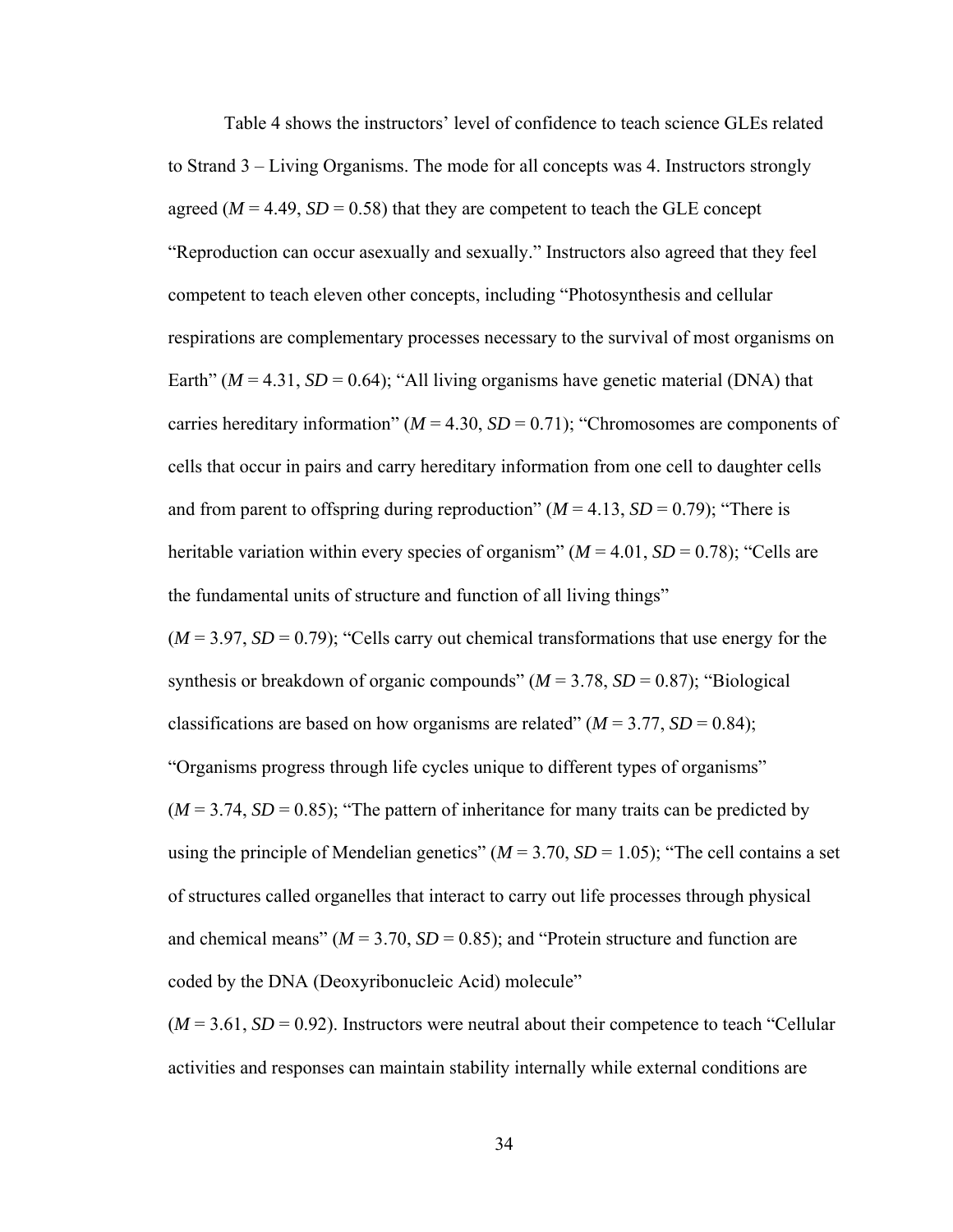Table 4 shows the instructors' level of confidence to teach science GLEs related to Strand 3 – Living Organisms. The mode for all concepts was 4. Instructors strongly agreed ($M$ = 4.49, $SD$ = 0.58) that they are competent to teach the GLE concept "Reproduction can occur asexually and sexually." Instructors also agreed that they feel competent to teach eleven other concepts, including "Photosynthesis and cellular respirations are complementary processes necessary to the survival of most organisms on Earth" ($M$ = 4.31, $SD$ = 0.64); "All living organisms have genetic material (DNA) that carries hereditary information" ($M$ = 4.30, $SD$ = 0.71); "Chromosomes are components of cells that occur in pairs and carry hereditary information from one cell to daughter cells and from parent to offspring during reproduction" ($M$ = 4.13, $SD$ = 0.79); "There is heritable variation within every species of organism" ($M$ = 4.01, $SD$ = 0.78); "Cells are the fundamental units of structure and function of all living things" ($M$ = 3.97, $SD$ = 0.79); "Cells carry out chemical transformations that use energy for the synthesis or breakdown of organic compounds" ($M$ = 3.78, $SD$ = 0.87); "Biological classifications are based on how organisms are related" ($M$ = 3.77, $SD$ = 0.84); "Organisms progress through life cycles unique to different types of organisms" ($M$ = 3.74, $SD$ = 0.85); "The pattern of inheritance for many traits can be predicted by using the principle of Mendelian genetics" ($M$ = 3.70, $SD$ = 1.05); "The cell contains a set of structures called organelles that interact to carry out life processes through physical and chemical means" ($M$ = 3.70, $SD$ = 0.85); and "Protein structure and function are coded by the DNA (Deoxyribonucleic Acid) molecule" ($M$ = 3.61, $SD$ = 0.92). Instructors were neutral about their competence to teach "Cellular activities and responses can maintain stability internally while external conditions are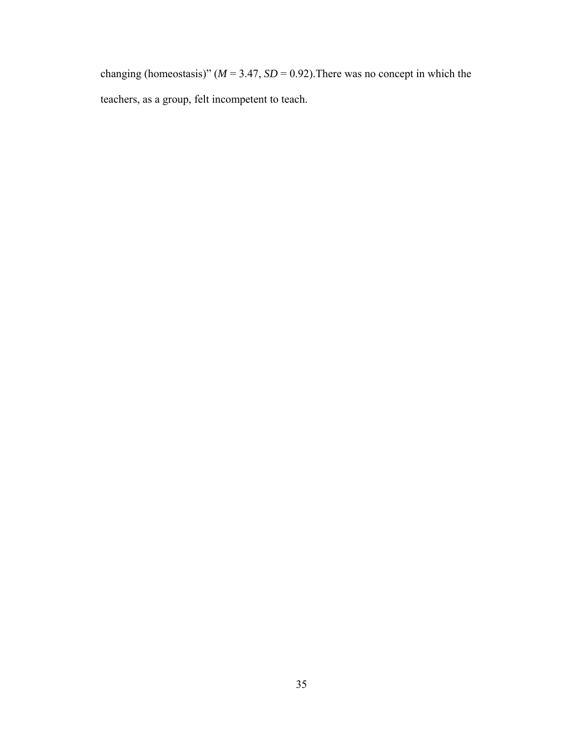changing (homeostasis)" ($M$ = 3.47, $SD$ = 0.92).There was no concept in which the teachers, as a group, felt incompetent to teach.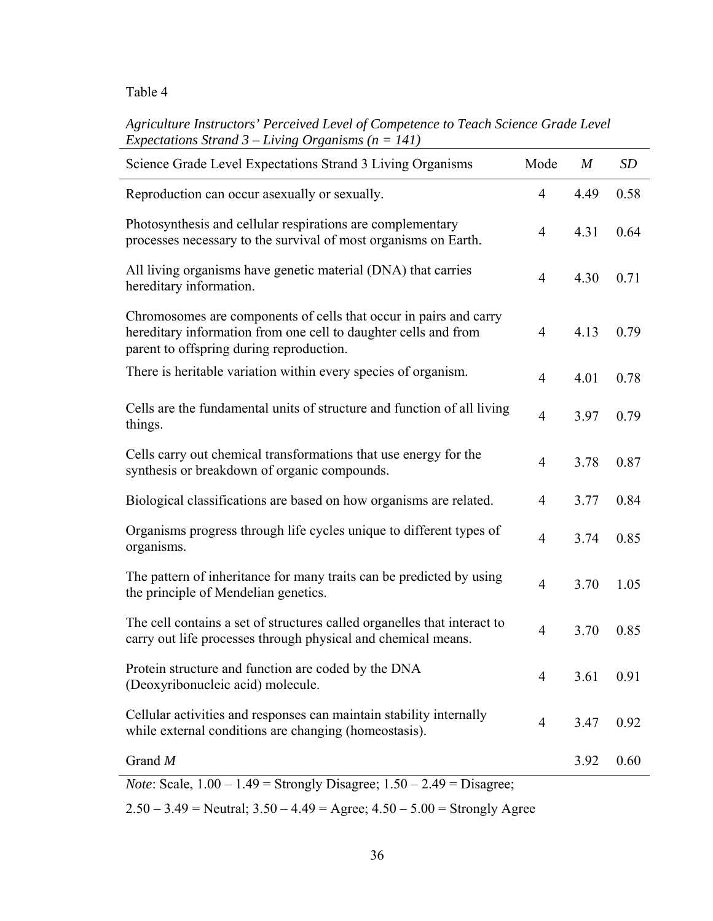Table 4

*Agriculture Instructors' Perceived Level of Competence to Teach Science Grade Level Expectations Strand 3 – Living Organisms (n = 141)*

| Science Grade Level Expectations Strand 3 Living Organisms | Mode | *M* | *SD* |
|---|---|---|---|
| Reproduction can occur asexually or sexually. | 4 | 4.49 | 0.58 |
| Photosynthesis and cellular respirations are complementary processes necessary to the survival of most organisms on Earth. | 4 | 4.31 | 0.64 |
| All living organisms have genetic material (DNA) that carries hereditary information. | 4 | 4.30 | 0.71 |
| Chromosomes are components of cells that occur in pairs and carry hereditary information from one cell to daughter cells and from parent to offspring during reproduction. | 4 | 4.13 | 0.79 |
| There is heritable variation within every species of organism. | 4 | 4.01 | 0.78 |
| Cells are the fundamental units of structure and function of all living things. | 4 | 3.97 | 0.79 |
| Cells carry out chemical transformations that use energy for the synthesis or breakdown of organic compounds. | 4 | 3.78 | 0.87 |
| Biological classifications are based on how organisms are related. | 4 | 3.77 | 0.84 |
| Organisms progress through life cycles unique to different types of organisms. | 4 | 3.74 | 0.85 |
| The pattern of inheritance for many traits can be predicted by using the principle of Mendelian genetics. | 4 | 3.70 | 1.05 |
| The cell contains a set of structures called organelles that interact to carry out life processes through physical and chemical means. | 4 | 3.70 | 0.85 |
| Protein structure and function are coded by the DNA (Deoxyribonucleic acid) molecule. | 4 | 3.61 | 0.91 |
| Cellular activities and responses can maintain stability internally while external conditions are changing (homeostasis). | 4 | 3.47 | 0.92 |
| Grand *M* | | 3.92 | 0.60 |

*Note*: Scale, 1.00 – 1.49 = Strongly Disagree; 1.50 – 2.49 = Disagree; 2.50 – 3.49 = Neutral; 3.50 – 4.49 = Agree; 4.50 – 5.00 = Strongly Agree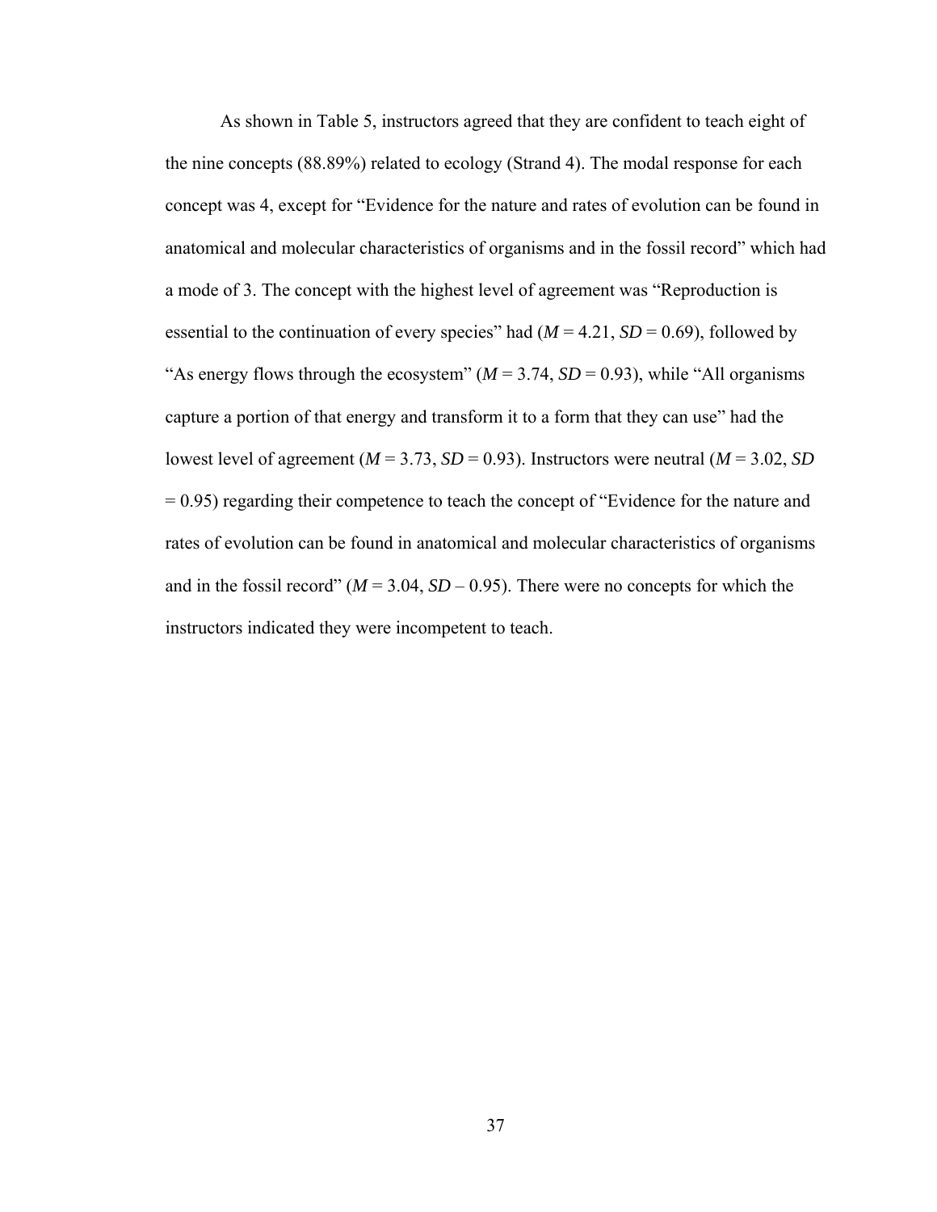As shown in Table 5, instructors agreed that they are confident to teach eight of the nine concepts (88.89%) related to ecology (Strand 4). The modal response for each concept was 4, except for "Evidence for the nature and rates of evolution can be found in anatomical and molecular characteristics of organisms and in the fossil record" which had a mode of 3. The concept with the highest level of agreement was "Reproduction is essential to the continuation of every species" had ($M = 4.21$, $SD = 0.69$), followed by "As energy flows through the ecosystem" ($M = 3.74$, $SD = 0.93$), while "All organisms capture a portion of that energy and transform it to a form that they can use" had the lowest level of agreement ($M = 3.73$, $SD = 0.93$). Instructors were neutral ($M = 3.02$, $SD = 0.95$) regarding their competence to teach the concept of "Evidence for the nature and rates of evolution can be found in anatomical and molecular characteristics of organisms and in the fossil record" ($M = 3.04$, $SD – 0.95$). There were no concepts for which the instructors indicated they were incompetent to teach.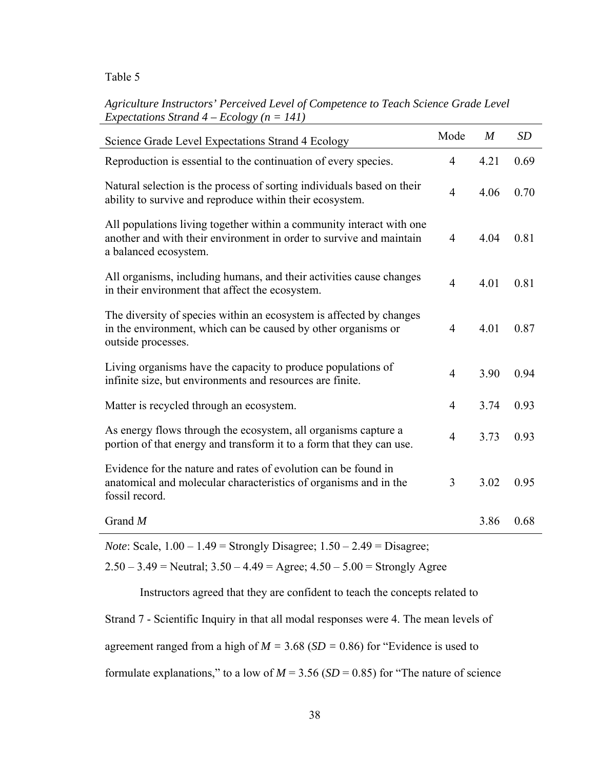Table 5

*Agriculture Instructors' Perceived Level of Competence to Teach Science Grade Level Expectations Strand 4 – Ecology (n = 141)*

| Science Grade Level Expectations Strand 4 Ecology | Mode | *M* | *SD* |
|---|---|---|---|
| Reproduction is essential to the continuation of every species. | 4 | 4.21 | 0.69 |
| Natural selection is the process of sorting individuals based on their ability to survive and reproduce within their ecosystem. | 4 | 4.06 | 0.70 |
| All populations living together within a community interact with one another and with their environment in order to survive and maintain a balanced ecosystem. | 4 | 4.04 | 0.81 |
| All organisms, including humans, and their activities cause changes in their environment that affect the ecosystem. | 4 | 4.01 | 0.81 |
| The diversity of species within an ecosystem is affected by changes in the environment, which can be caused by other organisms or outside processes. | 4 | 4.01 | 0.87 |
| Living organisms have the capacity to produce populations of infinite size, but environments and resources are finite. | 4 | 3.90 | 0.94 |
| Matter is recycled through an ecosystem. | 4 | 3.74 | 0.93 |
| As energy flows through the ecosystem, all organisms capture a portion of that energy and transform it to a form that they can use. | 4 | 3.73 | 0.93 |
| Evidence for the nature and rates of evolution can be found in anatomical and molecular characteristics of organisms and in the fossil record. | 3 | 3.02 | 0.95 |
| Grand *M* | | 3.86 | 0.68 |

*Note*: Scale, 1.00 – 1.49 = Strongly Disagree; 1.50 – 2.49 = Disagree; 2.50 – 3.49 = Neutral; 3.50 – 4.49 = Agree; 4.50 – 5.00 = Strongly Agree

Instructors agreed that they are confident to teach the concepts related to Strand 7 - Scientific Inquiry in that all modal responses were 4. The mean levels of agreement ranged from a high of *M* = 3.68 (*SD* = 0.86) for "Evidence is used to formulate explanations," to a low of *M* = 3.56 (*SD* = 0.85) for "The nature of science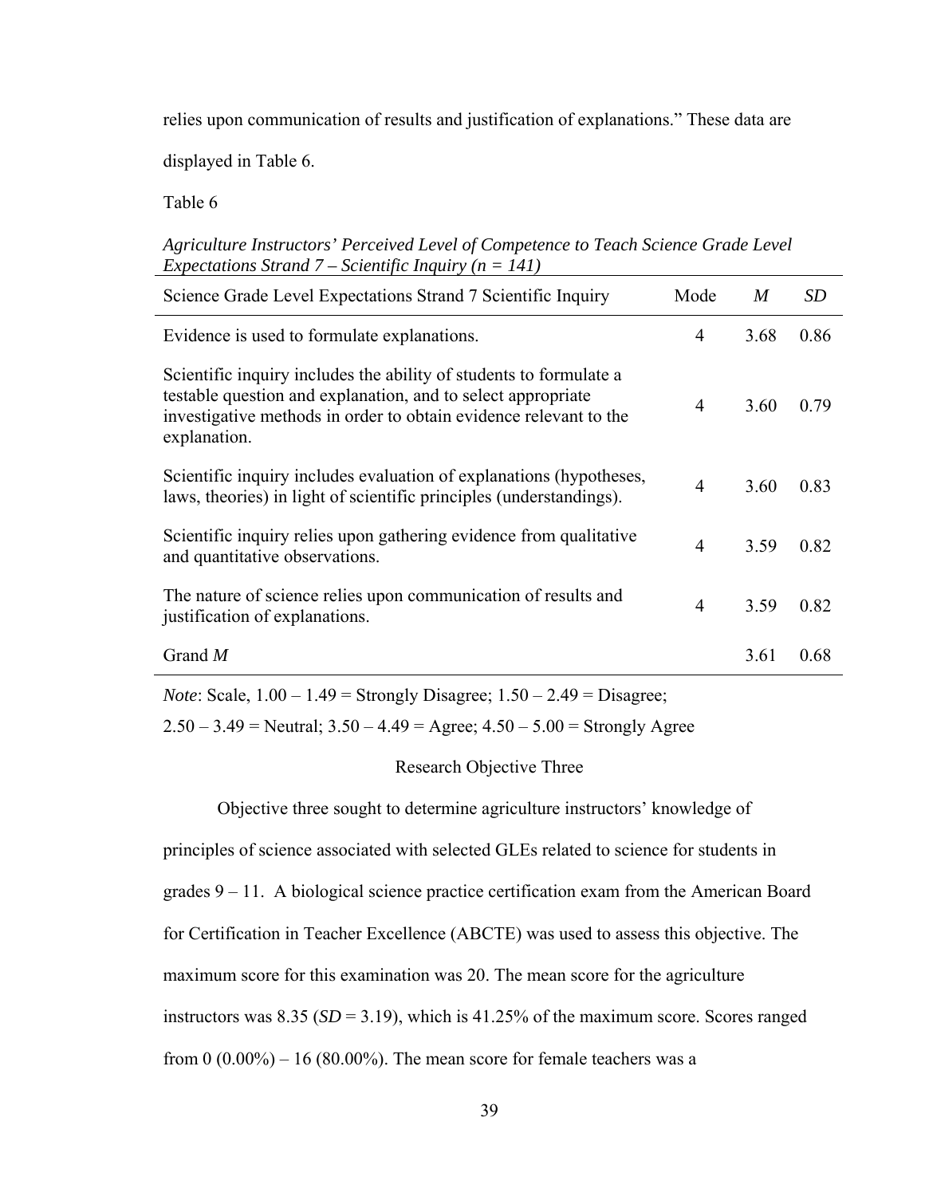relies upon communication of results and justification of explanations." These data are displayed in Table 6.

Table 6

*Agriculture Instructors' Perceived Level of Competence to Teach Science Grade Level Expectations Strand 7 – Scientific Inquiry (n = 141)*

| Science Grade Level Expectations Strand 7 Scientific Inquiry | Mode | *M* | *SD* |
|---|---|---|---|
| Evidence is used to formulate explanations. | 4 | 3.68 | 0.86 |
| Scientific inquiry includes the ability of students to formulate a testable question and explanation, and to select appropriate investigative methods in order to obtain evidence relevant to the explanation. | 4 | 3.60 | 0.79 |
| Scientific inquiry includes evaluation of explanations (hypotheses, laws, theories) in light of scientific principles (understandings). | 4 | 3.60 | 0.83 |
| Scientific inquiry relies upon gathering evidence from qualitative and quantitative observations. | 4 | 3.59 | 0.82 |
| The nature of science relies upon communication of results and justification of explanations. | 4 | 3.59 | 0.82 |
| Grand *M* | | 3.61 | 0.68 |

*Note*: Scale, 1.00 – 1.49 = Strongly Disagree; 1.50 – 2.49 = Disagree; 2.50 – 3.49 = Neutral; 3.50 – 4.49 = Agree; 4.50 – 5.00 = Strongly Agree

## Research Objective Three

Objective three sought to determine agriculture instructors' knowledge of principles of science associated with selected GLEs related to science for students in grades 9 – 11. A biological science practice certification exam from the American Board for Certification in Teacher Excellence (ABCTE) was used to assess this objective. The maximum score for this examination was 20. The mean score for the agriculture instructors was 8.35 (*SD* = 3.19), which is 41.25% of the maximum score. Scores ranged from 0 (0.00%) – 16 (80.00%). The mean score for female teachers was a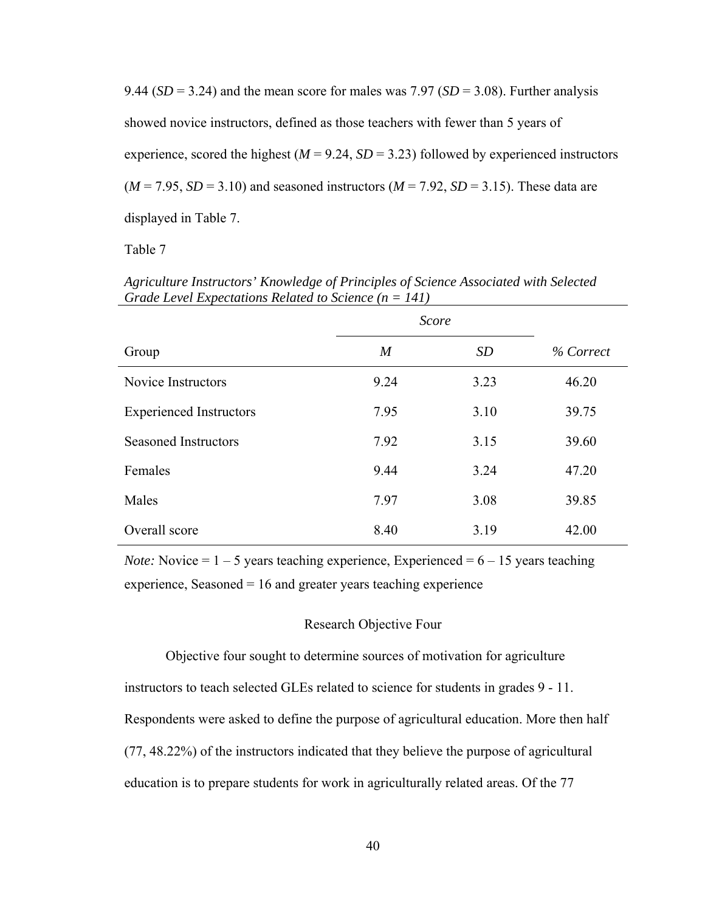9.44 (*SD* = 3.24) and the mean score for males was 7.97 (*SD* = 3.08). Further analysis showed novice instructors, defined as those teachers with fewer than 5 years of experience, scored the highest (*M* = 9.24, *SD* = 3.23) followed by experienced instructors (*M* = 7.95, *SD* = 3.10) and seasoned instructors (*M* = 7.92, *SD* = 3.15). These data are displayed in Table 7.

Table 7

*Agriculture Instructors' Knowledge of Principles of Science Associated with Selected Grade Level Expectations Related to Science (n = 141)*

| | *Score* | | |
|---|---|---|---|
| Group | *M* | *SD* | *% Correct* |
| Novice Instructors | 9.24 | 3.23 | 46.20 |
| Experienced Instructors | 7.95 | 3.10 | 39.75 |
| Seasoned Instructors | 7.92 | 3.15 | 39.60 |
| Females | 9.44 | 3.24 | 47.20 |
| Males | 7.97 | 3.08 | 39.85 |
| Overall score | 8.40 | 3.19 | 42.00 |

*Note:* Novice = 1 – 5 years teaching experience, Experienced = 6 – 15 years teaching experience, Seasoned = 16 and greater years teaching experience

## Research Objective Four

Objective four sought to determine sources of motivation for agriculture instructors to teach selected GLEs related to science for students in grades 9 - 11. Respondents were asked to define the purpose of agricultural education. More then half (77, 48.22%) of the instructors indicated that they believe the purpose of agricultural education is to prepare students for work in agriculturally related areas. Of the 77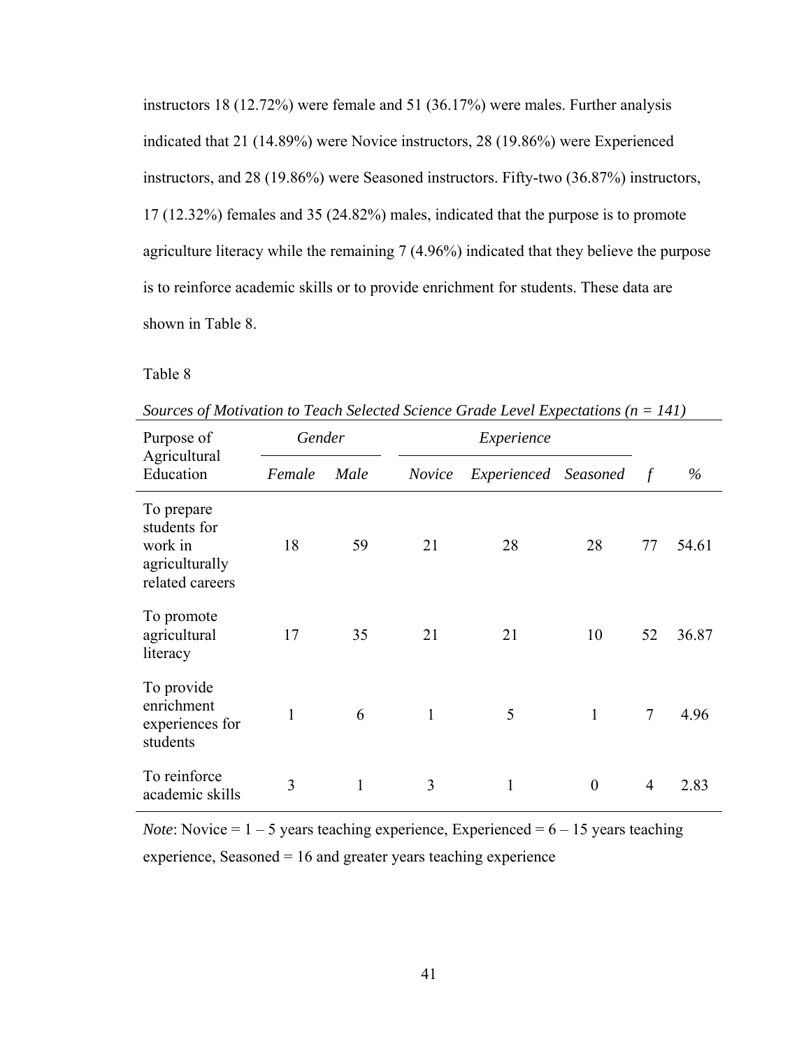instructors 18 (12.72%) were female and 51 (36.17%) were males. Further analysis indicated that 21 (14.89%) were Novice instructors, 28 (19.86%) were Experienced instructors, and 28 (19.86%) were Seasoned instructors. Fifty-two (36.87%) instructors, 17 (12.32%) females and 35 (24.82%) males, indicated that the purpose is to promote agriculture literacy while the remaining 7 (4.96%) indicated that they believe the purpose is to reinforce academic skills or to provide enrichment for students. These data are shown in Table 8.

Table 8

*Sources of Motivation to Teach Selected Science Grade Level Expectations (n = 141)*

| Purpose of Agricultural Education | *Gender* | | *Experience* | | | | |
|---|---|---|---|---|---|---|---|
| | *Female* | *Male* | *Novice* | *Experienced* | *Seasoned* | *f* | *%* |
| To prepare students for work in agriculturally related careers | 18 | 59 | 21 | 28 | 28 | 77 | 54.61 |
| To promote agricultural literacy | 17 | 35 | 21 | 21 | 10 | 52 | 36.87 |
| To provide enrichment experiences for students | 1 | 6 | 1 | 5 | 1 | 7 | 4.96 |
| To reinforce academic skills | 3 | 1 | 3 | 1 | 0 | 4 | 2.83 |

*Note*: Novice = 1 – 5 years teaching experience, Experienced = 6 – 15 years teaching experience, Seasoned = 16 and greater years teaching experience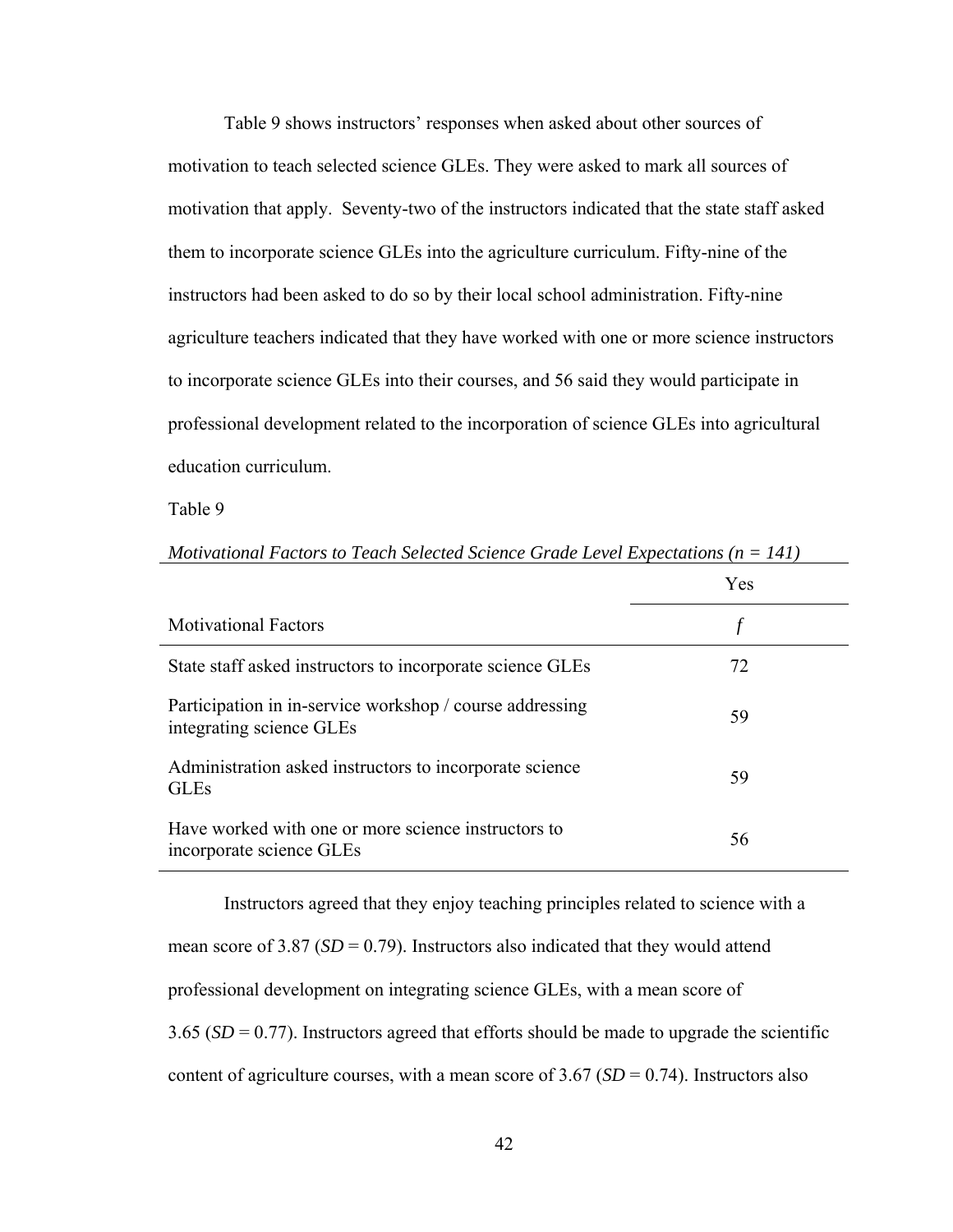Table 9 shows instructors' responses when asked about other sources of motivation to teach selected science GLEs. They were asked to mark all sources of motivation that apply. Seventy-two of the instructors indicated that the state staff asked them to incorporate science GLEs into the agriculture curriculum. Fifty-nine of the instructors had been asked to do so by their local school administration. Fifty-nine agriculture teachers indicated that they have worked with one or more science instructors to incorporate science GLEs into their courses, and 56 said they would participate in professional development related to the incorporation of science GLEs into agricultural education curriculum.

Table 9

*Motivational Factors to Teach Selected Science Grade Level Expectations (n = 141)*

| | Yes |
|---|---|
| Motivational Factors | *f* |
| State staff asked instructors to incorporate science GLEs | 72 |
| Participation in in-service workshop / course addressing integrating science GLEs | 59 |
| Administration asked instructors to incorporate science GLEs | 59 |
| Have worked with one or more science instructors to incorporate science GLEs | 56 |

Instructors agreed that they enjoy teaching principles related to science with a mean score of 3.87 (*SD* = 0.79). Instructors also indicated that they would attend professional development on integrating science GLEs, with a mean score of 3.65 (*SD* = 0.77). Instructors agreed that efforts should be made to upgrade the scientific content of agriculture courses, with a mean score of 3.67 (*SD* = 0.74). Instructors also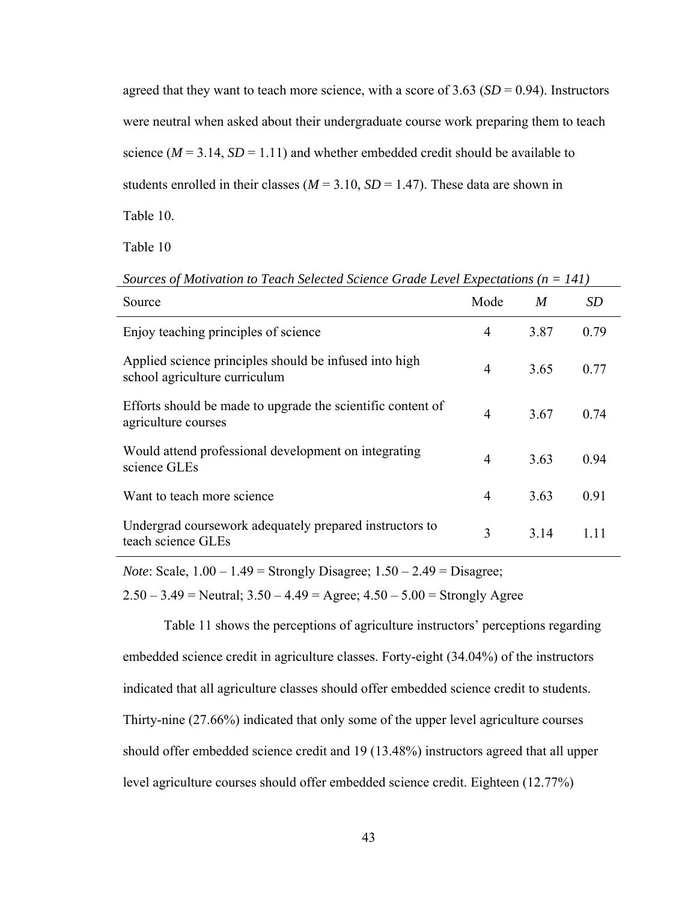agreed that they want to teach more science, with a score of 3.63 (*SD* = 0.94). Instructors were neutral when asked about their undergraduate course work preparing them to teach science (*M* = 3.14, *SD* = 1.11) and whether embedded credit should be available to students enrolled in their classes (*M* = 3.10, *SD* = 1.47). These data are shown in Table 10.

Table 10

*Sources of Motivation to Teach Selected Science Grade Level Expectations (n = 141)*

| Source | Mode | *M* | *SD* |
|---|---|---|---|
| Enjoy teaching principles of science | 4 | 3.87 | 0.79 |
| Applied science principles should be infused into high school agriculture curriculum | 4 | 3.65 | 0.77 |
| Efforts should be made to upgrade the scientific content of agriculture courses | 4 | 3.67 | 0.74 |
| Would attend professional development on integrating science GLEs | 4 | 3.63 | 0.94 |
| Want to teach more science | 4 | 3.63 | 0.91 |
| Undergrad coursework adequately prepared instructors to teach science GLEs | 3 | 3.14 | 1.11 |

*Note*: Scale, 1.00 – 1.49 = Strongly Disagree; 1.50 – 2.49 = Disagree; 2.50 – 3.49 = Neutral; 3.50 – 4.49 = Agree; 4.50 – 5.00 = Strongly Agree

Table 11 shows the perceptions of agriculture instructors' perceptions regarding embedded science credit in agriculture classes. Forty-eight (34.04%) of the instructors indicated that all agriculture classes should offer embedded science credit to students. Thirty-nine (27.66%) indicated that only some of the upper level agriculture courses should offer embedded science credit and 19 (13.48%) instructors agreed that all upper level agriculture courses should offer embedded science credit. Eighteen (12.77%)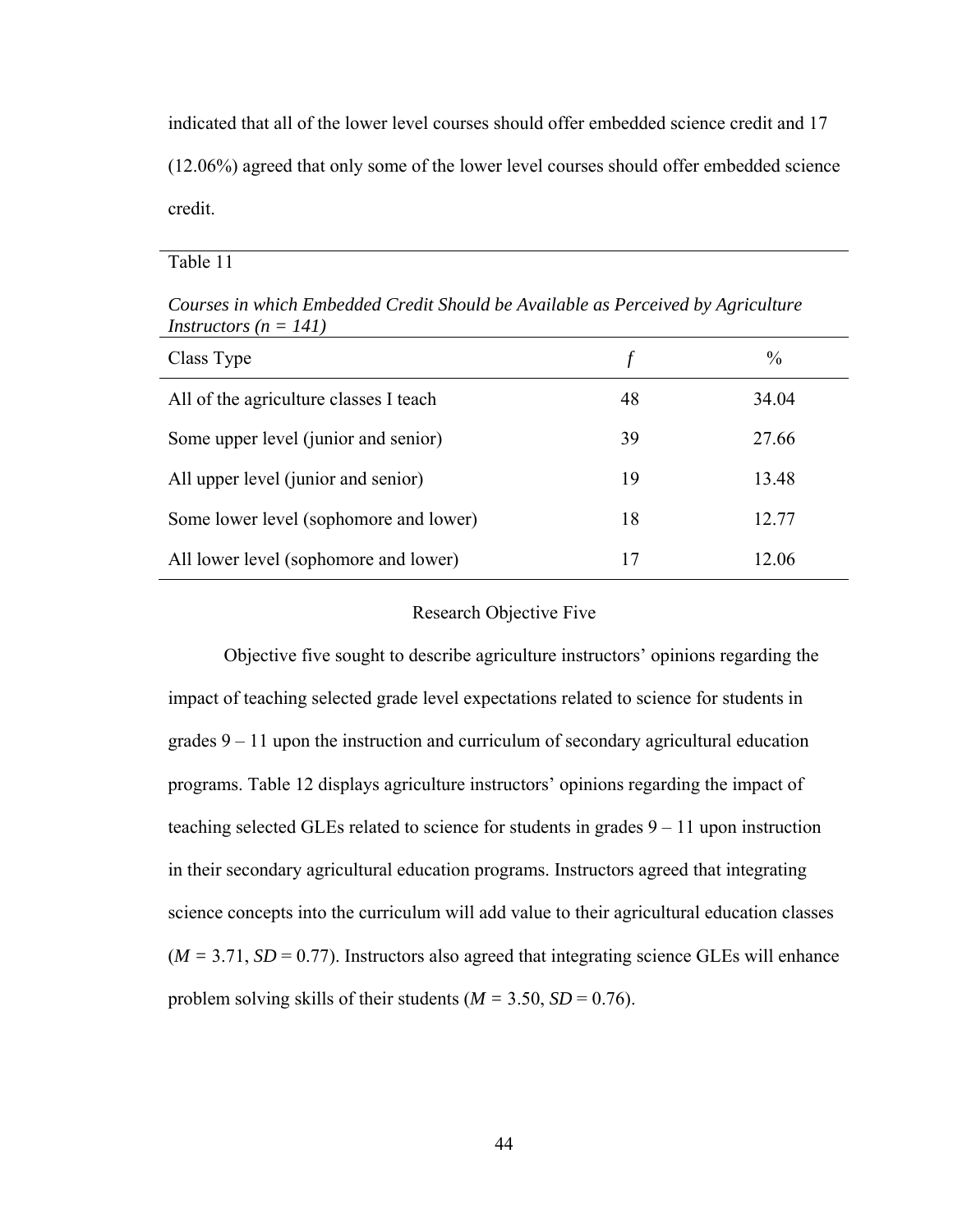indicated that all of the lower level courses should offer embedded science credit and 17 (12.06%) agreed that only some of the lower level courses should offer embedded science credit.

Table 11

*Courses in which Embedded Credit Should be Available as Perceived by Agriculture Instructors (n = 141)*

| Class Type | *f* | % |
|---|---|---|
| All of the agriculture classes I teach | 48 | 34.04 |
| Some upper level (junior and senior) | 39 | 27.66 |
| All upper level (junior and senior) | 19 | 13.48 |
| Some lower level (sophomore and lower) | 18 | 12.77 |
| All lower level (sophomore and lower) | 17 | 12.06 |

## Research Objective Five

Objective five sought to describe agriculture instructors' opinions regarding the impact of teaching selected grade level expectations related to science for students in grades 9 – 11 upon the instruction and curriculum of secondary agricultural education programs. Table 12 displays agriculture instructors' opinions regarding the impact of teaching selected GLEs related to science for students in grades 9 – 11 upon instruction in their secondary agricultural education programs. Instructors agreed that integrating science concepts into the curriculum will add value to their agricultural education classes ($M = 3.71$, $SD = 0.77$). Instructors also agreed that integrating science GLEs will enhance problem solving skills of their students ($M = 3.50$, $SD = 0.76$).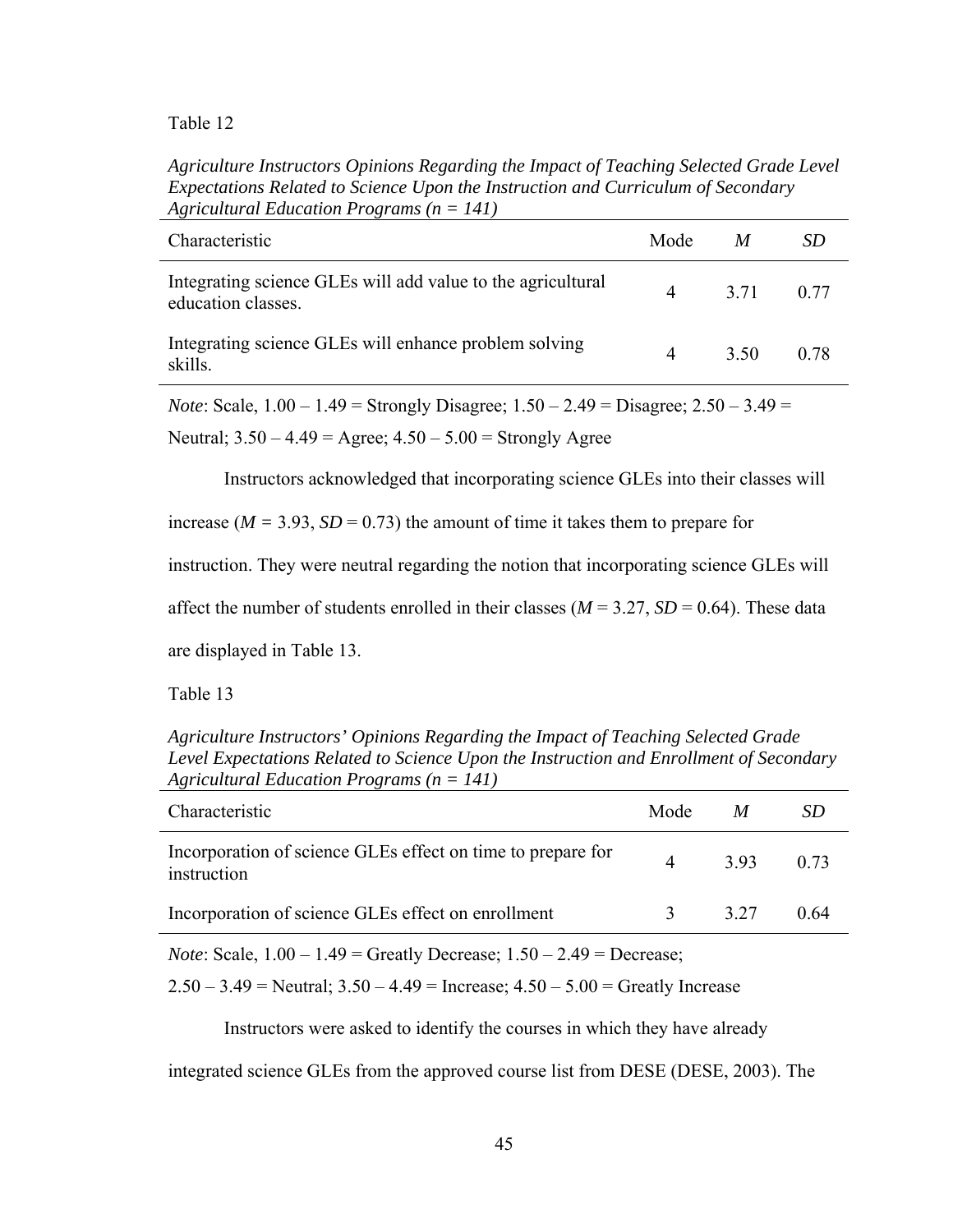Table 12

*Agriculture Instructors Opinions Regarding the Impact of Teaching Selected Grade Level Expectations Related to Science Upon the Instruction and Curriculum of Secondary Agricultural Education Programs (n = 141)*

| Characteristic | Mode | *M* | *SD* |
|---|---|---|---|
| Integrating science GLEs will add value to the agricultural education classes. | 4 | 3.71 | 0.77 |
| Integrating science GLEs will enhance problem solving skills. | 4 | 3.50 | 0.78 |

*Note*: Scale, 1.00 – 1.49 = Strongly Disagree; 1.50 – 2.49 = Disagree; 2.50 – 3.49 = Neutral; 3.50 – 4.49 = Agree; 4.50 – 5.00 = Strongly Agree

Instructors acknowledged that incorporating science GLEs into their classes will increase ($M = 3.93$, $SD = 0.73$) the amount of time it takes them to prepare for instruction. They were neutral regarding the notion that incorporating science GLEs will affect the number of students enrolled in their classes ($M = 3.27$, $SD = 0.64$). These data are displayed in Table 13.

Table 13

*Agriculture Instructors' Opinions Regarding the Impact of Teaching Selected Grade Level Expectations Related to Science Upon the Instruction and Enrollment of Secondary Agricultural Education Programs (n = 141)*

| Characteristic | Mode | *M* | *SD* |
|---|---|---|---|
| Incorporation of science GLEs effect on time to prepare for instruction | 4 | 3.93 | 0.73 |
| Incorporation of science GLEs effect on enrollment | 3 | 3.27 | 0.64 |

*Note*: Scale, 1.00 – 1.49 = Greatly Decrease; 1.50 – 2.49 = Decrease; 2.50 – 3.49 = Neutral; 3.50 – 4.49 = Increase; 4.50 – 5.00 = Greatly Increase

Instructors were asked to identify the courses in which they have already integrated science GLEs from the approved course list from DESE (DESE, 2003). The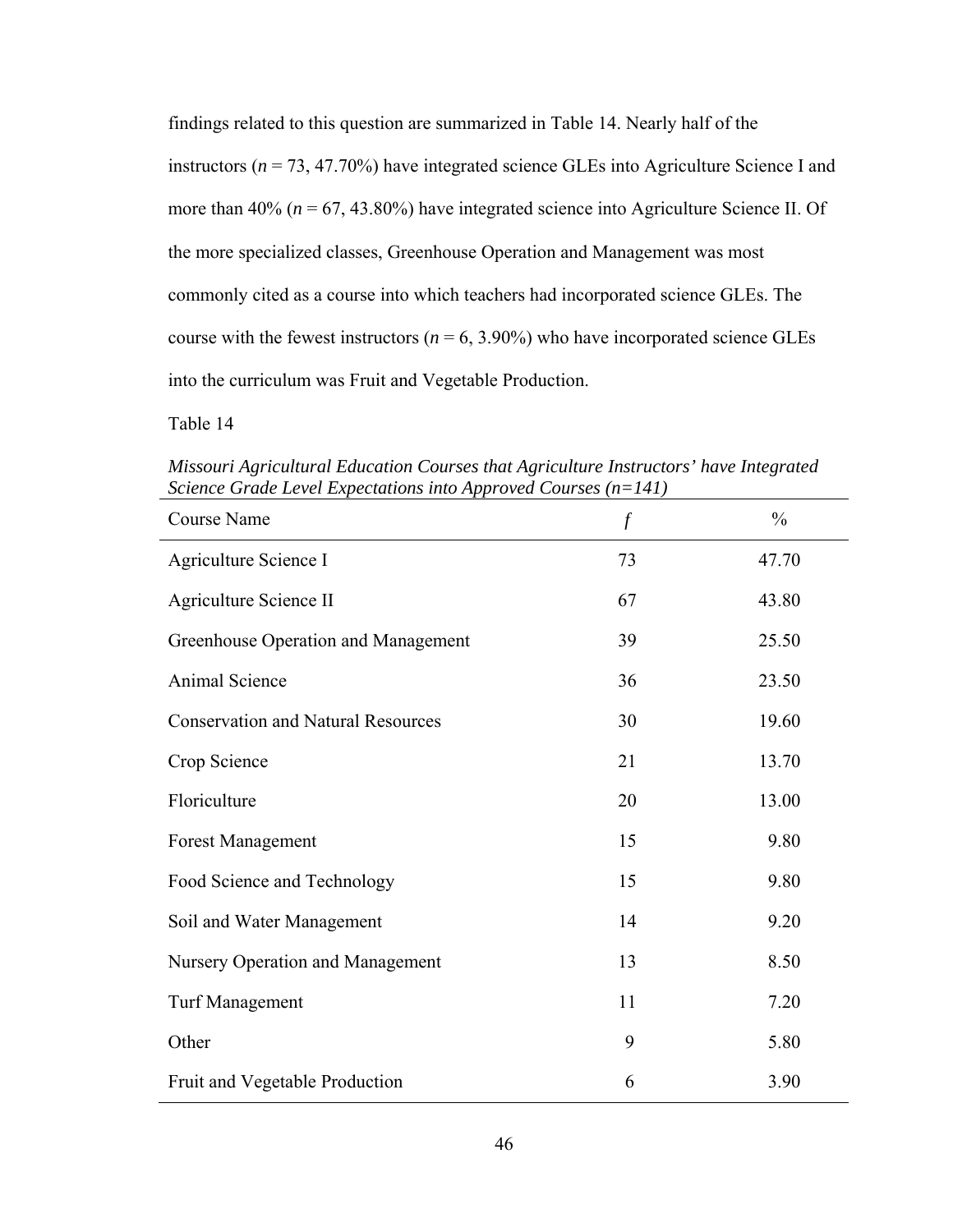findings related to this question are summarized in Table 14. Nearly half of the instructors (*n* = 73, 47.70%) have integrated science GLEs into Agriculture Science I and more than 40% (*n* = 67, 43.80%) have integrated science into Agriculture Science II. Of the more specialized classes, Greenhouse Operation and Management was most commonly cited as a course into which teachers had incorporated science GLEs. The course with the fewest instructors (*n* = 6, 3.90%) who have incorporated science GLEs into the curriculum was Fruit and Vegetable Production.

Table 14

*Missouri Agricultural Education Courses that Agriculture Instructors' have Integrated Science Grade Level Expectations into Approved Courses (n=141)*

| Course Name | *f* | % |
|---|---|---|
| Agriculture Science I | 73 | 47.70 |
| Agriculture Science II | 67 | 43.80 |
| Greenhouse Operation and Management | 39 | 25.50 |
| Animal Science | 36 | 23.50 |
| Conservation and Natural Resources | 30 | 19.60 |
| Crop Science | 21 | 13.70 |
| Floriculture | 20 | 13.00 |
| Forest Management | 15 | 9.80 |
| Food Science and Technology | 15 | 9.80 |
| Soil and Water Management | 14 | 9.20 |
| Nursery Operation and Management | 13 | 8.50 |
| Turf Management | 11 | 7.20 |
| Other | 9 | 5.80 |
| Fruit and Vegetable Production | 6 | 3.90 |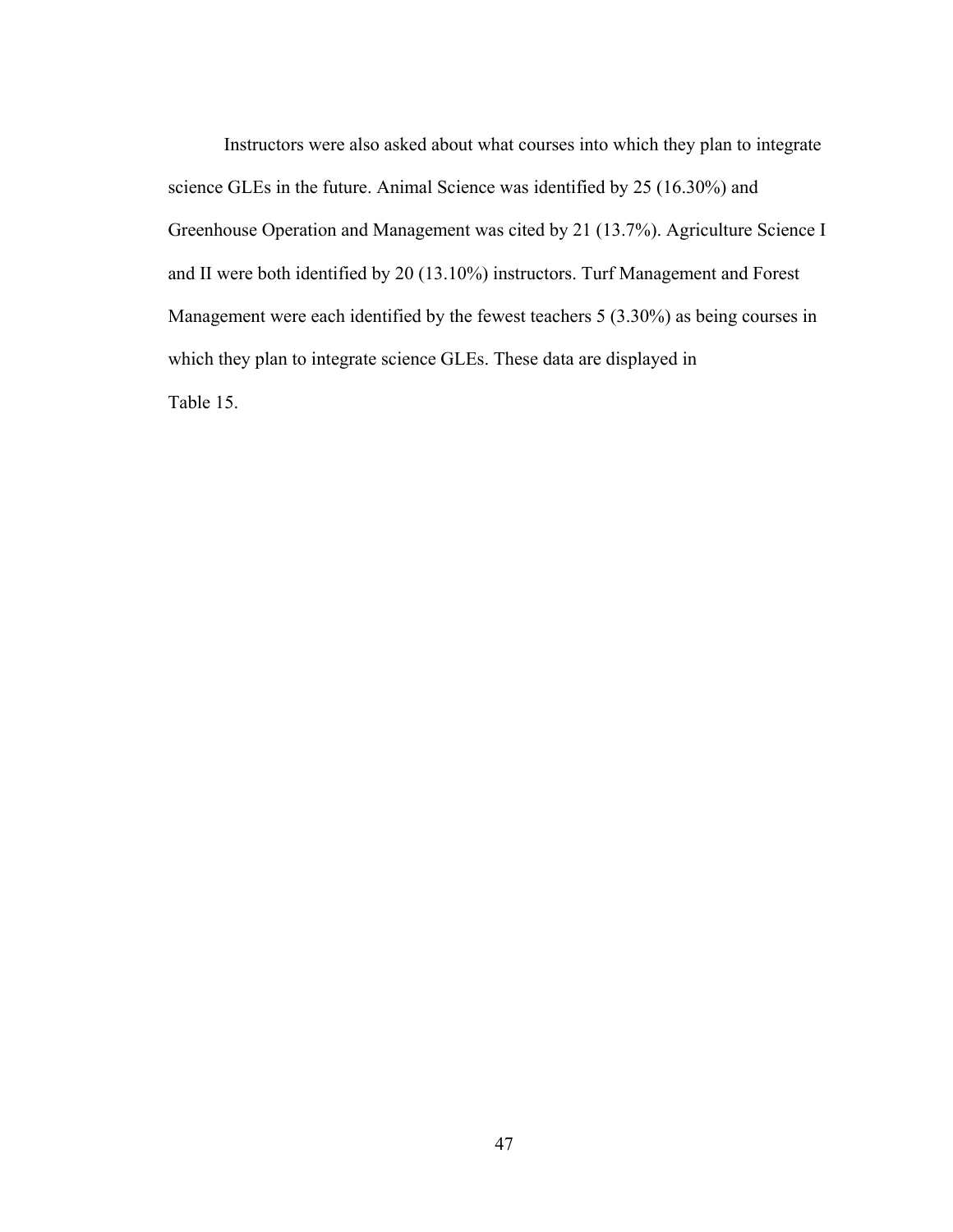Instructors were also asked about what courses into which they plan to integrate science GLEs in the future. Animal Science was identified by 25 (16.30%) and Greenhouse Operation and Management was cited by 21 (13.7%). Agriculture Science I and II were both identified by 20 (13.10%) instructors. Turf Management and Forest Management were each identified by the fewest teachers 5 (3.30%) as being courses in which they plan to integrate science GLEs. These data are displayed in Table 15.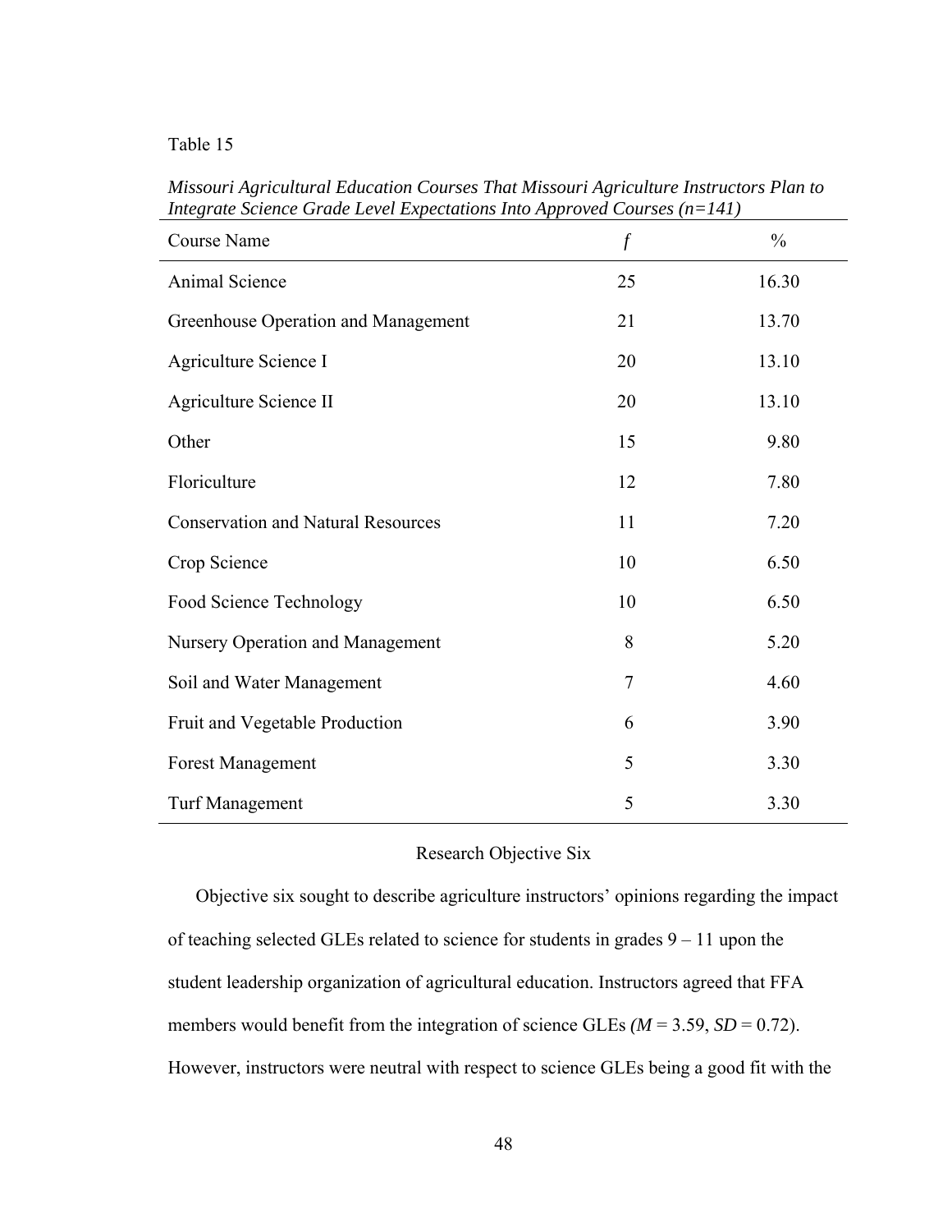Table 15

*Missouri Agricultural Education Courses That Missouri Agriculture Instructors Plan to Integrate Science Grade Level Expectations Into Approved Courses (n=141)*

| Course Name | *f* | % |
|---|---|---|
| Animal Science | 25 | 16.30 |
| Greenhouse Operation and Management | 21 | 13.70 |
| Agriculture Science I | 20 | 13.10 |
| Agriculture Science II | 20 | 13.10 |
| Other | 15 | 9.80 |
| Floriculture | 12 | 7.80 |
| Conservation and Natural Resources | 11 | 7.20 |
| Crop Science | 10 | 6.50 |
| Food Science Technology | 10 | 6.50 |
| Nursery Operation and Management | 8 | 5.20 |
| Soil and Water Management | 7 | 4.60 |
| Fruit and Vegetable Production | 6 | 3.90 |
| Forest Management | 5 | 3.30 |
| Turf Management | 5 | 3.30 |

## Research Objective Six

Objective six sought to describe agriculture instructors' opinions regarding the impact of teaching selected GLEs related to science for students in grades 9 – 11 upon the student leadership organization of agricultural education. Instructors agreed that FFA members would benefit from the integration of science GLEs ($M$ = 3.59, $SD$ = 0.72). However, instructors were neutral with respect to science GLEs being a good fit with the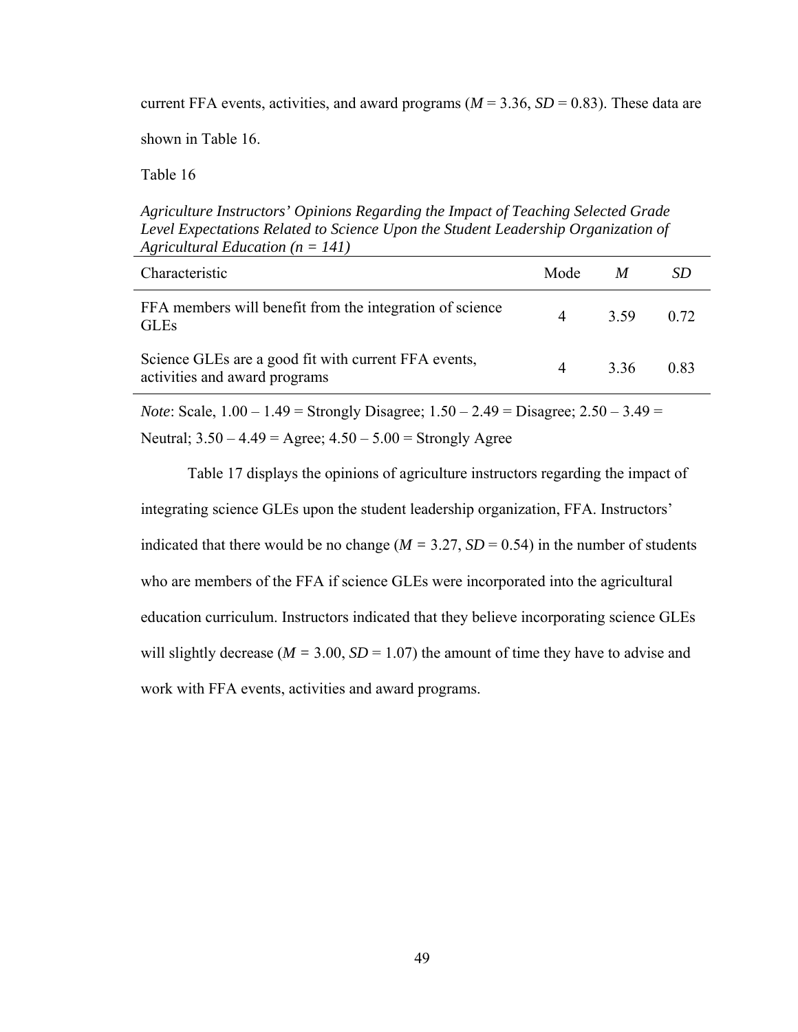current FFA events, activities, and award programs ($M$ = 3.36, $SD$ = 0.83). These data are shown in Table 16.

Table 16

*Agriculture Instructors' Opinions Regarding the Impact of Teaching Selected Grade Level Expectations Related to Science Upon the Student Leadership Organization of Agricultural Education (n = 141)*

| Characteristic | Mode | $M$ | $SD$ |
|---|---|---|---|
| FFA members will benefit from the integration of science GLEs | 4 | 3.59 | 0.72 |
| Science GLEs are a good fit with current FFA events, activities and award programs | 4 | 3.36 | 0.83 |

*Note*: Scale, 1.00 – 1.49 = Strongly Disagree; 1.50 – 2.49 = Disagree; 2.50 – 3.49 = Neutral; 3.50 – 4.49 = Agree; 4.50 – 5.00 = Strongly Agree

Table 17 displays the opinions of agriculture instructors regarding the impact of integrating science GLEs upon the student leadership organization, FFA. Instructors' indicated that there would be no change ($M$ = 3.27, $SD$ = 0.54) in the number of students who are members of the FFA if science GLEs were incorporated into the agricultural education curriculum. Instructors indicated that they believe incorporating science GLEs will slightly decrease ($M$ = 3.00, $SD$ = 1.07) the amount of time they have to advise and work with FFA events, activities and award programs.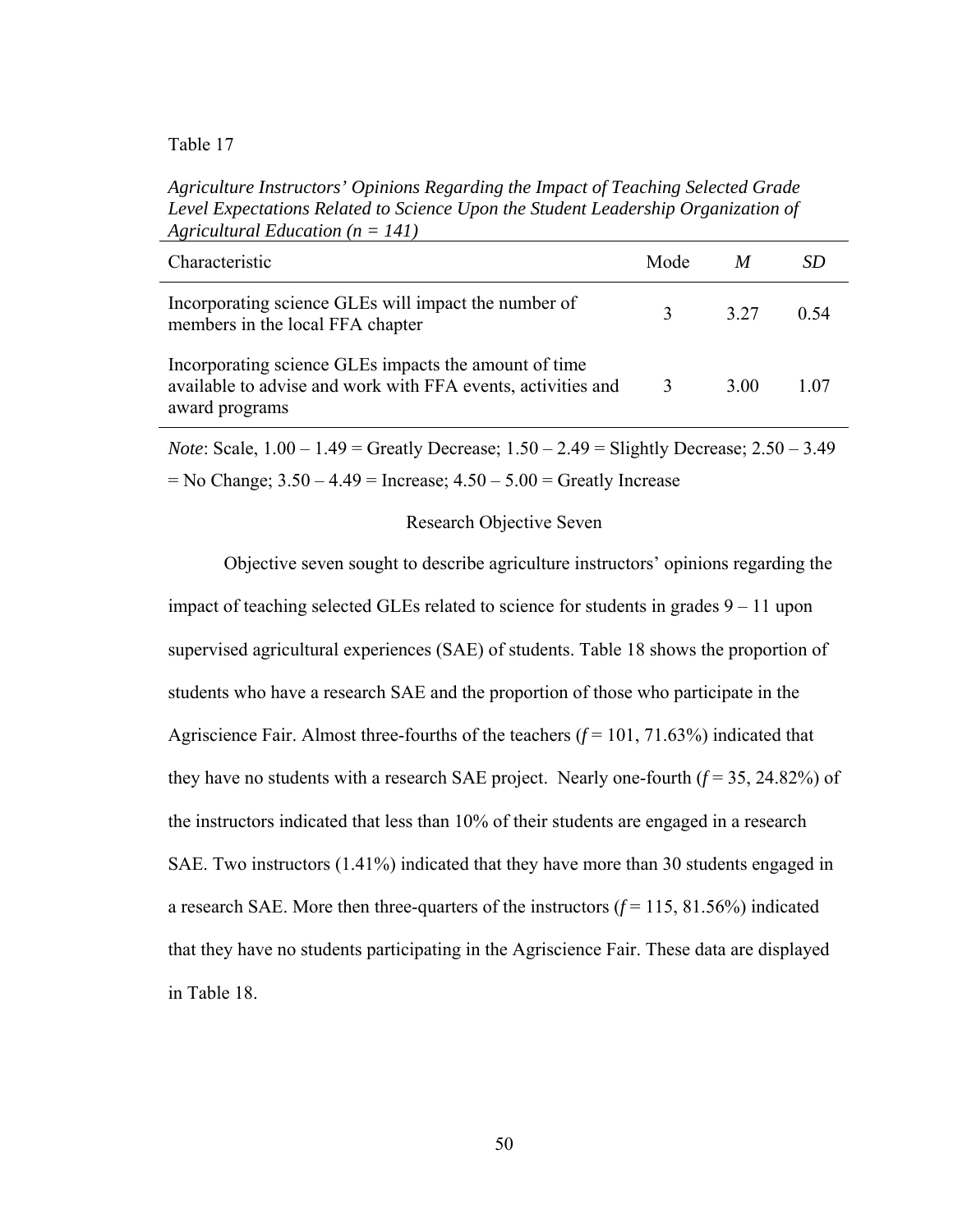Table 17

*Agriculture Instructors' Opinions Regarding the Impact of Teaching Selected Grade Level Expectations Related to Science Upon the Student Leadership Organization of Agricultural Education (n = 141)*

| Characteristic | Mode | *M* | *SD* |
|---|---|---|---|
| Incorporating science GLEs will impact the number of members in the local FFA chapter | 3 | 3.27 | 0.54 |
| Incorporating science GLEs impacts the amount of time available to advise and work with FFA events, activities and award programs | 3 | 3.00 | 1.07 |

*Note*: Scale, 1.00 – 1.49 = Greatly Decrease; 1.50 – 2.49 = Slightly Decrease; 2.50 – 3.49 = No Change; 3.50 – 4.49 = Increase; 4.50 – 5.00 = Greatly Increase

## Research Objective Seven

Objective seven sought to describe agriculture instructors' opinions regarding the impact of teaching selected GLEs related to science for students in grades 9 – 11 upon supervised agricultural experiences (SAE) of students. Table 18 shows the proportion of students who have a research SAE and the proportion of those who participate in the Agriscience Fair. Almost three-fourths of the teachers (*f* = 101, 71.63%) indicated that they have no students with a research SAE project. Nearly one-fourth (*f* = 35, 24.82%) of the instructors indicated that less than 10% of their students are engaged in a research SAE. Two instructors (1.41%) indicated that they have more than 30 students engaged in a research SAE. More then three-quarters of the instructors (*f* = 115, 81.56%) indicated that they have no students participating in the Agriscience Fair. These data are displayed in Table 18.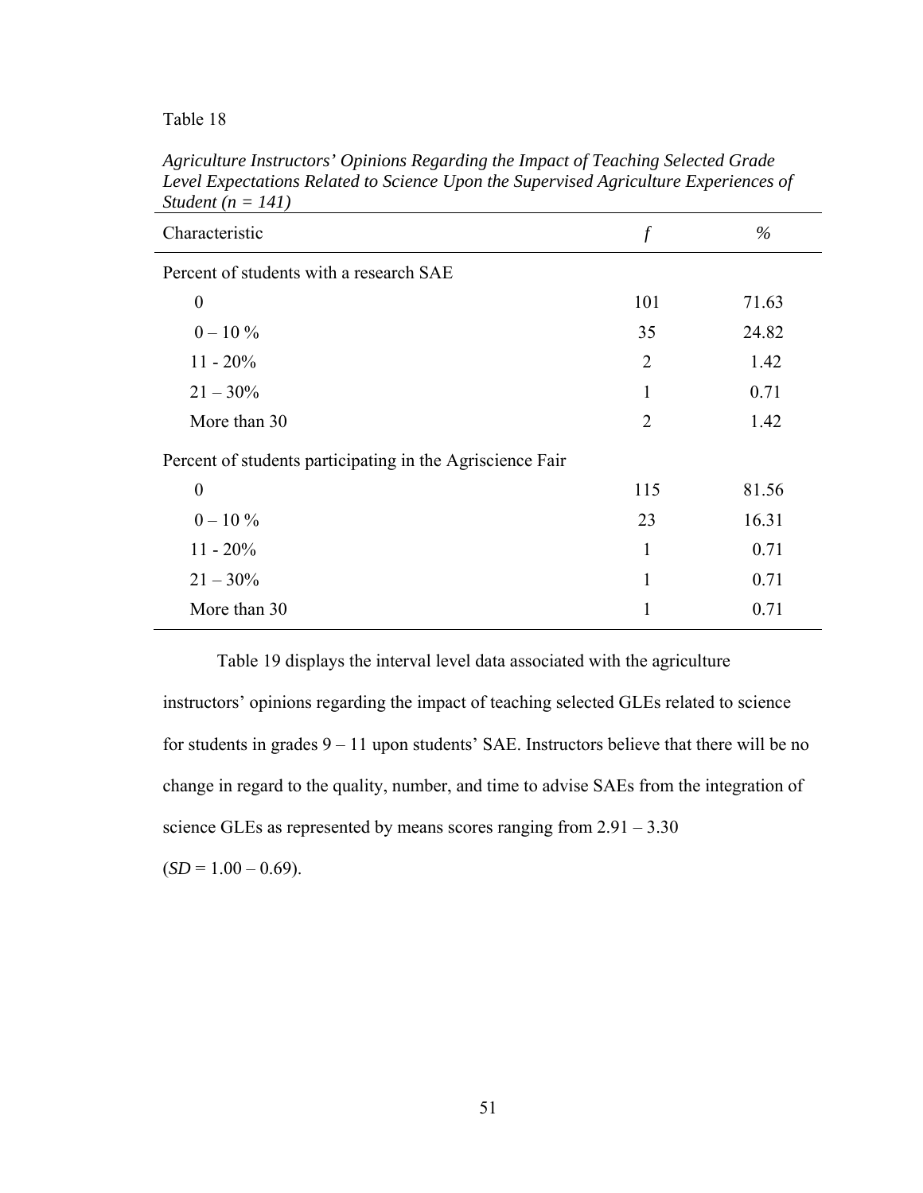Table 18

*Agriculture Instructors' Opinions Regarding the Impact of Teaching Selected Grade Level Expectations Related to Science Upon the Supervised Agriculture Experiences of Student (n = 141)*

| Characteristic | *f* | % |
|---|---|---|
| Percent of students with a research SAE | | |
| 0 | 101 | 71.63 |
| 0 – 10 % | 35 | 24.82 |
| 11 - 20% | 2 | 1.42 |
| 21 – 30% | 1 | 0.71 |
| More than 30 | 2 | 1.42 |
| Percent of students participating in the Agriscience Fair | | |
| 0 | 115 | 81.56 |
| 0 – 10 % | 23 | 16.31 |
| 11 - 20% | 1 | 0.71 |
| 21 – 30% | 1 | 0.71 |
| More than 30 | 1 | 0.71 |

Table 19 displays the interval level data associated with the agriculture instructors' opinions regarding the impact of teaching selected GLEs related to science for students in grades 9 – 11 upon students' SAE. Instructors believe that there will be no change in regard to the quality, number, and time to advise SAEs from the integration of science GLEs as represented by means scores ranging from 2.91 – 3.30 (*SD* = 1.00 – 0.69).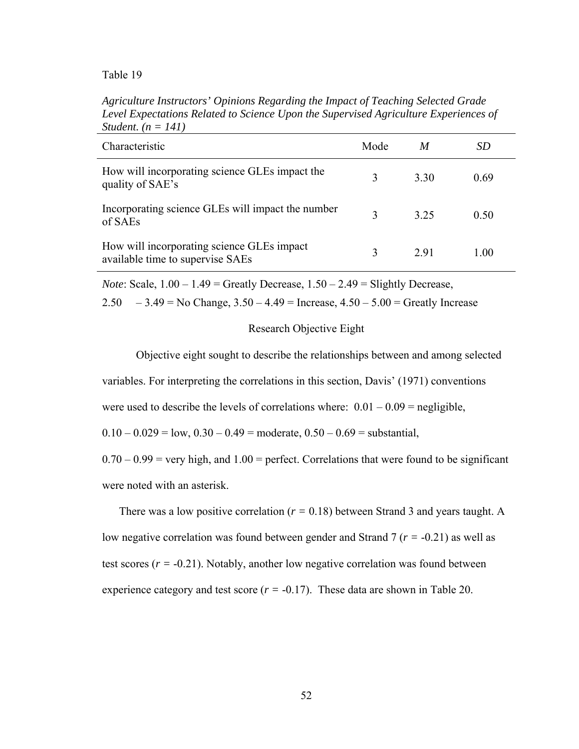Table 19

*Agriculture Instructors' Opinions Regarding the Impact of Teaching Selected Grade Level Expectations Related to Science Upon the Supervised Agriculture Experiences of Student. (n = 141)*

| Characteristic | Mode | *M* | *SD* |
|---|---|---|---|
| How will incorporating science GLEs impact the quality of SAE's | 3 | 3.30 | 0.69 |
| Incorporating science GLEs will impact the number of SAEs | 3 | 3.25 | 0.50 |
| How will incorporating science GLEs impact available time to supervise SAEs | 3 | 2.91 | 1.00 |

*Note*: Scale, 1.00 – 1.49 = Greatly Decrease, 1.50 – 2.49 = Slightly Decrease, 2.50 – 3.49 = No Change, 3.50 – 4.49 = Increase, 4.50 – 5.00 = Greatly Increase

## Research Objective Eight

Objective eight sought to describe the relationships between and among selected variables. For interpreting the correlations in this section, Davis' (1971) conventions were used to describe the levels of correlations where: 0.01 – 0.09 = negligible, 0.10 – 0.029 = low, 0.30 – 0.49 = moderate, 0.50 – 0.69 = substantial, 0.70 – 0.99 = very high, and 1.00 = perfect. Correlations that were found to be significant were noted with an asterisk.

There was a low positive correlation ($r = 0.18$) between Strand 3 and years taught. A low negative correlation was found between gender and Strand 7 ($r = -0.21$) as well as test scores ($r = -0.21$). Notably, another low negative correlation was found between experience category and test score ($r = -0.17$). These data are shown in Table 20.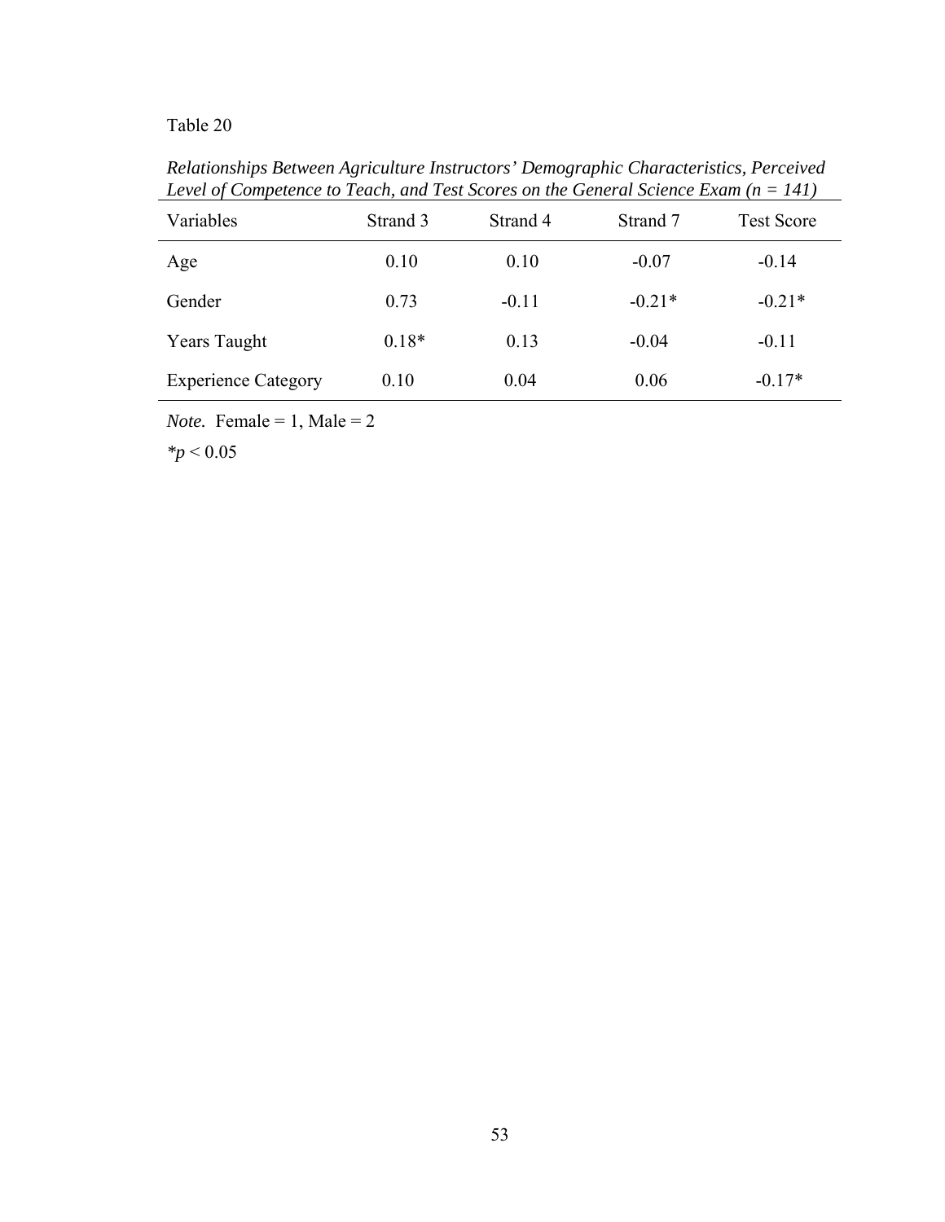Table 20

*Relationships Between Agriculture Instructors' Demographic Characteristics, Perceived Level of Competence to Teach, and Test Scores on the General Science Exam (n = 141)*

| Variables | Strand 3 | Strand 4 | Strand 7 | Test Score |
|---|---|---|---|---|
| Age | 0.10 | 0.10 | -0.07 | -0.14 |
| Gender | 0.73 | -0.11 | -0.21* | -0.21* |
| Years Taught | 0.18* | 0.13 | -0.04 | -0.11 |
| Experience Category | 0.10 | 0.04 | 0.06 | -0.17* |

*Note.* Female = 1, Male = 2

*$p < 0.05$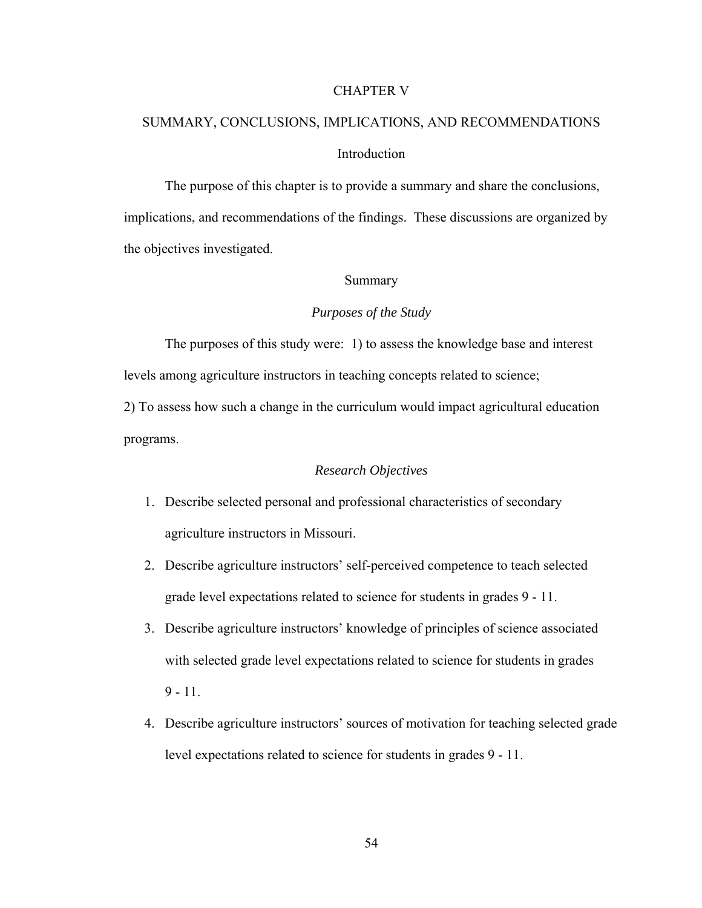# CHAPTER V

# SUMMARY, CONCLUSIONS, IMPLICATIONS, AND RECOMMENDATIONS

## Introduction

The purpose of this chapter is to provide a summary and share the conclusions, implications, and recommendations of the findings. These discussions are organized by the objectives investigated.

## Summary

### *Purposes of the Study*

The purposes of this study were: 1) to assess the knowledge base and interest levels among agriculture instructors in teaching concepts related to science; 2) To assess how such a change in the curriculum would impact agricultural education programs.

### *Research Objectives*

1. Describe selected personal and professional characteristics of secondary agriculture instructors in Missouri.
2. Describe agriculture instructors' self-perceived competence to teach selected grade level expectations related to science for students in grades 9 - 11.
3. Describe agriculture instructors' knowledge of principles of science associated with selected grade level expectations related to science for students in grades 9 - 11.
4. Describe agriculture instructors' sources of motivation for teaching selected grade level expectations related to science for students in grades 9 - 11.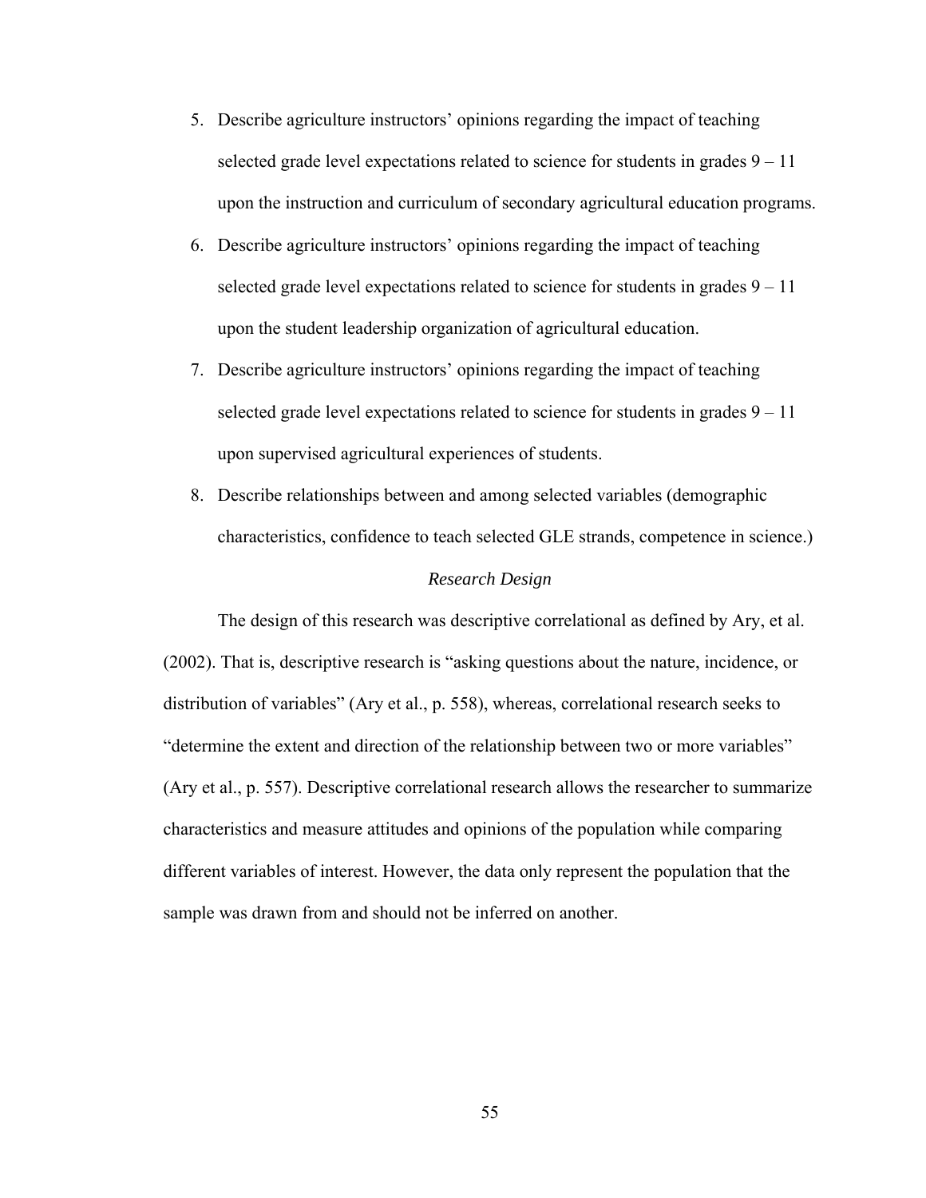5. Describe agriculture instructors' opinions regarding the impact of teaching selected grade level expectations related to science for students in grades 9 – 11 upon the instruction and curriculum of secondary agricultural education programs.
6. Describe agriculture instructors' opinions regarding the impact of teaching selected grade level expectations related to science for students in grades 9 – 11 upon the student leadership organization of agricultural education.
7. Describe agriculture instructors' opinions regarding the impact of teaching selected grade level expectations related to science for students in grades 9 – 11 upon supervised agricultural experiences of students.
8. Describe relationships between and among selected variables (demographic characteristics, confidence to teach selected GLE strands, competence in science.)

### *Research Design*

The design of this research was descriptive correlational as defined by Ary, et al. (2002). That is, descriptive research is "asking questions about the nature, incidence, or distribution of variables" (Ary et al., p. 558), whereas, correlational research seeks to "determine the extent and direction of the relationship between two or more variables" (Ary et al., p. 557). Descriptive correlational research allows the researcher to summarize characteristics and measure attitudes and opinions of the population while comparing different variables of interest. However, the data only represent the population that the sample was drawn from and should not be inferred on another.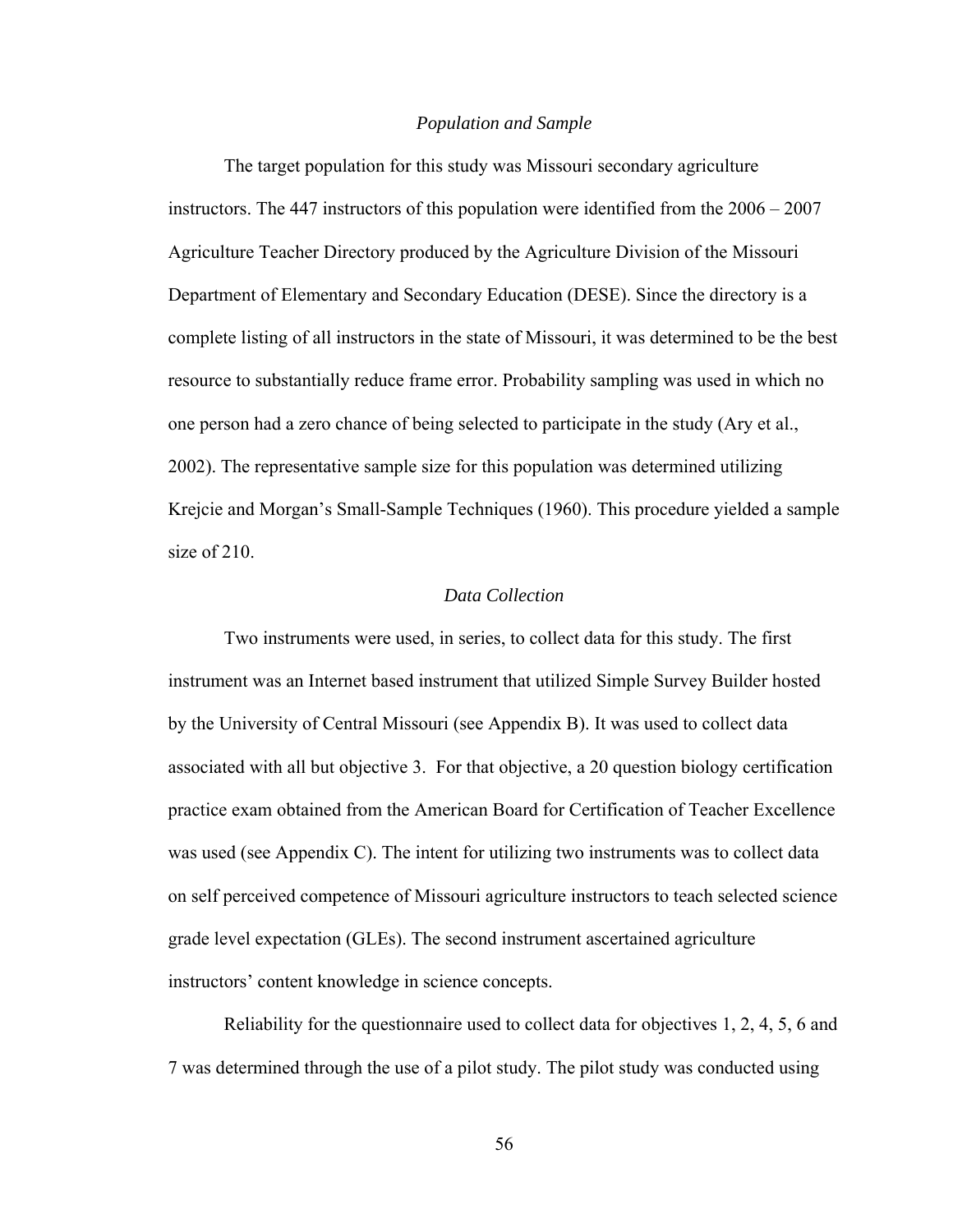### *Population and Sample*

The target population for this study was Missouri secondary agriculture instructors. The 447 instructors of this population were identified from the 2006 – 2007 Agriculture Teacher Directory produced by the Agriculture Division of the Missouri Department of Elementary and Secondary Education (DESE). Since the directory is a complete listing of all instructors in the state of Missouri, it was determined to be the best resource to substantially reduce frame error. Probability sampling was used in which no one person had a zero chance of being selected to participate in the study (Ary et al., 2002). The representative sample size for this population was determined utilizing Krejcie and Morgan's Small-Sample Techniques (1960). This procedure yielded a sample size of 210.

### *Data Collection*

Two instruments were used, in series, to collect data for this study. The first instrument was an Internet based instrument that utilized Simple Survey Builder hosted by the University of Central Missouri (see Appendix B). It was used to collect data associated with all but objective 3. For that objective, a 20 question biology certification practice exam obtained from the American Board for Certification of Teacher Excellence was used (see Appendix C). The intent for utilizing two instruments was to collect data on self perceived competence of Missouri agriculture instructors to teach selected science grade level expectation (GLEs). The second instrument ascertained agriculture instructors' content knowledge in science concepts.

Reliability for the questionnaire used to collect data for objectives 1, 2, 4, 5, 6 and 7 was determined through the use of a pilot study. The pilot study was conducted using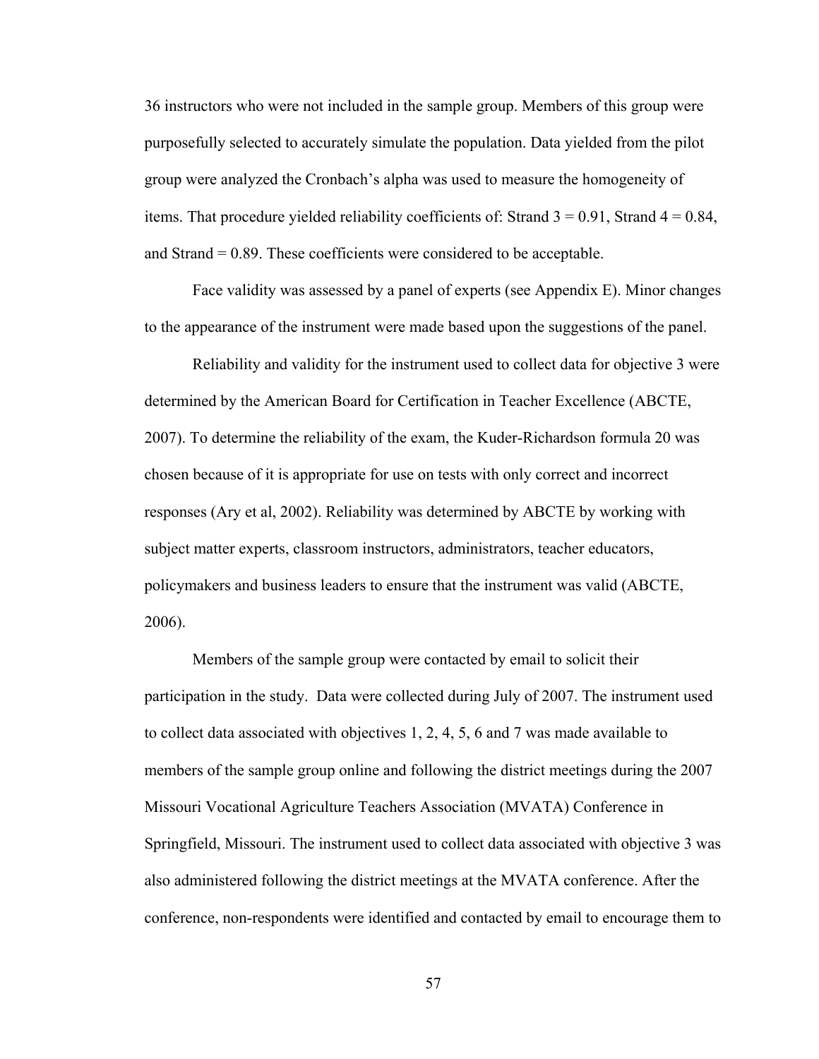36 instructors who were not included in the sample group. Members of this group were purposefully selected to accurately simulate the population. Data yielded from the pilot group were analyzed the Cronbach's alpha was used to measure the homogeneity of items. That procedure yielded reliability coefficients of: Strand 3 = 0.91, Strand 4 = 0.84, and Strand = 0.89. These coefficients were considered to be acceptable.

Face validity was assessed by a panel of experts (see Appendix E). Minor changes to the appearance of the instrument were made based upon the suggestions of the panel.

Reliability and validity for the instrument used to collect data for objective 3 were determined by the American Board for Certification in Teacher Excellence (ABCTE, 2007). To determine the reliability of the exam, the Kuder-Richardson formula 20 was chosen because of it is appropriate for use on tests with only correct and incorrect responses (Ary et al, 2002). Reliability was determined by ABCTE by working with subject matter experts, classroom instructors, administrators, teacher educators, policymakers and business leaders to ensure that the instrument was valid (ABCTE, 2006).

Members of the sample group were contacted by email to solicit their participation in the study. Data were collected during July of 2007. The instrument used to collect data associated with objectives 1, 2, 4, 5, 6 and 7 was made available to members of the sample group online and following the district meetings during the 2007 Missouri Vocational Agriculture Teachers Association (MVATA) Conference in Springfield, Missouri. The instrument used to collect data associated with objective 3 was also administered following the district meetings at the MVATA conference. After the conference, non-respondents were identified and contacted by email to encourage them to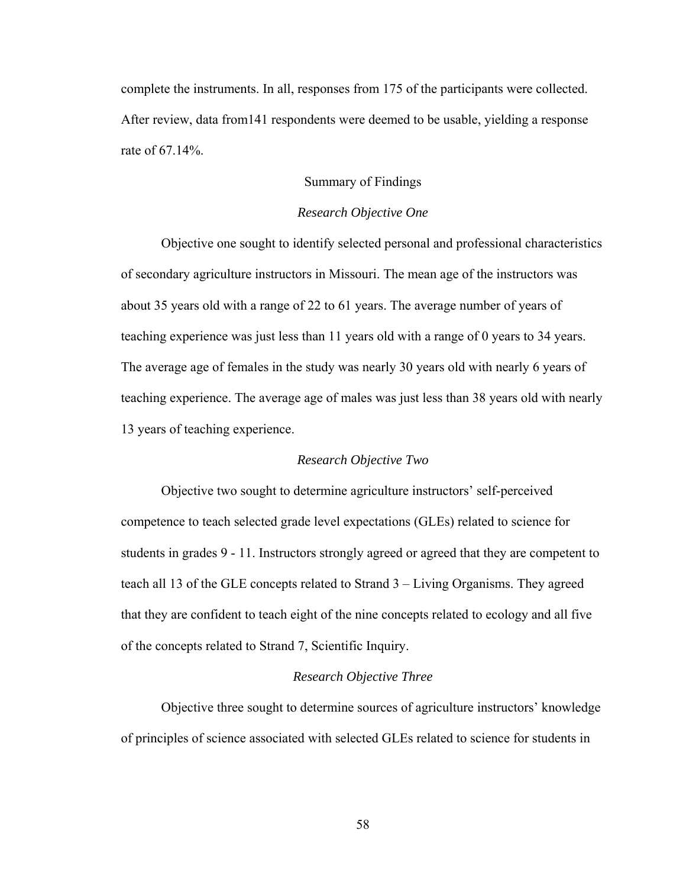complete the instruments. In all, responses from 175 of the participants were collected. After review, data from141 respondents were deemed to be usable, yielding a response rate of 67.14%.

## Summary of Findings

### *Research Objective One*

Objective one sought to identify selected personal and professional characteristics of secondary agriculture instructors in Missouri. The mean age of the instructors was about 35 years old with a range of 22 to 61 years. The average number of years of teaching experience was just less than 11 years old with a range of 0 years to 34 years. The average age of females in the study was nearly 30 years old with nearly 6 years of teaching experience. The average age of males was just less than 38 years old with nearly 13 years of teaching experience.

### *Research Objective Two*

Objective two sought to determine agriculture instructors' self-perceived competence to teach selected grade level expectations (GLEs) related to science for students in grades 9 - 11. Instructors strongly agreed or agreed that they are competent to teach all 13 of the GLE concepts related to Strand 3 – Living Organisms. They agreed that they are confident to teach eight of the nine concepts related to ecology and all five of the concepts related to Strand 7, Scientific Inquiry.

### *Research Objective Three*

Objective three sought to determine sources of agriculture instructors' knowledge of principles of science associated with selected GLEs related to science for students in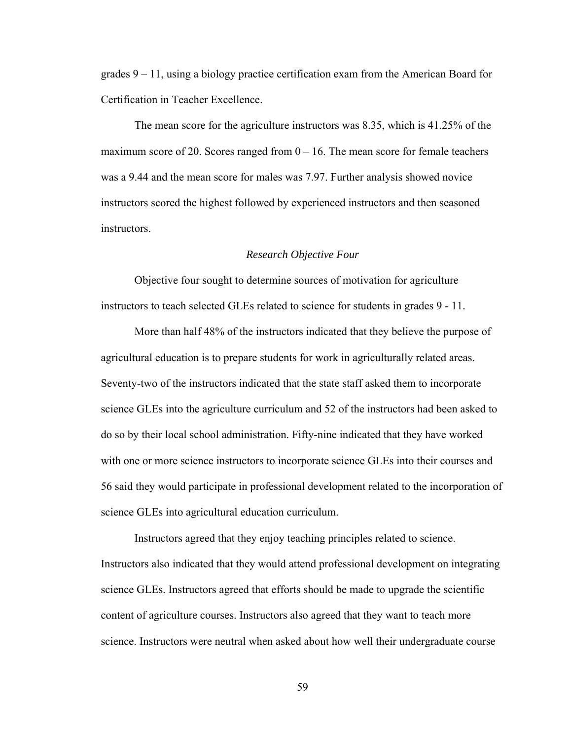grades 9 – 11, using a biology practice certification exam from the American Board for Certification in Teacher Excellence.

The mean score for the agriculture instructors was 8.35, which is 41.25% of the maximum score of 20. Scores ranged from 0 – 16. The mean score for female teachers was a 9.44 and the mean score for males was 7.97. Further analysis showed novice instructors scored the highest followed by experienced instructors and then seasoned instructors.

### *Research Objective Four*

Objective four sought to determine sources of motivation for agriculture instructors to teach selected GLEs related to science for students in grades 9 - 11.

More than half 48% of the instructors indicated that they believe the purpose of agricultural education is to prepare students for work in agriculturally related areas. Seventy-two of the instructors indicated that the state staff asked them to incorporate science GLEs into the agriculture curriculum and 52 of the instructors had been asked to do so by their local school administration. Fifty-nine indicated that they have worked with one or more science instructors to incorporate science GLEs into their courses and 56 said they would participate in professional development related to the incorporation of science GLEs into agricultural education curriculum.

Instructors agreed that they enjoy teaching principles related to science. Instructors also indicated that they would attend professional development on integrating science GLEs. Instructors agreed that efforts should be made to upgrade the scientific content of agriculture courses. Instructors also agreed that they want to teach more science. Instructors were neutral when asked about how well their undergraduate course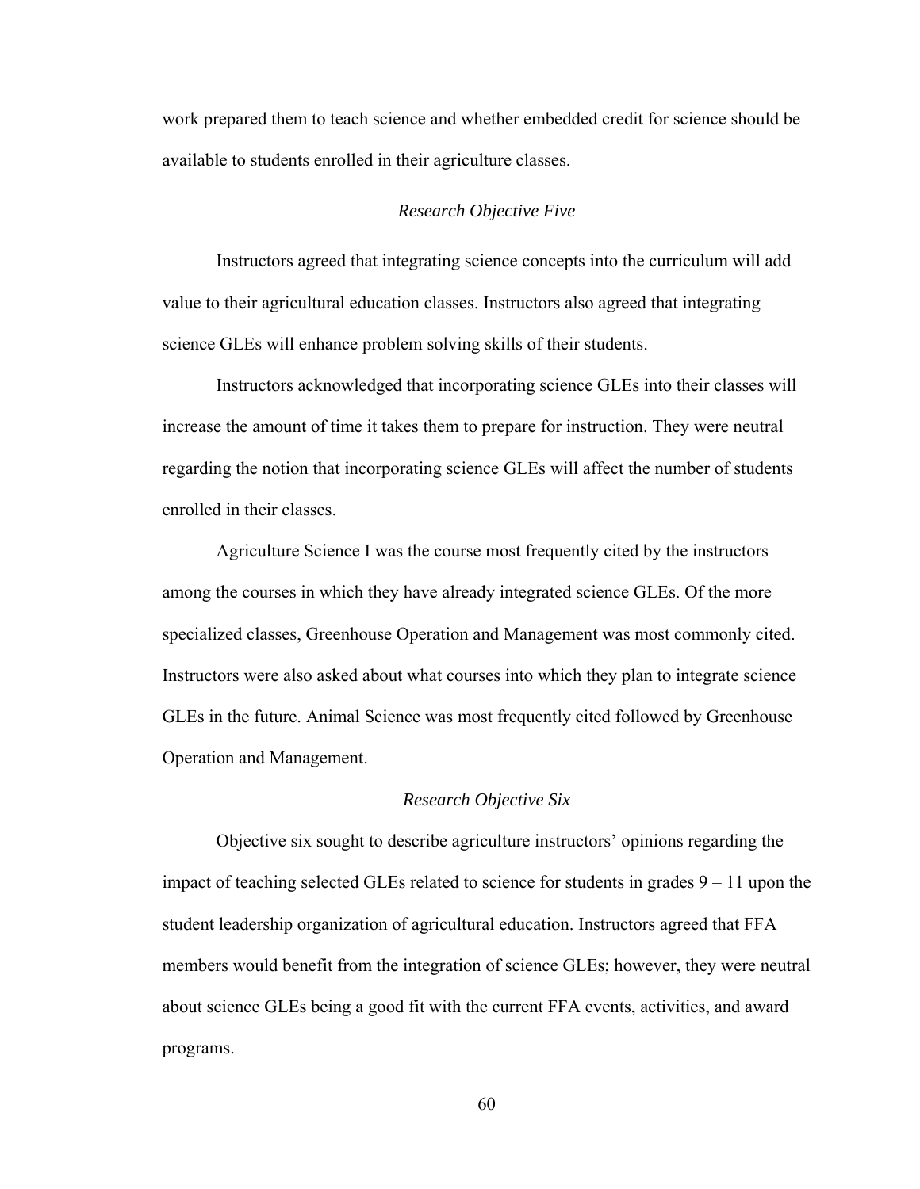work prepared them to teach science and whether embedded credit for science should be available to students enrolled in their agriculture classes.

### *Research Objective Five*

Instructors agreed that integrating science concepts into the curriculum will add value to their agricultural education classes. Instructors also agreed that integrating science GLEs will enhance problem solving skills of their students.

Instructors acknowledged that incorporating science GLEs into their classes will increase the amount of time it takes them to prepare for instruction. They were neutral regarding the notion that incorporating science GLEs will affect the number of students enrolled in their classes.

Agriculture Science I was the course most frequently cited by the instructors among the courses in which they have already integrated science GLEs. Of the more specialized classes, Greenhouse Operation and Management was most commonly cited. Instructors were also asked about what courses into which they plan to integrate science GLEs in the future. Animal Science was most frequently cited followed by Greenhouse Operation and Management.

### *Research Objective Six*

Objective six sought to describe agriculture instructors' opinions regarding the impact of teaching selected GLEs related to science for students in grades 9 – 11 upon the student leadership organization of agricultural education. Instructors agreed that FFA members would benefit from the integration of science GLEs; however, they were neutral about science GLEs being a good fit with the current FFA events, activities, and award programs.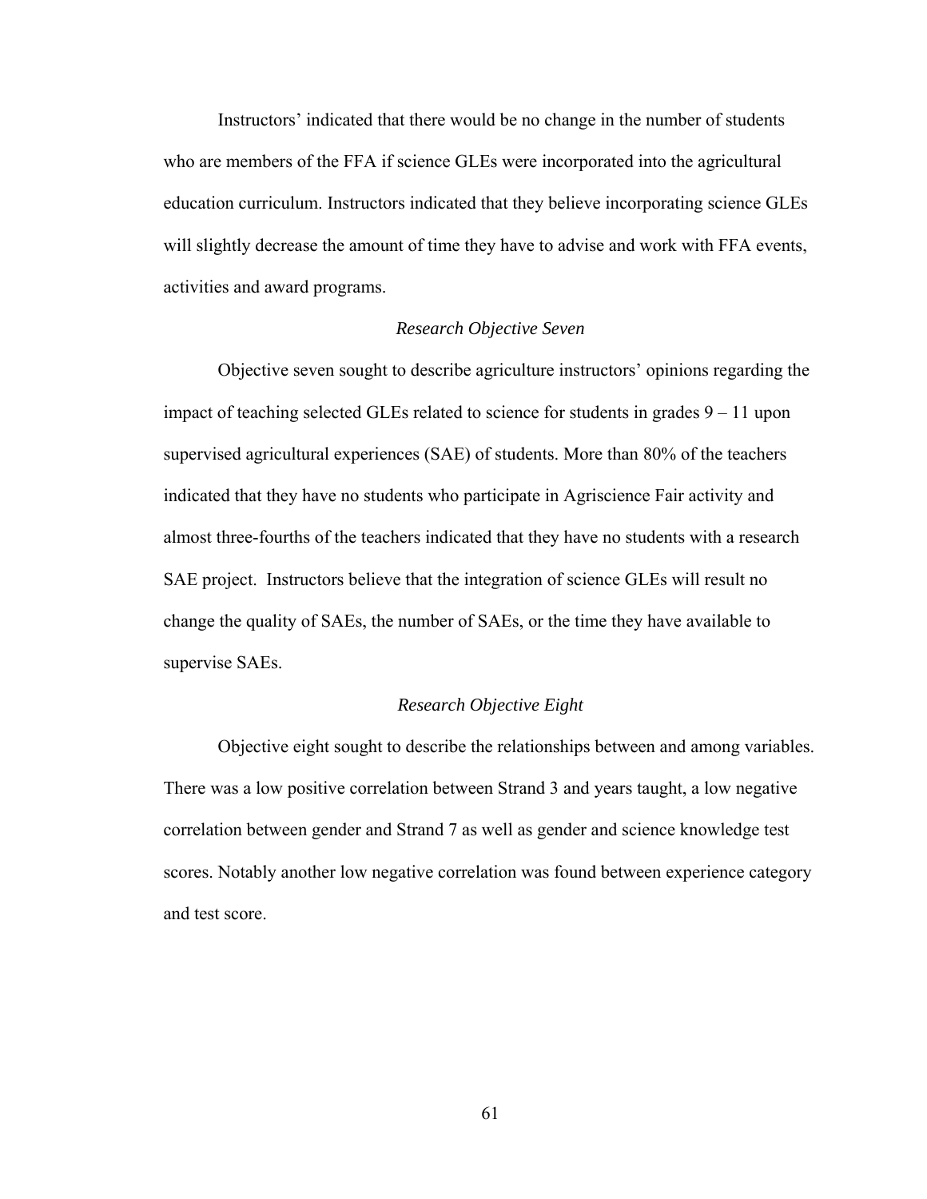Instructors' indicated that there would be no change in the number of students who are members of the FFA if science GLEs were incorporated into the agricultural education curriculum. Instructors indicated that they believe incorporating science GLEs will slightly decrease the amount of time they have to advise and work with FFA events, activities and award programs.

### *Research Objective Seven*

Objective seven sought to describe agriculture instructors' opinions regarding the impact of teaching selected GLEs related to science for students in grades 9 – 11 upon supervised agricultural experiences (SAE) of students. More than 80% of the teachers indicated that they have no students who participate in Agriscience Fair activity and almost three-fourths of the teachers indicated that they have no students with a research SAE project. Instructors believe that the integration of science GLEs will result no change the quality of SAEs, the number of SAEs, or the time they have available to supervise SAEs.

### *Research Objective Eight*

Objective eight sought to describe the relationships between and among variables. There was a low positive correlation between Strand 3 and years taught, a low negative correlation between gender and Strand 7 as well as gender and science knowledge test scores. Notably another low negative correlation was found between experience category and test score.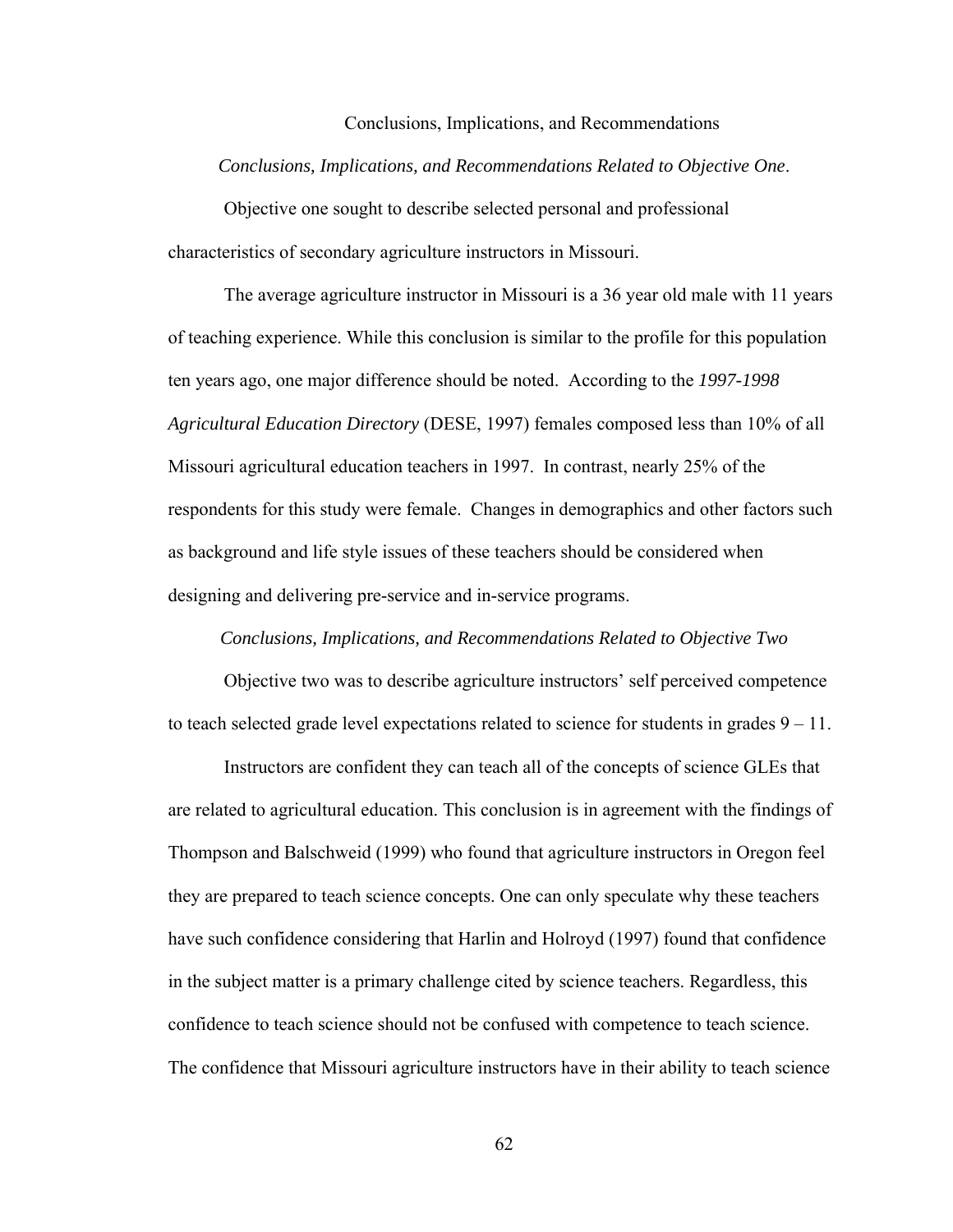## Conclusions, Implications, and Recommendations

### *Conclusions, Implications, and Recommendations Related to Objective One.*

Objective one sought to describe selected personal and professional characteristics of secondary agriculture instructors in Missouri.

The average agriculture instructor in Missouri is a 36 year old male with 11 years of teaching experience. While this conclusion is similar to the profile for this population ten years ago, one major difference should be noted. According to the *1997-1998 Agricultural Education Directory* (DESE, 1997) females composed less than 10% of all Missouri agricultural education teachers in 1997. In contrast, nearly 25% of the respondents for this study were female. Changes in demographics and other factors such as background and life style issues of these teachers should be considered when designing and delivering pre-service and in-service programs.

### *Conclusions, Implications, and Recommendations Related to Objective Two*

Objective two was to describe agriculture instructors' self perceived competence to teach selected grade level expectations related to science for students in grades 9 – 11.

Instructors are confident they can teach all of the concepts of science GLEs that are related to agricultural education. This conclusion is in agreement with the findings of Thompson and Balschweid (1999) who found that agriculture instructors in Oregon feel they are prepared to teach science concepts. One can only speculate why these teachers have such confidence considering that Harlin and Holroyd (1997) found that confidence in the subject matter is a primary challenge cited by science teachers. Regardless, this confidence to teach science should not be confused with competence to teach science. The confidence that Missouri agriculture instructors have in their ability to teach science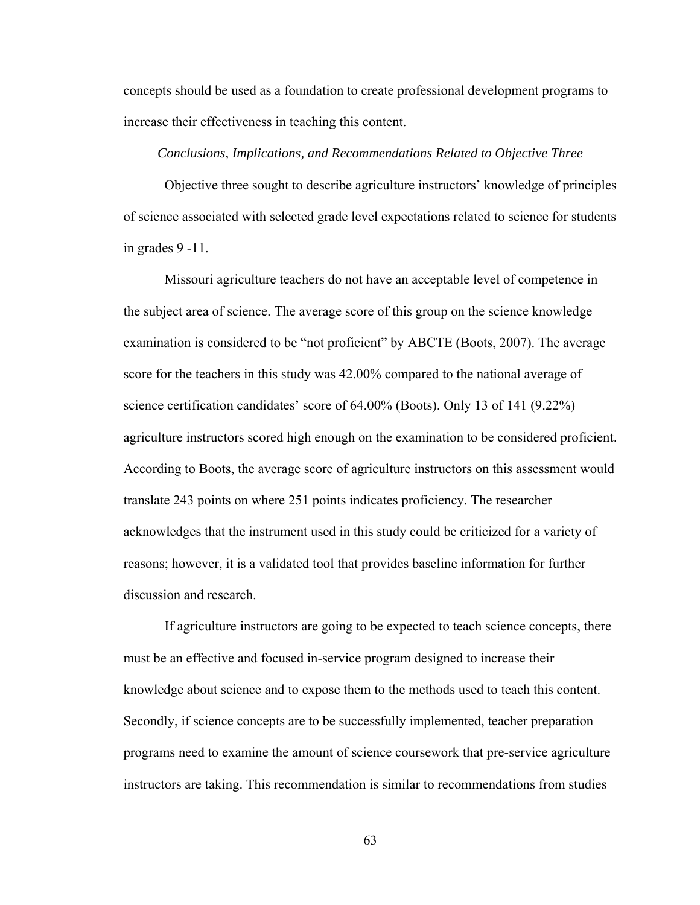concepts should be used as a foundation to create professional development programs to increase their effectiveness in teaching this content.

### *Conclusions, Implications, and Recommendations Related to Objective Three*

Objective three sought to describe agriculture instructors' knowledge of principles of science associated with selected grade level expectations related to science for students in grades 9 -11.

Missouri agriculture teachers do not have an acceptable level of competence in the subject area of science. The average score of this group on the science knowledge examination is considered to be "not proficient" by ABCTE (Boots, 2007). The average score for the teachers in this study was 42.00% compared to the national average of science certification candidates' score of 64.00% (Boots). Only 13 of 141 (9.22%) agriculture instructors scored high enough on the examination to be considered proficient. According to Boots, the average score of agriculture instructors on this assessment would translate 243 points on where 251 points indicates proficiency. The researcher acknowledges that the instrument used in this study could be criticized for a variety of reasons; however, it is a validated tool that provides baseline information for further discussion and research.

If agriculture instructors are going to be expected to teach science concepts, there must be an effective and focused in-service program designed to increase their knowledge about science and to expose them to the methods used to teach this content. Secondly, if science concepts are to be successfully implemented, teacher preparation programs need to examine the amount of science coursework that pre-service agriculture instructors are taking. This recommendation is similar to recommendations from studies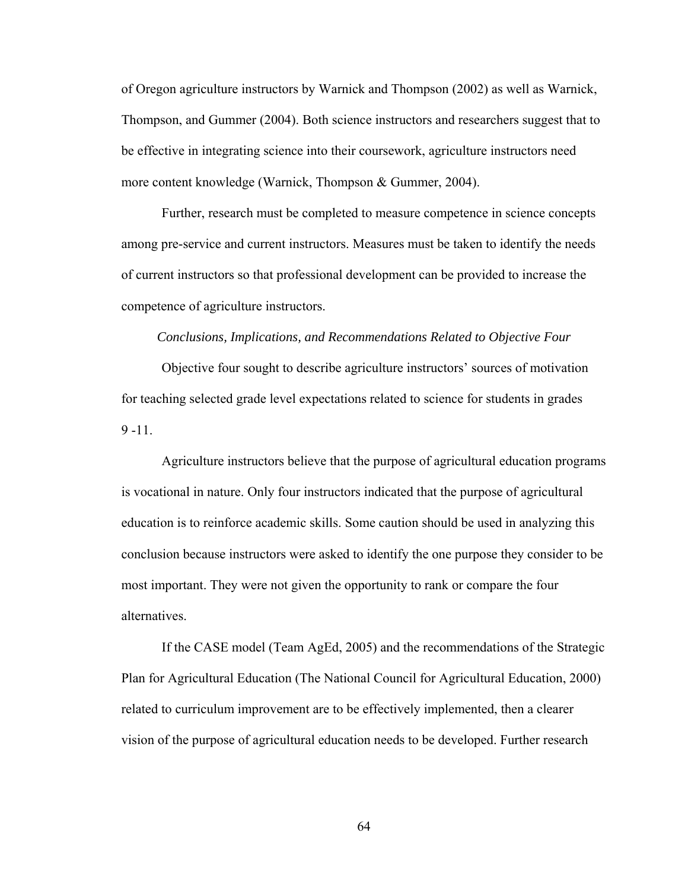of Oregon agriculture instructors by Warnick and Thompson (2002) as well as Warnick, Thompson, and Gummer (2004). Both science instructors and researchers suggest that to be effective in integrating science into their coursework, agriculture instructors need more content knowledge (Warnick, Thompson & Gummer, 2004).

Further, research must be completed to measure competence in science concepts among pre-service and current instructors. Measures must be taken to identify the needs of current instructors so that professional development can be provided to increase the competence of agriculture instructors.

### *Conclusions, Implications, and Recommendations Related to Objective Four*

Objective four sought to describe agriculture instructors' sources of motivation for teaching selected grade level expectations related to science for students in grades 9 -11.

Agriculture instructors believe that the purpose of agricultural education programs is vocational in nature. Only four instructors indicated that the purpose of agricultural education is to reinforce academic skills. Some caution should be used in analyzing this conclusion because instructors were asked to identify the one purpose they consider to be most important. They were not given the opportunity to rank or compare the four alternatives.

If the CASE model (Team AgEd, 2005) and the recommendations of the Strategic Plan for Agricultural Education (The National Council for Agricultural Education, 2000) related to curriculum improvement are to be effectively implemented, then a clearer vision of the purpose of agricultural education needs to be developed. Further research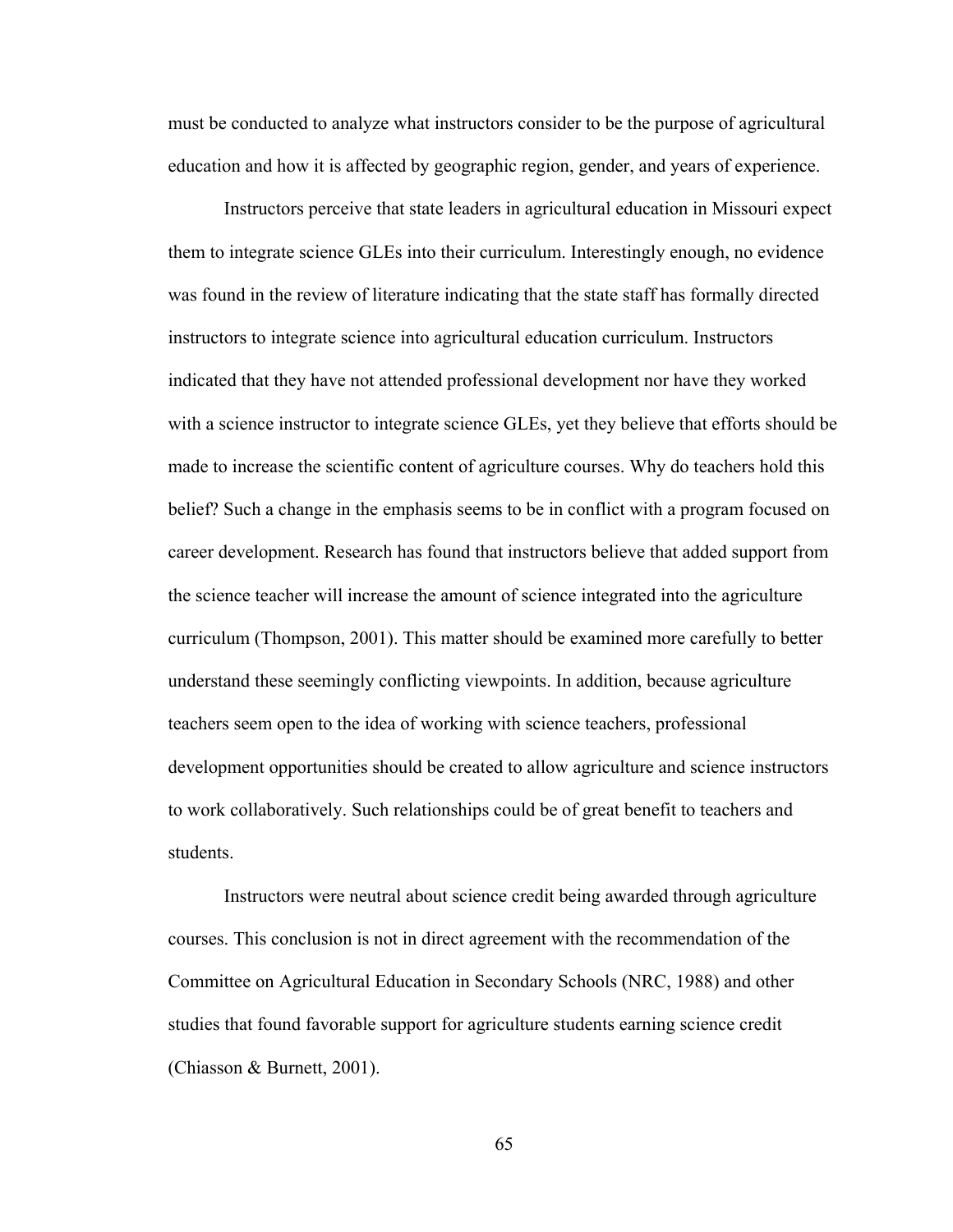must be conducted to analyze what instructors consider to be the purpose of agricultural education and how it is affected by geographic region, gender, and years of experience.

Instructors perceive that state leaders in agricultural education in Missouri expect them to integrate science GLEs into their curriculum. Interestingly enough, no evidence was found in the review of literature indicating that the state staff has formally directed instructors to integrate science into agricultural education curriculum. Instructors indicated that they have not attended professional development nor have they worked with a science instructor to integrate science GLEs, yet they believe that efforts should be made to increase the scientific content of agriculture courses. Why do teachers hold this belief? Such a change in the emphasis seems to be in conflict with a program focused on career development. Research has found that instructors believe that added support from the science teacher will increase the amount of science integrated into the agriculture curriculum (Thompson, 2001). This matter should be examined more carefully to better understand these seemingly conflicting viewpoints. In addition, because agriculture teachers seem open to the idea of working with science teachers, professional development opportunities should be created to allow agriculture and science instructors to work collaboratively. Such relationships could be of great benefit to teachers and students.

Instructors were neutral about science credit being awarded through agriculture courses. This conclusion is not in direct agreement with the recommendation of the Committee on Agricultural Education in Secondary Schools (NRC, 1988) and other studies that found favorable support for agriculture students earning science credit (Chiasson & Burnett, 2001).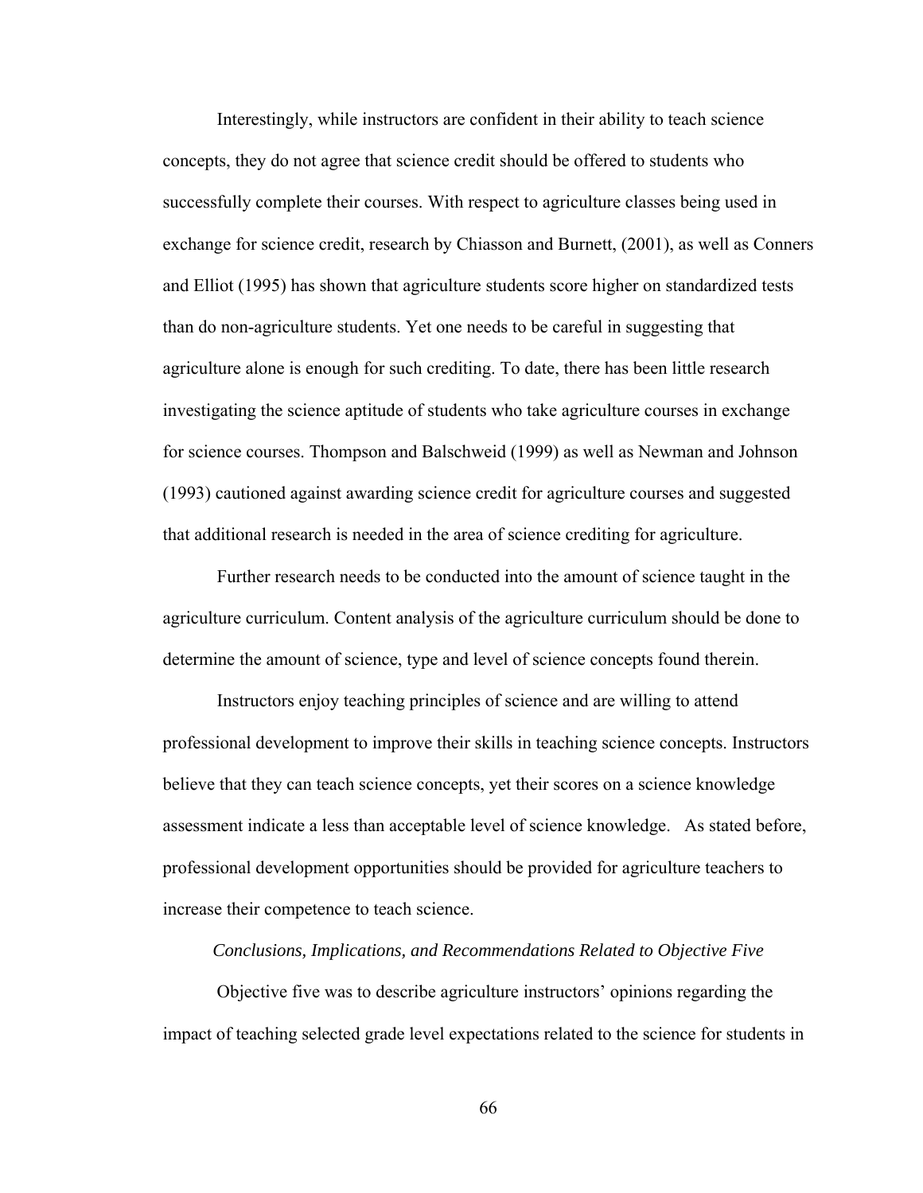Interestingly, while instructors are confident in their ability to teach science concepts, they do not agree that science credit should be offered to students who successfully complete their courses. With respect to agriculture classes being used in exchange for science credit, research by Chiasson and Burnett, (2001), as well as Conners and Elliot (1995) has shown that agriculture students score higher on standardized tests than do non-agriculture students. Yet one needs to be careful in suggesting that agriculture alone is enough for such crediting. To date, there has been little research investigating the science aptitude of students who take agriculture courses in exchange for science courses. Thompson and Balschweid (1999) as well as Newman and Johnson (1993) cautioned against awarding science credit for agriculture courses and suggested that additional research is needed in the area of science crediting for agriculture.

Further research needs to be conducted into the amount of science taught in the agriculture curriculum. Content analysis of the agriculture curriculum should be done to determine the amount of science, type and level of science concepts found therein.

Instructors enjoy teaching principles of science and are willing to attend professional development to improve their skills in teaching science concepts. Instructors believe that they can teach science concepts, yet their scores on a science knowledge assessment indicate a less than acceptable level of science knowledge. As stated before, professional development opportunities should be provided for agriculture teachers to increase their competence to teach science.

### *Conclusions, Implications, and Recommendations Related to Objective Five*

Objective five was to describe agriculture instructors' opinions regarding the impact of teaching selected grade level expectations related to the science for students in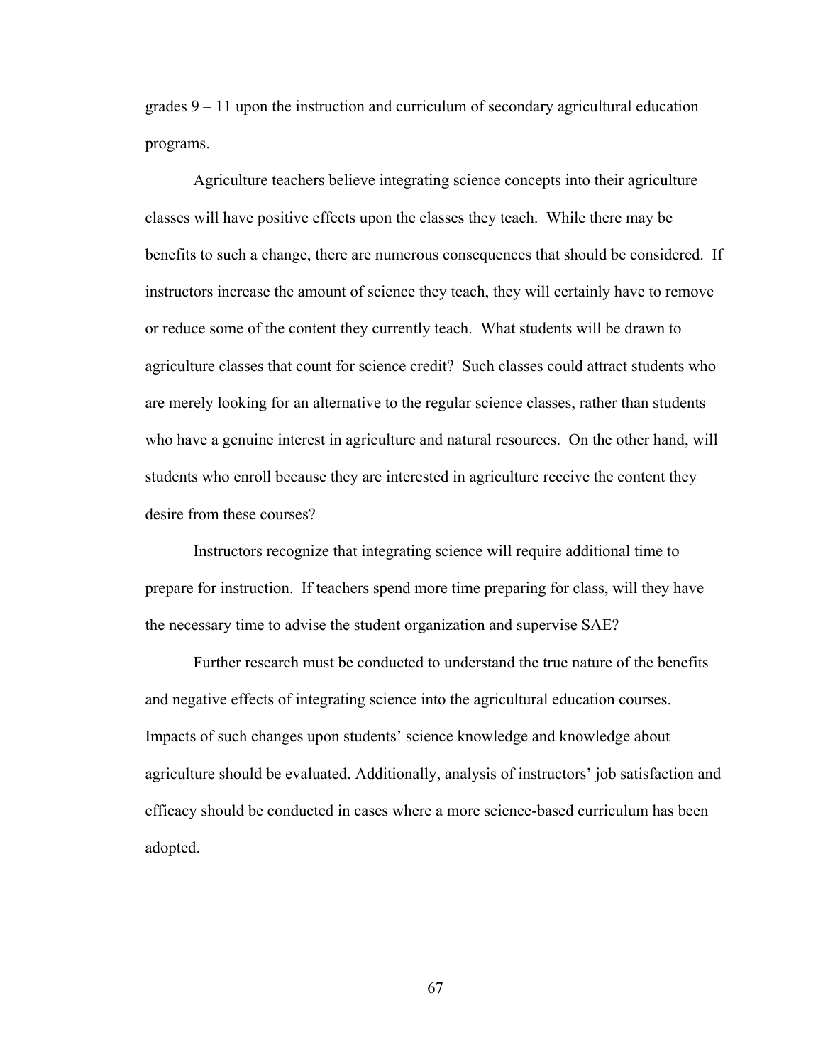grades 9 – 11 upon the instruction and curriculum of secondary agricultural education programs.

Agriculture teachers believe integrating science concepts into their agriculture classes will have positive effects upon the classes they teach. While there may be benefits to such a change, there are numerous consequences that should be considered. If instructors increase the amount of science they teach, they will certainly have to remove or reduce some of the content they currently teach. What students will be drawn to agriculture classes that count for science credit? Such classes could attract students who are merely looking for an alternative to the regular science classes, rather than students who have a genuine interest in agriculture and natural resources. On the other hand, will students who enroll because they are interested in agriculture receive the content they desire from these courses?

Instructors recognize that integrating science will require additional time to prepare for instruction. If teachers spend more time preparing for class, will they have the necessary time to advise the student organization and supervise SAE?

Further research must be conducted to understand the true nature of the benefits and negative effects of integrating science into the agricultural education courses. Impacts of such changes upon students' science knowledge and knowledge about agriculture should be evaluated. Additionally, analysis of instructors' job satisfaction and efficacy should be conducted in cases where a more science-based curriculum has been adopted.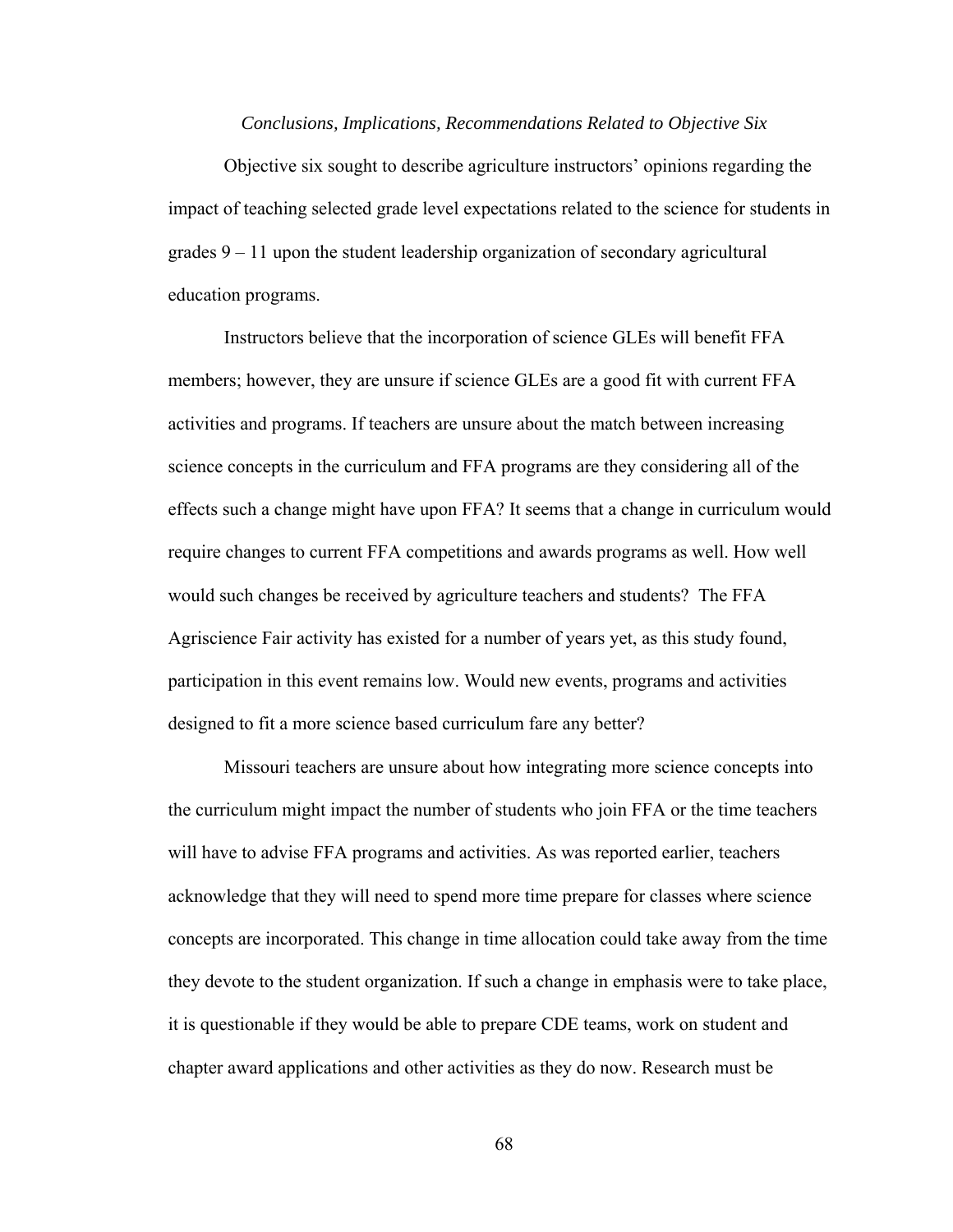*Conclusions, Implications, Recommendations Related to Objective Six*

Objective six sought to describe agriculture instructors' opinions regarding the impact of teaching selected grade level expectations related to the science for students in grades 9 – 11 upon the student leadership organization of secondary agricultural education programs.

Instructors believe that the incorporation of science GLEs will benefit FFA members; however, they are unsure if science GLEs are a good fit with current FFA activities and programs. If teachers are unsure about the match between increasing science concepts in the curriculum and FFA programs are they considering all of the effects such a change might have upon FFA? It seems that a change in curriculum would require changes to current FFA competitions and awards programs as well. How well would such changes be received by agriculture teachers and students? The FFA Agriscience Fair activity has existed for a number of years yet, as this study found, participation in this event remains low. Would new events, programs and activities designed to fit a more science based curriculum fare any better?

Missouri teachers are unsure about how integrating more science concepts into the curriculum might impact the number of students who join FFA or the time teachers will have to advise FFA programs and activities. As was reported earlier, teachers acknowledge that they will need to spend more time prepare for classes where science concepts are incorporated. This change in time allocation could take away from the time they devote to the student organization. If such a change in emphasis were to take place, it is questionable if they would be able to prepare CDE teams, work on student and chapter award applications and other activities as they do now. Research must be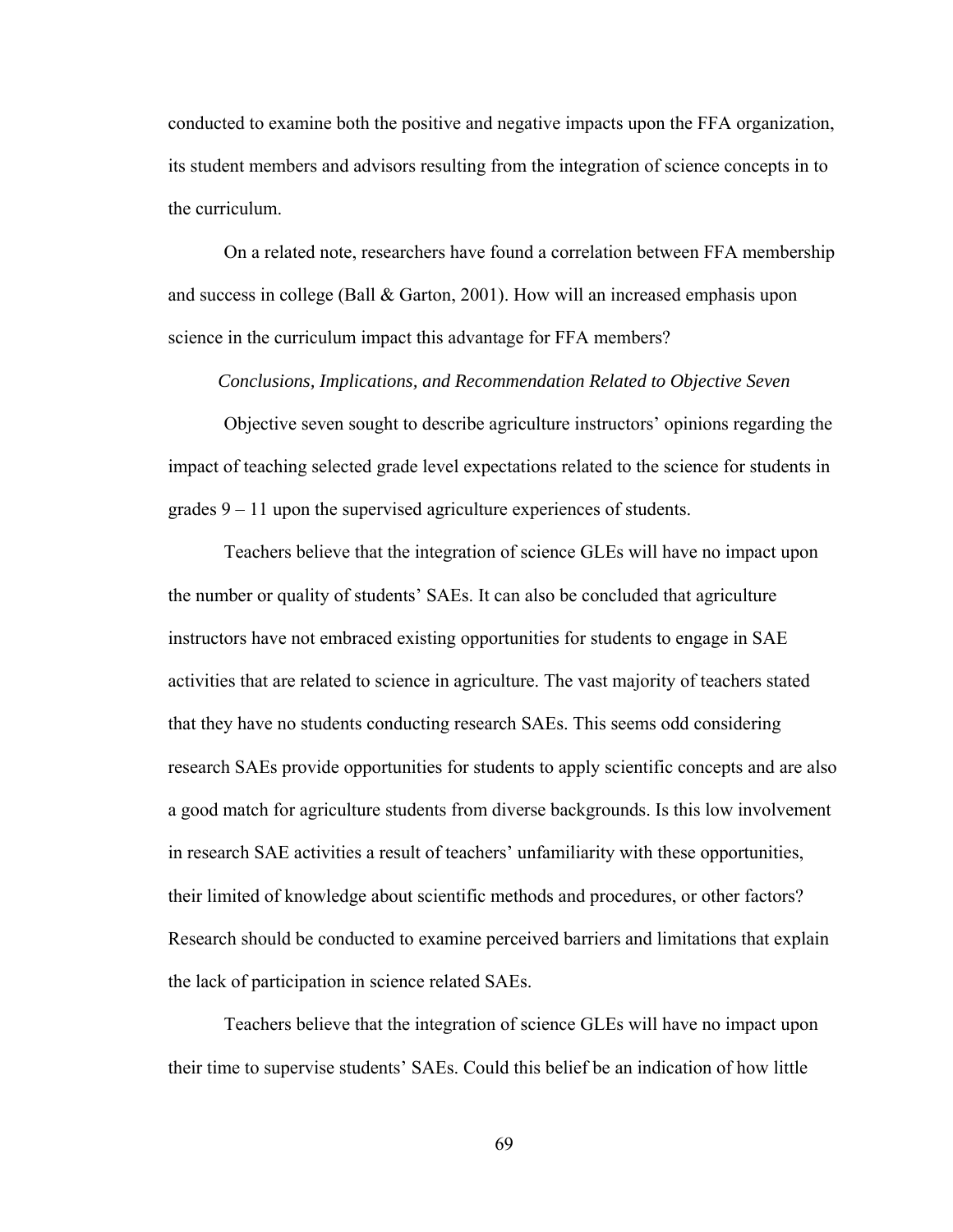conducted to examine both the positive and negative impacts upon the FFA organization, its student members and advisors resulting from the integration of science concepts in to the curriculum.

On a related note, researchers have found a correlation between FFA membership and success in college (Ball & Garton, 2001). How will an increased emphasis upon science in the curriculum impact this advantage for FFA members?

*Conclusions, Implications, and Recommendation Related to Objective Seven*

Objective seven sought to describe agriculture instructors' opinions regarding the impact of teaching selected grade level expectations related to the science for students in grades 9 – 11 upon the supervised agriculture experiences of students.

Teachers believe that the integration of science GLEs will have no impact upon the number or quality of students' SAEs. It can also be concluded that agriculture instructors have not embraced existing opportunities for students to engage in SAE activities that are related to science in agriculture. The vast majority of teachers stated that they have no students conducting research SAEs. This seems odd considering research SAEs provide opportunities for students to apply scientific concepts and are also a good match for agriculture students from diverse backgrounds. Is this low involvement in research SAE activities a result of teachers' unfamiliarity with these opportunities, their limited of knowledge about scientific methods and procedures, or other factors? Research should be conducted to examine perceived barriers and limitations that explain the lack of participation in science related SAEs.

Teachers believe that the integration of science GLEs will have no impact upon their time to supervise students' SAEs. Could this belief be an indication of how little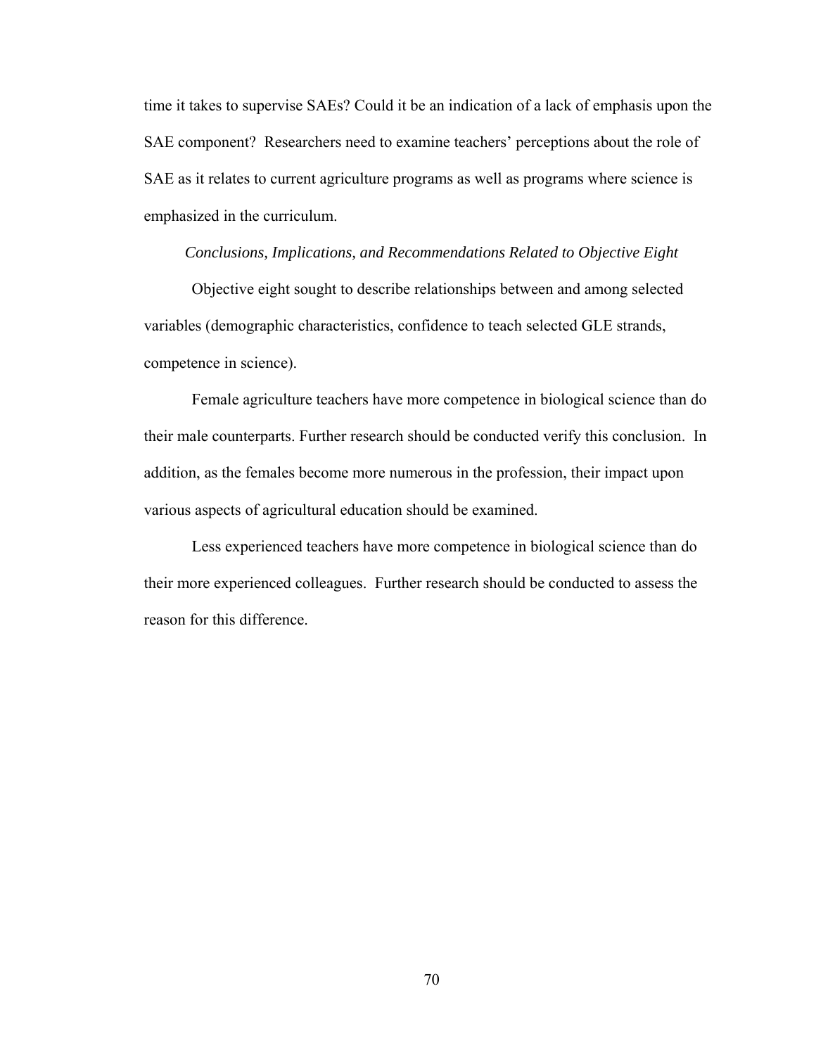time it takes to supervise SAEs? Could it be an indication of a lack of emphasis upon the SAE component? Researchers need to examine teachers' perceptions about the role of SAE as it relates to current agriculture programs as well as programs where science is emphasized in the curriculum.

*Conclusions, Implications, and Recommendations Related to Objective Eight*

Objective eight sought to describe relationships between and among selected variables (demographic characteristics, confidence to teach selected GLE strands, competence in science).

Female agriculture teachers have more competence in biological science than do their male counterparts. Further research should be conducted verify this conclusion. In addition, as the females become more numerous in the profession, their impact upon various aspects of agricultural education should be examined.

Less experienced teachers have more competence in biological science than do their more experienced colleagues. Further research should be conducted to assess the reason for this difference.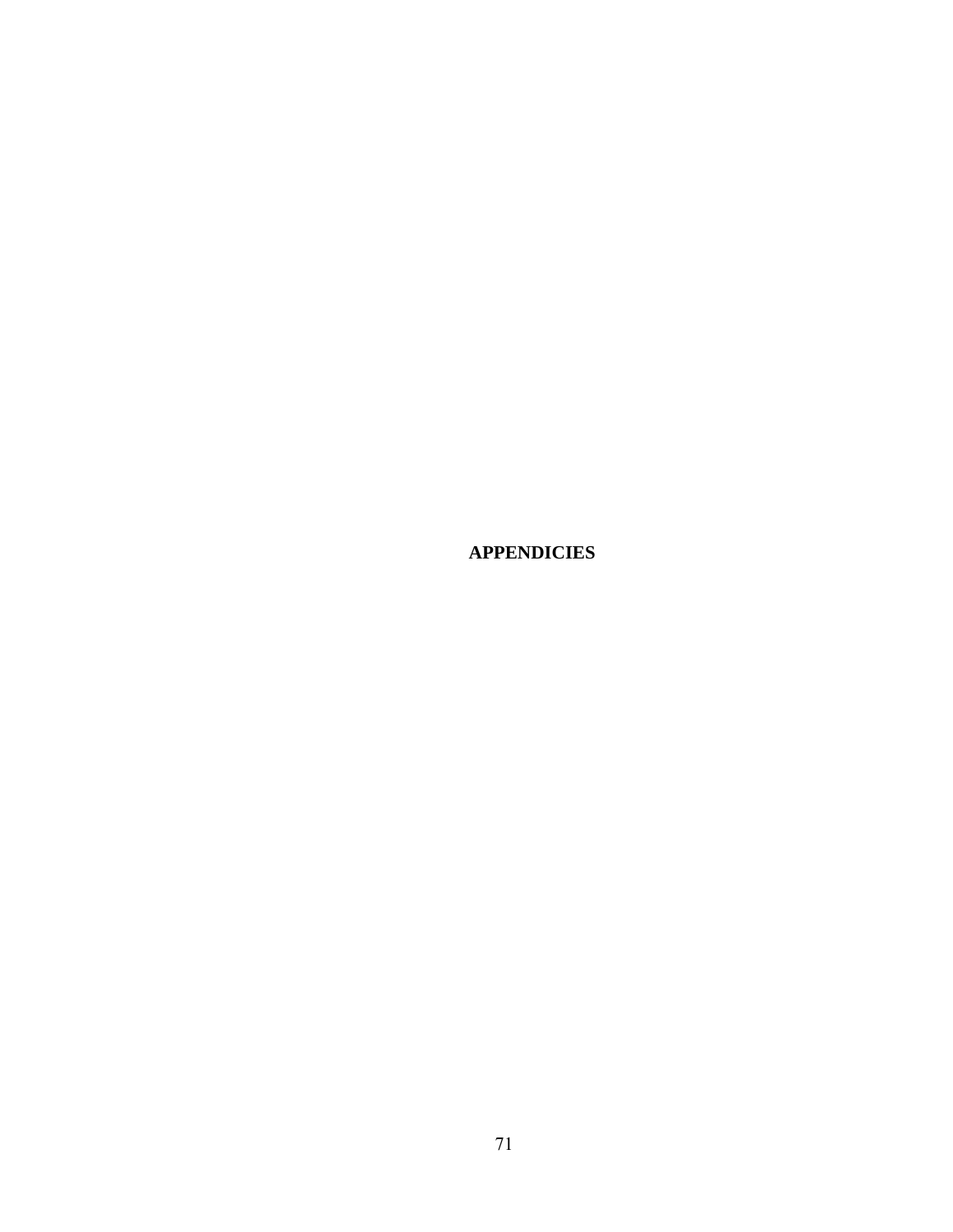# APPENDICIES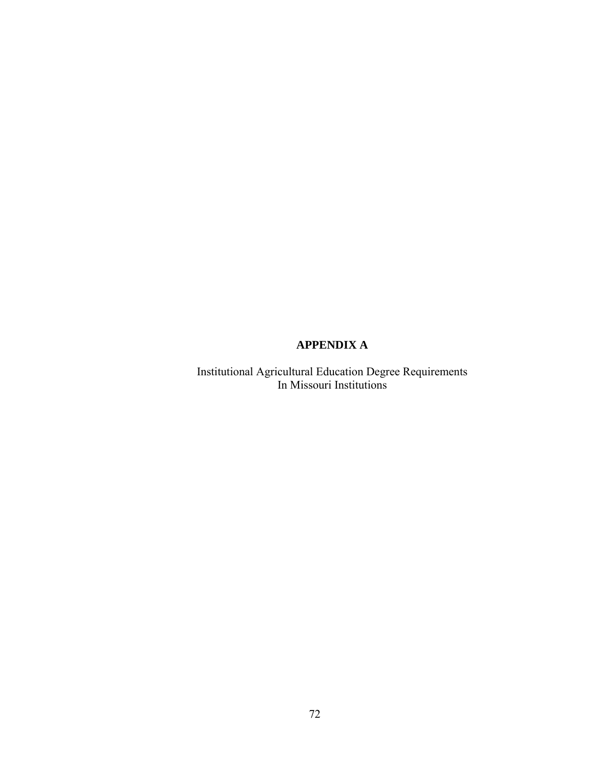# APPENDIX A

Institutional Agricultural Education Degree Requirements
In Missouri Institutions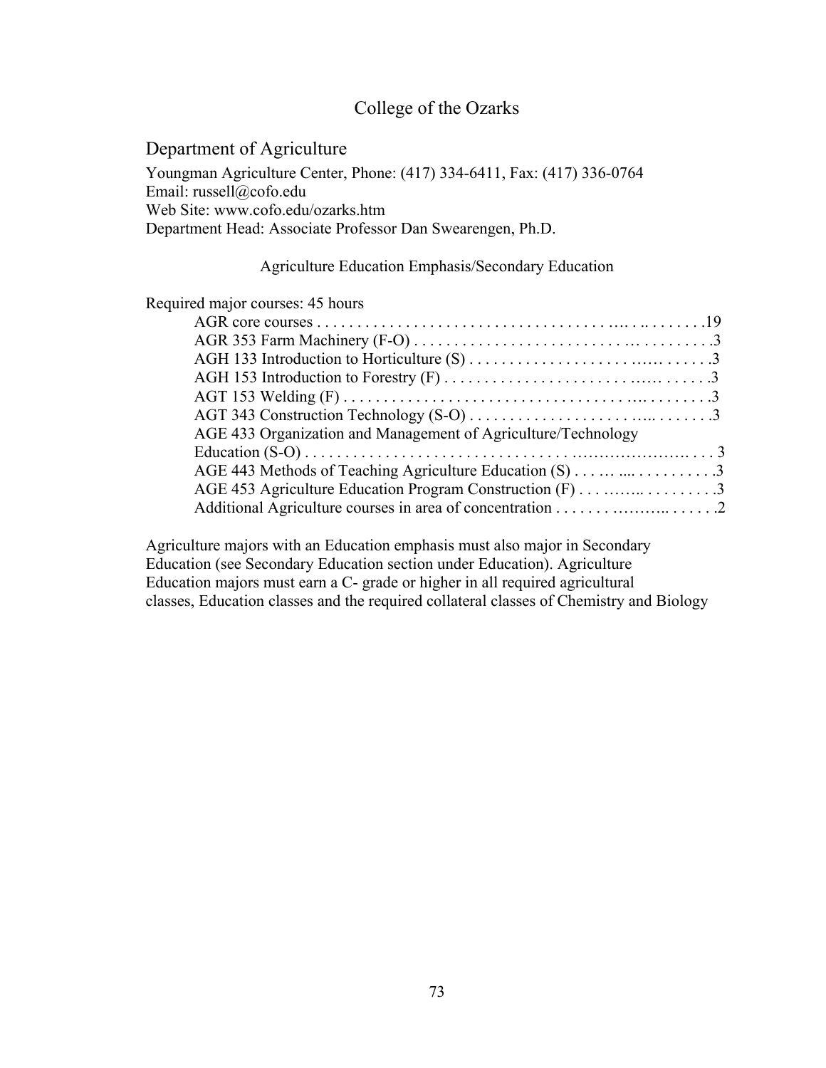# College of the Ozarks

## Department of Agriculture

Youngman Agriculture Center, Phone: (417) 334-6411, Fax: (417) 336-0764
Email: russell@cofo.edu
Web Site: www.cofo.edu/ozarks.htm
Department Head: Associate Professor Dan Swearengen, Ph.D.

### Agriculture Education Emphasis/Secondary Education

Required major courses: 45 hours

| Course | Hours |
|---|---|
| AGR core courses | 19 |
| AGR 353 Farm Machinery (F-O) | 3 |
| AGH 133 Introduction to Horticulture (S) | 3 |
| AGH 153 Introduction to Forestry (F) | 3 |
| AGT 153 Welding (F) | 3 |
| AGT 343 Construction Technology (S-O) | 3 |
| AGE 433 Organization and Management of Agriculture/Technology Education (S-O) | 3 |
| AGE 443 Methods of Teaching Agriculture Education (S) | 3 |
| AGE 453 Agriculture Education Program Construction (F) | 3 |
| Additional Agriculture courses in area of concentration | 2 |

Agriculture majors with an Education emphasis must also major in Secondary Education (see Secondary Education section under Education). Agriculture Education majors must earn a C- grade or higher in all required agricultural classes, Education classes and the required collateral classes of Chemistry and Biology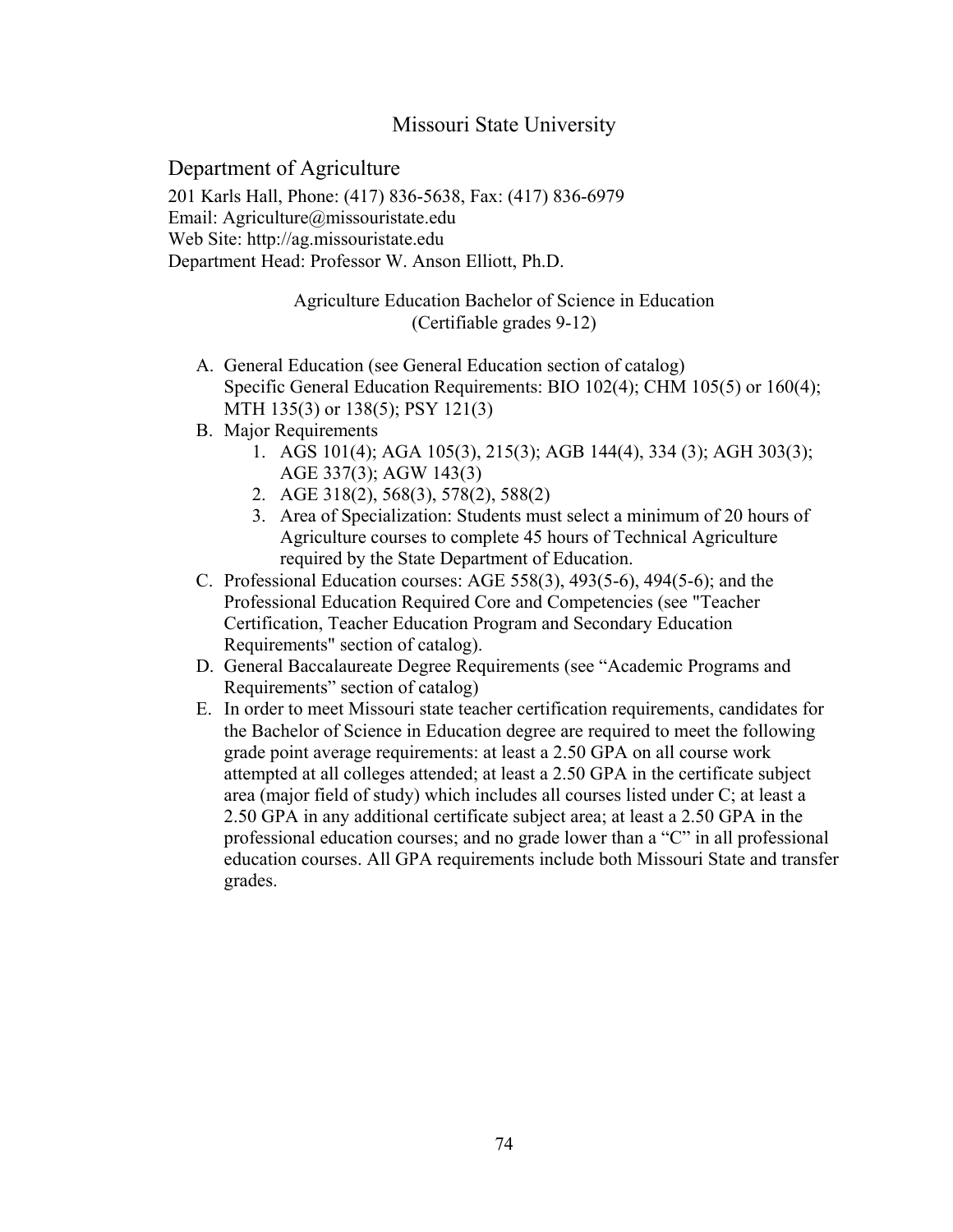# Missouri State University

## Department of Agriculture

201 Karls Hall, Phone: (417) 836-5638, Fax: (417) 836-6979
Email: Agriculture@missouristate.edu
Web Site: http://ag.missouristate.edu
Department Head: Professor W. Anson Elliott, Ph.D.

### Agriculture Education Bachelor of Science in Education (Certifiable grades 9-12)

A. General Education (see General Education section of catalog)
   Specific General Education Requirements: BIO 102(4); CHM 105(5) or 160(4); MTH 135(3) or 138(5); PSY 121(3)
B. Major Requirements
   1. AGS 101(4); AGA 105(3), 215(3); AGB 144(4), 334 (3); AGH 303(3); AGE 337(3); AGW 143(3)
   2. AGE 318(2), 568(3), 578(2), 588(2)
   3. Area of Specialization: Students must select a minimum of 20 hours of Agriculture courses to complete 45 hours of Technical Agriculture required by the State Department of Education.
C. Professional Education courses: AGE 558(3), 493(5-6), 494(5-6); and the Professional Education Required Core and Competencies (see "Teacher Certification, Teacher Education Program and Secondary Education Requirements" section of catalog).
D. General Baccalaureate Degree Requirements (see "Academic Programs and Requirements" section of catalog)
E. In order to meet Missouri state teacher certification requirements, candidates for the Bachelor of Science in Education degree are required to meet the following grade point average requirements: at least a 2.50 GPA on all course work attempted at all colleges attended; at least a 2.50 GPA in the certificate subject area (major field of study) which includes all courses listed under C; at least a 2.50 GPA in any additional certificate subject area; at least a 2.50 GPA in the professional education courses; and no grade lower than a "C" in all professional education courses. All GPA requirements include both Missouri State and transfer grades.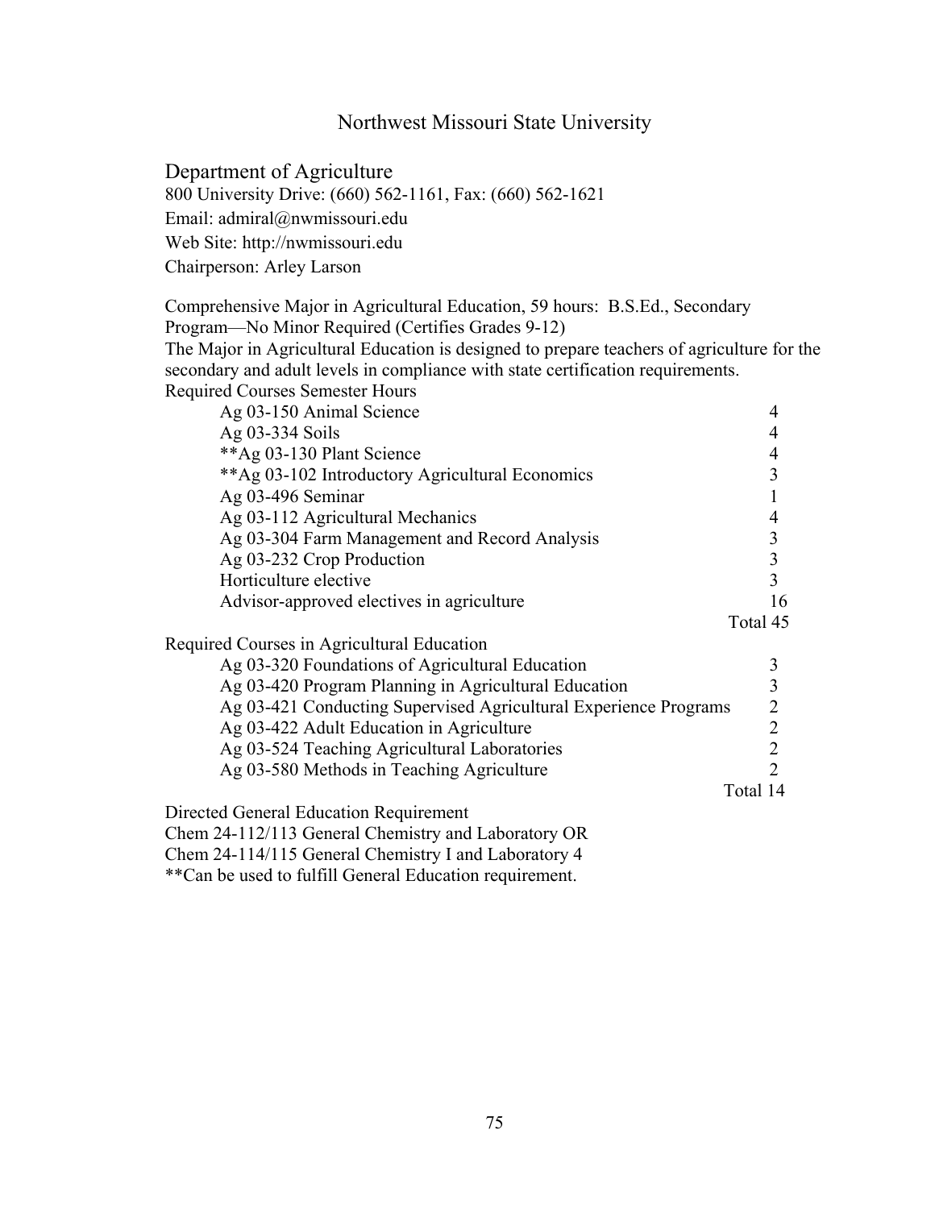## Northwest Missouri State University

### Department of Agriculture

800 University Drive: (660) 562-1161, Fax: (660) 562-1621

Email: admiral@nwmissouri.edu

Web Site: http://nwmissouri.edu

Chairperson: Arley Larson

Comprehensive Major in Agricultural Education, 59 hours: B.S.Ed., Secondary Program—No Minor Required (Certifies Grades 9-12)

The Major in Agricultural Education is designed to prepare teachers of agriculture for the secondary and adult levels in compliance with state certification requirements.

| Required Courses | Semester Hours |
|---|---|
| Ag 03-150 Animal Science | 4 |
| Ag 03-334 Soils | 4 |
| **Ag 03-130 Plant Science | 4 |
| **Ag 03-102 Introductory Agricultural Economics | 3 |
| Ag 03-496 Seminar | 1 |
| Ag 03-112 Agricultural Mechanics | 4 |
| Ag 03-304 Farm Management and Record Analysis | 3 |
| Ag 03-232 Crop Production | 3 |
| Horticulture elective | 3 |
| Advisor-approved electives in agriculture | 16 |
| | Total 45 |

| Required Courses in Agricultural Education | |
|---|---|
| Ag 03-320 Foundations of Agricultural Education | 3 |
| Ag 03-420 Program Planning in Agricultural Education | 3 |
| Ag 03-421 Conducting Supervised Agricultural Experience Programs | 2 |
| Ag 03-422 Adult Education in Agriculture | 2 |
| Ag 03-524 Teaching Agricultural Laboratories | 2 |
| Ag 03-580 Methods in Teaching Agriculture | 2 |
| | Total 14 |

Directed General Education Requirement

Chem 24-112/113 General Chemistry and Laboratory OR

Chem 24-114/115 General Chemistry I and Laboratory 4

**Can be used to fulfill General Education requirement.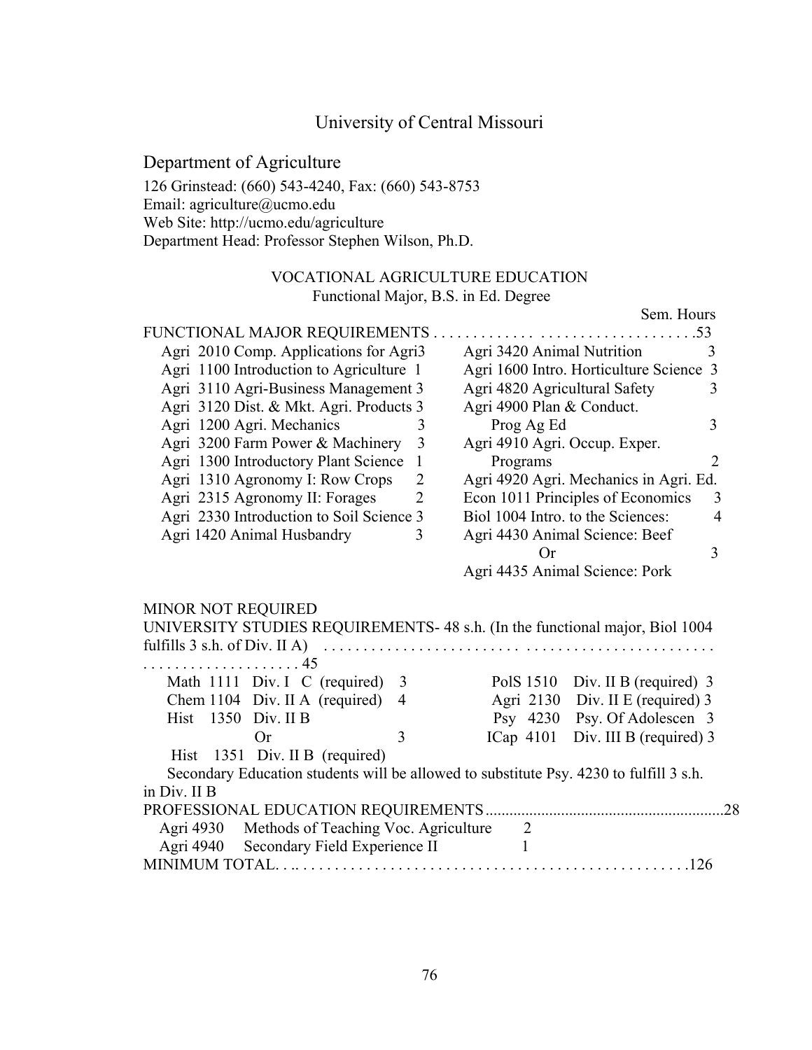# University of Central Missouri

## Department of Agriculture

126 Grinstead: (660) 543-4240, Fax: (660) 543-8753
Email: agriculture@ucmo.edu
Web Site: http://ucmo.edu/agriculture
Department Head: Professor Stephen Wilson, Ph.D.

### VOCATIONAL AGRICULTURE EDUCATION

Functional Major, B.S. in Ed. Degree

Sem. Hours

FUNCTIONAL MAJOR REQUIREMENTS . . . . . . . . . . . . . . . . . . . . . . . . . . . . . . . . .53

| Course | Hours | Course | Hours |
|---|---|---|---|
| Agri 2010 Comp. Applications for Agri | 3 | Agri 3420 Animal Nutrition | 3 |
| Agri 1100 Introduction to Agriculture | 1 | Agri 1600 Intro. Horticulture Science | 3 |
| Agri 3110 Agri-Business Management | 3 | Agri 4820 Agricultural Safety | 3 |
| Agri 3120 Dist. & Mkt. Agri. Products | 3 | Agri 4900 Plan & Conduct. Prog Ag Ed | 3 |
| Agri 1200 Agri. Mechanics | 3 | Agri 4910 Agri. Occup. Exper. Programs | 2 |
| Agri 3200 Farm Power & Machinery | 3 | Agri 4920 Agri. Mechanics in Agri. Ed. | |
| Agri 1300 Introductory Plant Science | 1 | Econ 1011 Principles of Economics | 3 |
| Agri 1310 Agronomy I: Row Crops | 2 | Biol 1004 Intro. to the Sciences: | 4 |
| Agri 2315 Agronomy II: Forages | 2 | Agri 4430 Animal Science: Beef Or Agri 4435 Animal Science: Pork | 3 |
| Agri 2330 Introduction to Soil Science | 3 | | |
| Agri 1420 Animal Husbandry | 3 | | |

MINOR NOT REQUIRED

UNIVERSITY STUDIES REQUIREMENTS- 48 s.h. (In the functional major, Biol 1004 fulfills 3 s.h. of Div. II A) . . . . . . . . . . . . . . . . . . . . . . . . . . . . . . . . . . . . . . . . . . . . . . . . . . . . . . . . . . . . . . . . . 45

| Course | Division | Hours | Course | Division | Hours |
|---|---|---|---|---|---|
| Math 1111 | Div. I C (required) | 3 | PolS 1510 | Div. II B (required) | 3 |
| Chem 1104 | Div. II A (required) | 4 | Agri 2130 | Div. II E (required) | 3 |
| Hist 1350 Or Hist 1351 | Div. II B (required) | 3 | Psy 4230 | Psy. Of Adolescen | 3 |
| | | | ICap 4101 | Div. III B (required) | 3 |

Secondary Education students will be allowed to substitute Psy. 4230 to fulfill 3 s.h. in Div. II B

PROFESSIONAL EDUCATION REQUIREMENTS..........................................................28

| Course | Title | Hours |
|---|---|---|
| Agri 4930 | Methods of Teaching Voc. Agriculture | 2 |
| Agri 4940 | Secondary Field Experience II | 1 |

MINIMUM TOTAL. . .. . . . . . . . . . . . . . . . . . . . . . . . . . . . . . . . . . . . . . . . . . . . . . .126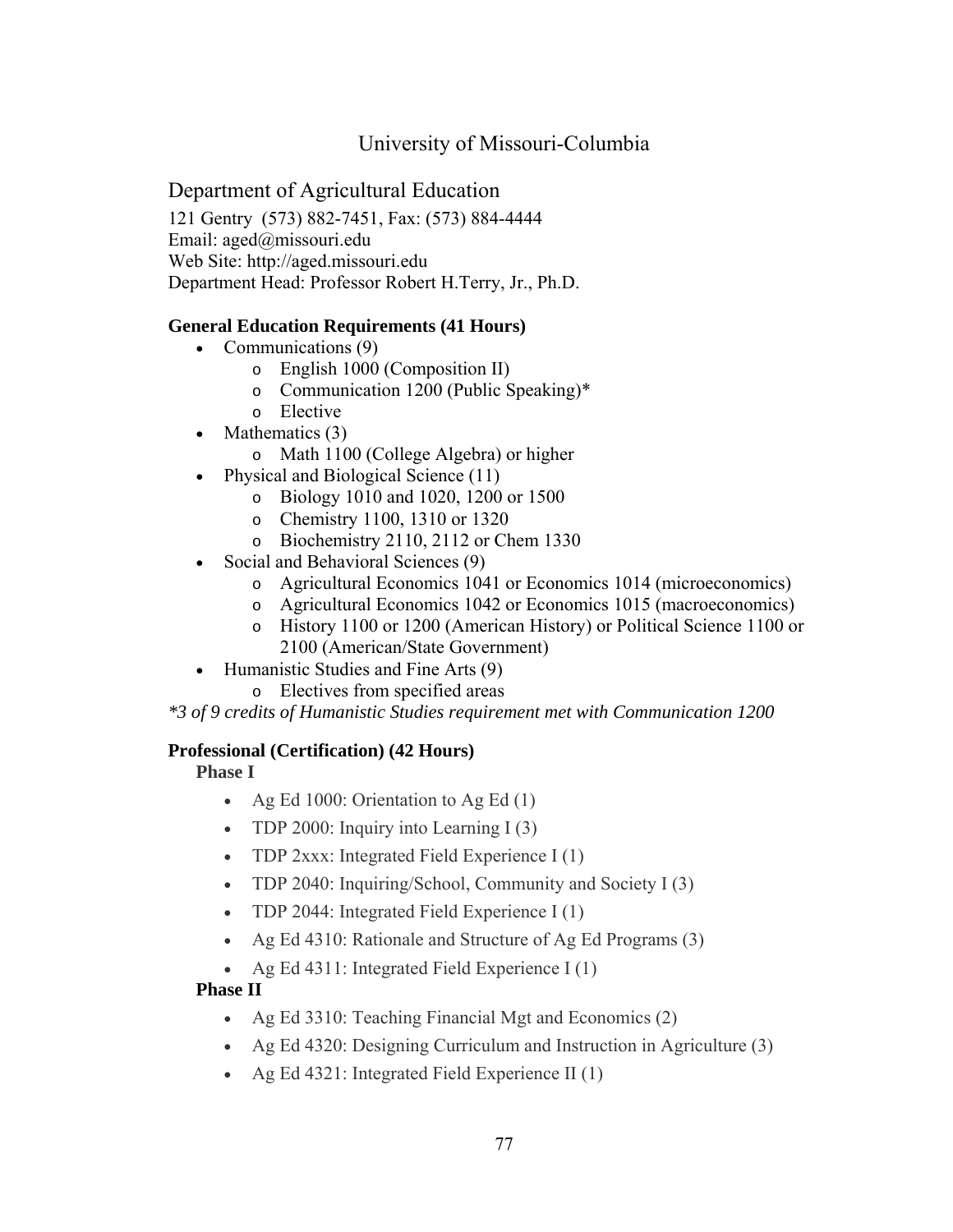# University of Missouri-Columbia

## Department of Agricultural Education

121 Gentry (573) 882-7451, Fax: (573) 884-4444
Email: aged@missouri.edu
Web Site: http://aged.missouri.edu
Department Head: Professor Robert H.Terry, Jr., Ph.D.

**General Education Requirements (41 Hours)**

- Communications (9)
  - English 1000 (Composition II)
  - Communication 1200 (Public Speaking)*
  - Elective
- Mathematics (3)
  - Math 1100 (College Algebra) or higher
- Physical and Biological Science (11)
  - Biology 1010 and 1020, 1200 or 1500
  - Chemistry 1100, 1310 or 1320
  - Biochemistry 2110, 2112 or Chem 1330
- Social and Behavioral Sciences (9)
  - Agricultural Economics 1041 or Economics 1014 (microeconomics)
  - Agricultural Economics 1042 or Economics 1015 (macroeconomics)
  - History 1100 or 1200 (American History) or Political Science 1100 or 2100 (American/State Government)
- Humanistic Studies and Fine Arts (9)
  - Electives from specified areas

*\*3 of 9 credits of Humanistic Studies requirement met with Communication 1200*

**Professional (Certification) (42 Hours)**

**Phase I**

- Ag Ed 1000: Orientation to Ag Ed (1)
- TDP 2000: Inquiry into Learning I (3)
- TDP 2xxx: Integrated Field Experience I (1)
- TDP 2040: Inquiring/School, Community and Society I (3)
- TDP 2044: Integrated Field Experience I (1)
- Ag Ed 4310: Rationale and Structure of Ag Ed Programs (3)
- Ag Ed 4311: Integrated Field Experience I (1)

**Phase II**

- Ag Ed 3310: Teaching Financial Mgt and Economics (2)
- Ag Ed 4320: Designing Curriculum and Instruction in Agriculture (3)
- Ag Ed 4321: Integrated Field Experience II (1)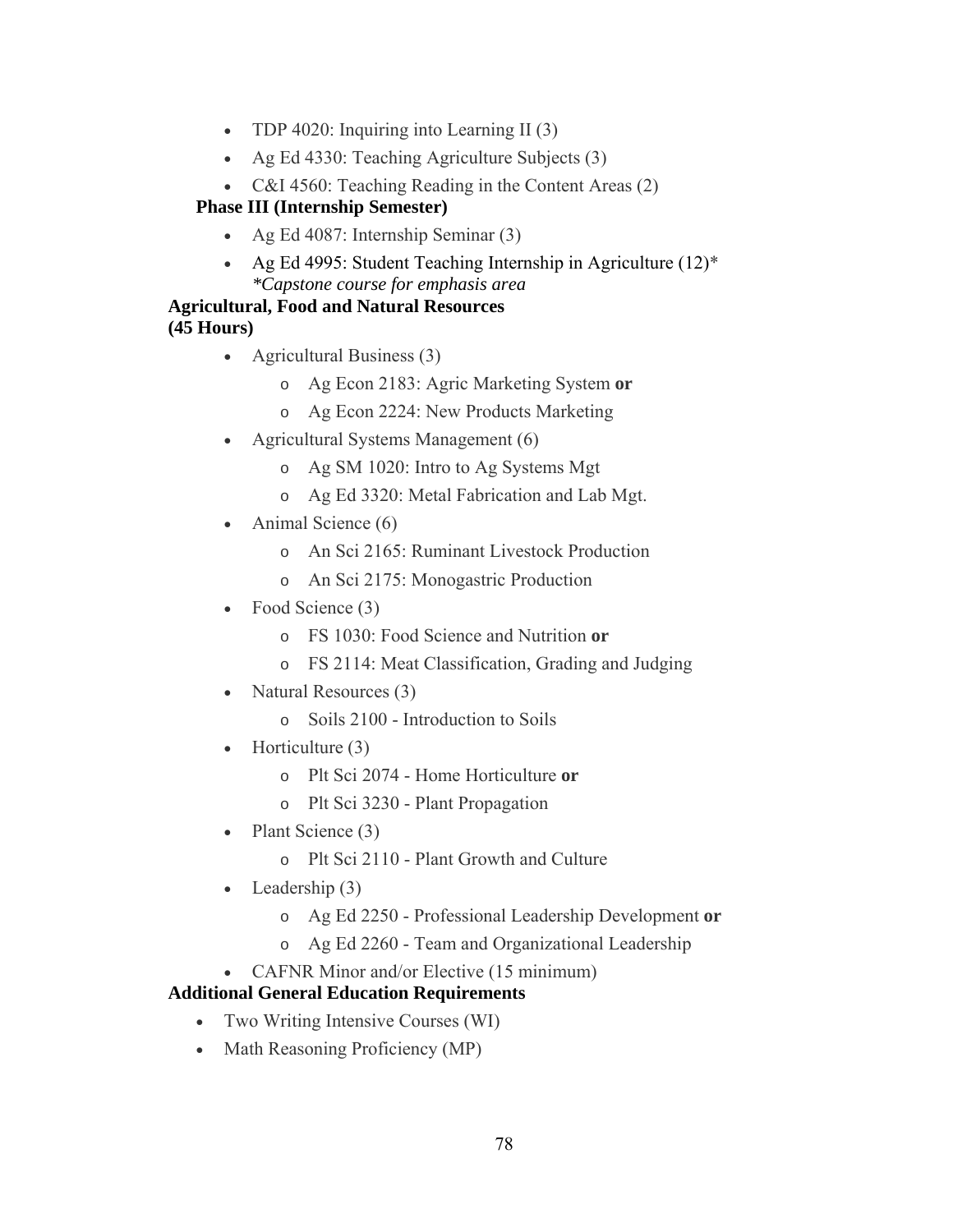- TDP 4020: Inquiring into Learning II (3)
- Ag Ed 4330: Teaching Agriculture Subjects (3)
- C&I 4560: Teaching Reading in the Content Areas (2)

**Phase III (Internship Semester)**

- Ag Ed 4087: Internship Seminar (3)
- Ag Ed 4995: Student Teaching Internship in Agriculture (12)*
  *\*Capstone course for emphasis area*

**Agricultural, Food and Natural Resources (45 Hours)**

- Agricultural Business (3)
  - Ag Econ 2183: Agric Marketing System **or**
  - Ag Econ 2224: New Products Marketing
- Agricultural Systems Management (6)
  - Ag SM 1020: Intro to Ag Systems Mgt
  - Ag Ed 3320: Metal Fabrication and Lab Mgt.
- Animal Science (6)
  - An Sci 2165: Ruminant Livestock Production
  - An Sci 2175: Monogastric Production
- Food Science (3)
  - FS 1030: Food Science and Nutrition **or**
  - FS 2114: Meat Classification, Grading and Judging
- Natural Resources (3)
  - Soils 2100 - Introduction to Soils
- Horticulture (3)
  - Plt Sci 2074 - Home Horticulture **or**
  - Plt Sci 3230 - Plant Propagation
- Plant Science (3)
  - Plt Sci 2110 - Plant Growth and Culture
- Leadership (3)
  - Ag Ed 2250 - Professional Leadership Development **or**
  - Ag Ed 2260 - Team and Organizational Leadership
- CAFNR Minor and/or Elective (15 minimum)

**Additional General Education Requirements**

- Two Writing Intensive Courses (WI)
- Math Reasoning Proficiency (MP)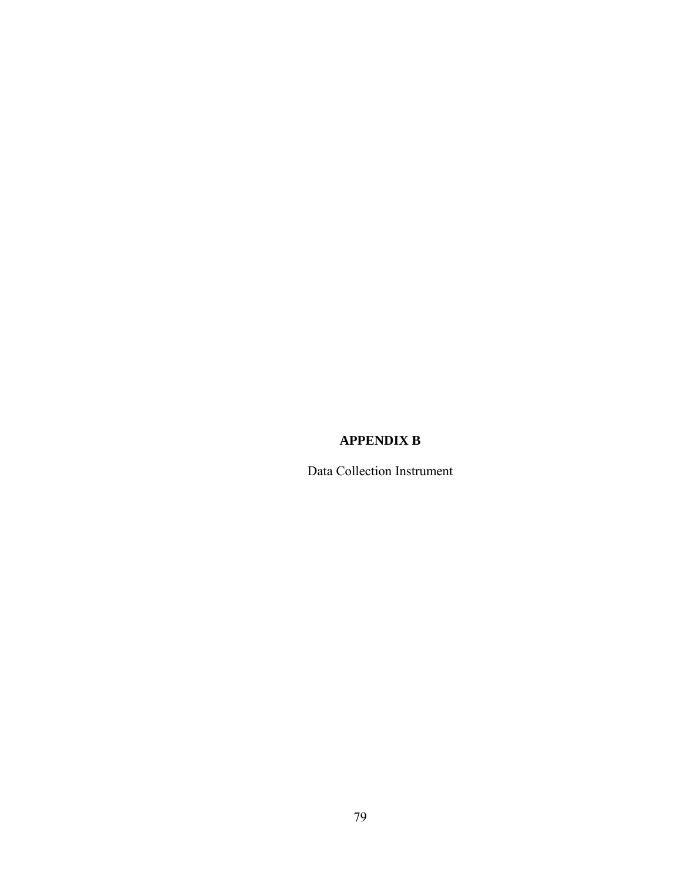# APPENDIX B

Data Collection Instrument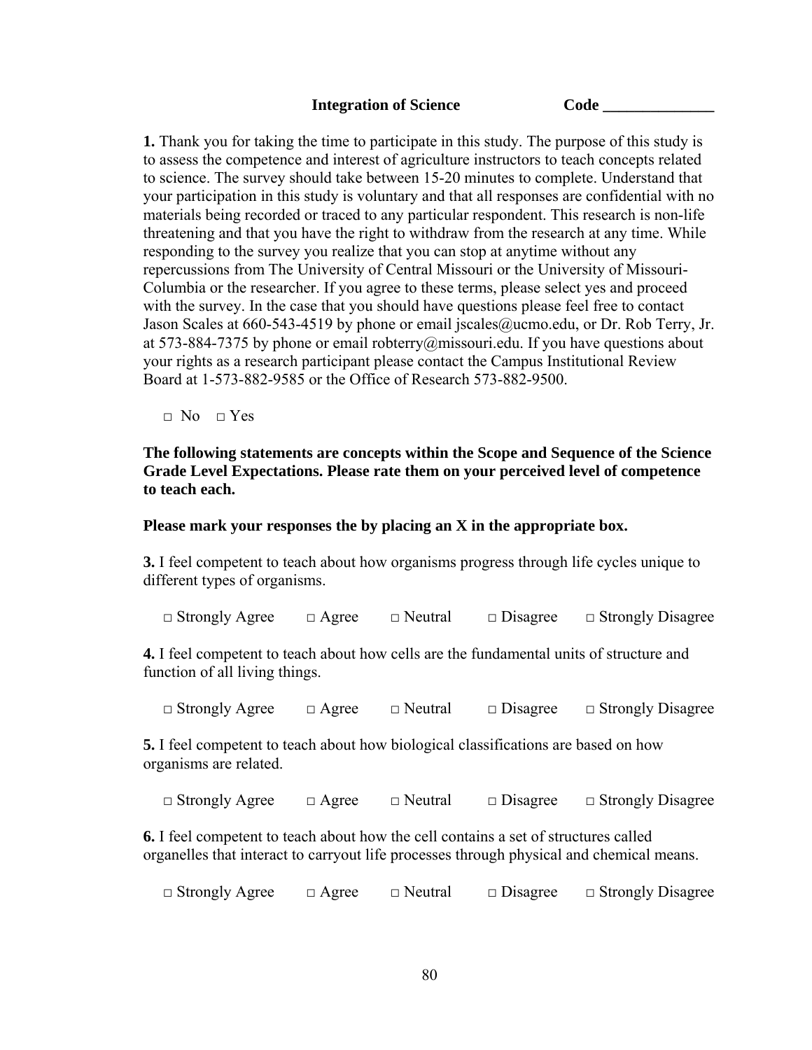**Integration of Science** **Code \_\_\_\_\_\_\_\_\_\_\_\_\_\_**

**1.** Thank you for taking the time to participate in this study. The purpose of this study is to assess the competence and interest of agriculture instructors to teach concepts related to science. The survey should take between 15-20 minutes to complete. Understand that your participation in this study is voluntary and that all responses are confidential with no materials being recorded or traced to any particular respondent. This research is non-life threatening and that you have the right to withdraw from the research at any time. While responding to the survey you realize that you can stop at anytime without any repercussions from The University of Central Missouri or the University of Missouri-Columbia or the researcher. If you agree to these terms, please select yes and proceed with the survey. In the case that you should have questions please feel free to contact Jason Scales at 660-543-4519 by phone or email jscales@ucmo.edu, or Dr. Rob Terry, Jr. at 573-884-7375 by phone or email robterry@missouri.edu. If you have questions about your rights as a research participant please contact the Campus Institutional Review Board at 1-573-882-9585 or the Office of Research 573-882-9500.

□ No □ Yes

**The following statements are concepts within the Scope and Sequence of the Science Grade Level Expectations. Please rate them on your perceived level of competence to teach each.**

**Please mark your responses the by placing an X in the appropriate box.**

**3.** I feel competent to teach about how organisms progress through life cycles unique to different types of organisms.

□ Strongly Agree □ Agree □ Neutral □ Disagree □ Strongly Disagree

**4.** I feel competent to teach about how cells are the fundamental units of structure and function of all living things.

□ Strongly Agree □ Agree □ Neutral □ Disagree □ Strongly Disagree

**5.** I feel competent to teach about how biological classifications are based on how organisms are related.

□ Strongly Agree □ Agree □ Neutral □ Disagree □ Strongly Disagree

**6.** I feel competent to teach about how the cell contains a set of structures called organelles that interact to carryout life processes through physical and chemical means.

□ Strongly Agree □ Agree □ Neutral □ Disagree □ Strongly Disagree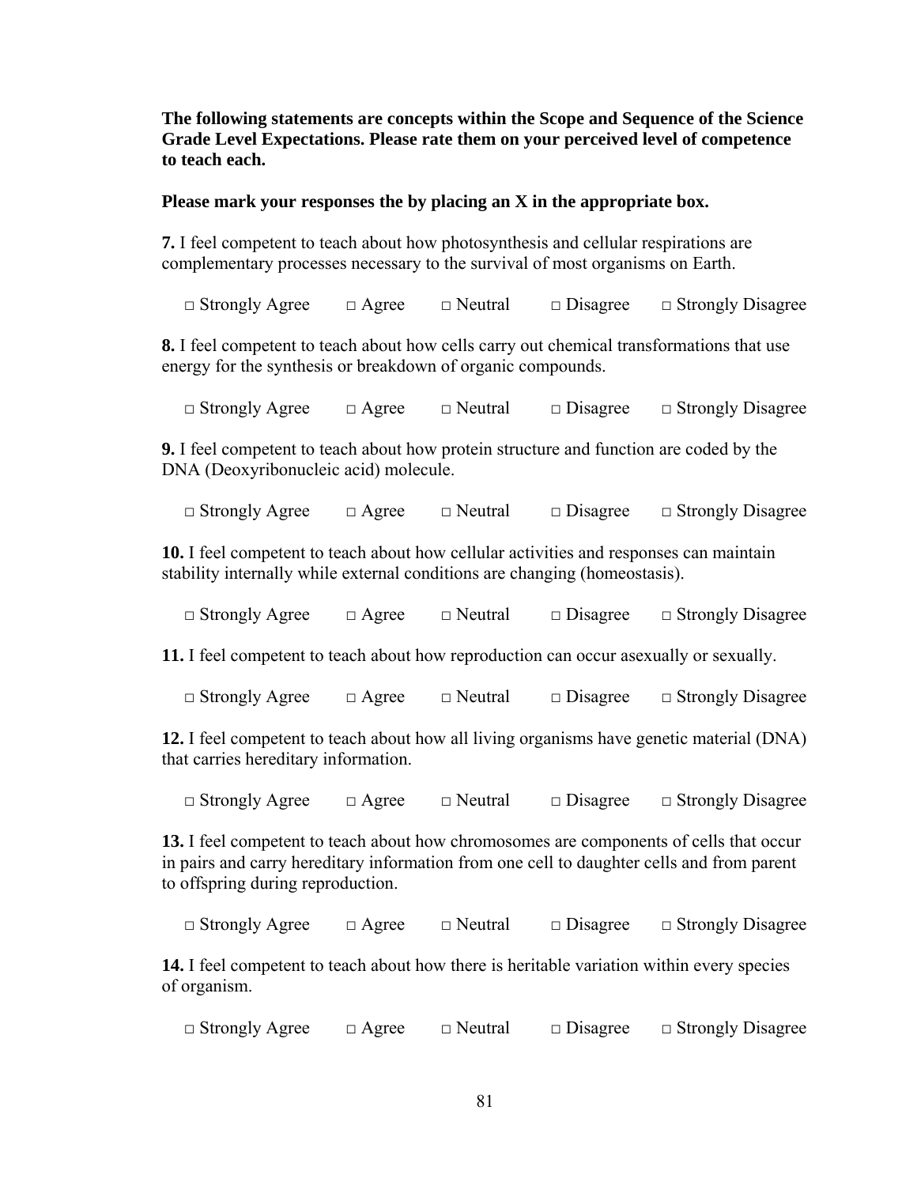**The following statements are concepts within the Scope and Sequence of the Science Grade Level Expectations. Please rate them on your perceived level of competence to teach each.**

**Please mark your responses the by placing an X in the appropriate box.**

**7.** I feel competent to teach about how photosynthesis and cellular respirations are complementary processes necessary to the survival of most organisms on Earth.

□ Strongly Agree  □ Agree  □ Neutral  □ Disagree  □ Strongly Disagree

**8.** I feel competent to teach about how cells carry out chemical transformations that use energy for the synthesis or breakdown of organic compounds.

□ Strongly Agree  □ Agree  □ Neutral  □ Disagree  □ Strongly Disagree

**9.** I feel competent to teach about how protein structure and function are coded by the DNA (Deoxyribonucleic acid) molecule.

□ Strongly Agree  □ Agree  □ Neutral  □ Disagree  □ Strongly Disagree

**10.** I feel competent to teach about how cellular activities and responses can maintain stability internally while external conditions are changing (homeostasis).

□ Strongly Agree  □ Agree  □ Neutral  □ Disagree  □ Strongly Disagree

**11.** I feel competent to teach about how reproduction can occur asexually or sexually.

□ Strongly Agree  □ Agree  □ Neutral  □ Disagree  □ Strongly Disagree

**12.** I feel competent to teach about how all living organisms have genetic material (DNA) that carries hereditary information.

□ Strongly Agree  □ Agree  □ Neutral  □ Disagree  □ Strongly Disagree

**13.** I feel competent to teach about how chromosomes are components of cells that occur in pairs and carry hereditary information from one cell to daughter cells and from parent to offspring during reproduction.

□ Strongly Agree  □ Agree  □ Neutral  □ Disagree  □ Strongly Disagree

**14.** I feel competent to teach about how there is heritable variation within every species of organism.

□ Strongly Agree  □ Agree  □ Neutral  □ Disagree  □ Strongly Disagree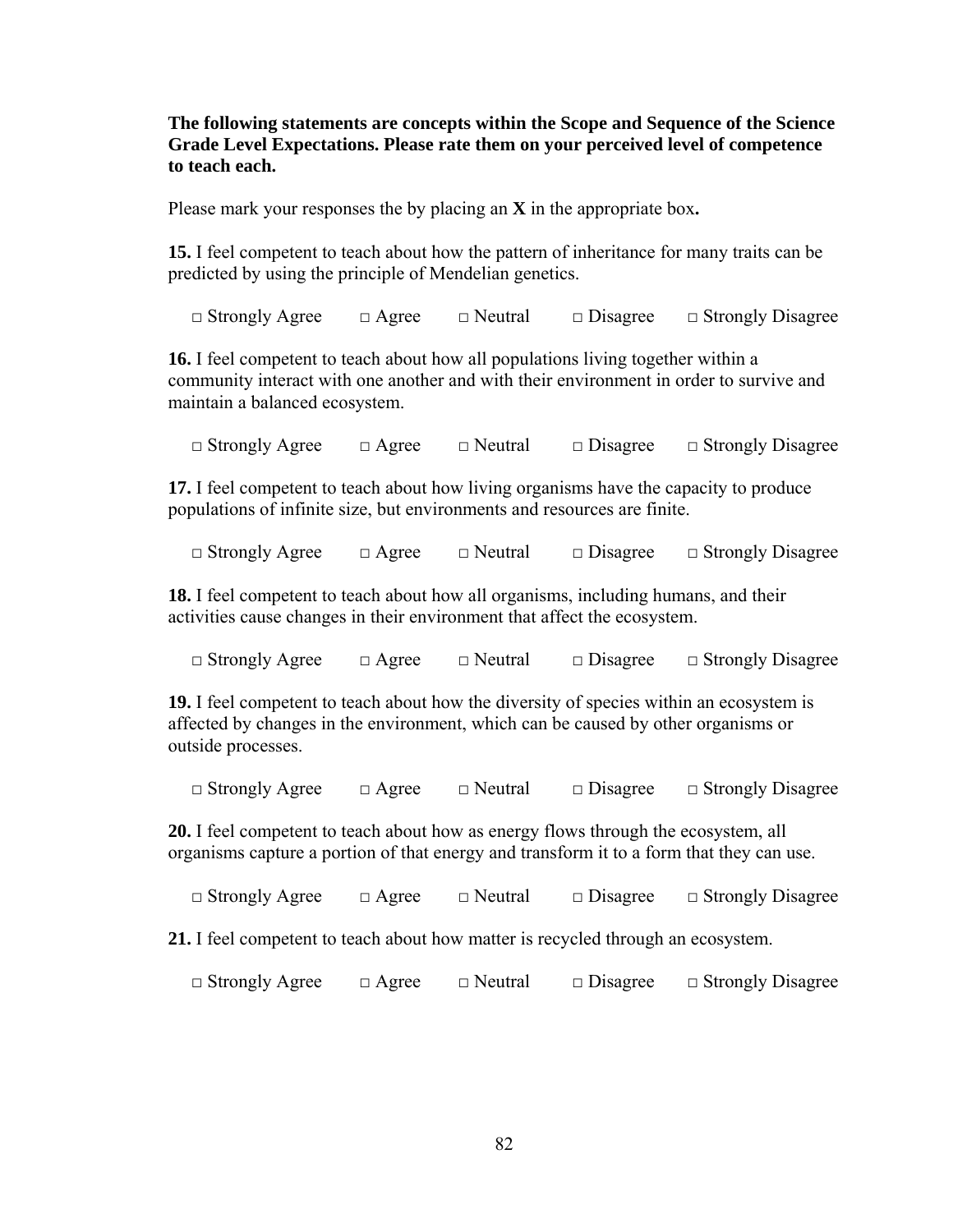**The following statements are concepts within the Scope and Sequence of the Science Grade Level Expectations. Please rate them on your perceived level of competence to teach each.**

Please mark your responses the by placing an **X** in the appropriate box**.**

**15.** I feel competent to teach about how the pattern of inheritance for many traits can be predicted by using the principle of Mendelian genetics.

□ Strongly Agree □ Agree □ Neutral □ Disagree □ Strongly Disagree

**16.** I feel competent to teach about how all populations living together within a community interact with one another and with their environment in order to survive and maintain a balanced ecosystem.

□ Strongly Agree □ Agree □ Neutral □ Disagree □ Strongly Disagree

**17.** I feel competent to teach about how living organisms have the capacity to produce populations of infinite size, but environments and resources are finite.

□ Strongly Agree □ Agree □ Neutral □ Disagree □ Strongly Disagree

**18.** I feel competent to teach about how all organisms, including humans, and their activities cause changes in their environment that affect the ecosystem.

□ Strongly Agree □ Agree □ Neutral □ Disagree □ Strongly Disagree

**19.** I feel competent to teach about how the diversity of species within an ecosystem is affected by changes in the environment, which can be caused by other organisms or outside processes.

□ Strongly Agree □ Agree □ Neutral □ Disagree □ Strongly Disagree

**20.** I feel competent to teach about how as energy flows through the ecosystem, all organisms capture a portion of that energy and transform it to a form that they can use.

□ Strongly Agree □ Agree □ Neutral □ Disagree □ Strongly Disagree

**21.** I feel competent to teach about how matter is recycled through an ecosystem.

□ Strongly Agree □ Agree □ Neutral □ Disagree □ Strongly Disagree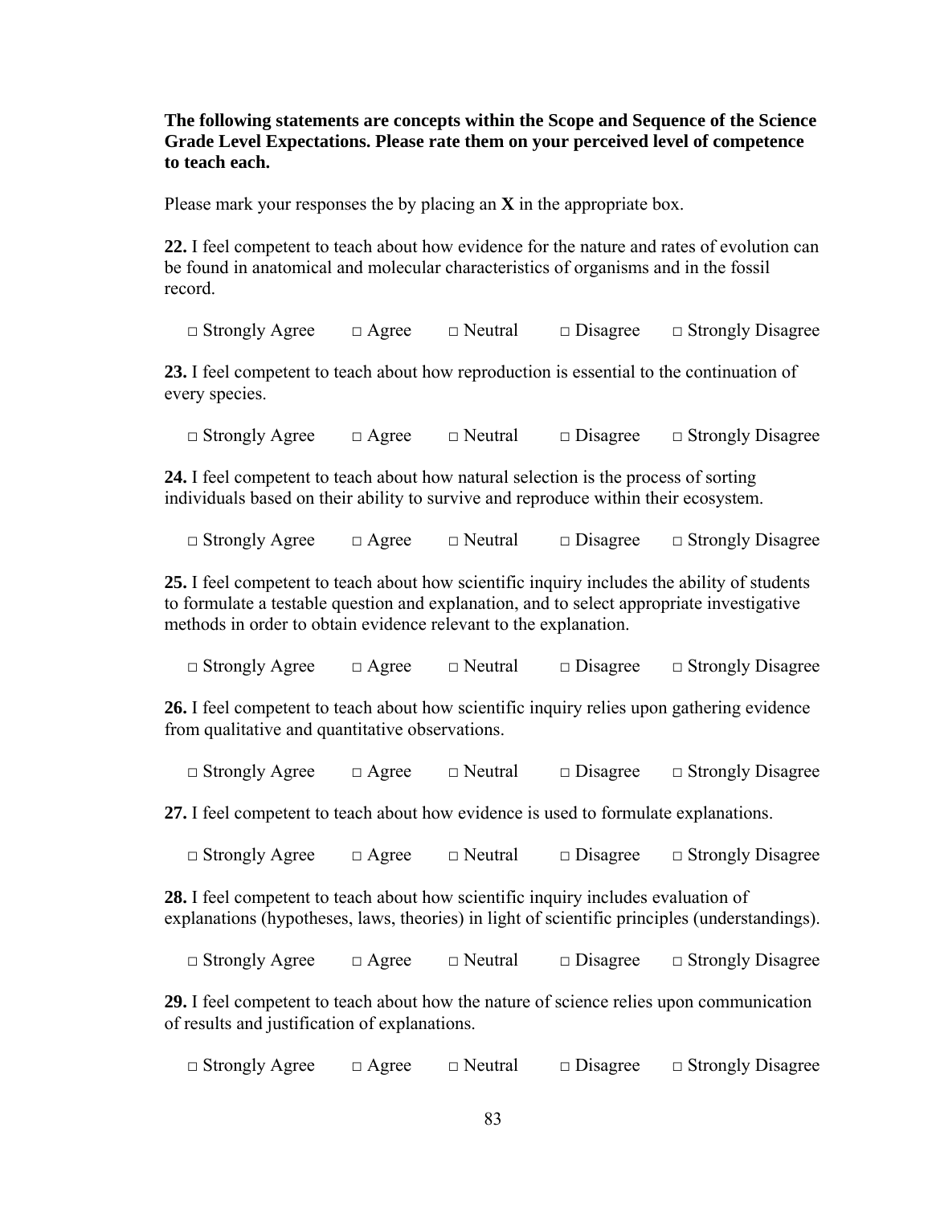**The following statements are concepts within the Scope and Sequence of the Science Grade Level Expectations. Please rate them on your perceived level of competence to teach each.**

Please mark your responses the by placing an **X** in the appropriate box.

**22.** I feel competent to teach about how evidence for the nature and rates of evolution can be found in anatomical and molecular characteristics of organisms and in the fossil record.

□ Strongly Agree □ Agree □ Neutral □ Disagree □ Strongly Disagree

**23.** I feel competent to teach about how reproduction is essential to the continuation of every species.

□ Strongly Agree □ Agree □ Neutral □ Disagree □ Strongly Disagree

**24.** I feel competent to teach about how natural selection is the process of sorting individuals based on their ability to survive and reproduce within their ecosystem.

□ Strongly Agree □ Agree □ Neutral □ Disagree □ Strongly Disagree

**25.** I feel competent to teach about how scientific inquiry includes the ability of students to formulate a testable question and explanation, and to select appropriate investigative methods in order to obtain evidence relevant to the explanation.

□ Strongly Agree □ Agree □ Neutral □ Disagree □ Strongly Disagree

**26.** I feel competent to teach about how scientific inquiry relies upon gathering evidence from qualitative and quantitative observations.

□ Strongly Agree □ Agree □ Neutral □ Disagree □ Strongly Disagree

**27.** I feel competent to teach about how evidence is used to formulate explanations.

□ Strongly Agree □ Agree □ Neutral □ Disagree □ Strongly Disagree

**28.** I feel competent to teach about how scientific inquiry includes evaluation of explanations (hypotheses, laws, theories) in light of scientific principles (understandings).

□ Strongly Agree □ Agree □ Neutral □ Disagree □ Strongly Disagree

**29.** I feel competent to teach about how the nature of science relies upon communication of results and justification of explanations.

□ Strongly Agree □ Agree □ Neutral □ Disagree □ Strongly Disagree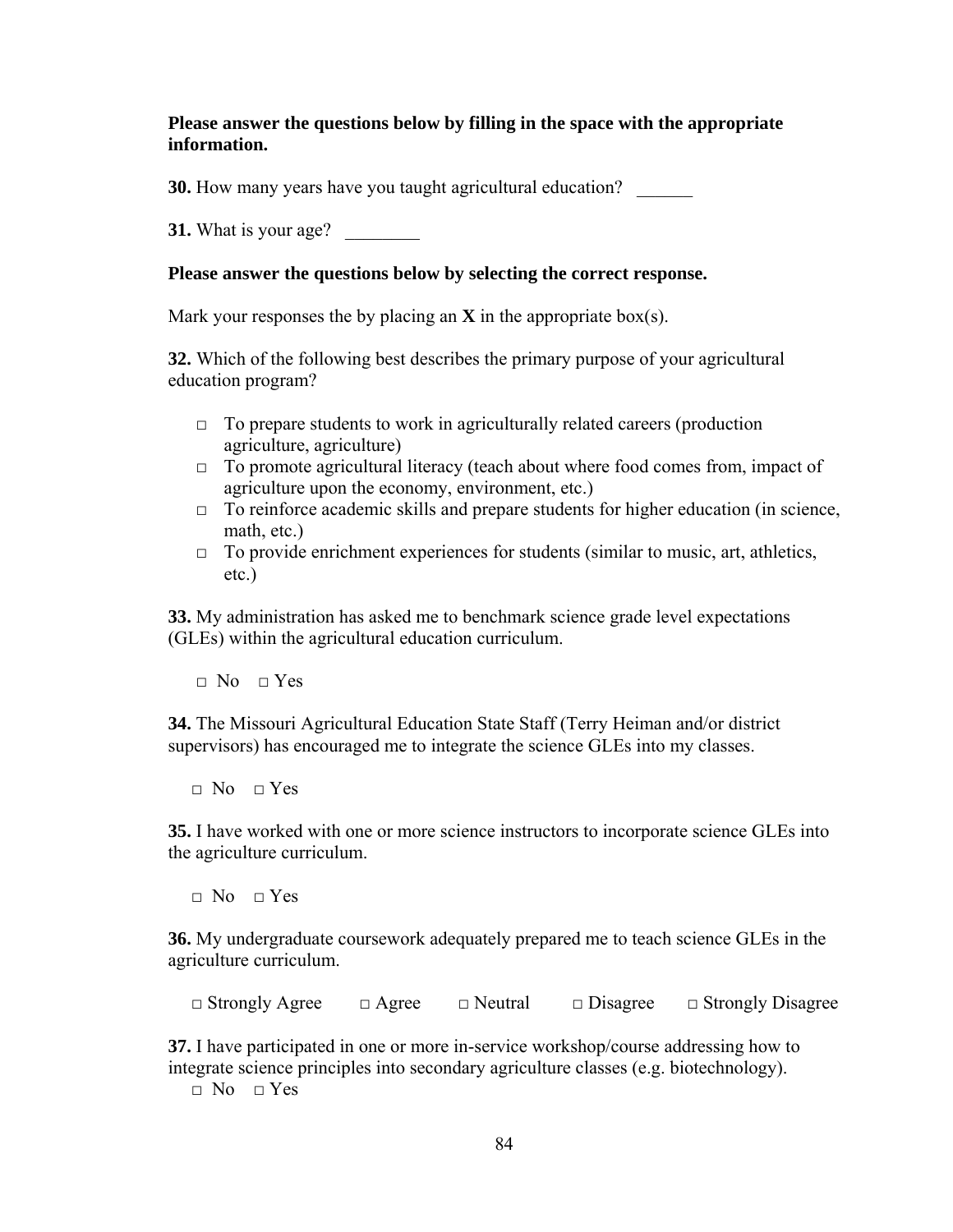**Please answer the questions below by filling in the space with the appropriate information.**

**30.** How many years have you taught agricultural education? ______

**31.** What is your age? ________

**Please answer the questions below by selecting the correct response.**

Mark your responses the by placing an **X** in the appropriate box(s).

**32.** Which of the following best describes the primary purpose of your agricultural education program?

- □ To prepare students to work in agriculturally related careers (production agriculture, agriculture)
- □ To promote agricultural literacy (teach about where food comes from, impact of agriculture upon the economy, environment, etc.)
- □ To reinforce academic skills and prepare students for higher education (in science, math, etc.)
- □ To provide enrichment experiences for students (similar to music, art, athletics, etc.)

**33.** My administration has asked me to benchmark science grade level expectations (GLEs) within the agricultural education curriculum.

□ No □ Yes

**34.** The Missouri Agricultural Education State Staff (Terry Heiman and/or district supervisors) has encouraged me to integrate the science GLEs into my classes.

□ No □ Yes

**35.** I have worked with one or more science instructors to incorporate science GLEs into the agriculture curriculum.

□ No □ Yes

**36.** My undergraduate coursework adequately prepared me to teach science GLEs in the agriculture curriculum.

□ Strongly Agree □ Agree □ Neutral □ Disagree □ Strongly Disagree

**37.** I have participated in one or more in-service workshop/course addressing how to integrate science principles into secondary agriculture classes (e.g. biotechnology).

□ No □ Yes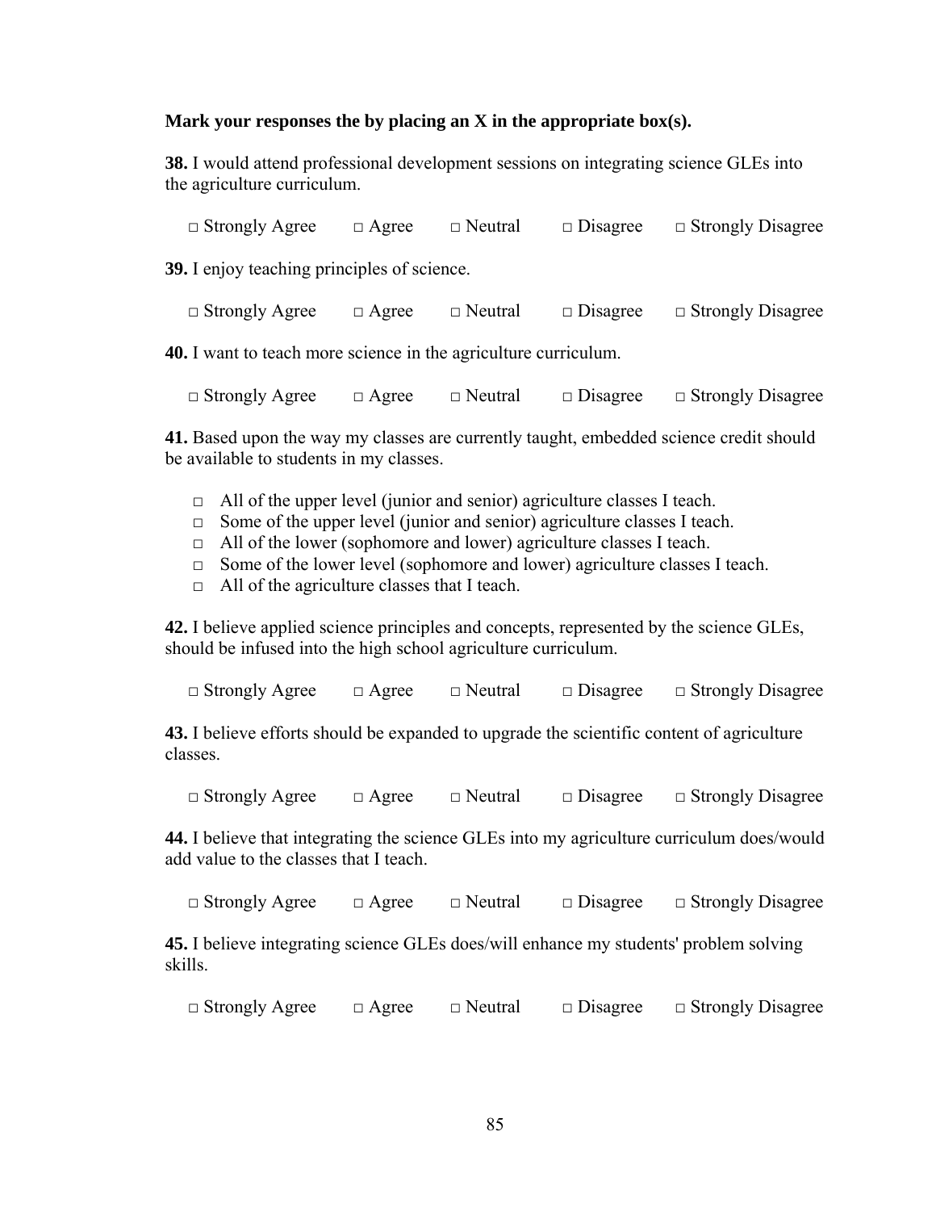**Mark your responses the by placing an X in the appropriate box(s).**

**38.** I would attend professional development sessions on integrating science GLEs into the agriculture curriculum.

□ Strongly Agree □ Agree □ Neutral □ Disagree □ Strongly Disagree

**39.** I enjoy teaching principles of science.

□ Strongly Agree □ Agree □ Neutral □ Disagree □ Strongly Disagree

**40.** I want to teach more science in the agriculture curriculum.

□ Strongly Agree □ Agree □ Neutral □ Disagree □ Strongly Disagree

**41.** Based upon the way my classes are currently taught, embedded science credit should be available to students in my classes.

□ All of the upper level (junior and senior) agriculture classes I teach.
□ Some of the upper level (junior and senior) agriculture classes I teach.
□ All of the lower (sophomore and lower) agriculture classes I teach.
□ Some of the lower level (sophomore and lower) agriculture classes I teach.
□ All of the agriculture classes that I teach.

**42.** I believe applied science principles and concepts, represented by the science GLEs, should be infused into the high school agriculture curriculum.

□ Strongly Agree □ Agree □ Neutral □ Disagree □ Strongly Disagree

**43.** I believe efforts should be expanded to upgrade the scientific content of agriculture classes.

□ Strongly Agree □ Agree □ Neutral □ Disagree □ Strongly Disagree

**44.** I believe that integrating the science GLEs into my agriculture curriculum does/would add value to the classes that I teach.

□ Strongly Agree □ Agree □ Neutral □ Disagree □ Strongly Disagree

**45.** I believe integrating science GLEs does/will enhance my students' problem solving skills.

□ Strongly Agree □ Agree □ Neutral □ Disagree □ Strongly Disagree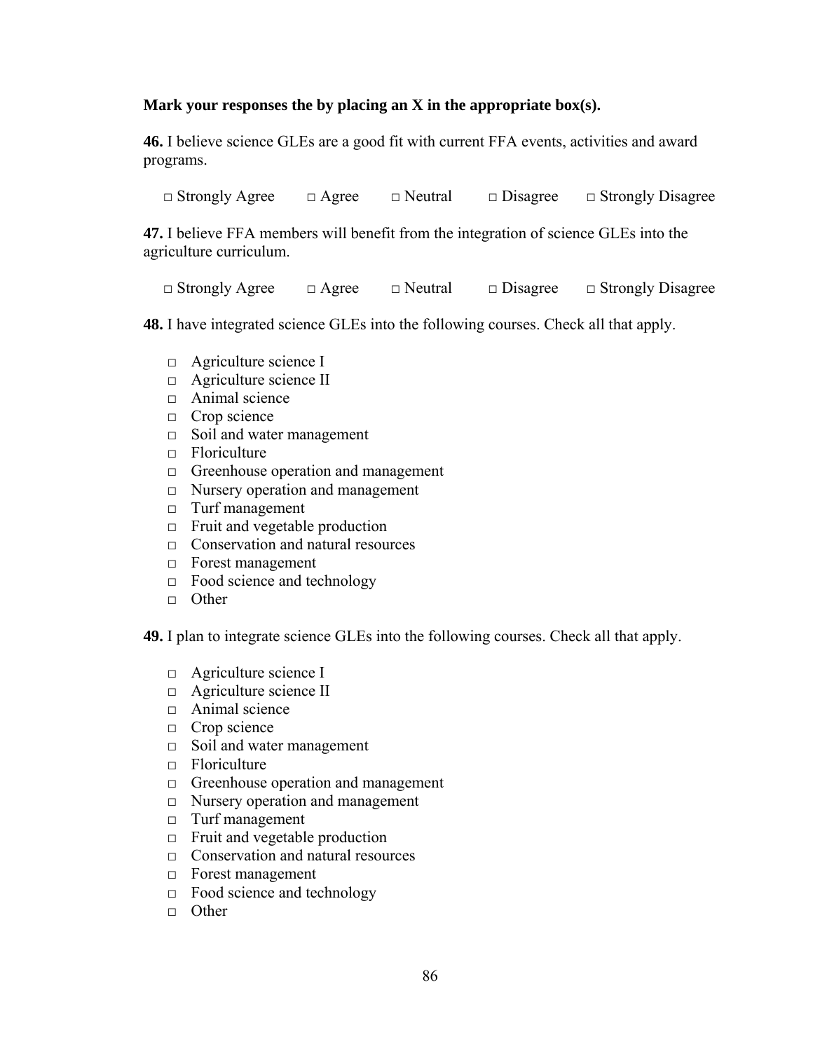**Mark your responses the by placing an X in the appropriate box(s).**

**46.** I believe science GLEs are a good fit with current FFA events, activities and award programs.

□ Strongly Agree □ Agree □ Neutral □ Disagree □ Strongly Disagree

**47.** I believe FFA members will benefit from the integration of science GLEs into the agriculture curriculum.

□ Strongly Agree □ Agree □ Neutral □ Disagree □ Strongly Disagree

**48.** I have integrated science GLEs into the following courses. Check all that apply.

□ Agriculture science I
□ Agriculture science II
□ Animal science
□ Crop science
□ Soil and water management
□ Floriculture
□ Greenhouse operation and management
□ Nursery operation and management
□ Turf management
□ Fruit and vegetable production
□ Conservation and natural resources
□ Forest management
□ Food science and technology
□ Other

**49.** I plan to integrate science GLEs into the following courses. Check all that apply.

□ Agriculture science I
□ Agriculture science II
□ Animal science
□ Crop science
□ Soil and water management
□ Floriculture
□ Greenhouse operation and management
□ Nursery operation and management
□ Turf management
□ Fruit and vegetable production
□ Conservation and natural resources
□ Forest management
□ Food science and technology
□ Other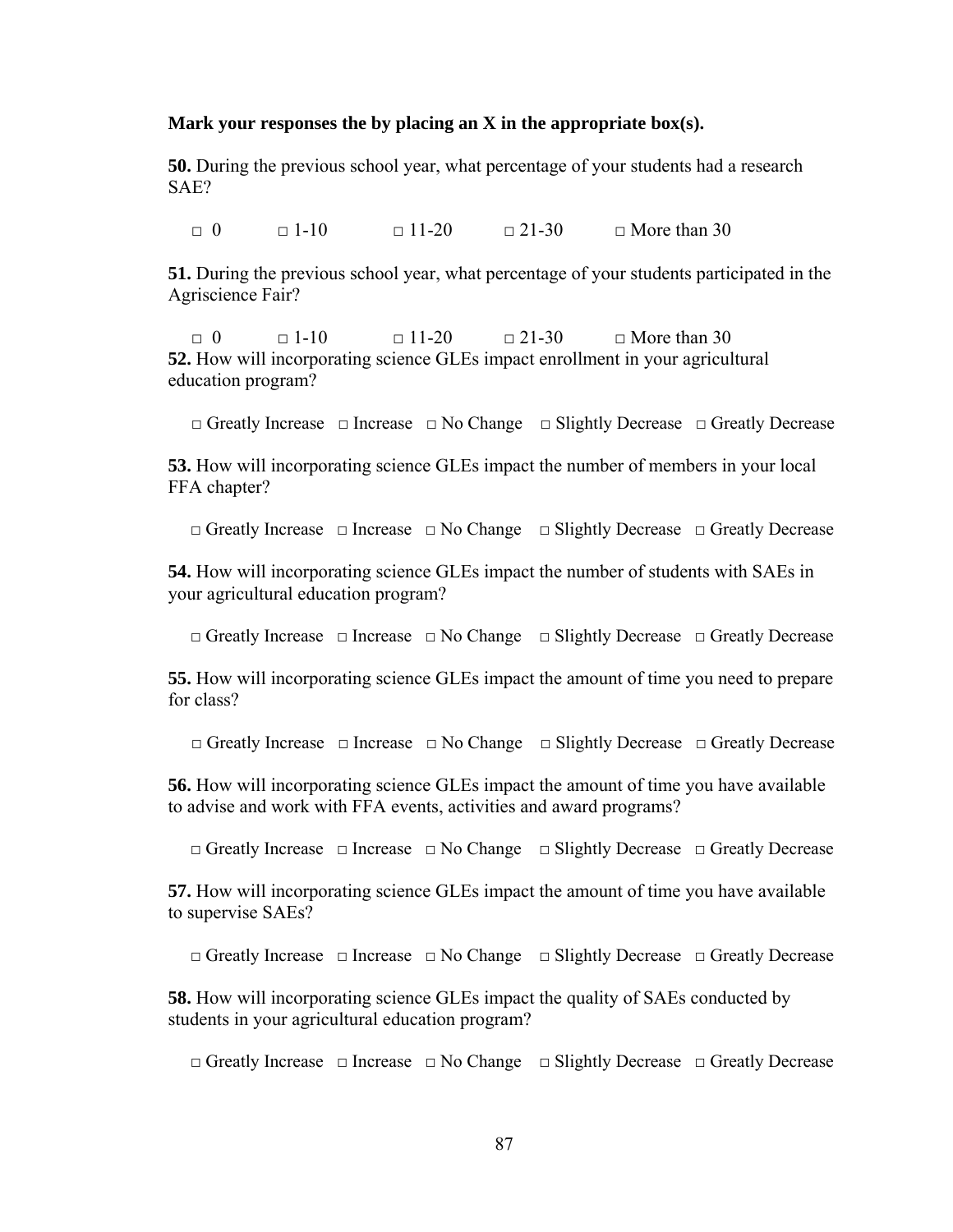**Mark your responses the by placing an X in the appropriate box(s).**

**50.** During the previous school year, what percentage of your students had a research SAE?

□ 0 □ 1-10 □ 11-20 □ 21-30 □ More than 30

**51.** During the previous school year, what percentage of your students participated in the Agriscience Fair?

□ 0 □ 1-10 □ 11-20 □ 21-30 □ More than 30

**52.** How will incorporating science GLEs impact enrollment in your agricultural education program?

□ Greatly Increase □ Increase □ No Change □ Slightly Decrease □ Greatly Decrease

**53.** How will incorporating science GLEs impact the number of members in your local FFA chapter?

□ Greatly Increase □ Increase □ No Change □ Slightly Decrease □ Greatly Decrease

**54.** How will incorporating science GLEs impact the number of students with SAEs in your agricultural education program?

□ Greatly Increase □ Increase □ No Change □ Slightly Decrease □ Greatly Decrease

**55.** How will incorporating science GLEs impact the amount of time you need to prepare for class?

□ Greatly Increase □ Increase □ No Change □ Slightly Decrease □ Greatly Decrease

**56.** How will incorporating science GLEs impact the amount of time you have available to advise and work with FFA events, activities and award programs?

□ Greatly Increase □ Increase □ No Change □ Slightly Decrease □ Greatly Decrease

**57.** How will incorporating science GLEs impact the amount of time you have available to supervise SAEs?

□ Greatly Increase □ Increase □ No Change □ Slightly Decrease □ Greatly Decrease

**58.** How will incorporating science GLEs impact the quality of SAEs conducted by students in your agricultural education program?

□ Greatly Increase □ Increase □ No Change □ Slightly Decrease □ Greatly Decrease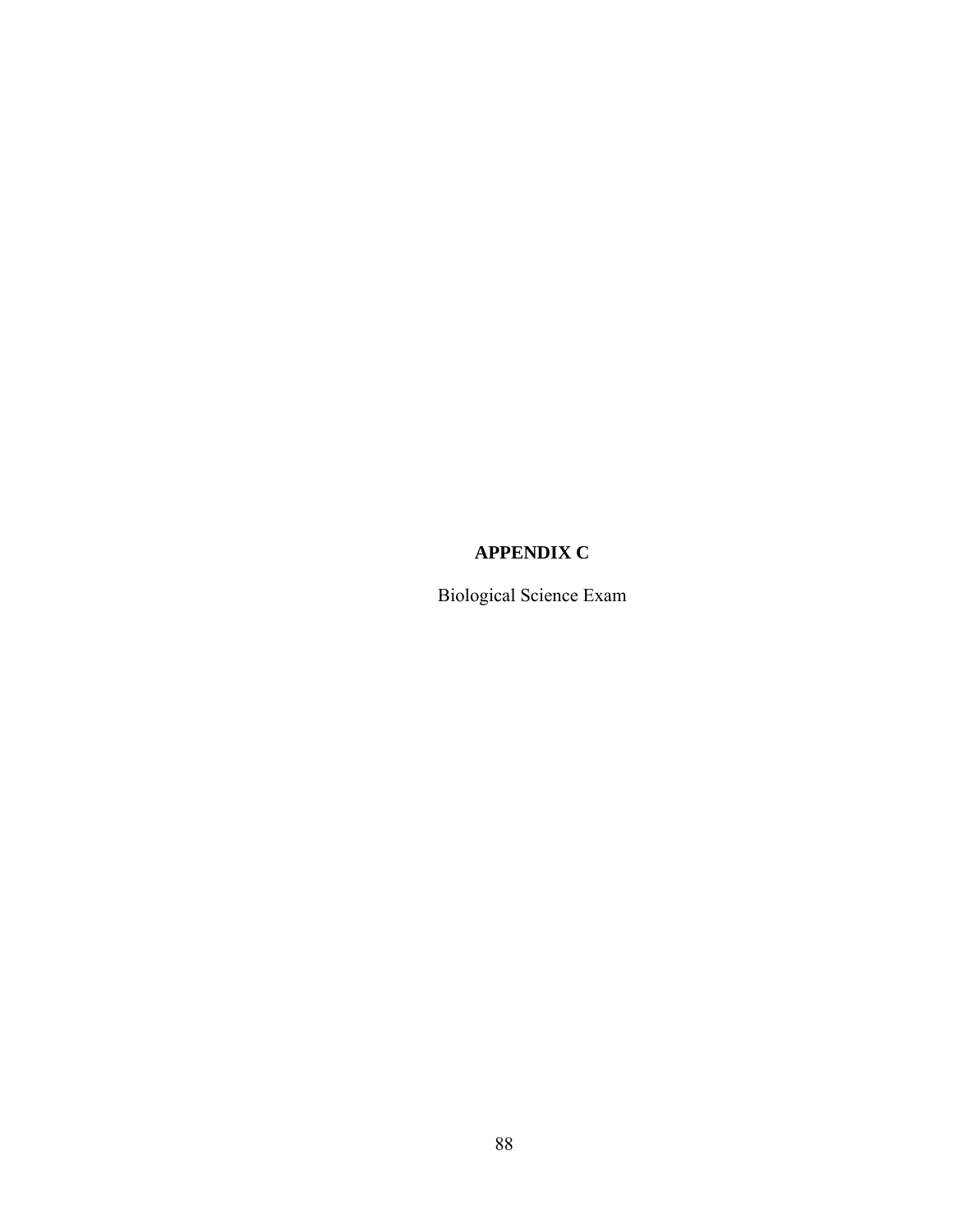# APPENDIX C

Biological Science Exam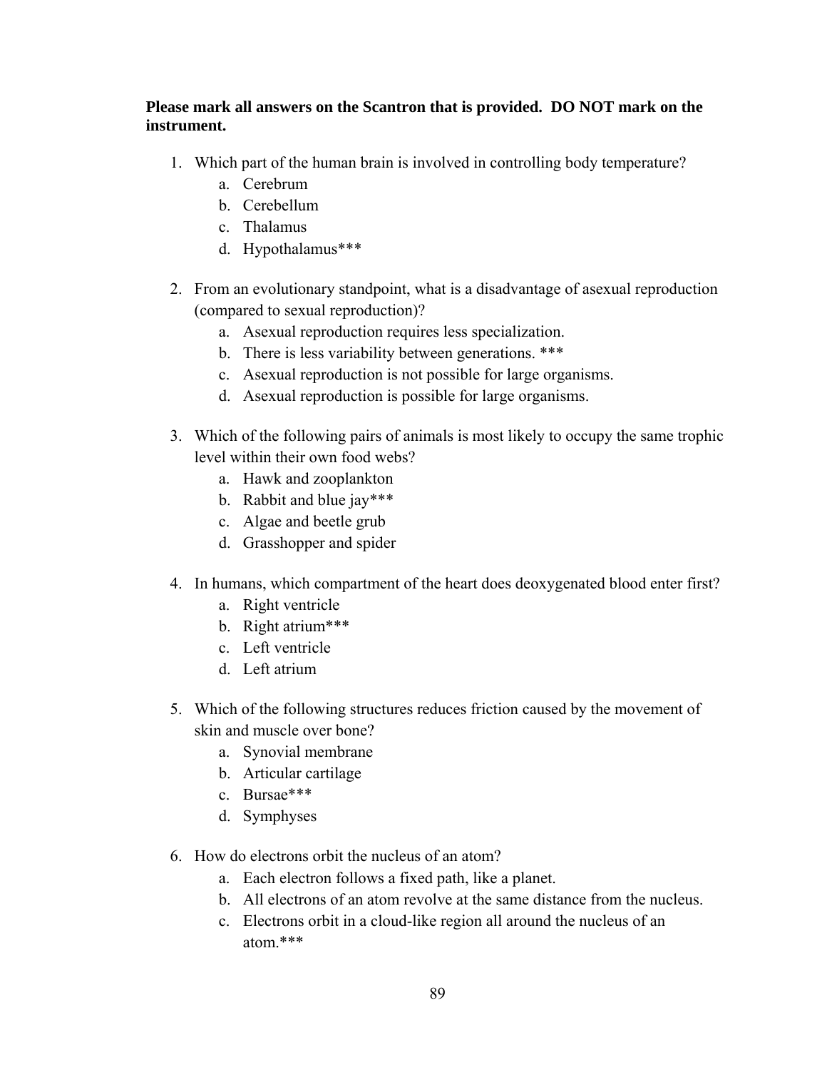**Please mark all answers on the Scantron that is provided.  DO NOT mark on the instrument.**

1. Which part of the human brain is involved in controlling body temperature?
    a. Cerebrum
    b. Cerebellum
    c. Thalamus
    d. Hypothalamus***

2. From an evolutionary standpoint, what is a disadvantage of asexual reproduction (compared to sexual reproduction)?
    a. Asexual reproduction requires less specialization.
    b. There is less variability between generations. ***
    c. Asexual reproduction is not possible for large organisms.
    d. Asexual reproduction is possible for large organisms.

3. Which of the following pairs of animals is most likely to occupy the same trophic level within their own food webs?
    a. Hawk and zooplankton
    b. Rabbit and blue jay***
    c. Algae and beetle grub
    d. Grasshopper and spider

4. In humans, which compartment of the heart does deoxygenated blood enter first?
    a. Right ventricle
    b. Right atrium***
    c. Left ventricle
    d. Left atrium

5. Which of the following structures reduces friction caused by the movement of skin and muscle over bone?
    a. Synovial membrane
    b. Articular cartilage
    c. Bursae***
    d. Symphyses

6. How do electrons orbit the nucleus of an atom?
    a. Each electron follows a fixed path, like a planet.
    b. All electrons of an atom revolve at the same distance from the nucleus.
    c. Electrons orbit in a cloud-like region all around the nucleus of an atom.***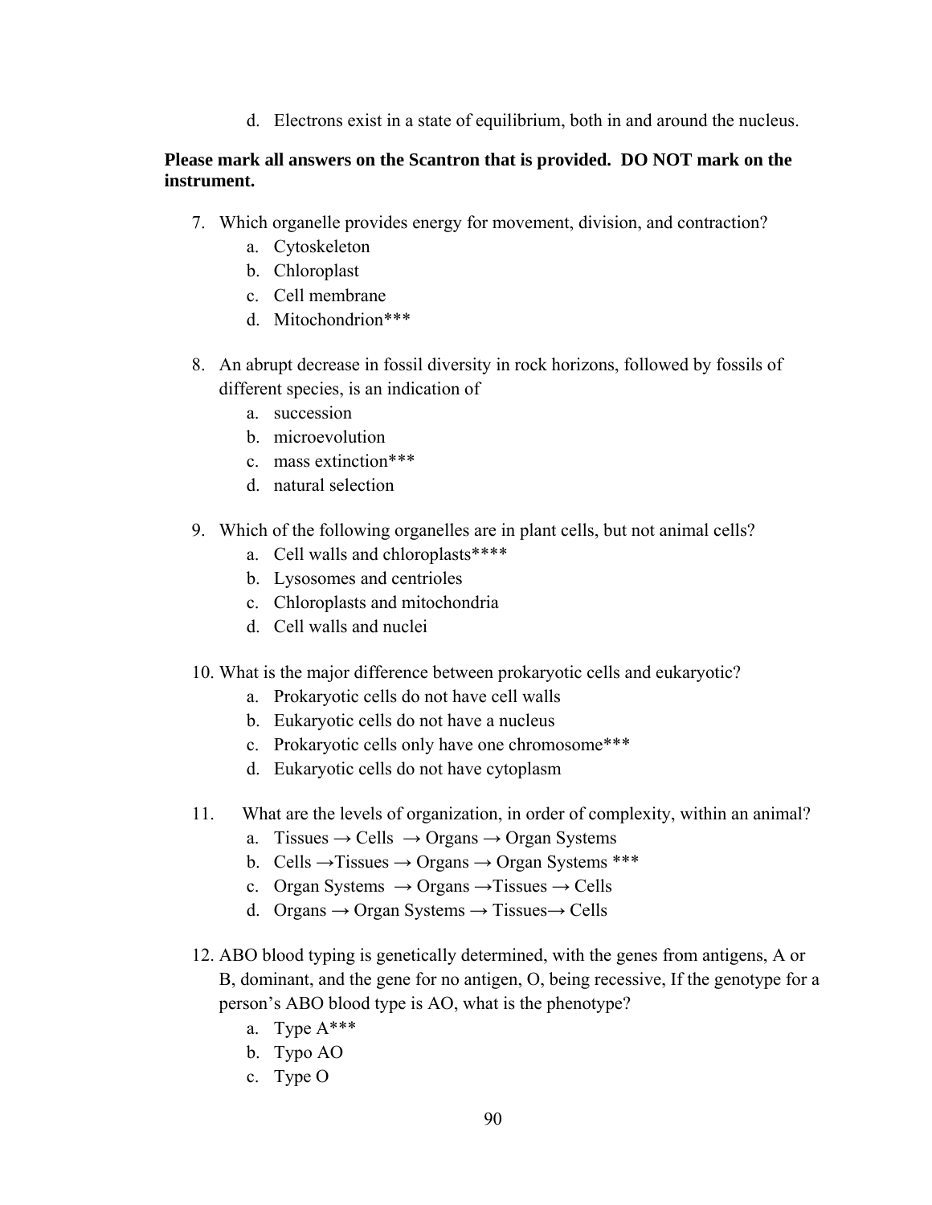d. Electrons exist in a state of equilibrium, both in and around the nucleus.

**Please mark all answers on the Scantron that is provided. DO NOT mark on the instrument.**

7. Which organelle provides energy for movement, division, and contraction?
   a. Cytoskeleton
   b. Chloroplast
   c. Cell membrane
   d. Mitochondrion***

8. An abrupt decrease in fossil diversity in rock horizons, followed by fossils of different species, is an indication of
   a. succession
   b. microevolution
   c. mass extinction***
   d. natural selection

9. Which of the following organelles are in plant cells, but not animal cells?
   a. Cell walls and chloroplasts****
   b. Lysosomes and centrioles
   c. Chloroplasts and mitochondria
   d. Cell walls and nuclei

10. What is the major difference between prokaryotic cells and eukaryotic?
    a. Prokaryotic cells do not have cell walls
    b. Eukaryotic cells do not have a nucleus
    c. Prokaryotic cells only have one chromosome***
    d. Eukaryotic cells do not have cytoplasm

11. What are the levels of organization, in order of complexity, within an animal?
    a. Tissues → Cells → Organs → Organ Systems
    b. Cells →Tissues → Organs → Organ Systems ***
    c. Organ Systems → Organs →Tissues → Cells
    d. Organs → Organ Systems → Tissues→ Cells

12. ABO blood typing is genetically determined, with the genes from antigens, A or B, dominant, and the gene for no antigen, O, being recessive, If the genotype for a person's ABO blood type is AO, what is the phenotype?
    a. Type A***
    b. Typo AO
    c. Type O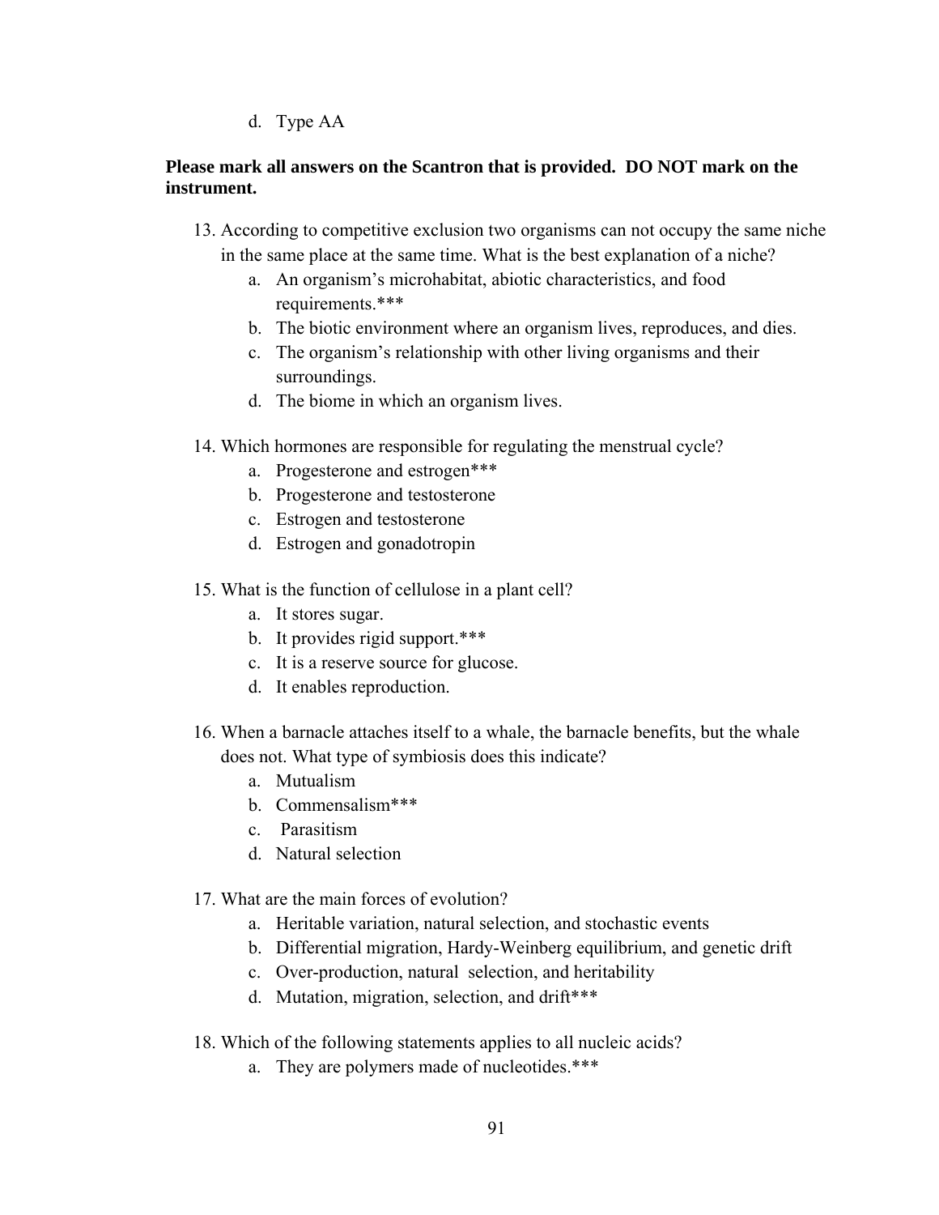d. Type AA

**Please mark all answers on the Scantron that is provided. DO NOT mark on the instrument.**

13. According to competitive exclusion two organisms can not occupy the same niche in the same place at the same time. What is the best explanation of a niche?
    a. An organism's microhabitat, abiotic characteristics, and food requirements.***
    b. The biotic environment where an organism lives, reproduces, and dies.
    c. The organism's relationship with other living organisms and their surroundings.
    d. The biome in which an organism lives.

14. Which hormones are responsible for regulating the menstrual cycle?
    a. Progesterone and estrogen***
    b. Progesterone and testosterone
    c. Estrogen and testosterone
    d. Estrogen and gonadotropin

15. What is the function of cellulose in a plant cell?
    a. It stores sugar.
    b. It provides rigid support.***
    c. It is a reserve source for glucose.
    d. It enables reproduction.

16. When a barnacle attaches itself to a whale, the barnacle benefits, but the whale does not. What type of symbiosis does this indicate?
    a. Mutualism
    b. Commensalism***
    c. Parasitism
    d. Natural selection

17. What are the main forces of evolution?
    a. Heritable variation, natural selection, and stochastic events
    b. Differential migration, Hardy-Weinberg equilibrium, and genetic drift
    c. Over-production, natural selection, and heritability
    d. Mutation, migration, selection, and drift***

18. Which of the following statements applies to all nucleic acids?
    a. They are polymers made of nucleotides.***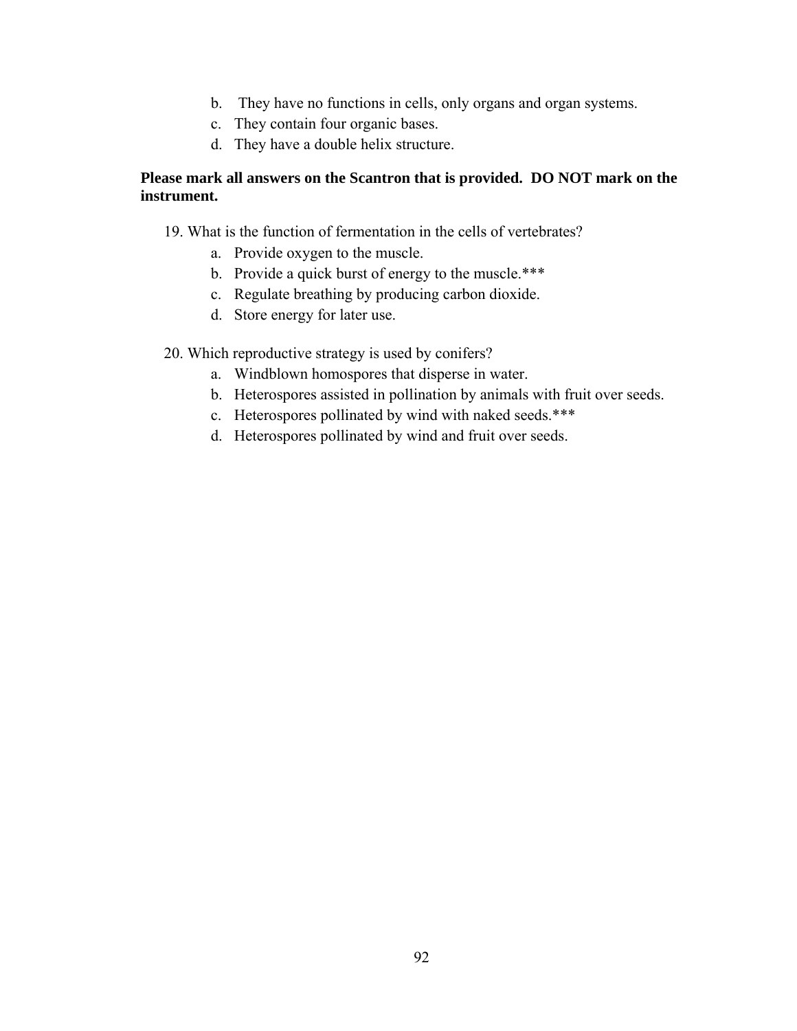b. They have no functions in cells, only organs and organ systems.
c. They contain four organic bases.
d. They have a double helix structure.

**Please mark all answers on the Scantron that is provided. DO NOT mark on the instrument.**

19. What is the function of fermentation in the cells of vertebrates?
    a. Provide oxygen to the muscle.
    b. Provide a quick burst of energy to the muscle.***
    c. Regulate breathing by producing carbon dioxide.
    d. Store energy for later use.

20. Which reproductive strategy is used by conifers?
    a. Windblown homospores that disperse in water.
    b. Heterospores assisted in pollination by animals with fruit over seeds.
    c. Heterospores pollinated by wind with naked seeds.***
    d. Heterospores pollinated by wind and fruit over seeds.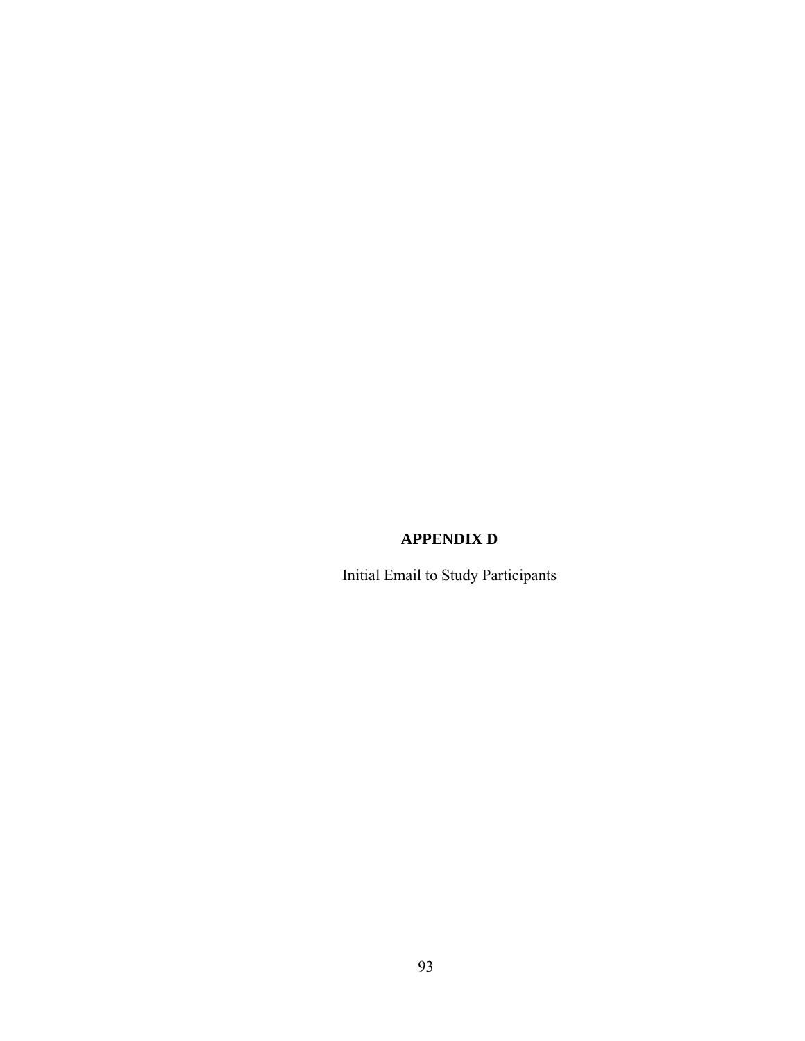# APPENDIX D

Initial Email to Study Participants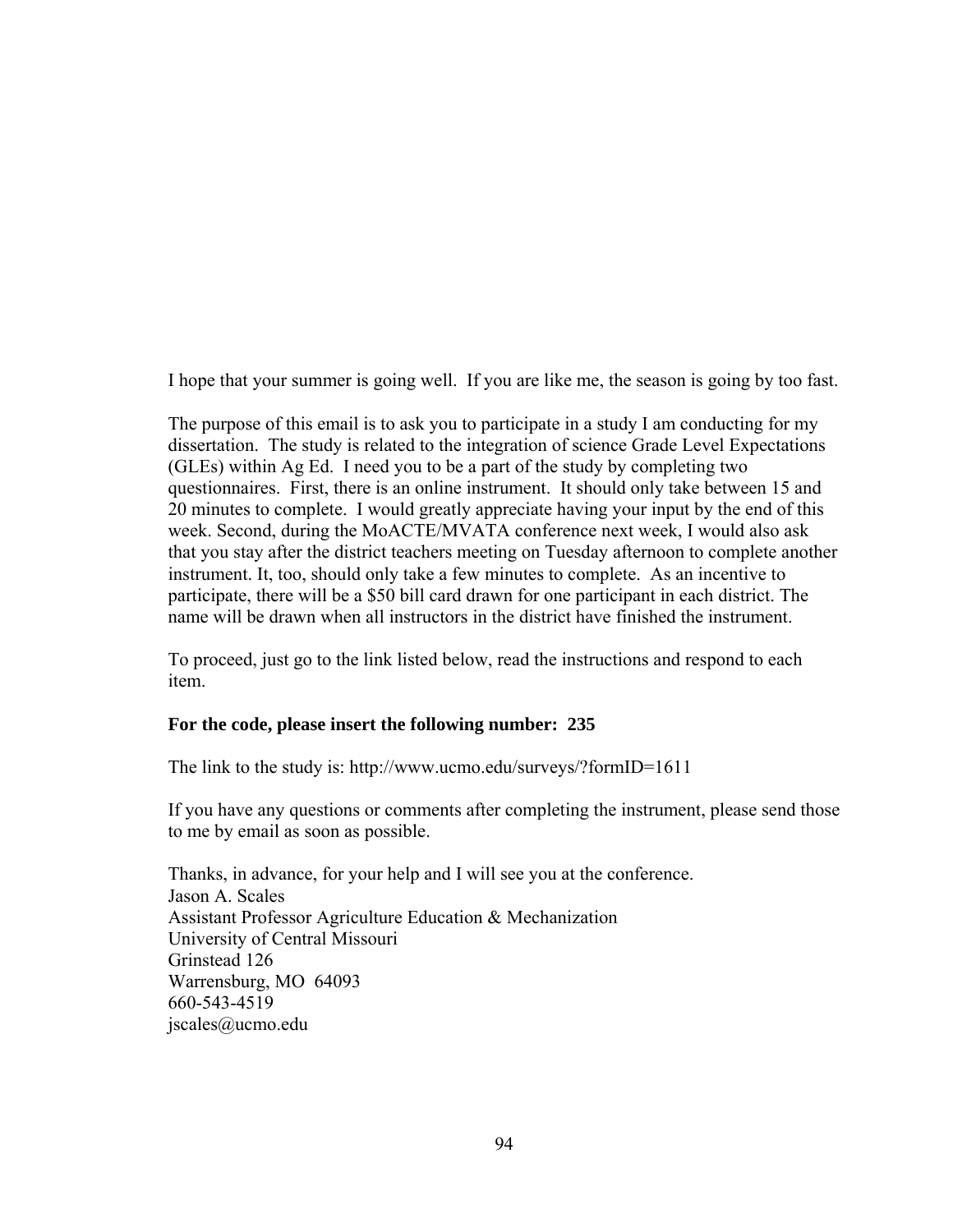I hope that your summer is going well. If you are like me, the season is going by too fast.

The purpose of this email is to ask you to participate in a study I am conducting for my dissertation. The study is related to the integration of science Grade Level Expectations (GLEs) within Ag Ed. I need you to be a part of the study by completing two questionnaires. First, there is an online instrument. It should only take between 15 and 20 minutes to complete. I would greatly appreciate having your input by the end of this week. Second, during the MoACTE/MVATA conference next week, I would also ask that you stay after the district teachers meeting on Tuesday afternoon to complete another instrument. It, too, should only take a few minutes to complete. As an incentive to participate, there will be a $50 bill card drawn for one participant in each district. The name will be drawn when all instructors in the district have finished the instrument.

To proceed, just go to the link listed below, read the instructions and respond to each item.

**For the code, please insert the following number: 235**

The link to the study is: http://www.ucmo.edu/surveys/?formID=1611

If you have any questions or comments after completing the instrument, please send those to me by email as soon as possible.

Thanks, in advance, for your help and I will see you at the conference.  
Jason A. Scales  
Assistant Professor Agriculture Education & Mechanization  
University of Central Missouri  
Grinstead 126  
Warrensburg, MO 64093  
660-543-4519  
jscales@ucmo.edu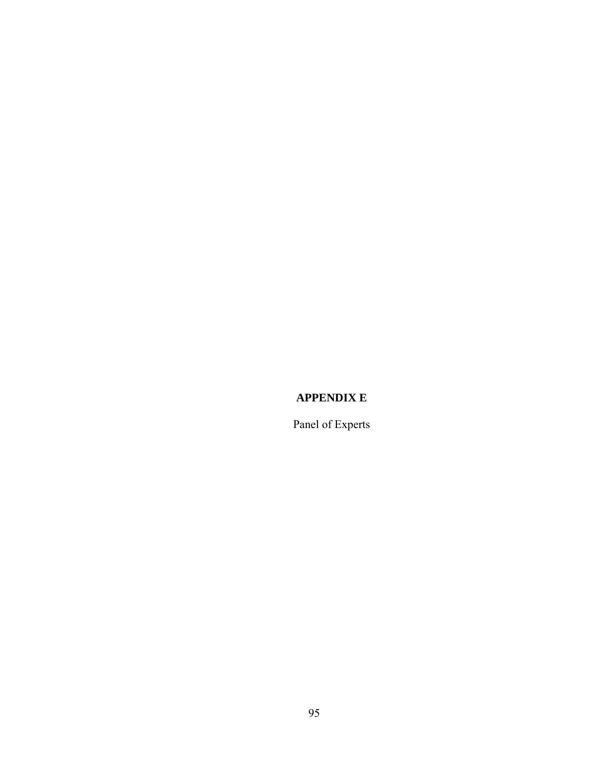# APPENDIX E

Panel of Experts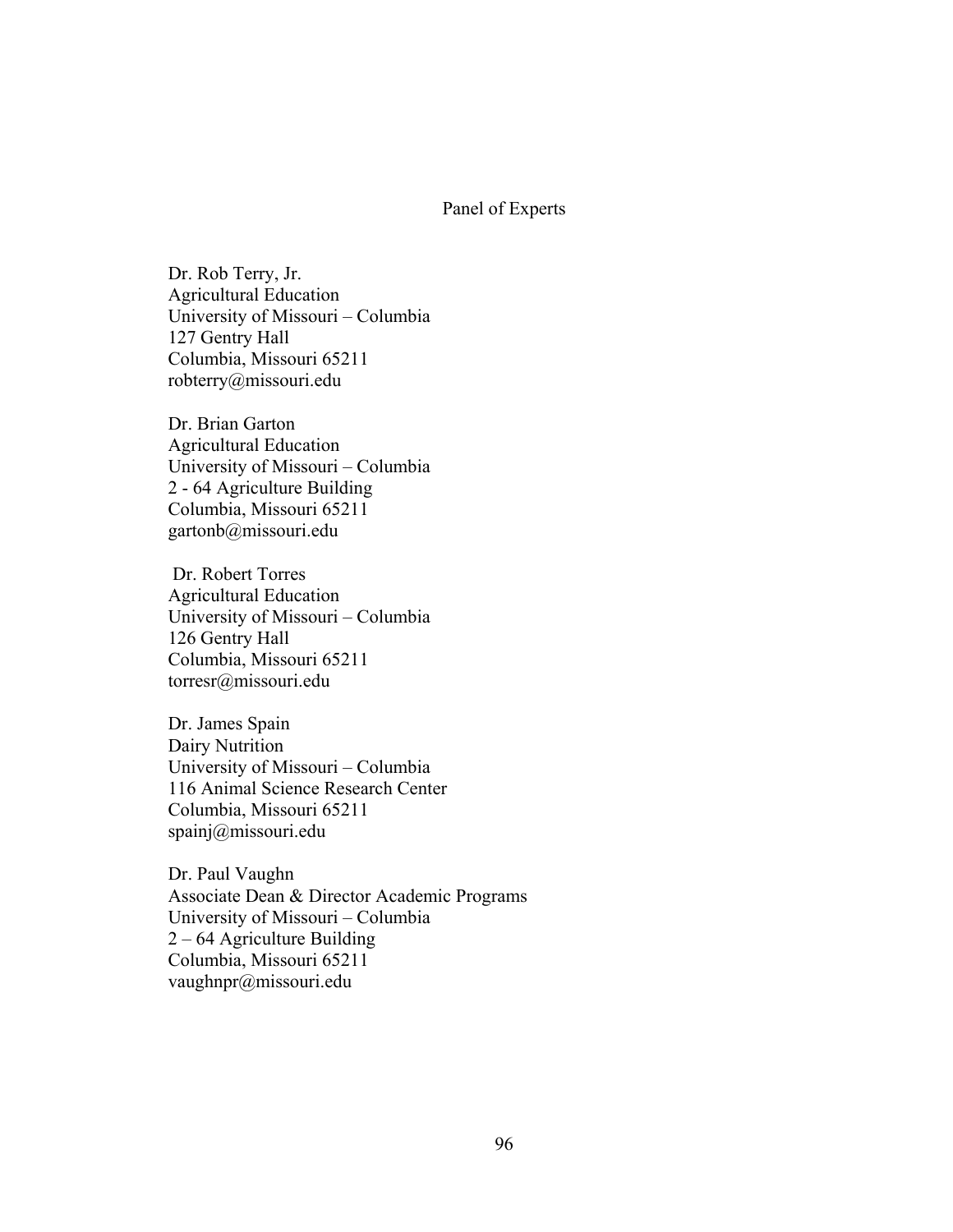## Panel of Experts

Dr. Rob Terry, Jr.
Agricultural Education
University of Missouri – Columbia
127 Gentry Hall
Columbia, Missouri 65211
robterry@missouri.edu

Dr. Brian Garton
Agricultural Education
University of Missouri – Columbia
2 - 64 Agriculture Building
Columbia, Missouri 65211
gartonb@missouri.edu

Dr. Robert Torres
Agricultural Education
University of Missouri – Columbia
126 Gentry Hall
Columbia, Missouri 65211
torresr@missouri.edu

Dr. James Spain
Dairy Nutrition
University of Missouri – Columbia
116 Animal Science Research Center
Columbia, Missouri 65211
spainj@missouri.edu

Dr. Paul Vaughn
Associate Dean & Director Academic Programs
University of Missouri – Columbia
2 – 64 Agriculture Building
Columbia, Missouri 65211
vaughnpr@missouri.edu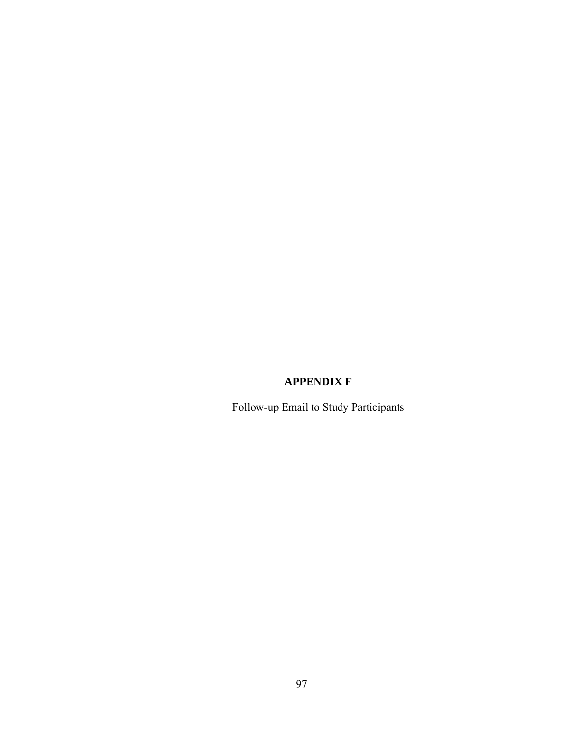# APPENDIX F

Follow-up Email to Study Participants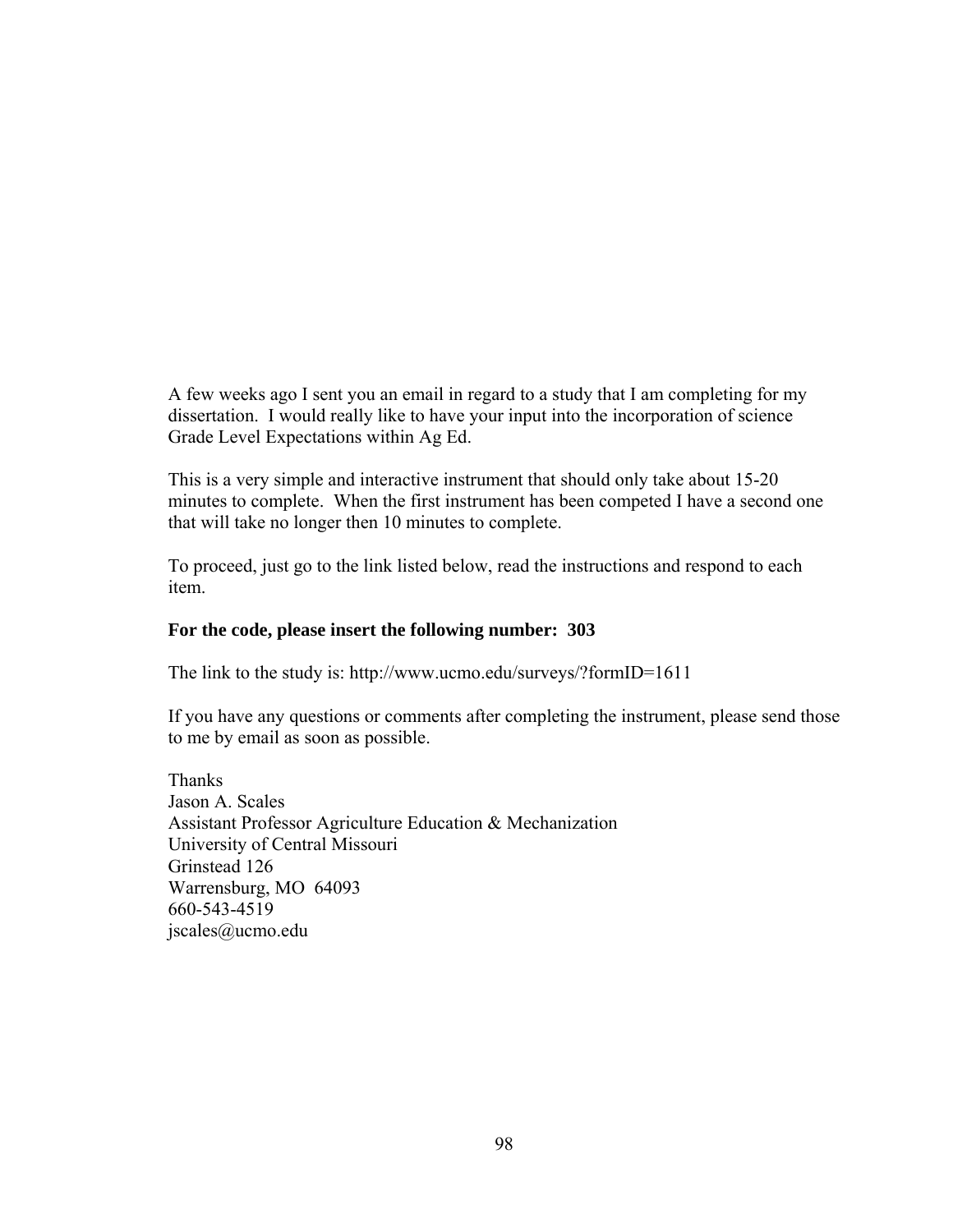A few weeks ago I sent you an email in regard to a study that I am completing for my dissertation. I would really like to have your input into the incorporation of science Grade Level Expectations within Ag Ed.

This is a very simple and interactive instrument that should only take about 15-20 minutes to complete. When the first instrument has been competed I have a second one that will take no longer then 10 minutes to complete.

To proceed, just go to the link listed below, read the instructions and respond to each item.

**For the code, please insert the following number: 303**

The link to the study is: http://www.ucmo.edu/surveys/?formID=1611

If you have any questions or comments after completing the instrument, please send those to me by email as soon as possible.

Thanks  
Jason A. Scales  
Assistant Professor Agriculture Education & Mechanization  
University of Central Missouri  
Grinstead 126  
Warrensburg, MO 64093  
660-543-4519  
jscales@ucmo.edu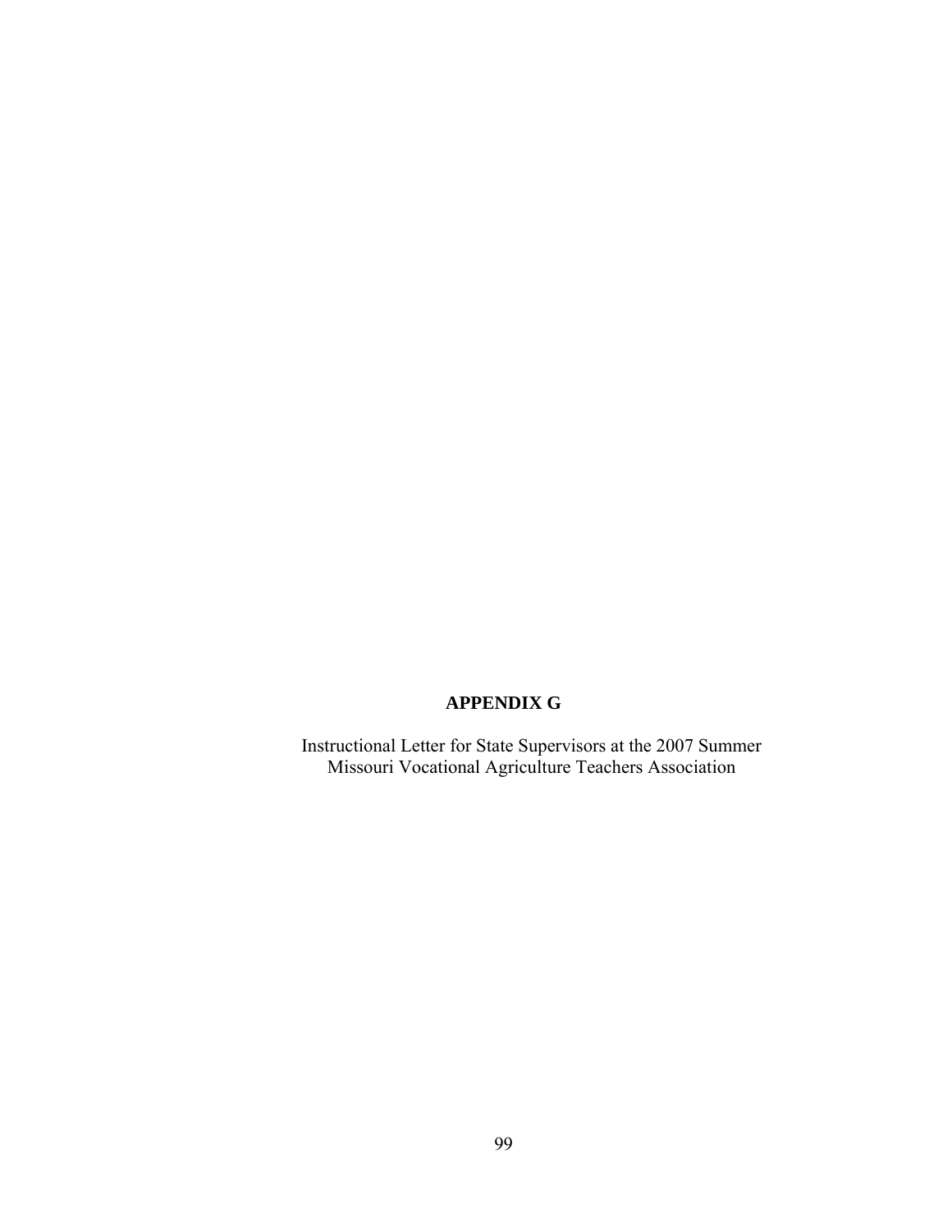# APPENDIX G

Instructional Letter for State Supervisors at the 2007 Summer Missouri Vocational Agriculture Teachers Association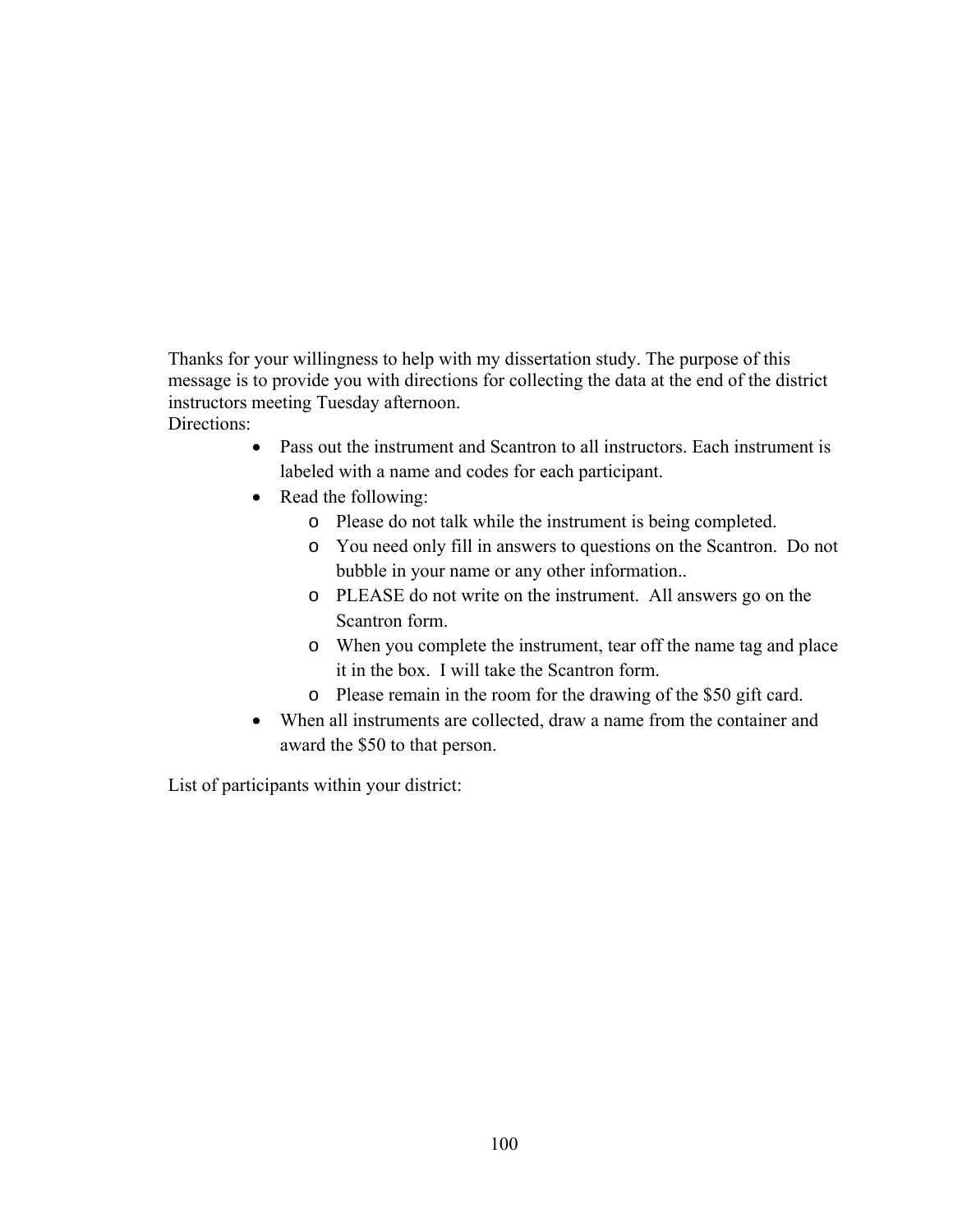Thanks for your willingness to help with my dissertation study. The purpose of this message is to provide you with directions for collecting the data at the end of the district instructors meeting Tuesday afternoon.

Directions:

- Pass out the instrument and Scantron to all instructors. Each instrument is labeled with a name and codes for each participant.
- Read the following:
  - Please do not talk while the instrument is being completed.
  - You need only fill in answers to questions on the Scantron. Do not bubble in your name or any other information..
  - PLEASE do not write on the instrument. All answers go on the Scantron form.
  - When you complete the instrument, tear off the name tag and place it in the box. I will take the Scantron form.
  - Please remain in the room for the drawing of the $50 gift card.
- When all instruments are collected, draw a name from the container and award the $50 to that person.

List of participants within your district: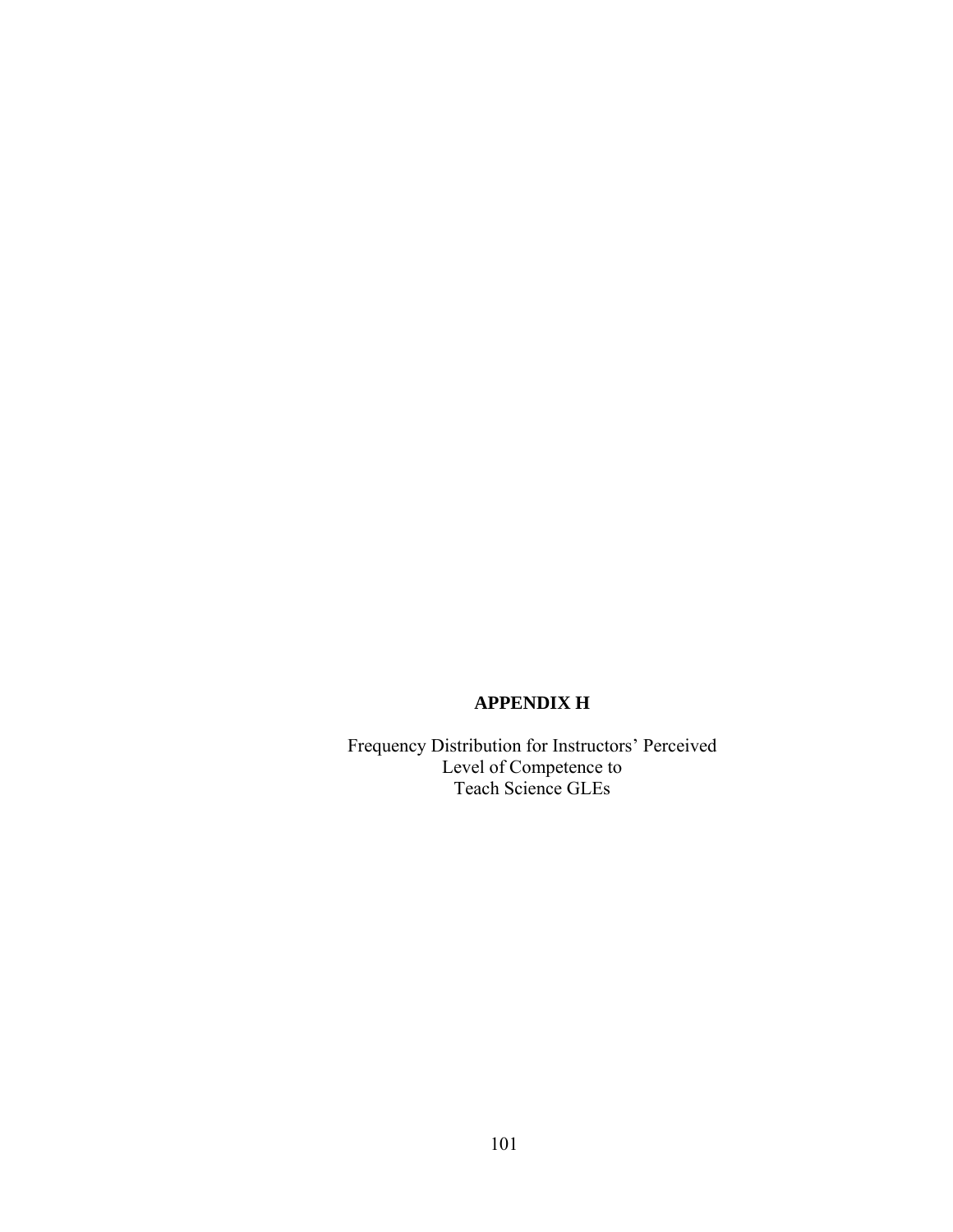# APPENDIX H

Frequency Distribution for Instructors' Perceived Level of Competence to Teach Science GLEs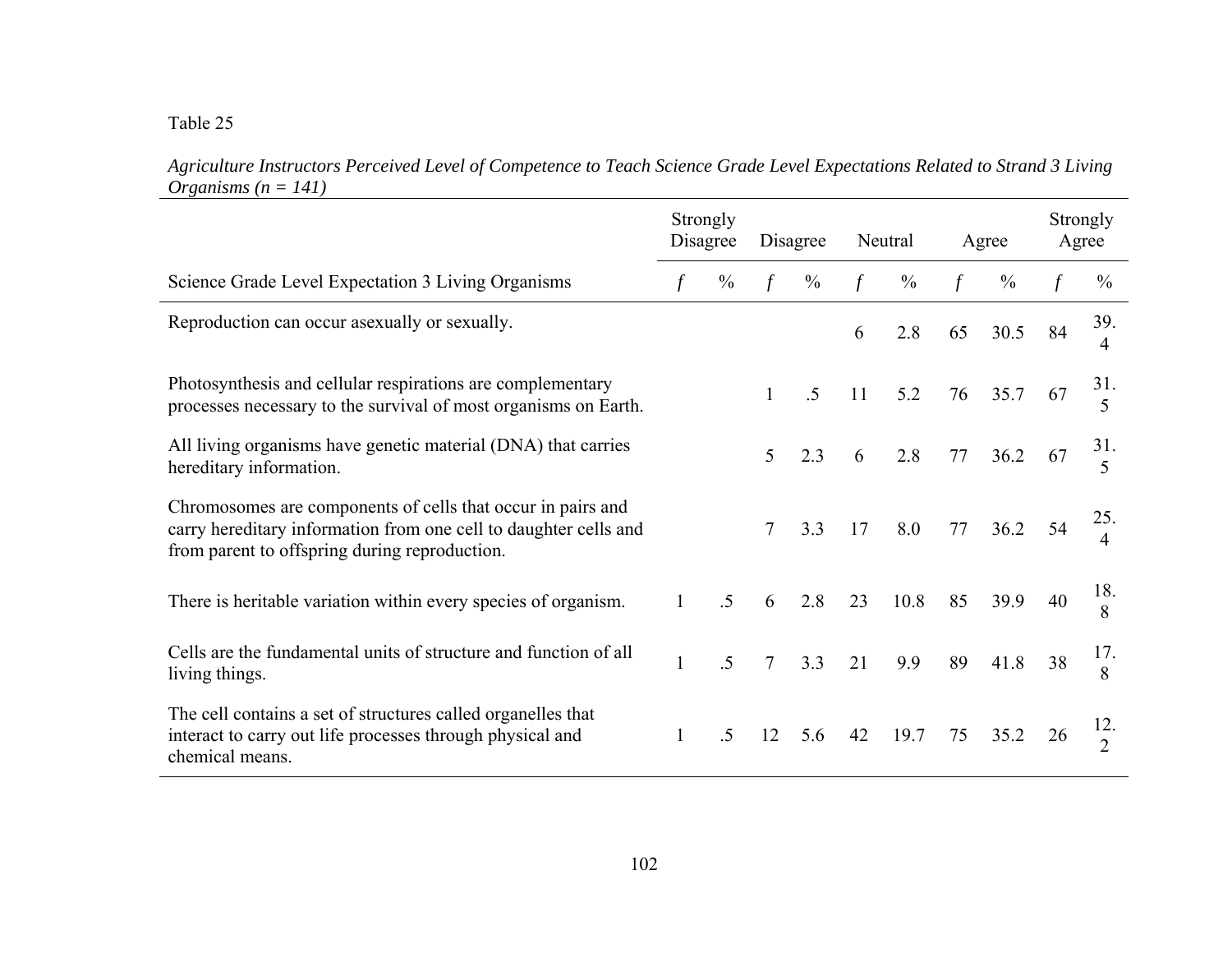Table 25

*Agriculture Instructors Perceived Level of Competence to Teach Science Grade Level Expectations Related to Strand 3 Living Organisms (n = 141)*

| | Strongly Disagree | | Disagree | | Neutral | | Agree | | Strongly Agree | |
|---|---|---|---|---|---|---|---|---|---|---|
| Science Grade Level Expectation 3 Living Organisms | *f* | % | *f* | % | *f* | % | *f* | % | *f* | % |
| Reproduction can occur asexually or sexually. | | | | | 6 | 2.8 | 65 | 30.5 | 84 | 39.4 |
| Photosynthesis and cellular respirations are complementary processes necessary to the survival of most organisms on Earth. | | | 1 | .5 | 11 | 5.2 | 76 | 35.7 | 67 | 31.5 |
| All living organisms have genetic material (DNA) that carries hereditary information. | | | 5 | 2.3 | 6 | 2.8 | 77 | 36.2 | 67 | 31.5 |
| Chromosomes are components of cells that occur in pairs and carry hereditary information from one cell to daughter cells and from parent to offspring during reproduction. | | | 7 | 3.3 | 17 | 8.0 | 77 | 36.2 | 54 | 25.4 |
| There is heritable variation within every species of organism. | 1 | .5 | 6 | 2.8 | 23 | 10.8 | 85 | 39.9 | 40 | 18.8 |
| Cells are the fundamental units of structure and function of all living things. | 1 | .5 | 7 | 3.3 | 21 | 9.9 | 89 | 41.8 | 38 | 17.8 |
| The cell contains a set of structures called organelles that interact to carry out life processes through physical and chemical means. | 1 | .5 | 12 | 5.6 | 42 | 19.7 | 75 | 35.2 | 26 | 12.2 |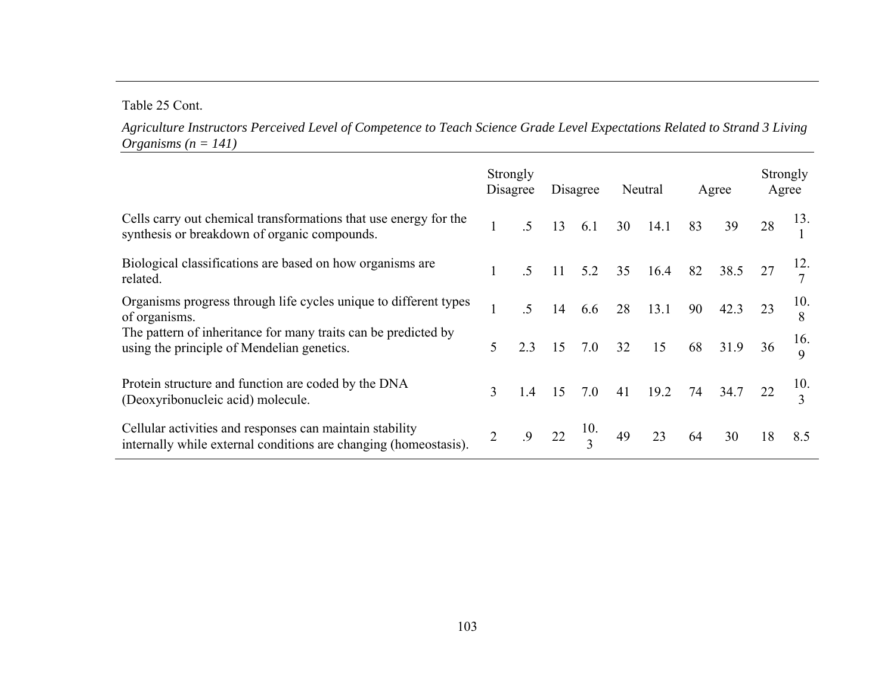Table 25 Cont.

*Agriculture Instructors Perceived Level of Competence to Teach Science Grade Level Expectations Related to Strand 3 Living Organisms (n = 141)*

| | Strongly Disagree | | Disagree | | Neutral | | Agree | | Strongly Agree | |
|---|---|---|---|---|---|---|---|---|---|---|
| Cells carry out chemical transformations that use energy for the synthesis or breakdown of organic compounds. | 1 | .5 | 13 | 6.1 | 30 | 14.1 | 83 | 39 | 28 | 13.1 |
| Biological classifications are based on how organisms are related. | 1 | .5 | 11 | 5.2 | 35 | 16.4 | 82 | 38.5 | 27 | 12.7 |
| Organisms progress through life cycles unique to different types of organisms. | 1 | .5 | 14 | 6.6 | 28 | 13.1 | 90 | 42.3 | 23 | 10.8 |
| The pattern of inheritance for many traits can be predicted by using the principle of Mendelian genetics. | 5 | 2.3 | 15 | 7.0 | 32 | 15 | 68 | 31.9 | 36 | 16.9 |
| Protein structure and function are coded by the DNA (Deoxyribonucleic acid) molecule. | 3 | 1.4 | 15 | 7.0 | 41 | 19.2 | 74 | 34.7 | 22 | 10.3 |
| Cellular activities and responses can maintain stability internally while external conditions are changing (homeostasis). | 2 | .9 | 22 | 10.3 | 49 | 23 | 64 | 30 | 18 | 8.5 |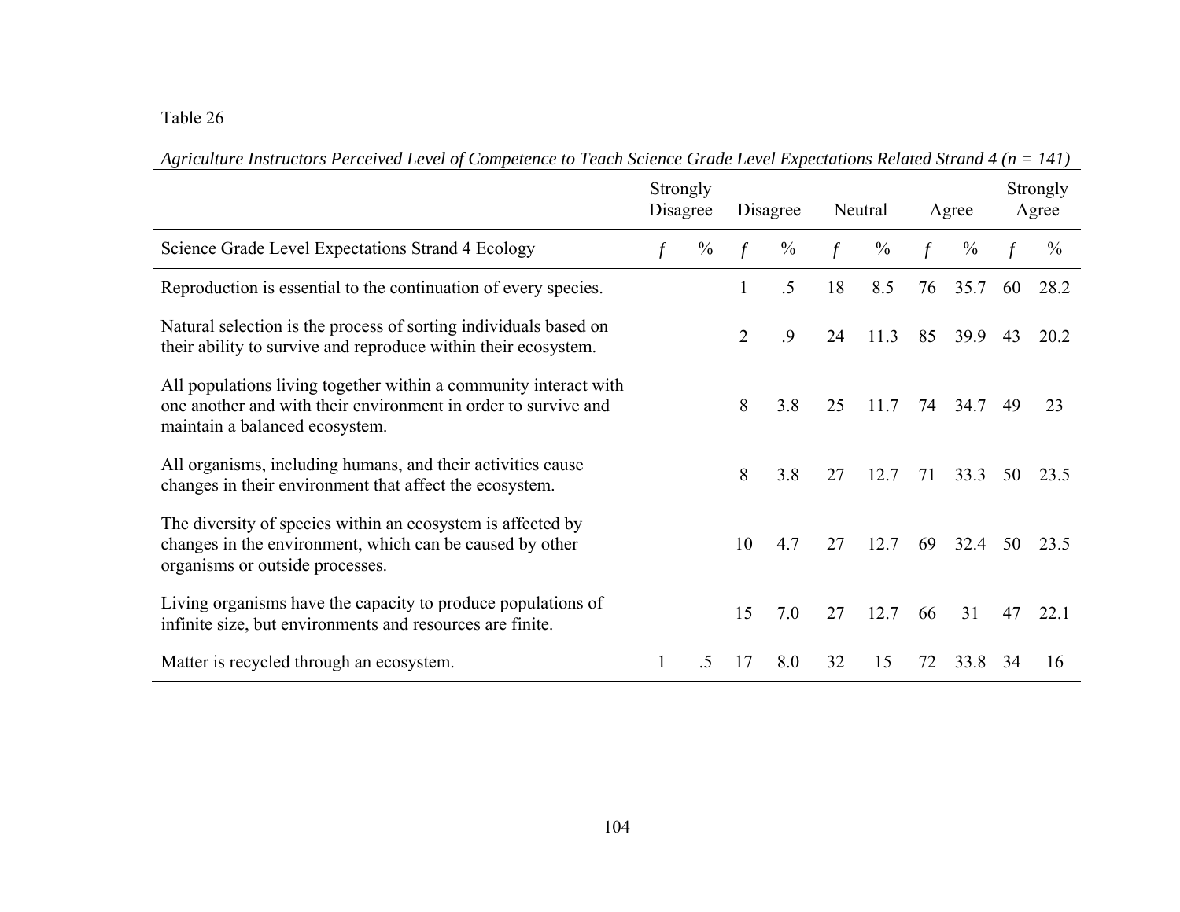Table 26

*Agriculture Instructors Perceived Level of Competence to Teach Science Grade Level Expectations Related Strand 4 (n = 141)*

| | Strongly Disagree | | Disagree | | Neutral | | Agree | | Strongly Agree | |
|---|---|---|---|---|---|---|---|---|---|---|
| Science Grade Level Expectations Strand 4 Ecology | *f* | % | *f* | % | *f* | % | *f* | % | *f* | % |
| Reproduction is essential to the continuation of every species. | | | 1 | .5 | 18 | 8.5 | 76 | 35.7 | 60 | 28.2 |
| Natural selection is the process of sorting individuals based on their ability to survive and reproduce within their ecosystem. | | | 2 | .9 | 24 | 11.3 | 85 | 39.9 | 43 | 20.2 |
| All populations living together within a community interact with one another and with their environment in order to survive and maintain a balanced ecosystem. | | | 8 | 3.8 | 25 | 11.7 | 74 | 34.7 | 49 | 23 |
| All organisms, including humans, and their activities cause changes in their environment that affect the ecosystem. | | | 8 | 3.8 | 27 | 12.7 | 71 | 33.3 | 50 | 23.5 |
| The diversity of species within an ecosystem is affected by changes in the environment, which can be caused by other organisms or outside processes. | | | 10 | 4.7 | 27 | 12.7 | 69 | 32.4 | 50 | 23.5 |
| Living organisms have the capacity to produce populations of infinite size, but environments and resources are finite. | | | 15 | 7.0 | 27 | 12.7 | 66 | 31 | 47 | 22.1 |
| Matter is recycled through an ecosystem. | 1 | .5 | 17 | 8.0 | 32 | 15 | 72 | 33.8 | 34 | 16 |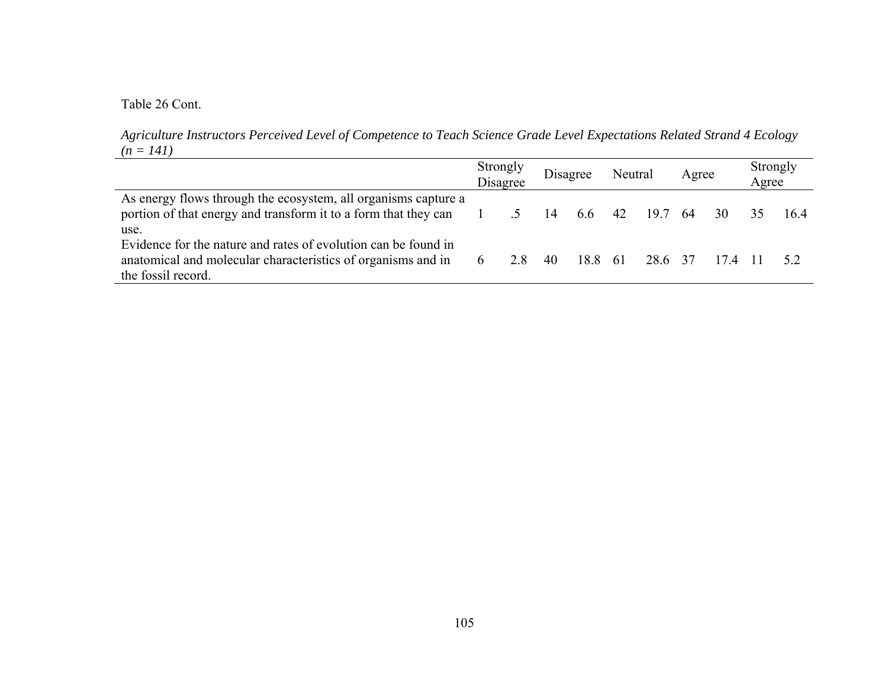Table 26 Cont.

*Agriculture Instructors Perceived Level of Competence to Teach Science Grade Level Expectations Related Strand 4 Ecology (n = 141)*

| | Strongly Disagree | | Disagree | | Neutral | | Agree | | Strongly Agree | |
|---|---|---|---|---|---|---|---|---|---|---|
| As energy flows through the ecosystem, all organisms capture a portion of that energy and transform it to a form that they can use. | 1 | .5 | 14 | 6.6 | 42 | 19.7 | 64 | 30 | 35 | 16.4 |
| Evidence for the nature and rates of evolution can be found in anatomical and molecular characteristics of organisms and in the fossil record. | 6 | 2.8 | 40 | 18.8 | 61 | 28.6 | 37 | 17.4 | 11 | 5.2 |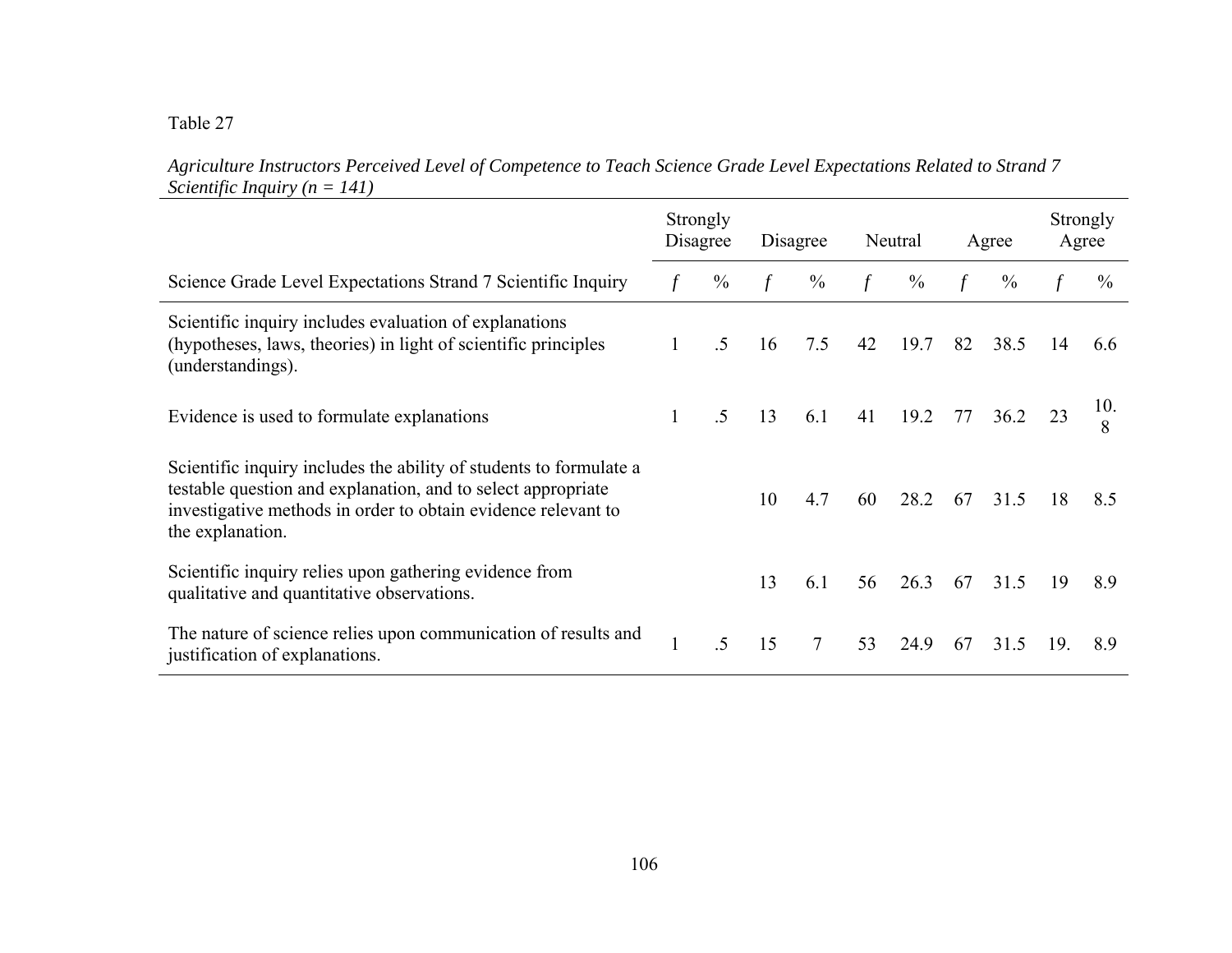Table 27

*Agriculture Instructors Perceived Level of Competence to Teach Science Grade Level Expectations Related to Strand 7 Scientific Inquiry (n = 141)*

| | Strongly Disagree | | Disagree | | Neutral | | Agree | | Strongly Agree | |
|---|---|---|---|---|---|---|---|---|---|---|
| Science Grade Level Expectations Strand 7 Scientific Inquiry | *f* | % | *f* | % | *f* | % | *f* | % | *f* | % |
| Scientific inquiry includes evaluation of explanations (hypotheses, laws, theories) in light of scientific principles (understandings). | 1 | .5 | 16 | 7.5 | 42 | 19.7 | 82 | 38.5 | 14 | 6.6 |
| Evidence is used to formulate explanations | 1 | .5 | 13 | 6.1 | 41 | 19.2 | 77 | 36.2 | 23 | 10.8 |
| Scientific inquiry includes the ability of students to formulate a testable question and explanation, and to select appropriate investigative methods in order to obtain evidence relevant to the explanation. | | | 10 | 4.7 | 60 | 28.2 | 67 | 31.5 | 18 | 8.5 |
| Scientific inquiry relies upon gathering evidence from qualitative and quantitative observations. | | | 13 | 6.1 | 56 | 26.3 | 67 | 31.5 | 19 | 8.9 |
| The nature of science relies upon communication of results and justification of explanations. | 1 | .5 | 15 | 7 | 53 | 24.9 | 67 | 31.5 | 19. | 8.9 |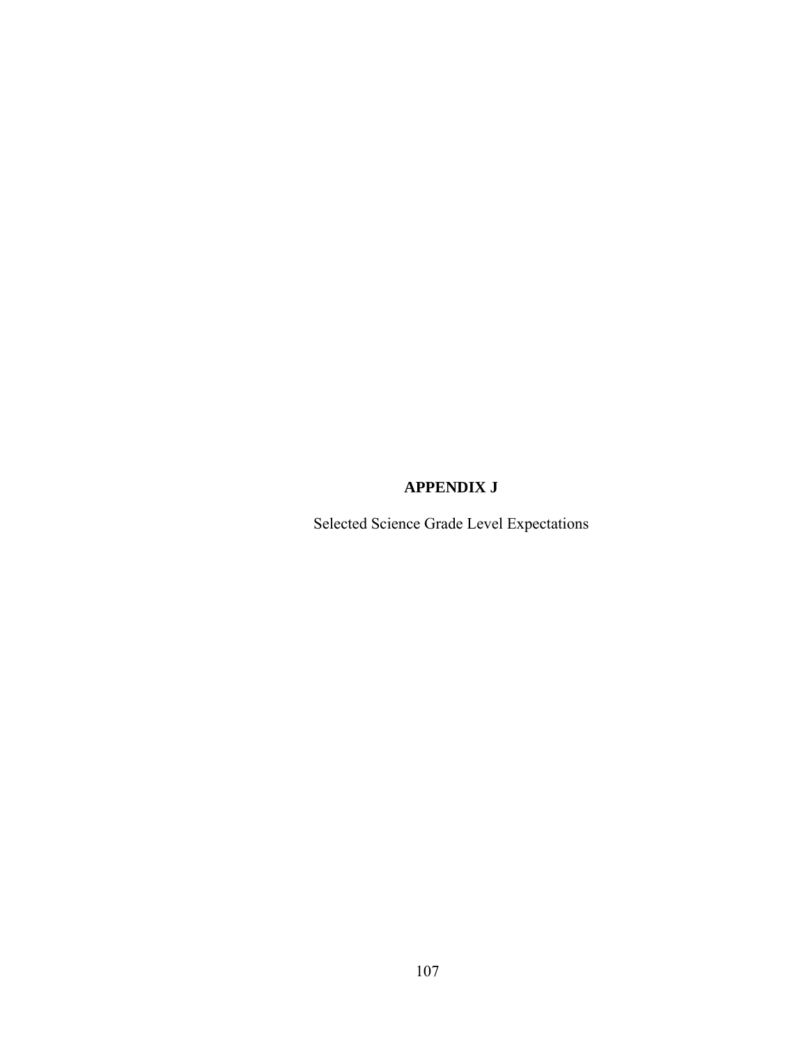# APPENDIX J

Selected Science Grade Level Expectations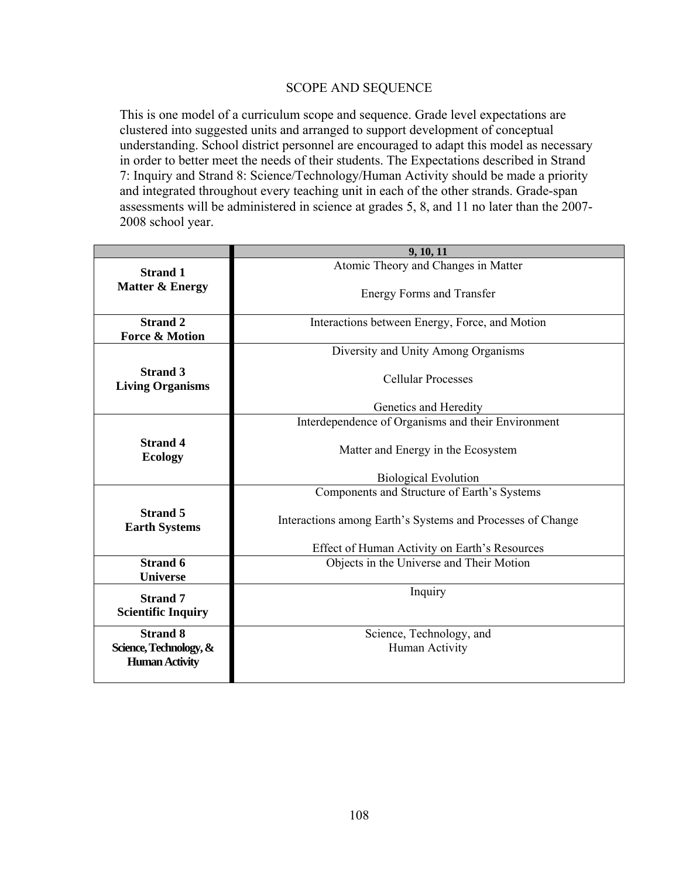# SCOPE AND SEQUENCE

This is one model of a curriculum scope and sequence. Grade level expectations are clustered into suggested units and arranged to support development of conceptual understanding. School district personnel are encouraged to adapt this model as necessary in order to better meet the needs of their students. The Expectations described in Strand 7: Inquiry and Strand 8: Science/Technology/Human Activity should be made a priority and integrated throughout every teaching unit in each of the other strands. Grade-span assessments will be administered in science at grades 5, 8, and 11 no later than the 2007-2008 school year.

| | **9, 10, 11** |
|---|---|
| **Strand 1**<br>**Matter & Energy** | Atomic Theory and Changes in Matter<br><br>Energy Forms and Transfer |
| **Strand 2**<br>**Force & Motion** | Interactions between Energy, Force, and Motion |
| **Strand 3**<br>**Living Organisms** | Diversity and Unity Among Organisms<br><br>Cellular Processes<br><br>Genetics and Heredity |
| **Strand 4**<br>**Ecology** | Interdependence of Organisms and their Environment<br><br>Matter and Energy in the Ecosystem<br><br>Biological Evolution |
| **Strand 5**<br>**Earth Systems** | Components and Structure of Earth's Systems<br><br>Interactions among Earth's Systems and Processes of Change<br><br>Effect of Human Activity on Earth's Resources |
| **Strand 6**<br>**Universe** | Objects in the Universe and Their Motion |
| **Strand 7**<br>**Scientific Inquiry** | Inquiry |
| **Strand 8**<br>**Science, Technology, & Human Activity** | Science, Technology, and<br>Human Activity |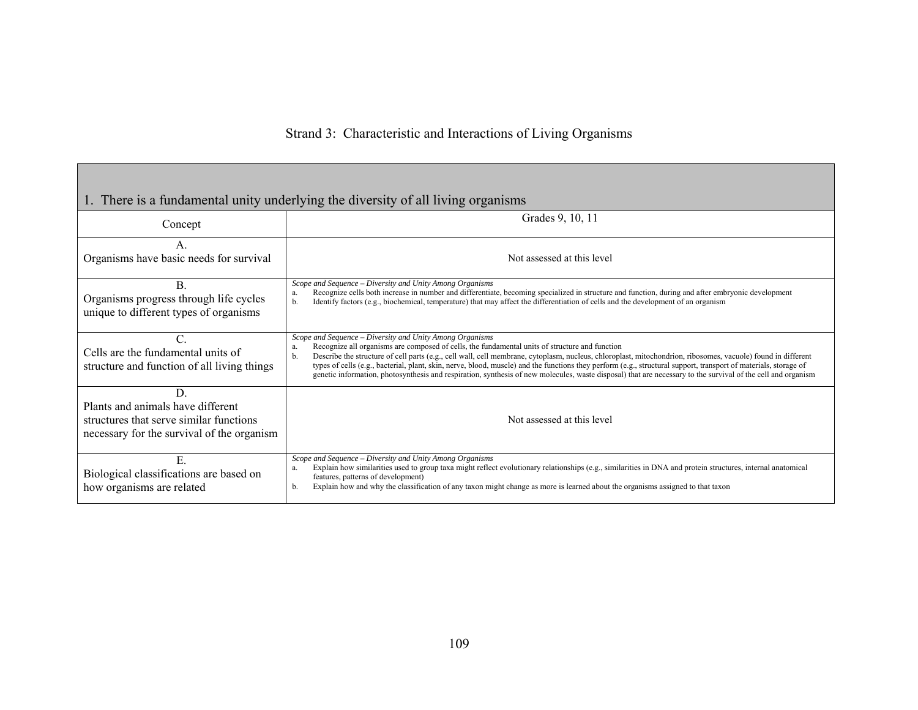# Strand 3: Characteristic and Interactions of Living Organisms

| 1. There is a fundamental unity underlying the diversity of all living organisms | |
|---|---|
| Concept | Grades 9, 10, 11 |
| A.<br>Organisms have basic needs for survival | Not assessed at this level |
| B.<br>Organisms progress through life cycles unique to different types of organisms | *Scope and Sequence – Diversity and Unity Among Organisms*<br>a. Recognize cells both increase in number and differentiate, becoming specialized in structure and function, during and after embryonic development<br>b. Identify factors (e.g., biochemical, temperature) that may affect the differentiation of cells and the development of an organism |
| C.<br>Cells are the fundamental units of structure and function of all living things | *Scope and Sequence – Diversity and Unity Among Organisms*<br>a. Recognize all organisms are composed of cells, the fundamental units of structure and function<br>b. Describe the structure of cell parts (e.g., cell wall, cell membrane, cytoplasm, nucleus, chloroplast, mitochondrion, ribosomes, vacuole) found in different types of cells (e.g., bacterial, plant, skin, nerve, blood, muscle) and the functions they perform (e.g., structural support, transport of materials, storage of genetic information, photosynthesis and respiration, synthesis of new molecules, waste disposal) that are necessary to the survival of the cell and organism |
| D.<br>Plants and animals have different structures that serve similar functions necessary for the survival of the organism | Not assessed at this level |
| E.<br>Biological classifications are based on how organisms are related | *Scope and Sequence – Diversity and Unity Among Organisms*<br>a. Explain how similarities used to group taxa might reflect evolutionary relationships (e.g., similarities in DNA and protein structures, internal anatomical features, patterns of development)<br>b. Explain how and why the classification of any taxon might change as more is learned about the organisms assigned to that taxon |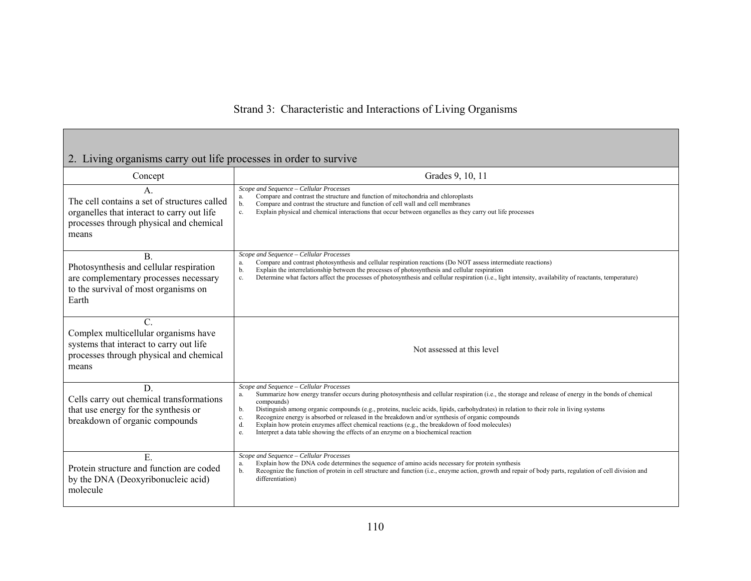## Strand 3: Characteristic and Interactions of Living Organisms

| 2. Living organisms carry out life processes in order to survive | |
|---|---|
| Concept | Grades 9, 10, 11 |
| A.<br>The cell contains a set of structures called organelles that interact to carry out life processes through physical and chemical means | *Scope and Sequence – Cellular Processes*<br>a. Compare and contrast the structure and function of mitochondria and chloroplasts<br>b. Compare and contrast the structure and function of cell wall and cell membranes<br>c. Explain physical and chemical interactions that occur between organelles as they carry out life processes |
| B.<br>Photosynthesis and cellular respiration are complementary processes necessary to the survival of most organisms on Earth | *Scope and Sequence – Cellular Processes*<br>a. Compare and contrast photosynthesis and cellular respiration reactions (Do NOT assess intermediate reactions)<br>b. Explain the interrelationship between the processes of photosynthesis and cellular respiration<br>c. Determine what factors affect the processes of photosynthesis and cellular respiration (i.e., light intensity, availability of reactants, temperature) |
| C.<br>Complex multicellular organisms have systems that interact to carry out life processes through physical and chemical means | Not assessed at this level |
| D.<br>Cells carry out chemical transformations that use energy for the synthesis or breakdown of organic compounds | *Scope and Sequence – Cellular Processes*<br>a. Summarize how energy transfer occurs during photosynthesis and cellular respiration (i.e., the storage and release of energy in the bonds of chemical compounds)<br>b. Distinguish among organic compounds (e.g., proteins, nucleic acids, lipids, carbohydrates) in relation to their role in living systems<br>c. Recognize energy is absorbed or released in the breakdown and/or synthesis of organic compounds<br>d. Explain how protein enzymes affect chemical reactions (e.g., the breakdown of food molecules)<br>e. Interpret a data table showing the effects of an enzyme on a biochemical reaction |
| E.<br>Protein structure and function are coded by the DNA (Deoxyribonucleic acid) molecule | *Scope and Sequence – Cellular Processes*<br>a. Explain how the DNA code determines the sequence of amino acids necessary for protein synthesis<br>b. Recognize the function of protein in cell structure and function (i.e., enzyme action, growth and repair of body parts, regulation of cell division and differentiation) |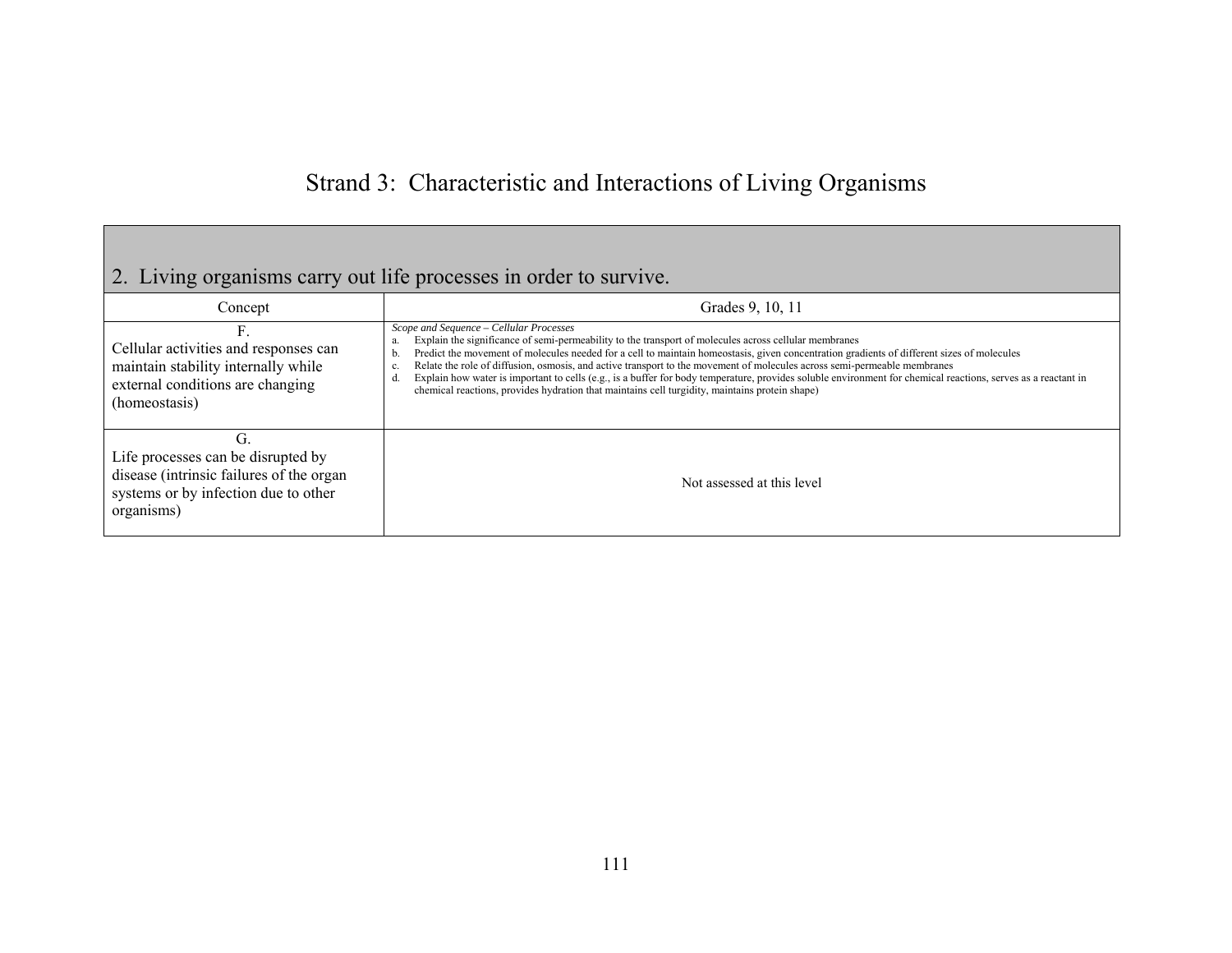# Strand 3: Characteristic and Interactions of Living Organisms

| 2. Living organisms carry out life processes in order to survive. | |
|---|---|
| Concept | Grades 9, 10, 11 |
| F.<br>Cellular activities and responses can maintain stability internally while external conditions are changing (homeostasis) | *Scope and Sequence – Cellular Processes*<br>a. Explain the significance of semi-permeability to the transport of molecules across cellular membranes<br>b. Predict the movement of molecules needed for a cell to maintain homeostasis, given concentration gradients of different sizes of molecules<br>c. Relate the role of diffusion, osmosis, and active transport to the movement of molecules across semi-permeable membranes<br>d. Explain how water is important to cells (e.g., is a buffer for body temperature, provides soluble environment for chemical reactions, serves as a reactant in chemical reactions, provides hydration that maintains cell turgidity, maintains protein shape) |
| G.<br>Life processes can be disrupted by disease (intrinsic failures of the organ systems or by infection due to other organisms) | Not assessed at this level |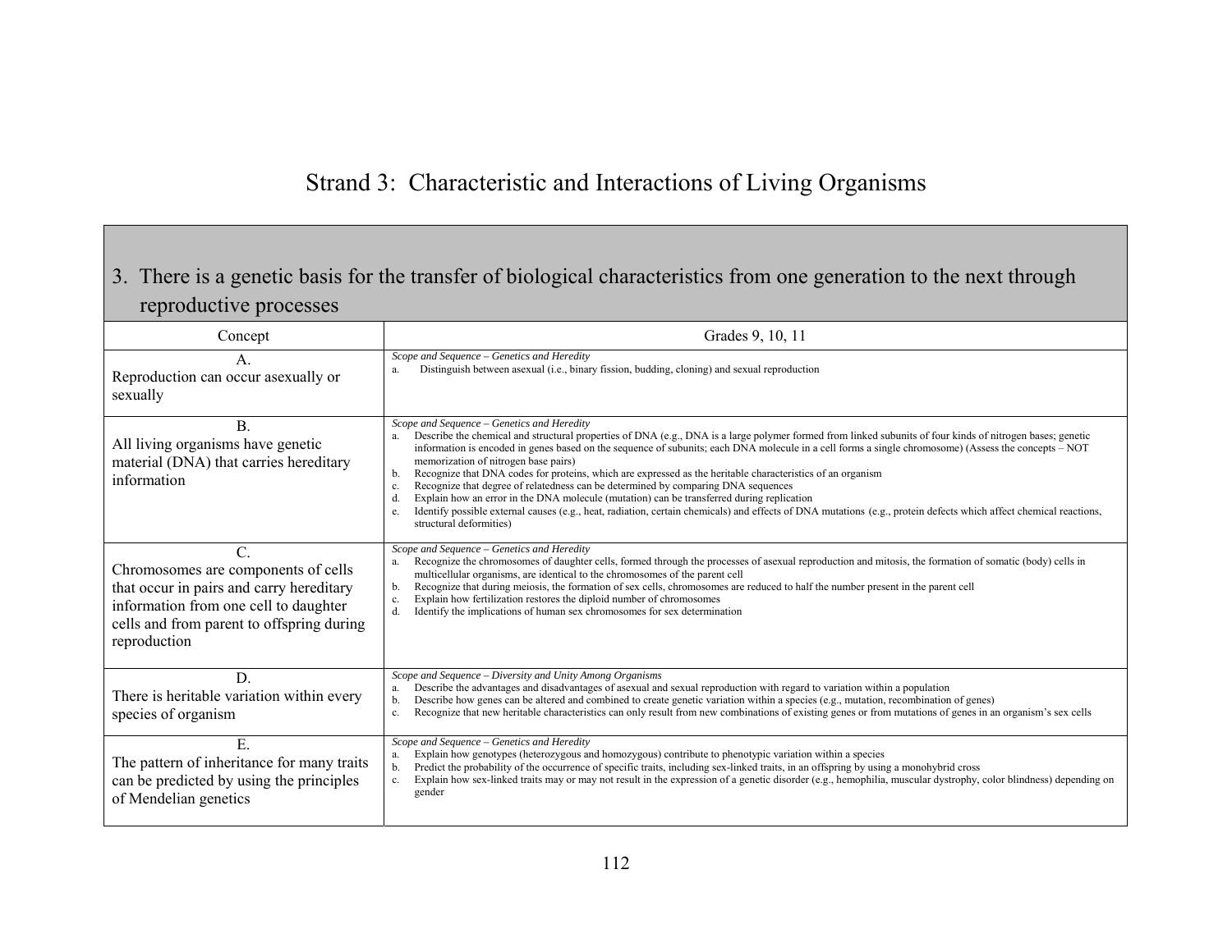# Strand 3: Characteristic and Interactions of Living Organisms

## 3. There is a genetic basis for the transfer of biological characteristics from one generation to the next through reproductive processes

| Concept | Grades 9, 10, 11 |
|---|---|
| A. Reproduction can occur asexually or sexually | *Scope and Sequence – Genetics and Heredity*<br>a. Distinguish between asexual (i.e., binary fission, budding, cloning) and sexual reproduction |
| B. All living organisms have genetic material (DNA) that carries hereditary information | *Scope and Sequence – Genetics and Heredity*<br>a. Describe the chemical and structural properties of DNA (e.g., DNA is a large polymer formed from linked subunits of four kinds of nitrogen bases; genetic information is encoded in genes based on the sequence of subunits; each DNA molecule in a cell forms a single chromosome) (Assess the concepts – NOT memorization of nitrogen base pairs)<br>b. Recognize that DNA codes for proteins, which are expressed as the heritable characteristics of an organism<br>c. Recognize that degree of relatedness can be determined by comparing DNA sequences<br>d. Explain how an error in the DNA molecule (mutation) can be transferred during replication<br>e. Identify possible external causes (e.g., heat, radiation, certain chemicals) and effects of DNA mutations (e.g., protein defects which affect chemical reactions, structural deformities) |
| C. Chromosomes are components of cells that occur in pairs and carry hereditary information from one cell to daughter cells and from parent to offspring during reproduction | *Scope and Sequence – Genetics and Heredity*<br>a. Recognize the chromosomes of daughter cells, formed through the processes of asexual reproduction and mitosis, the formation of somatic (body) cells in multicellular organisms, are identical to the chromosomes of the parent cell<br>b. Recognize that during meiosis, the formation of sex cells, chromosomes are reduced to half the number present in the parent cell<br>c. Explain how fertilization restores the diploid number of chromosomes<br>d. Identify the implications of human sex chromosomes for sex determination |
| D. There is heritable variation within every species of organism | *Scope and Sequence – Diversity and Unity Among Organisms*<br>a. Describe the advantages and disadvantages of asexual and sexual reproduction with regard to variation within a population<br>b. Describe how genes can be altered and combined to create genetic variation within a species (e.g., mutation, recombination of genes)<br>c. Recognize that new heritable characteristics can only result from new combinations of existing genes or from mutations of genes in an organism's sex cells |
| E. The pattern of inheritance for many traits can be predicted by using the principles of Mendelian genetics | *Scope and Sequence – Genetics and Heredity*<br>a. Explain how genotypes (heterozygous and homozygous) contribute to phenotypic variation within a species<br>b. Predict the probability of the occurrence of specific traits, including sex-linked traits, in an offspring by using a monohybrid cross<br>c. Explain how sex-linked traits may or may not result in the expression of a genetic disorder (e.g., hemophilia, muscular dystrophy, color blindness) depending on gender |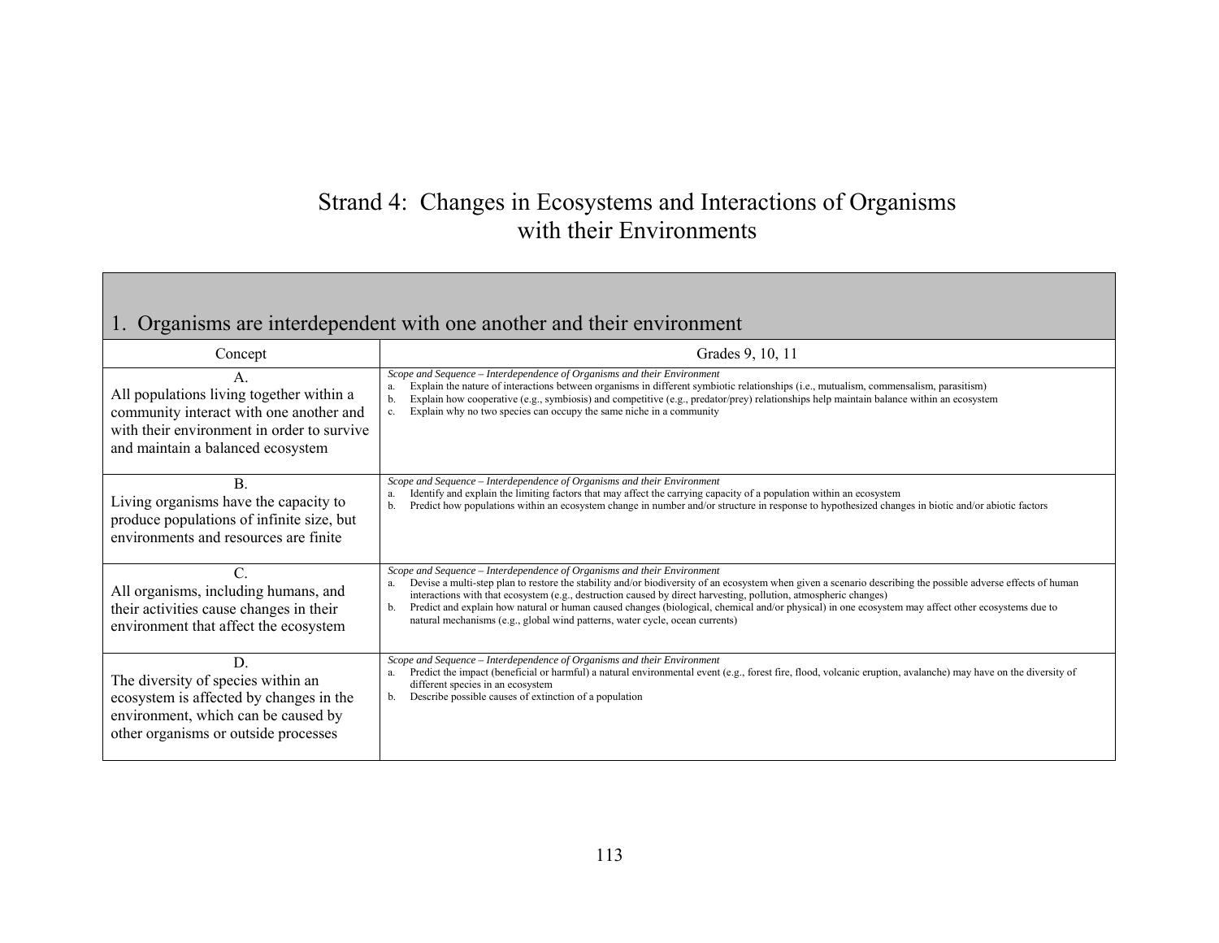# Strand 4: Changes in Ecosystems and Interactions of Organisms with their Environments

## 1. Organisms are interdependent with one another and their environment

| Concept | Grades 9, 10, 11 |
| --- | --- |
| A.<br>All populations living together within a community interact with one another and with their environment in order to survive and maintain a balanced ecosystem | *Scope and Sequence – Interdependence of Organisms and their Environment*<br>a. Explain the nature of interactions between organisms in different symbiotic relationships (i.e., mutualism, commensalism, parasitism)<br>b. Explain how cooperative (e.g., symbiosis) and competitive (e.g., predator/prey) relationships help maintain balance within an ecosystem<br>c. Explain why no two species can occupy the same niche in a community |
| B.<br>Living organisms have the capacity to produce populations of infinite size, but environments and resources are finite | *Scope and Sequence – Interdependence of Organisms and their Environment*<br>a. Identify and explain the limiting factors that may affect the carrying capacity of a population within an ecosystem<br>b. Predict how populations within an ecosystem change in number and/or structure in response to hypothesized changes in biotic and/or abiotic factors |
| C.<br>All organisms, including humans, and their activities cause changes in their environment that affect the ecosystem | *Scope and Sequence – Interdependence of Organisms and their Environment*<br>a. Devise a multi-step plan to restore the stability and/or biodiversity of an ecosystem when given a scenario describing the possible adverse effects of human interactions with that ecosystem (e.g., destruction caused by direct harvesting, pollution, atmospheric changes)<br>b. Predict and explain how natural or human caused changes (biological, chemical and/or physical) in one ecosystem may affect other ecosystems due to natural mechanisms (e.g., global wind patterns, water cycle, ocean currents) |
| D.<br>The diversity of species within an ecosystem is affected by changes in the environment, which can be caused by other organisms or outside processes | *Scope and Sequence – Interdependence of Organisms and their Environment*<br>a. Predict the impact (beneficial or harmful) a natural environmental event (e.g., forest fire, flood, volcanic eruption, avalanche) may have on the diversity of different species in an ecosystem<br>b. Describe possible causes of extinction of a population |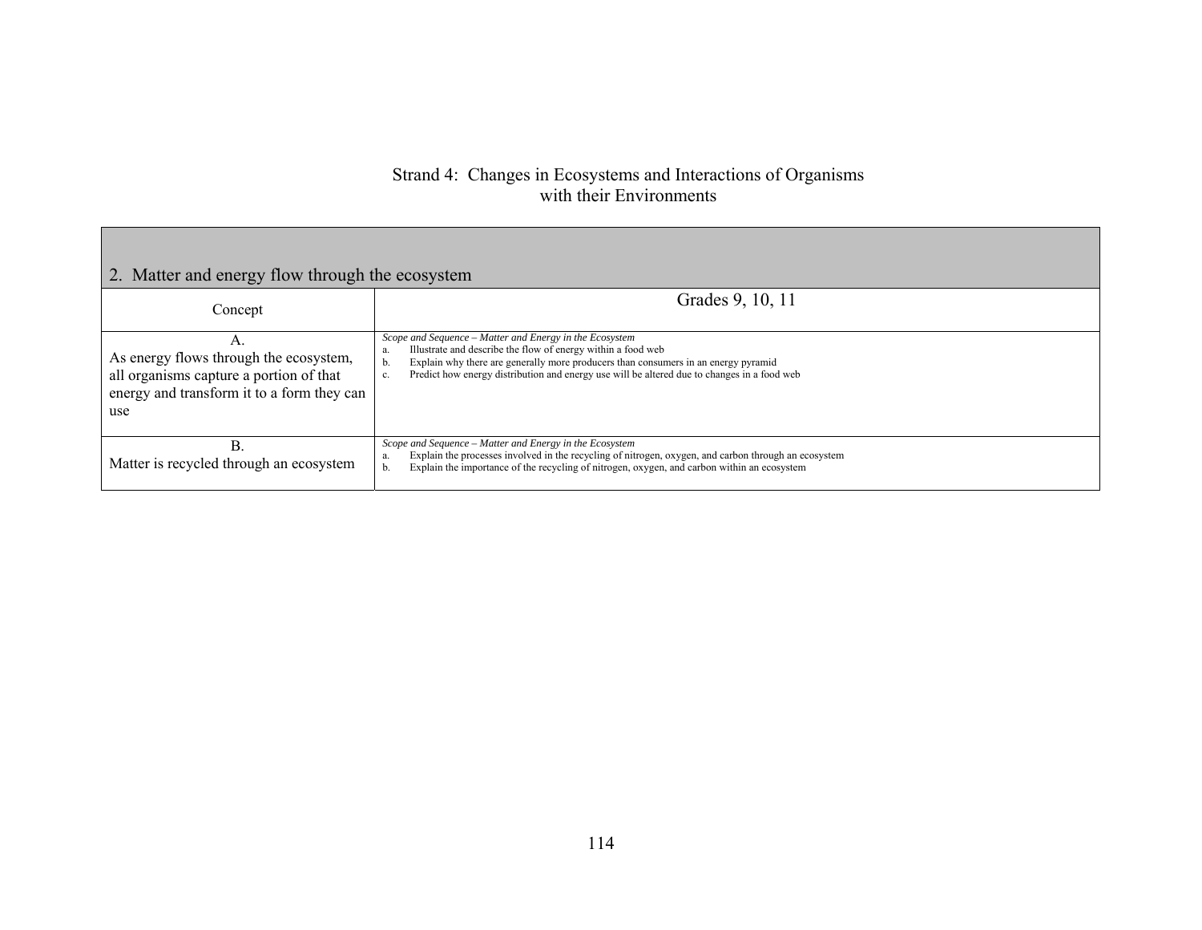# Strand 4: Changes in Ecosystems and Interactions of Organisms with their Environments

## 2. Matter and energy flow through the ecosystem

| Concept | Grades 9, 10, 11 |
| --- | --- |
| A.<br>As energy flows through the ecosystem, all organisms capture a portion of that energy and transform it to a form they can use | *Scope and Sequence – Matter and Energy in the Ecosystem*<br>a. Illustrate and describe the flow of energy within a food web<br>b. Explain why there are generally more producers than consumers in an energy pyramid<br>c. Predict how energy distribution and energy use will be altered due to changes in a food web |
| B.<br>Matter is recycled through an ecosystem | *Scope and Sequence – Matter and Energy in the Ecosystem*<br>a. Explain the processes involved in the recycling of nitrogen, oxygen, and carbon through an ecosystem<br>b. Explain the importance of the recycling of nitrogen, oxygen, and carbon within an ecosystem |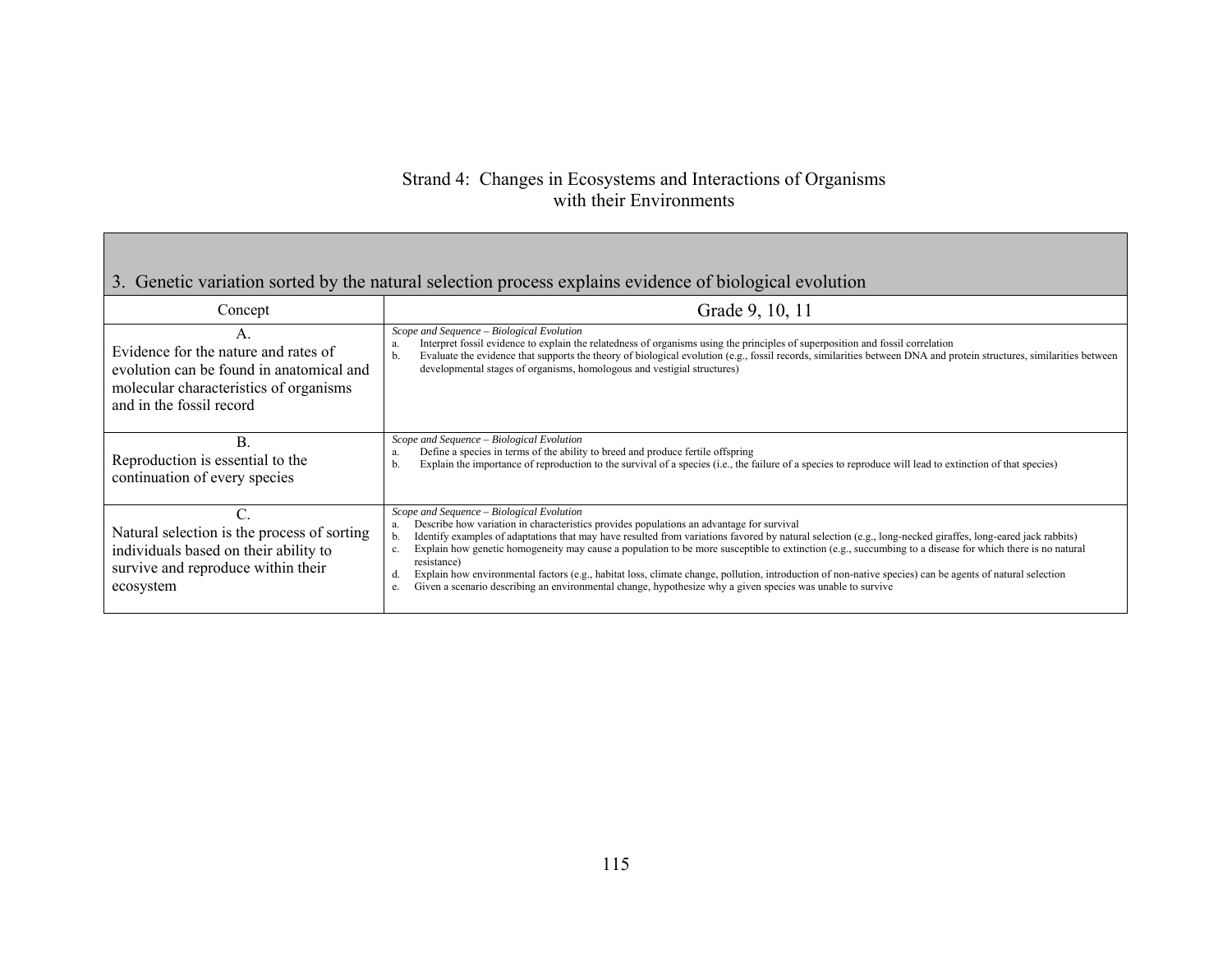# Strand 4: Changes in Ecosystems and Interactions of Organisms with their Environments

| 3. Genetic variation sorted by the natural selection process explains evidence of biological evolution | |
|---|---|
| Concept | Grade 9, 10, 11 |
| A.<br>Evidence for the nature and rates of evolution can be found in anatomical and molecular characteristics of organisms and in the fossil record | *Scope and Sequence – Biological Evolution*<br>a. Interpret fossil evidence to explain the relatedness of organisms using the principles of superposition and fossil correlation<br>b. Evaluate the evidence that supports the theory of biological evolution (e.g., fossil records, similarities between DNA and protein structures, similarities between developmental stages of organisms, homologous and vestigial structures) |
| B.<br>Reproduction is essential to the continuation of every species | *Scope and Sequence – Biological Evolution*<br>a. Define a species in terms of the ability to breed and produce fertile offspring<br>b. Explain the importance of reproduction to the survival of a species (i.e., the failure of a species to reproduce will lead to extinction of that species) |
| C.<br>Natural selection is the process of sorting individuals based on their ability to survive and reproduce within their ecosystem | *Scope and Sequence – Biological Evolution*<br>a. Describe how variation in characteristics provides populations an advantage for survival<br>b. Identify examples of adaptations that may have resulted from variations favored by natural selection (e.g., long-necked giraffes, long-eared jack rabbits)<br>c. Explain how genetic homogeneity may cause a population to be more susceptible to extinction (e.g., succumbing to a disease for which there is no natural resistance)<br>d. Explain how environmental factors (e.g., habitat loss, climate change, pollution, introduction of non-native species) can be agents of natural selection<br>e. Given a scenario describing an environmental change, hypothesize why a given species was unable to survive |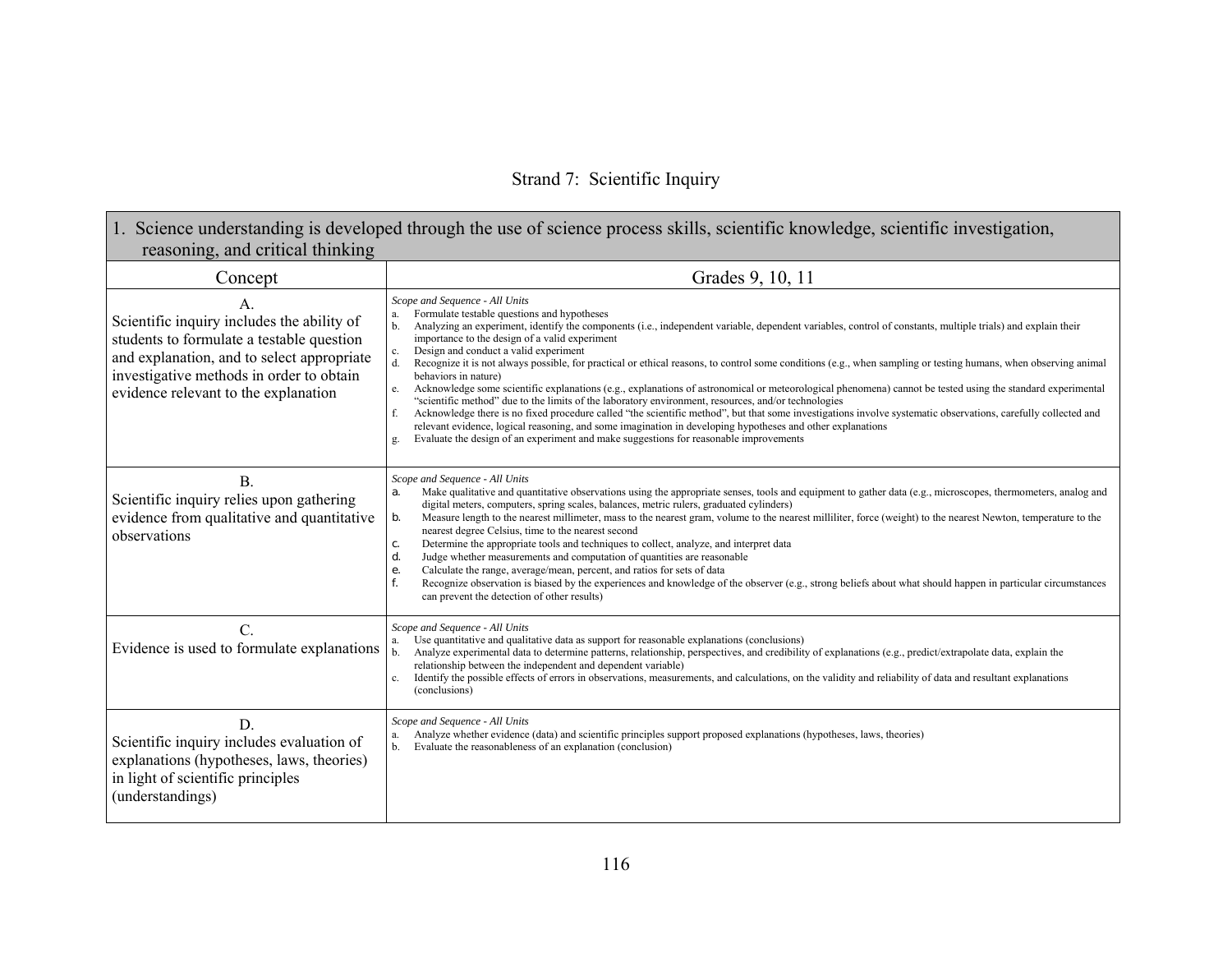## Strand 7: Scientific Inquiry

| 1. Science understanding is developed through the use of science process skills, scientific knowledge, scientific investigation, reasoning, and critical thinking | |
|---|---|
| Concept | Grades 9, 10, 11 |
| A.<br>Scientific inquiry includes the ability of students to formulate a testable question and explanation, and to select appropriate investigative methods in order to obtain evidence relevant to the explanation | *Scope and Sequence - All Units*<br>a. Formulate testable questions and hypotheses<br>b. Analyzing an experiment, identify the components (i.e., independent variable, dependent variables, control of constants, multiple trials) and explain their importance to the design of a valid experiment<br>c. Design and conduct a valid experiment<br>d. Recognize it is not always possible, for practical or ethical reasons, to control some conditions (e.g., when sampling or testing humans, when observing animal behaviors in nature)<br>e. Acknowledge some scientific explanations (e.g., explanations of astronomical or meteorological phenomena) cannot be tested using the standard experimental "scientific method" due to the limits of the laboratory environment, resources, and/or technologies<br>f. Acknowledge there is no fixed procedure called "the scientific method", but that some investigations involve systematic observations, carefully collected and relevant evidence, logical reasoning, and some imagination in developing hypotheses and other explanations<br>g. Evaluate the design of an experiment and make suggestions for reasonable improvements |
| B.<br>Scientific inquiry relies upon gathering evidence from qualitative and quantitative observations | *Scope and Sequence - All Units*<br>a. Make qualitative and quantitative observations using the appropriate senses, tools and equipment to gather data (e.g., microscopes, thermometers, analog and digital meters, computers, spring scales, balances, metric rulers, graduated cylinders)<br>b. Measure length to the nearest millimeter, mass to the nearest gram, volume to the nearest milliliter, force (weight) to the nearest Newton, temperature to the nearest degree Celsius, time to the nearest second<br>c. Determine the appropriate tools and techniques to collect, analyze, and interpret data<br>d. Judge whether measurements and computation of quantities are reasonable<br>e. Calculate the range, average/mean, percent, and ratios for sets of data<br>f. Recognize observation is biased by the experiences and knowledge of the observer (e.g., strong beliefs about what should happen in particular circumstances can prevent the detection of other results) |
| C.<br>Evidence is used to formulate explanations | *Scope and Sequence - All Units*<br>a. Use quantitative and qualitative data as support for reasonable explanations (conclusions)<br>b. Analyze experimental data to determine patterns, relationship, perspectives, and credibility of explanations (e.g., predict/extrapolate data, explain the relationship between the independent and dependent variable)<br>c. Identify the possible effects of errors in observations, measurements, and calculations, on the validity and reliability of data and resultant explanations (conclusions) |
| D.<br>Scientific inquiry includes evaluation of explanations (hypotheses, laws, theories) in light of scientific principles (understandings) | *Scope and Sequence - All Units*<br>a. Analyze whether evidence (data) and scientific principles support proposed explanations (hypotheses, laws, theories)<br>b. Evaluate the reasonableness of an explanation (conclusion) |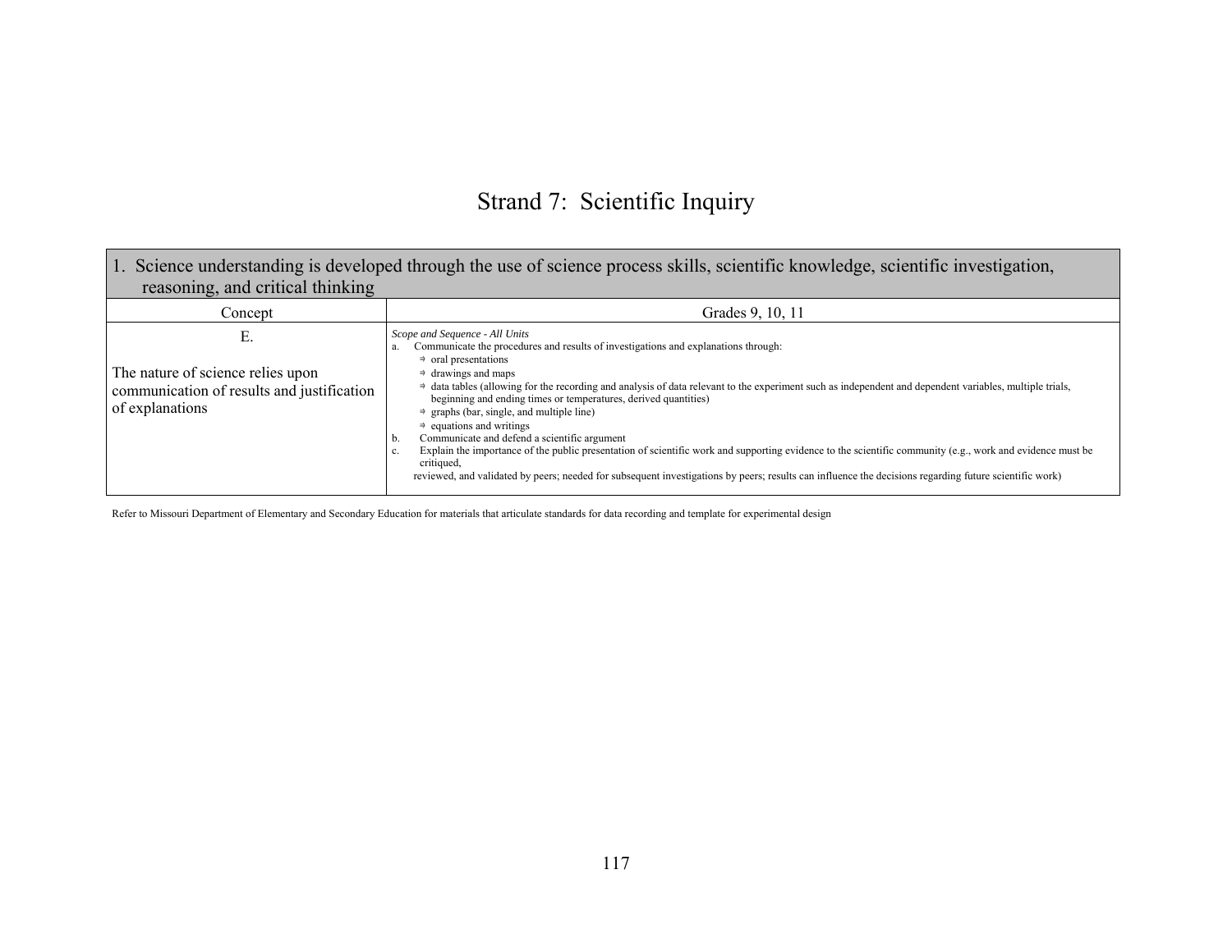# Strand 7: Scientific Inquiry

| 1. Science understanding is developed through the use of science process skills, scientific knowledge, scientific investigation, reasoning, and critical thinking | |
|---|---|
| Concept | Grades 9, 10, 11 |
| E.<br><br>The nature of science relies upon communication of results and justification of explanations | *Scope and Sequence - All Units*<br>a. Communicate the procedures and results of investigations and explanations through:<br>⇒ oral presentations<br>⇒ drawings and maps<br>⇒ data tables (allowing for the recording and analysis of data relevant to the experiment such as independent and dependent variables, multiple trials, beginning and ending times or temperatures, derived quantities)<br>⇒ graphs (bar, single, and multiple line)<br>⇒ equations and writings<br>b. Communicate and defend a scientific argument<br>c. Explain the importance of the public presentation of scientific work and supporting evidence to the scientific community (e.g., work and evidence must be critiqued, reviewed, and validated by peers; needed for subsequent investigations by peers; results can influence the decisions regarding future scientific work) |

Refer to Missouri Department of Elementary and Secondary Education for materials that articulate standards for data recording and template for experimental design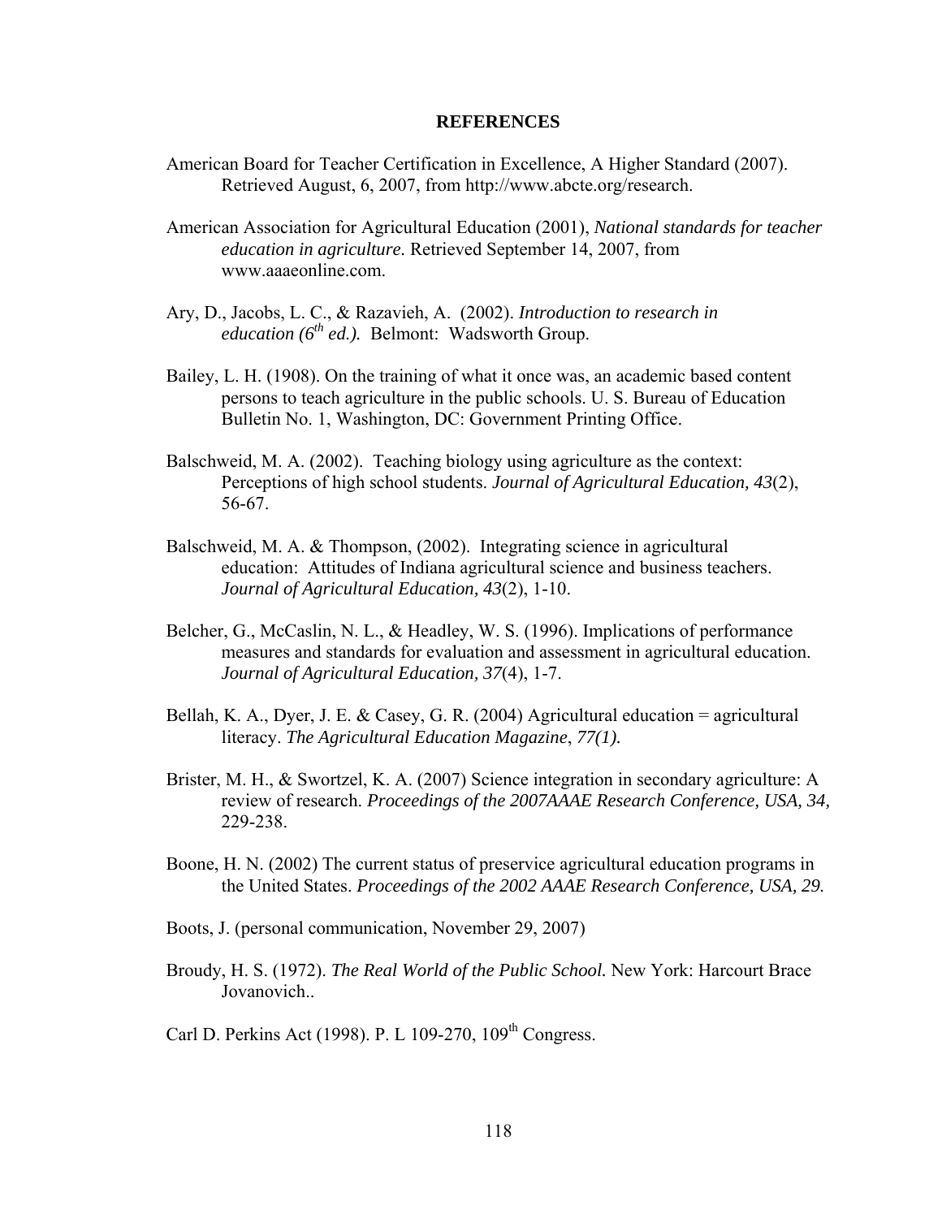# REFERENCES

American Board for Teacher Certification in Excellence, A Higher Standard (2007). Retrieved August, 6, 2007, from http://www.abcte.org/research.

American Association for Agricultural Education (2001), *National standards for teacher education in agriculture.* Retrieved September 14, 2007, from www.aaaeonline.com.

Ary, D., Jacobs, L. C., & Razavieh, A. (2002). *Introduction to research in education (6th ed.).* Belmont: Wadsworth Group.

Bailey, L. H. (1908). On the training of what it once was, an academic based content persons to teach agriculture in the public schools. U. S. Bureau of Education Bulletin No. 1, Washington, DC: Government Printing Office.

Balschweid, M. A. (2002). Teaching biology using agriculture as the context: Perceptions of high school students. *Journal of Agricultural Education, 43*(2), 56-67.

Balschweid, M. A. & Thompson, (2002). Integrating science in agricultural education: Attitudes of Indiana agricultural science and business teachers. *Journal of Agricultural Education, 43*(2), 1-10.

Belcher, G., McCaslin, N. L., & Headley, W. S. (1996). Implications of performance measures and standards for evaluation and assessment in agricultural education. *Journal of Agricultural Education, 37*(4), 1-7.

Bellah, K. A., Dyer, J. E. & Casey, G. R. (2004) Agricultural education = agricultural literacy. *The Agricultural Education Magazine*, *77(1).*

Brister, M. H., & Swortzel, K. A. (2007) Science integration in secondary agriculture: A review of research. *Proceedings of the 2007AAAE Research Conference, USA, 34,* 229-238.

Boone, H. N. (2002) The current status of preservice agricultural education programs in the United States. *Proceedings of the 2002 AAAE Research Conference, USA, 29.*

Boots, J. (personal communication, November 29, 2007)

Broudy, H. S. (1972). *The Real World of the Public School.* New York: Harcourt Brace Jovanovich..

Carl D. Perkins Act (1998). P. L 109-270, 109th Congress.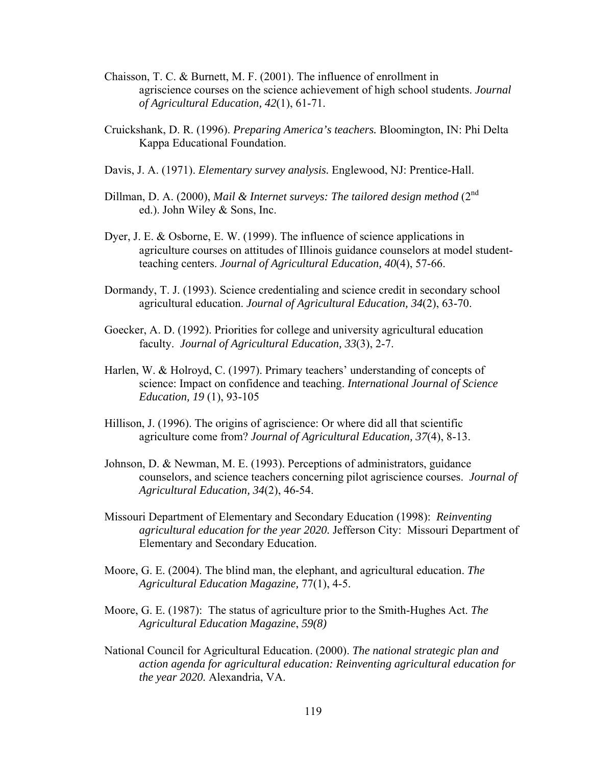Chaisson, T. C. & Burnett, M. F. (2001). The influence of enrollment in agriscience courses on the science achievement of high school students. *Journal of Agricultural Education, 42*(1), 61-71.

Cruickshank, D. R. (1996). *Preparing America's teachers.* Bloomington, IN: Phi Delta Kappa Educational Foundation.

Davis, J. A. (1971). *Elementary survey analysis.* Englewood, NJ: Prentice-Hall.

Dillman, D. A. (2000), *Mail & Internet surveys: The tailored design method* (2nd ed.). John Wiley & Sons, Inc.

Dyer, J. E. & Osborne, E. W. (1999). The influence of science applications in agriculture courses on attitudes of Illinois guidance counselors at model student-teaching centers. *Journal of Agricultural Education, 40*(4), 57-66.

Dormandy, T. J. (1993). Science credentialing and science credit in secondary school agricultural education. *Journal of Agricultural Education, 34*(2), 63-70.

Goecker, A. D. (1992). Priorities for college and university agricultural education faculty. *Journal of Agricultural Education, 33*(3), 2-7.

Harlen, W. & Holroyd, C. (1997). Primary teachers' understanding of concepts of science: Impact on confidence and teaching. *International Journal of Science Education, 19* (1), 93-105

Hillison, J. (1996). The origins of agriscience: Or where did all that scientific agriculture come from? *Journal of Agricultural Education, 37*(4), 8-13.

Johnson, D. & Newman, M. E. (1993). Perceptions of administrators, guidance counselors, and science teachers concerning pilot agriscience courses. *Journal of Agricultural Education, 34*(2), 46-54.

Missouri Department of Elementary and Secondary Education (1998): *Reinventing agricultural education for the year 2020.* Jefferson City: Missouri Department of Elementary and Secondary Education.

Moore, G. E. (2004). The blind man, the elephant, and agricultural education. *The Agricultural Education Magazine,* 77(1), 4-5.

Moore, G. E. (1987): The status of agriculture prior to the Smith-Hughes Act. *The Agricultural Education Magazine*, *59(8)*

National Council for Agricultural Education. (2000). *The national strategic plan and action agenda for agricultural education: Reinventing agricultural education for the year 2020.* Alexandria, VA.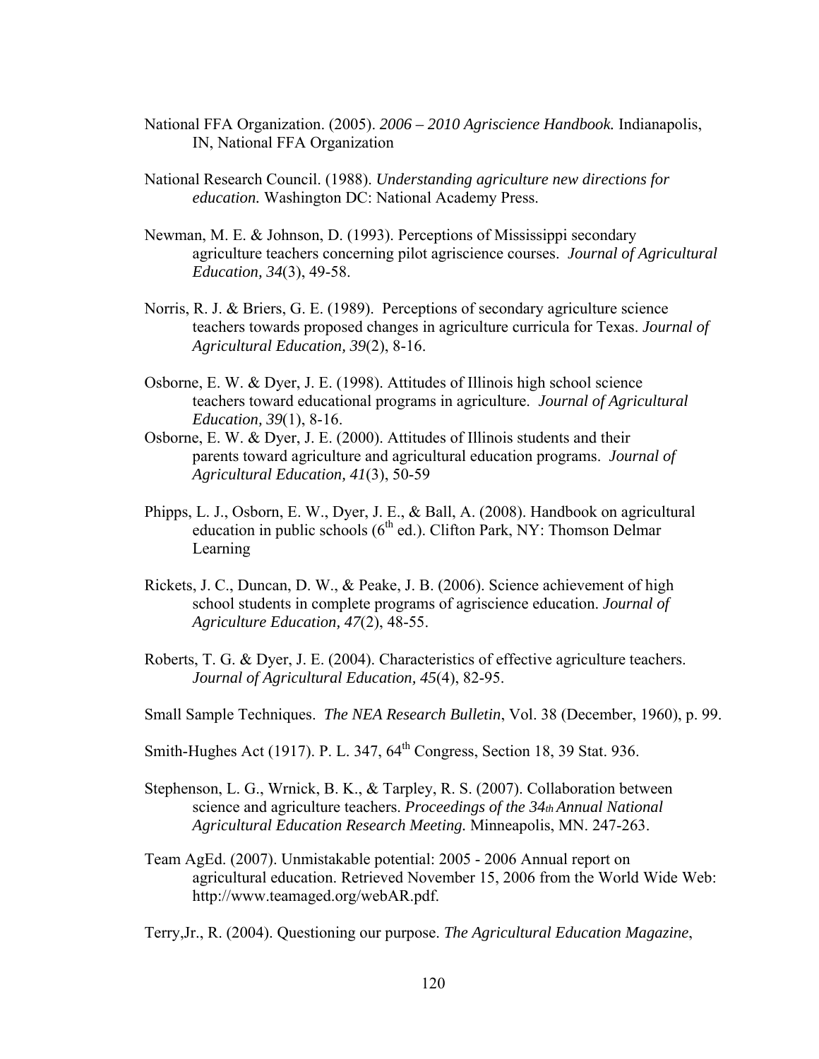National FFA Organization. (2005). *2006 – 2010 Agriscience Handbook.* Indianapolis, IN, National FFA Organization

National Research Council. (1988). *Understanding agriculture new directions for education.* Washington DC: National Academy Press.

Newman, M. E. & Johnson, D. (1993). Perceptions of Mississippi secondary agriculture teachers concerning pilot agriscience courses. *Journal of Agricultural Education, 34*(3), 49-58.

Norris, R. J. & Briers, G. E. (1989). Perceptions of secondary agriculture science teachers towards proposed changes in agriculture curricula for Texas. *Journal of Agricultural Education, 39*(2), 8-16.

Osborne, E. W. & Dyer, J. E. (1998). Attitudes of Illinois high school science teachers toward educational programs in agriculture. *Journal of Agricultural Education, 39*(1), 8-16.

Osborne, E. W. & Dyer, J. E. (2000). Attitudes of Illinois students and their parents toward agriculture and agricultural education programs. *Journal of Agricultural Education, 41*(3), 50-59

Phipps, L. J., Osborn, E. W., Dyer, J. E., & Ball, A. (2008). Handbook on agricultural education in public schools (6th ed.). Clifton Park, NY: Thomson Delmar Learning

Rickets, J. C., Duncan, D. W., & Peake, J. B. (2006). Science achievement of high school students in complete programs of agriscience education. *Journal of Agriculture Education, 47*(2), 48-55.

Roberts, T. G. & Dyer, J. E. (2004). Characteristics of effective agriculture teachers. *Journal of Agricultural Education, 45*(4), 82-95.

Small Sample Techniques. *The NEA Research Bulletin*, Vol. 38 (December, 1960), p. 99.

Smith-Hughes Act (1917). P. L. 347, 64th Congress, Section 18, 39 Stat. 936.

Stephenson, L. G., Wrnick, B. K., & Tarpley, R. S. (2007). Collaboration between science and agriculture teachers. *Proceedings of the 34th Annual National Agricultural Education Research Meeting.* Minneapolis, MN. 247-263.

Team AgEd. (2007). Unmistakable potential: 2005 - 2006 Annual report on agricultural education. Retrieved November 15, 2006 from the World Wide Web: http://www.teamaged.org/webAR.pdf.

Terry,Jr., R. (2004). Questioning our purpose. *The Agricultural Education Magazine*,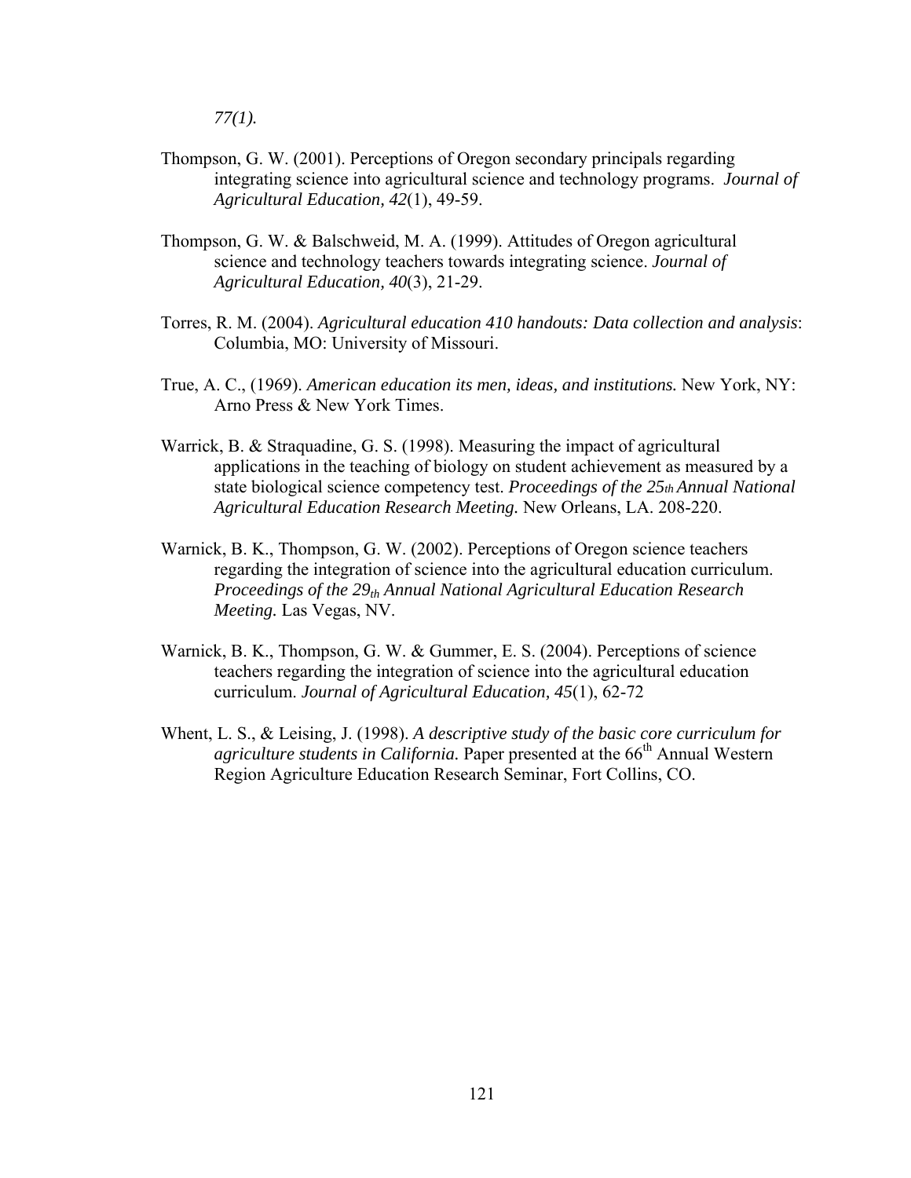*77(1).*

Thompson, G. W. (2001). Perceptions of Oregon secondary principals regarding integrating science into agricultural science and technology programs. *Journal of Agricultural Education, 42*(1), 49-59.

Thompson, G. W. & Balschweid, M. A. (1999). Attitudes of Oregon agricultural science and technology teachers towards integrating science. *Journal of Agricultural Education, 40*(3), 21-29.

Torres, R. M. (2004). *Agricultural education 410 handouts: Data collection and analysis*: Columbia, MO: University of Missouri.

True, A. C., (1969). *American education its men, ideas, and institutions.* New York, NY: Arno Press & New York Times.

Warrick, B. & Straquadine, G. S. (1998). Measuring the impact of agricultural applications in the teaching of biology on student achievement as measured by a state biological science competency test. *Proceedings of the 25th Annual National Agricultural Education Research Meeting.* New Orleans, LA. 208-220.

Warnick, B. K., Thompson, G. W. (2002). Perceptions of Oregon science teachers regarding the integration of science into the agricultural education curriculum. *Proceedings of the 29th Annual National Agricultural Education Research Meeting.* Las Vegas, NV.

Warnick, B. K., Thompson, G. W. & Gummer, E. S. (2004). Perceptions of science teachers regarding the integration of science into the agricultural education curriculum. *Journal of Agricultural Education, 45*(1), 62-72

Whent, L. S., & Leising, J. (1998). *A descriptive study of the basic core curriculum for agriculture students in California.* Paper presented at the 66th Annual Western Region Agriculture Education Research Seminar, Fort Collins, CO.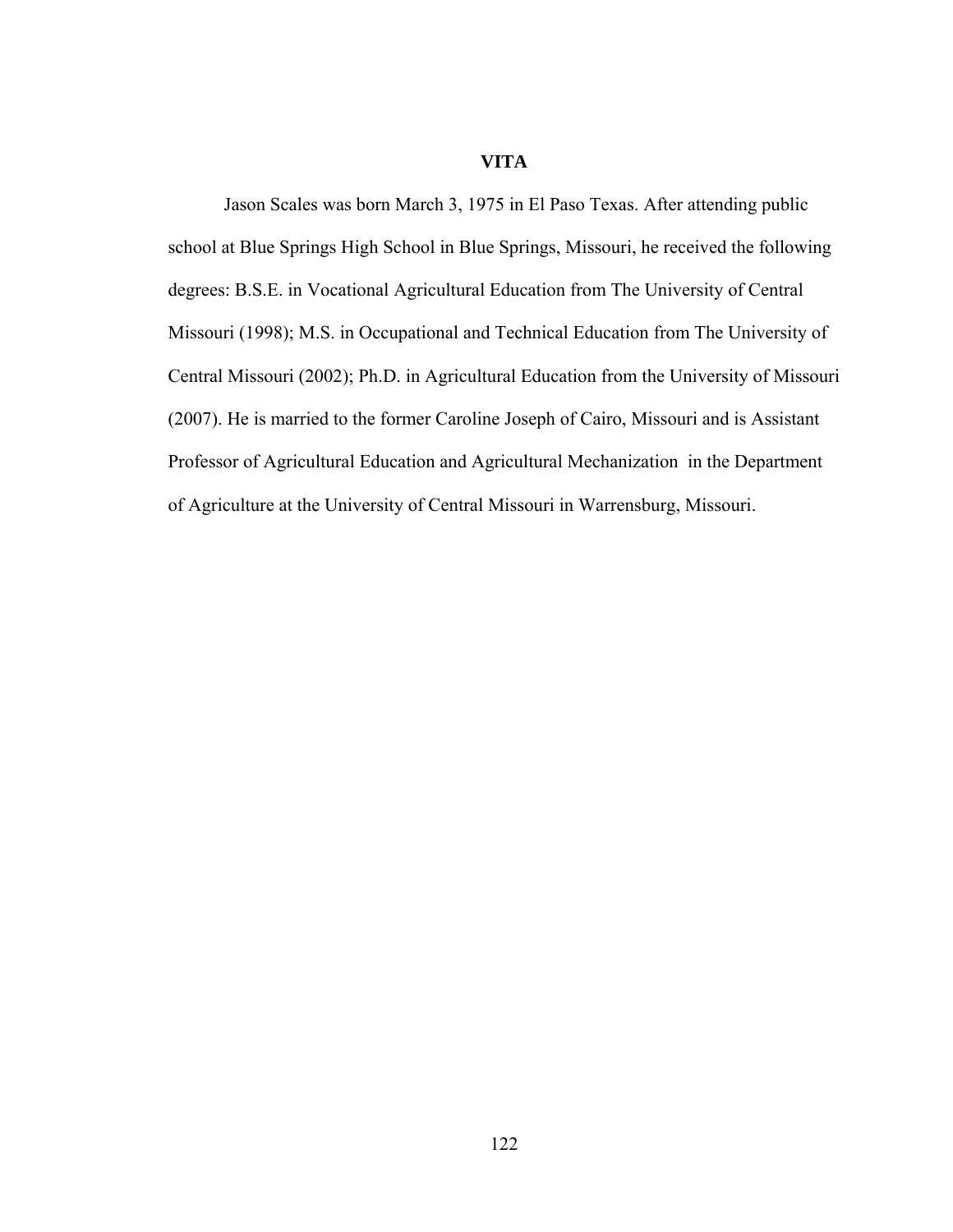# VITA

Jason Scales was born March 3, 1975 in El Paso Texas. After attending public school at Blue Springs High School in Blue Springs, Missouri, he received the following degrees: B.S.E. in Vocational Agricultural Education from The University of Central Missouri (1998); M.S. in Occupational and Technical Education from The University of Central Missouri (2002); Ph.D. in Agricultural Education from the University of Missouri (2007). He is married to the former Caroline Joseph of Cairo, Missouri and is Assistant Professor of Agricultural Education and Agricultural Mechanization in the Department of Agriculture at the University of Central Missouri in Warrensburg, Missouri.